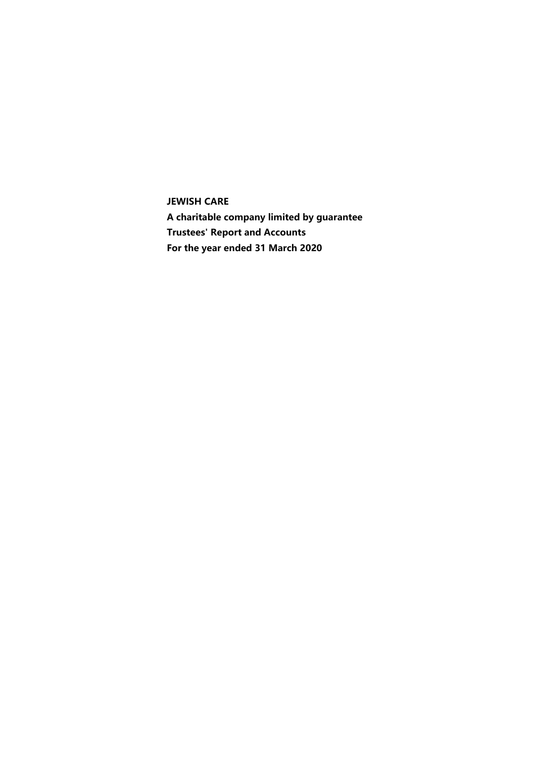**JEWISH CARE**

**A charitable company limited by guarantee**

**Trustees' Report and Accounts**

**For the year ended 31 March 2020**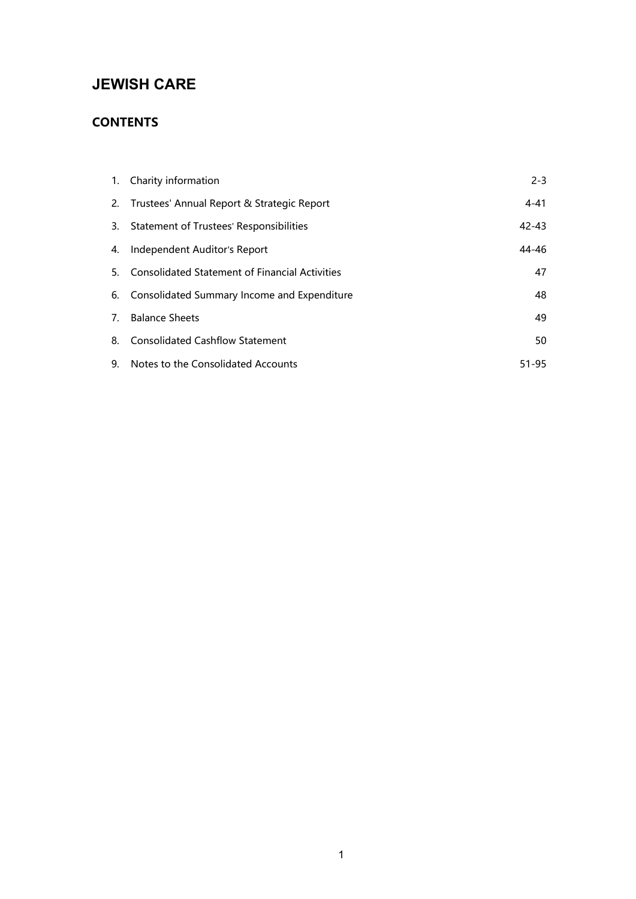# JEWISH CARE

## CONTENTS

| | | |
|---|---|---|
| 1. | Charity information | 2-3 |
| 2. | Trustees' Annual Report & Strategic Report | 4-41 |
| 3. | Statement of Trustees' Responsibilities | 42-43 |
| 4. | Independent Auditor's Report | 44-46 |
| 5. | Consolidated Statement of Financial Activities | 47 |
| 6. | Consolidated Summary Income and Expenditure | 48 |
| 7. | Balance Sheets | 49 |
| 8. | Consolidated Cashflow Statement | 50 |
| 9. | Notes to the Consolidated Accounts | 51-95 |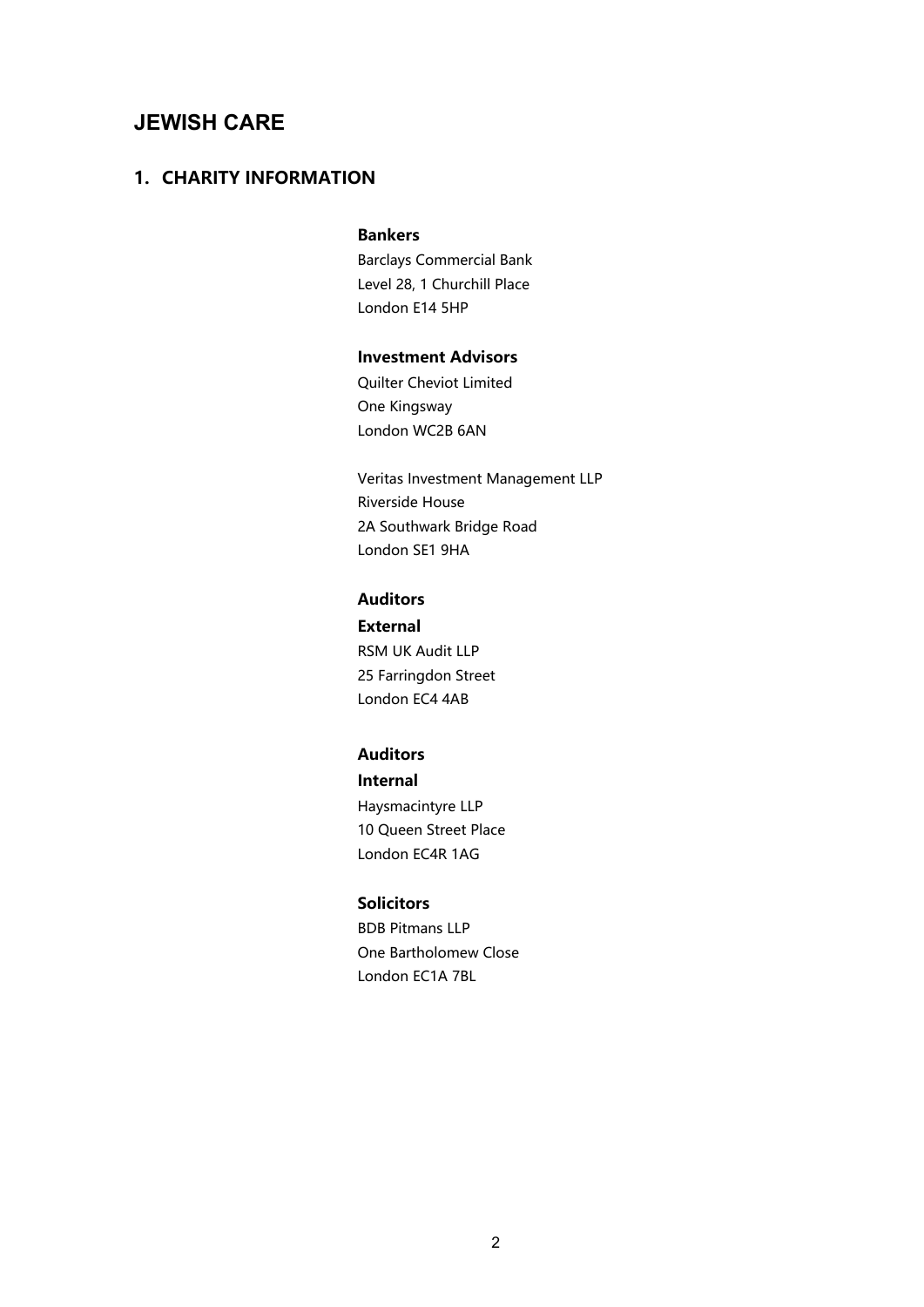# JEWISH CARE

## 1. CHARITY INFORMATION

**Bankers**
Barclays Commercial Bank
Level 28, 1 Churchill Place
London E14 5HP

**Investment Advisors**
Quilter Cheviot Limited
One Kingsway
London WC2B 6AN

Veritas Investment Management LLP
Riverside House
2A Southwark Bridge Road
London SE1 9HA

**Auditors**
**External**
RSM UK Audit LLP
25 Farringdon Street
London EC4 4AB

**Auditors**
**Internal**
Haysmacintyre LLP
10 Queen Street Place
London EC4R 1AG

**Solicitors**
BDB Pitmans LLP
One Bartholomew Close
London EC1A 7BL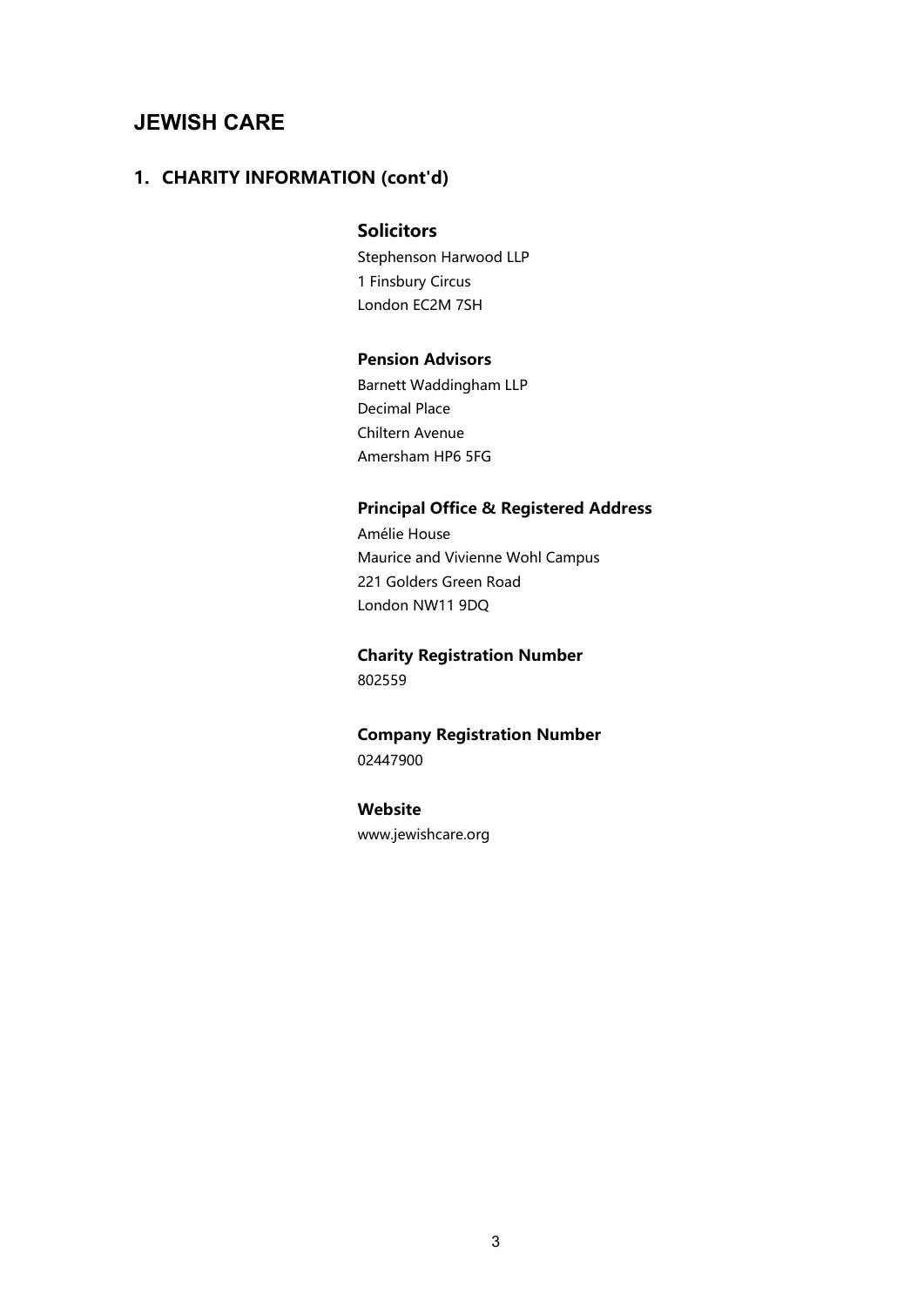# JEWISH CARE

## 1. CHARITY INFORMATION (cont'd)

### Solicitors

Stephenson Harwood LLP
1 Finsbury Circus
London EC2M 7SH

### Pension Advisors

Barnett Waddingham LLP
Decimal Place
Chiltern Avenue
Amersham HP6 5FG

### Principal Office & Registered Address

Amélie House
Maurice and Vivienne Wohl Campus
221 Golders Green Road
London NW11 9DQ

### Charity Registration Number

802559

### Company Registration Number

02447900

### Website

www.jewishcare.org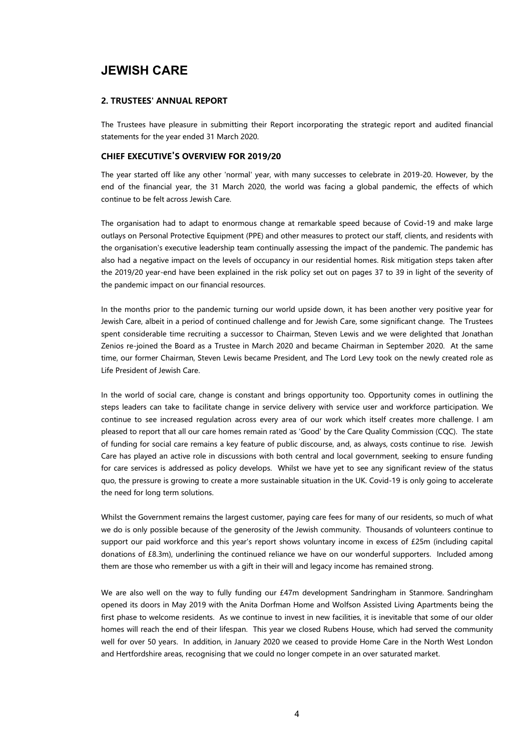# JEWISH CARE

## 2. TRUSTEES' ANNUAL REPORT

The Trustees have pleasure in submitting their Report incorporating the strategic report and audited financial statements for the year ended 31 March 2020.

### CHIEF EXECUTIVE'S OVERVIEW FOR 2019/20

The year started off like any other 'normal' year, with many successes to celebrate in 2019-20. However, by the end of the financial year, the 31 March 2020, the world was facing a global pandemic, the effects of which continue to be felt across Jewish Care.

The organisation had to adapt to enormous change at remarkable speed because of Covid-19 and make large outlays on Personal Protective Equipment (PPE) and other measures to protect our staff, clients, and residents with the organisation's executive leadership team continually assessing the impact of the pandemic. The pandemic has also had a negative impact on the levels of occupancy in our residential homes. Risk mitigation steps taken after the 2019/20 year-end have been explained in the risk policy set out on pages 37 to 39 in light of the severity of the pandemic impact on our financial resources.

In the months prior to the pandemic turning our world upside down, it has been another very positive year for Jewish Care, albeit in a period of continued challenge and for Jewish Care, some significant change. The Trustees spent considerable time recruiting a successor to Chairman, Steven Lewis and we were delighted that Jonathan Zenios re-joined the Board as a Trustee in March 2020 and became Chairman in September 2020. At the same time, our former Chairman, Steven Lewis became President, and The Lord Levy took on the newly created role as Life President of Jewish Care.

In the world of social care, change is constant and brings opportunity too. Opportunity comes in outlining the steps leaders can take to facilitate change in service delivery with service user and workforce participation. We continue to see increased regulation across every area of our work which itself creates more challenge. I am pleased to report that all our care homes remain rated as 'Good' by the Care Quality Commission (CQC). The state of funding for social care remains a key feature of public discourse, and, as always, costs continue to rise. Jewish Care has played an active role in discussions with both central and local government, seeking to ensure funding for care services is addressed as policy develops. Whilst we have yet to see any significant review of the status quo, the pressure is growing to create a more sustainable situation in the UK. Covid-19 is only going to accelerate the need for long term solutions.

Whilst the Government remains the largest customer, paying care fees for many of our residents, so much of what we do is only possible because of the generosity of the Jewish community. Thousands of volunteers continue to support our paid workforce and this year's report shows voluntary income in excess of £25m (including capital donations of £8.3m), underlining the continued reliance we have on our wonderful supporters. Included among them are those who remember us with a gift in their will and legacy income has remained strong.

We are also well on the way to fully funding our £47m development Sandringham in Stanmore. Sandringham opened its doors in May 2019 with the Anita Dorfman Home and Wolfson Assisted Living Apartments being the first phase to welcome residents. As we continue to invest in new facilities, it is inevitable that some of our older homes will reach the end of their lifespan. This year we closed Rubens House, which had served the community well for over 50 years. In addition, in January 2020 we ceased to provide Home Care in the North West London and Hertfordshire areas, recognising that we could no longer compete in an over saturated market.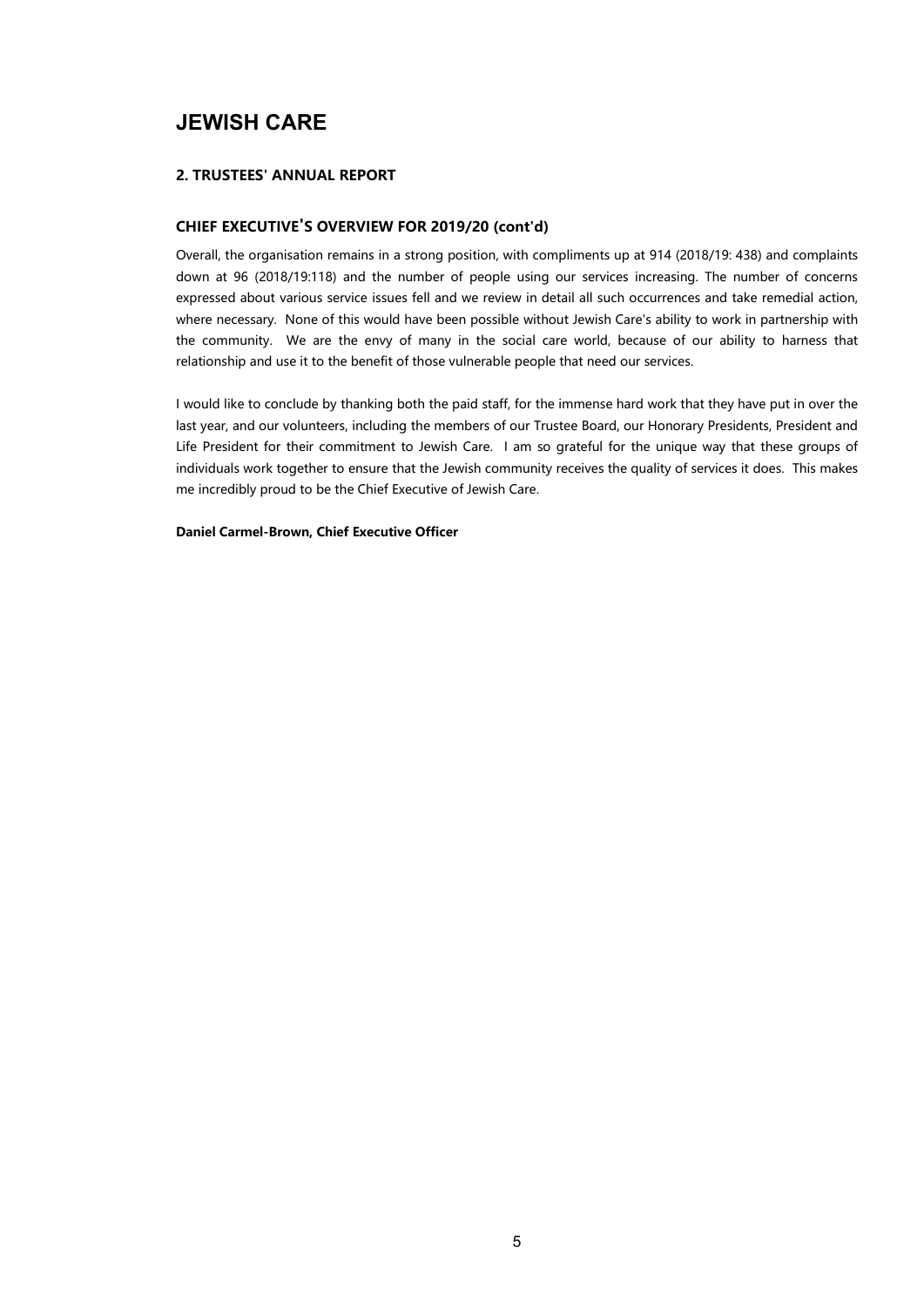# JEWISH CARE

## 2. TRUSTEES' ANNUAL REPORT

### CHIEF EXECUTIVE'S OVERVIEW FOR 2019/20 (cont'd)

Overall, the organisation remains in a strong position, with compliments up at 914 (2018/19: 438) and complaints down at 96 (2018/19:118) and the number of people using our services increasing. The number of concerns expressed about various service issues fell and we review in detail all such occurrences and take remedial action, where necessary. None of this would have been possible without Jewish Care's ability to work in partnership with the community. We are the envy of many in the social care world, because of our ability to harness that relationship and use it to the benefit of those vulnerable people that need our services.

I would like to conclude by thanking both the paid staff, for the immense hard work that they have put in over the last year, and our volunteers, including the members of our Trustee Board, our Honorary Presidents, President and Life President for their commitment to Jewish Care. I am so grateful for the unique way that these groups of individuals work together to ensure that the Jewish community receives the quality of services it does. This makes me incredibly proud to be the Chief Executive of Jewish Care.

**Daniel Carmel-Brown, Chief Executive Officer**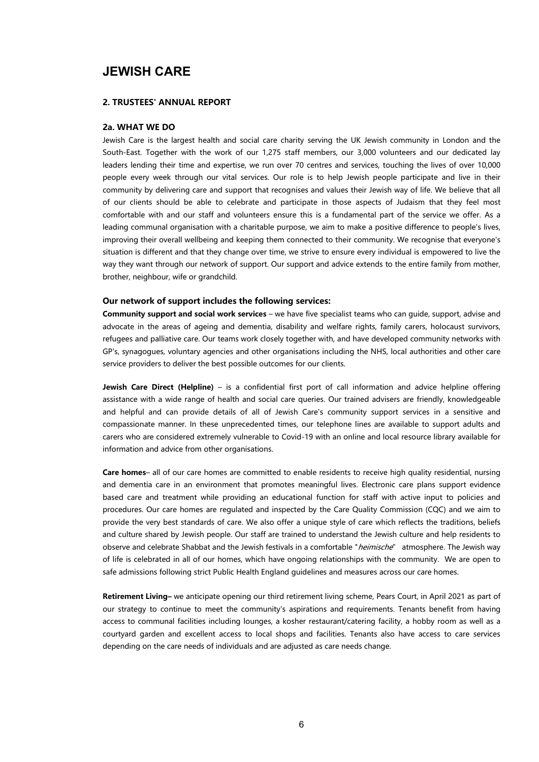# JEWISH CARE

## 2. TRUSTEES' ANNUAL REPORT

### 2a. WHAT WE DO

Jewish Care is the largest health and social care charity serving the UK Jewish community in London and the South-East. Together with the work of our 1,275 staff members, our 3,000 volunteers and our dedicated lay leaders lending their time and expertise, we run over 70 centres and services, touching the lives of over 10,000 people every week through our vital services. Our role is to help Jewish people participate and live in their community by delivering care and support that recognises and values their Jewish way of life. We believe that all of our clients should be able to celebrate and participate in those aspects of Judaism that they feel most comfortable with and our staff and volunteers ensure this is a fundamental part of the service we offer. As a leading communal organisation with a charitable purpose, we aim to make a positive difference to people's lives, improving their overall wellbeing and keeping them connected to their community. We recognise that everyone's situation is different and that they change over time, we strive to ensure every individual is empowered to live the way they want through our network of support. Our support and advice extends to the entire family from mother, brother, neighbour, wife or grandchild.

### Our network of support includes the following services:

**Community support and social work services** – we have five specialist teams who can guide, support, advise and advocate in the areas of ageing and dementia, disability and welfare rights, family carers, holocaust survivors, refugees and palliative care. Our teams work closely together with, and have developed community networks with GP's, synagogues, voluntary agencies and other organisations including the NHS, local authorities and other care service providers to deliver the best possible outcomes for our clients.

**Jewish Care Direct (Helpline)** – is a confidential first port of call information and advice helpline offering assistance with a wide range of health and social care queries. Our trained advisers are friendly, knowledgeable and helpful and can provide details of all of Jewish Care's community support services in a sensitive and compassionate manner. In these unprecedented times, our telephone lines are available to support adults and carers who are considered extremely vulnerable to Covid-19 with an online and local resource library available for information and advice from other organisations.

**Care homes**– all of our care homes are committed to enable residents to receive high quality residential, nursing and dementia care in an environment that promotes meaningful lives. Electronic care plans support evidence based care and treatment while providing an educational function for staff with active input to policies and procedures. Our care homes are regulated and inspected by the Care Quality Commission (CQC) and we aim to provide the very best standards of care. We also offer a unique style of care which reflects the traditions, beliefs and culture shared by Jewish people. Our staff are trained to understand the Jewish culture and help residents to observe and celebrate Shabbat and the Jewish festivals in a comfortable "*heimische*" atmosphere. The Jewish way of life is celebrated in all of our homes, which have ongoing relationships with the community. We are open to safe admissions following strict Public Health England guidelines and measures across our care homes.

**Retirement Living–** we anticipate opening our third retirement living scheme, Pears Court, in April 2021 as part of our strategy to continue to meet the community's aspirations and requirements. Tenants benefit from having access to communal facilities including lounges, a kosher restaurant/catering facility, a hobby room as well as a courtyard garden and excellent access to local shops and facilities. Tenants also have access to care services depending on the care needs of individuals and are adjusted as care needs change.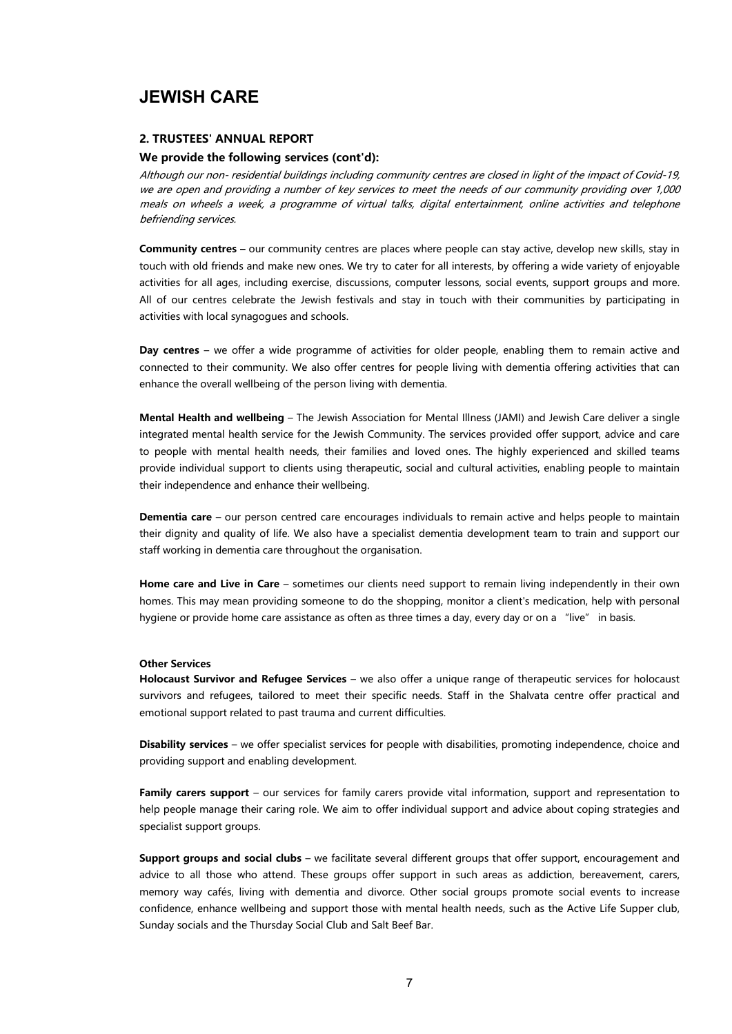# JEWISH CARE

## 2. TRUSTEES' ANNUAL REPORT

### We provide the following services (cont'd):

*Although our non- residential buildings including community centres are closed in light of the impact of Covid-19, we are open and providing a number of key services to meet the needs of our community providing over 1,000 meals on wheels a week, a programme of virtual talks, digital entertainment, online activities and telephone befriending services.*

**Community centres –** our community centres are places where people can stay active, develop new skills, stay in touch with old friends and make new ones. We try to cater for all interests, by offering a wide variety of enjoyable activities for all ages, including exercise, discussions, computer lessons, social events, support groups and more. All of our centres celebrate the Jewish festivals and stay in touch with their communities by participating in activities with local synagogues and schools.

**Day centres** – we offer a wide programme of activities for older people, enabling them to remain active and connected to their community. We also offer centres for people living with dementia offering activities that can enhance the overall wellbeing of the person living with dementia.

**Mental Health and wellbeing** – The Jewish Association for Mental Illness (JAMI) and Jewish Care deliver a single integrated mental health service for the Jewish Community. The services provided offer support, advice and care to people with mental health needs, their families and loved ones. The highly experienced and skilled teams provide individual support to clients using therapeutic, social and cultural activities, enabling people to maintain their independence and enhance their wellbeing.

**Dementia care** – our person centred care encourages individuals to remain active and helps people to maintain their dignity and quality of life. We also have a specialist dementia development team to train and support our staff working in dementia care throughout the organisation.

**Home care and Live in Care** – sometimes our clients need support to remain living independently in their own homes. This may mean providing someone to do the shopping, monitor a client's medication, help with personal hygiene or provide home care assistance as often as three times a day, every day or on a "live" in basis.

**Other Services**

**Holocaust Survivor and Refugee Services** – we also offer a unique range of therapeutic services for holocaust survivors and refugees, tailored to meet their specific needs. Staff in the Shalvata centre offer practical and emotional support related to past trauma and current difficulties.

**Disability services** – we offer specialist services for people with disabilities, promoting independence, choice and providing support and enabling development.

**Family carers support** – our services for family carers provide vital information, support and representation to help people manage their caring role. We aim to offer individual support and advice about coping strategies and specialist support groups.

**Support groups and social clubs** – we facilitate several different groups that offer support, encouragement and advice to all those who attend. These groups offer support in such areas as addiction, bereavement, carers, memory way cafés, living with dementia and divorce. Other social groups promote social events to increase confidence, enhance wellbeing and support those with mental health needs, such as the Active Life Supper club, Sunday socials and the Thursday Social Club and Salt Beef Bar.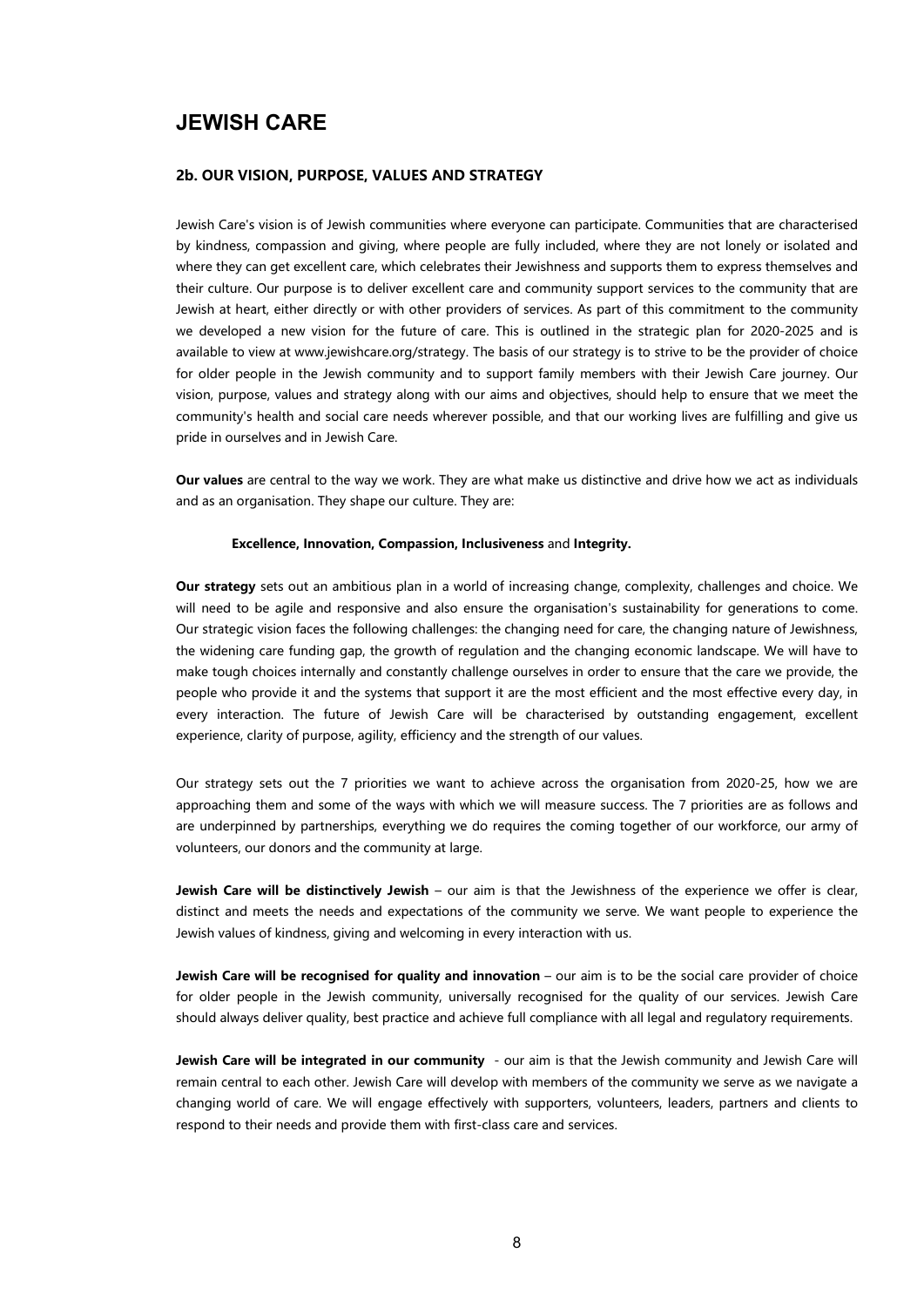# JEWISH CARE

## 2b. OUR VISION, PURPOSE, VALUES AND STRATEGY

Jewish Care's vision is of Jewish communities where everyone can participate. Communities that are characterised by kindness, compassion and giving, where people are fully included, where they are not lonely or isolated and where they can get excellent care, which celebrates their Jewishness and supports them to express themselves and their culture. Our purpose is to deliver excellent care and community support services to the community that are Jewish at heart, either directly or with other providers of services. As part of this commitment to the community we developed a new vision for the future of care. This is outlined in the strategic plan for 2020-2025 and is available to view at www.jewishcare.org/strategy. The basis of our strategy is to strive to be the provider of choice for older people in the Jewish community and to support family members with their Jewish Care journey. Our vision, purpose, values and strategy along with our aims and objectives, should help to ensure that we meet the community's health and social care needs wherever possible, and that our working lives are fulfilling and give us pride in ourselves and in Jewish Care.

**Our values** are central to the way we work. They are what make us distinctive and drive how we act as individuals and as an organisation. They shape our culture. They are:

**Excellence, Innovation, Compassion, Inclusiveness** and **Integrity.**

**Our strategy** sets out an ambitious plan in a world of increasing change, complexity, challenges and choice. We will need to be agile and responsive and also ensure the organisation's sustainability for generations to come. Our strategic vision faces the following challenges: the changing need for care, the changing nature of Jewishness, the widening care funding gap, the growth of regulation and the changing economic landscape. We will have to make tough choices internally and constantly challenge ourselves in order to ensure that the care we provide, the people who provide it and the systems that support it are the most efficient and the most effective every day, in every interaction. The future of Jewish Care will be characterised by outstanding engagement, excellent experience, clarity of purpose, agility, efficiency and the strength of our values.

Our strategy sets out the 7 priorities we want to achieve across the organisation from 2020-25, how we are approaching them and some of the ways with which we will measure success. The 7 priorities are as follows and are underpinned by partnerships, everything we do requires the coming together of our workforce, our army of volunteers, our donors and the community at large.

**Jewish Care will be distinctively Jewish** – our aim is that the Jewishness of the experience we offer is clear, distinct and meets the needs and expectations of the community we serve. We want people to experience the Jewish values of kindness, giving and welcoming in every interaction with us.

**Jewish Care will be recognised for quality and innovation** – our aim is to be the social care provider of choice for older people in the Jewish community, universally recognised for the quality of our services. Jewish Care should always deliver quality, best practice and achieve full compliance with all legal and regulatory requirements.

**Jewish Care will be integrated in our community** - our aim is that the Jewish community and Jewish Care will remain central to each other. Jewish Care will develop with members of the community we serve as we navigate a changing world of care. We will engage effectively with supporters, volunteers, leaders, partners and clients to respond to their needs and provide them with first-class care and services.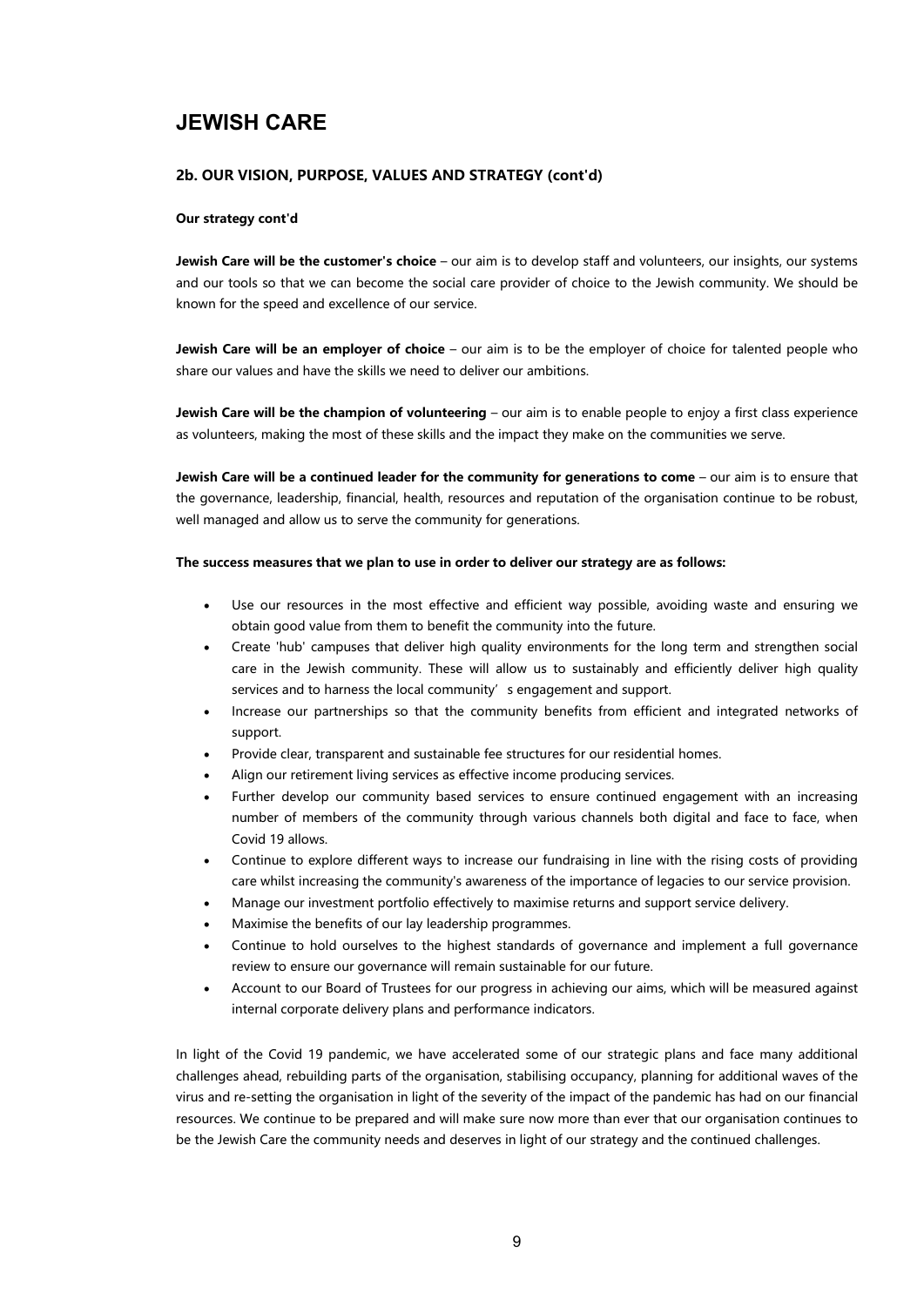# JEWISH CARE

## 2b. OUR VISION, PURPOSE, VALUES AND STRATEGY (cont'd)

**Our strategy cont'd**

**Jewish Care will be the customer's choice** – our aim is to develop staff and volunteers, our insights, our systems and our tools so that we can become the social care provider of choice to the Jewish community. We should be known for the speed and excellence of our service.

**Jewish Care will be an employer of choice** – our aim is to be the employer of choice for talented people who share our values and have the skills we need to deliver our ambitions.

**Jewish Care will be the champion of volunteering** – our aim is to enable people to enjoy a first class experience as volunteers, making the most of these skills and the impact they make on the communities we serve.

**Jewish Care will be a continued leader for the community for generations to come** – our aim is to ensure that the governance, leadership, financial, health, resources and reputation of the organisation continue to be robust, well managed and allow us to serve the community for generations.

**The success measures that we plan to use in order to deliver our strategy are as follows:**

- Use our resources in the most effective and efficient way possible, avoiding waste and ensuring we obtain good value from them to benefit the community into the future.
- Create 'hub' campuses that deliver high quality environments for the long term and strengthen social care in the Jewish community. These will allow us to sustainably and efficiently deliver high quality services and to harness the local community's engagement and support.
- Increase our partnerships so that the community benefits from efficient and integrated networks of support.
- Provide clear, transparent and sustainable fee structures for our residential homes.
- Align our retirement living services as effective income producing services.
- Further develop our community based services to ensure continued engagement with an increasing number of members of the community through various channels both digital and face to face, when Covid 19 allows.
- Continue to explore different ways to increase our fundraising in line with the rising costs of providing care whilst increasing the community's awareness of the importance of legacies to our service provision.
- Manage our investment portfolio effectively to maximise returns and support service delivery.
- Maximise the benefits of our lay leadership programmes.
- Continue to hold ourselves to the highest standards of governance and implement a full governance review to ensure our governance will remain sustainable for our future.
- Account to our Board of Trustees for our progress in achieving our aims, which will be measured against internal corporate delivery plans and performance indicators.

In light of the Covid 19 pandemic, we have accelerated some of our strategic plans and face many additional challenges ahead, rebuilding parts of the organisation, stabilising occupancy, planning for additional waves of the virus and re-setting the organisation in light of the severity of the impact of the pandemic has had on our financial resources. We continue to be prepared and will make sure now more than ever that our organisation continues to be the Jewish Care the community needs and deserves in light of our strategy and the continued challenges.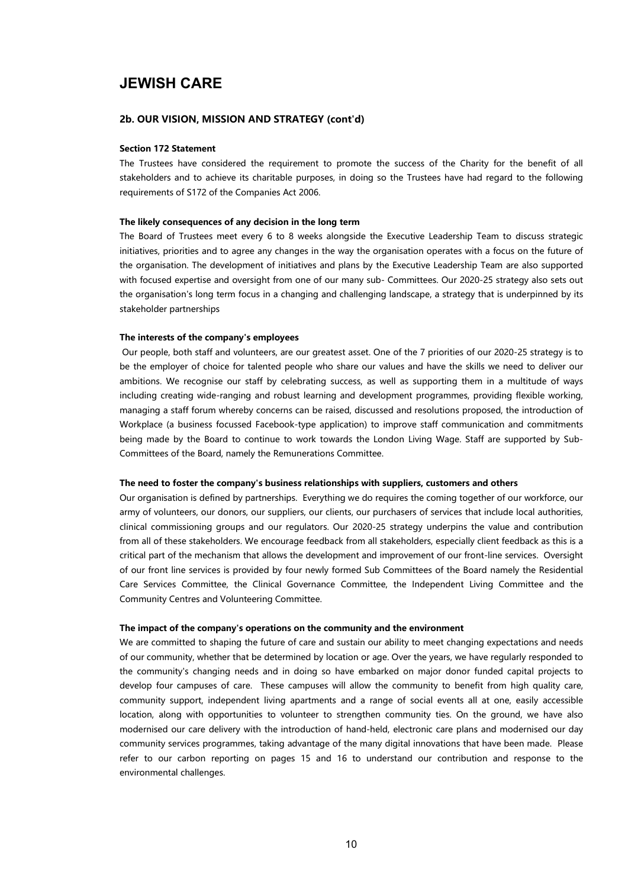# JEWISH CARE

## 2b. OUR VISION, MISSION AND STRATEGY (cont'd)

### Section 172 Statement

The Trustees have considered the requirement to promote the success of the Charity for the benefit of all stakeholders and to achieve its charitable purposes, in doing so the Trustees have had regard to the following requirements of S172 of the Companies Act 2006.

#### The likely consequences of any decision in the long term

The Board of Trustees meet every 6 to 8 weeks alongside the Executive Leadership Team to discuss strategic initiatives, priorities and to agree any changes in the way the organisation operates with a focus on the future of the organisation. The development of initiatives and plans by the Executive Leadership Team are also supported with focused expertise and oversight from one of our many sub- Committees. Our 2020-25 strategy also sets out the organisation's long term focus in a changing and challenging landscape, a strategy that is underpinned by its stakeholder partnerships

#### The interests of the company's employees

Our people, both staff and volunteers, are our greatest asset. One of the 7 priorities of our 2020-25 strategy is to be the employer of choice for talented people who share our values and have the skills we need to deliver our ambitions. We recognise our staff by celebrating success, as well as supporting them in a multitude of ways including creating wide-ranging and robust learning and development programmes, providing flexible working, managing a staff forum whereby concerns can be raised, discussed and resolutions proposed, the introduction of Workplace (a business focussed Facebook-type application) to improve staff communication and commitments being made by the Board to continue to work towards the London Living Wage. Staff are supported by Sub-Committees of the Board, namely the Remunerations Committee.

#### The need to foster the company's business relationships with suppliers, customers and others

Our organisation is defined by partnerships. Everything we do requires the coming together of our workforce, our army of volunteers, our donors, our suppliers, our clients, our purchasers of services that include local authorities, clinical commissioning groups and our regulators. Our 2020-25 strategy underpins the value and contribution from all of these stakeholders. We encourage feedback from all stakeholders, especially client feedback as this is a critical part of the mechanism that allows the development and improvement of our front-line services. Oversight of our front line services is provided by four newly formed Sub Committees of the Board namely the Residential Care Services Committee, the Clinical Governance Committee, the Independent Living Committee and the Community Centres and Volunteering Committee.

#### The impact of the company's operations on the community and the environment

We are committed to shaping the future of care and sustain our ability to meet changing expectations and needs of our community, whether that be determined by location or age. Over the years, we have regularly responded to the community's changing needs and in doing so have embarked on major donor funded capital projects to develop four campuses of care. These campuses will allow the community to benefit from high quality care, community support, independent living apartments and a range of social events all at one, easily accessible location, along with opportunities to volunteer to strengthen community ties. On the ground, we have also modernised our care delivery with the introduction of hand-held, electronic care plans and modernised our day community services programmes, taking advantage of the many digital innovations that have been made. Please refer to our carbon reporting on pages 15 and 16 to understand our contribution and response to the environmental challenges.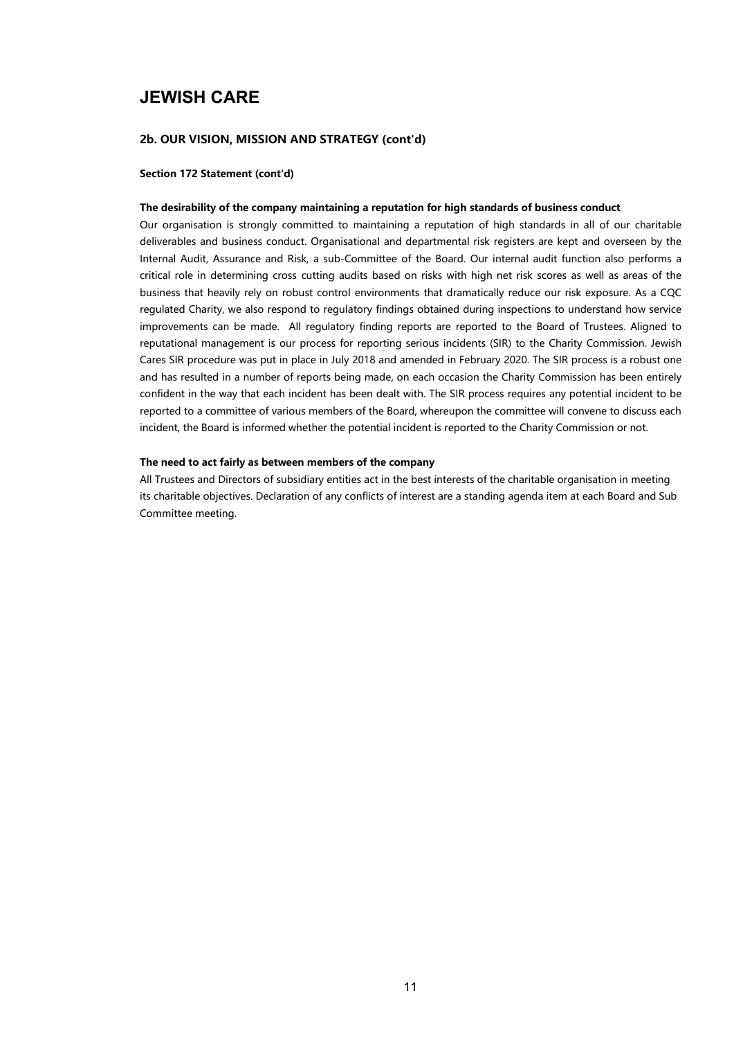# JEWISH CARE

### 2b. OUR VISION, MISSION AND STRATEGY (cont'd)

**Section 172 Statement (cont'd)**

**The desirability of the company maintaining a reputation for high standards of business conduct**

Our organisation is strongly committed to maintaining a reputation of high standards in all of our charitable deliverables and business conduct. Organisational and departmental risk registers are kept and overseen by the Internal Audit, Assurance and Risk, a sub-Committee of the Board. Our internal audit function also performs a critical role in determining cross cutting audits based on risks with high net risk scores as well as areas of the business that heavily rely on robust control environments that dramatically reduce our risk exposure. As a CQC regulated Charity, we also respond to regulatory findings obtained during inspections to understand how service improvements can be made. All regulatory finding reports are reported to the Board of Trustees. Aligned to reputational management is our process for reporting serious incidents (SIR) to the Charity Commission. Jewish Cares SIR procedure was put in place in July 2018 and amended in February 2020. The SIR process is a robust one and has resulted in a number of reports being made, on each occasion the Charity Commission has been entirely confident in the way that each incident has been dealt with. The SIR process requires any potential incident to be reported to a committee of various members of the Board, whereupon the committee will convene to discuss each incident, the Board is informed whether the potential incident is reported to the Charity Commission or not.

**The need to act fairly as between members of the company**

All Trustees and Directors of subsidiary entities act in the best interests of the charitable organisation in meeting its charitable objectives. Declaration of any conflicts of interest are a standing agenda item at each Board and Sub Committee meeting.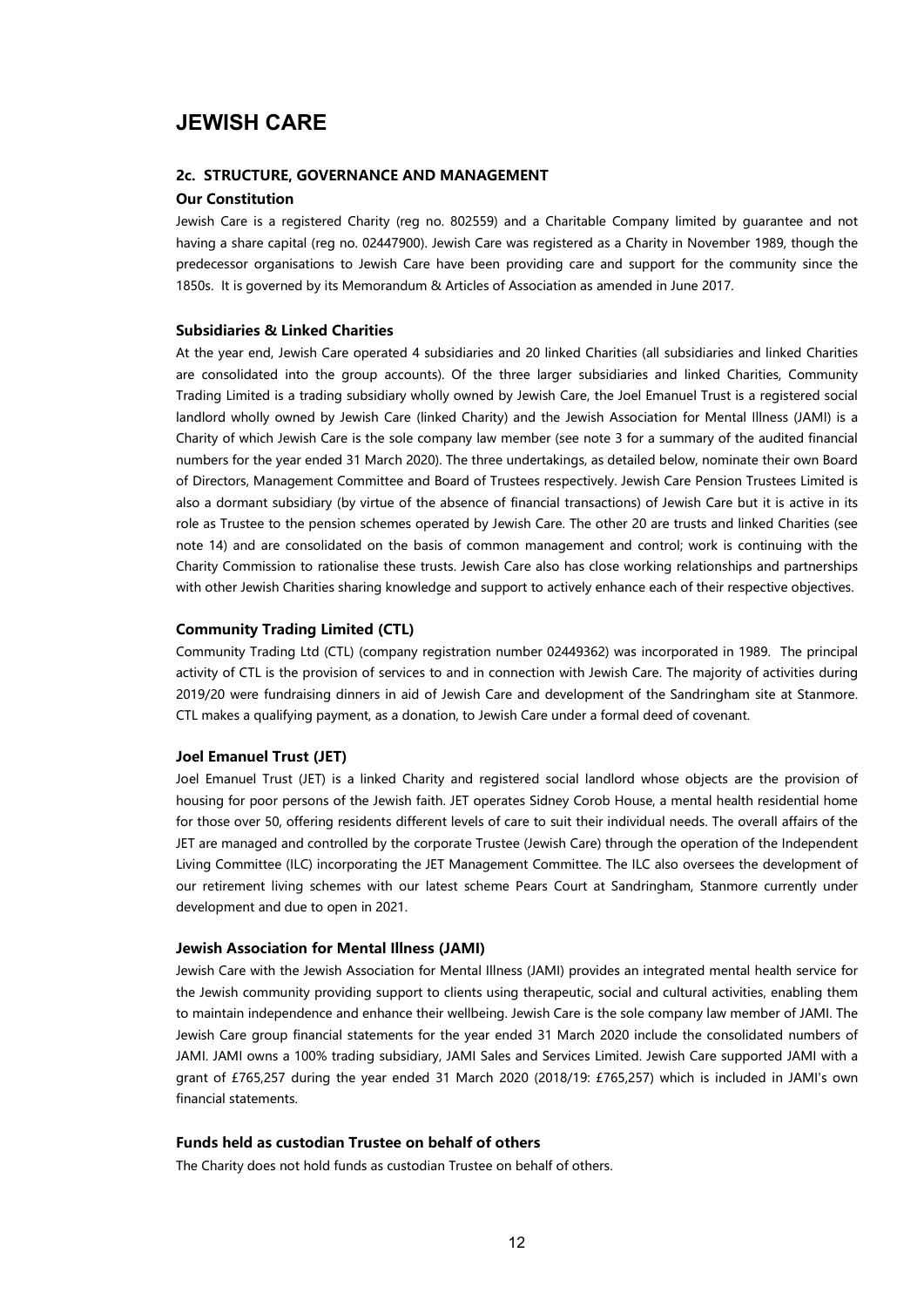# JEWISH CARE

## 2c. STRUCTURE, GOVERNANCE AND MANAGEMENT

### Our Constitution

Jewish Care is a registered Charity (reg no. 802559) and a Charitable Company limited by guarantee and not having a share capital (reg no. 02447900). Jewish Care was registered as a Charity in November 1989, though the predecessor organisations to Jewish Care have been providing care and support for the community since the 1850s. It is governed by its Memorandum & Articles of Association as amended in June 2017.

### Subsidiaries & Linked Charities

At the year end, Jewish Care operated 4 subsidiaries and 20 linked Charities (all subsidiaries and linked Charities are consolidated into the group accounts). Of the three larger subsidiaries and linked Charities, Community Trading Limited is a trading subsidiary wholly owned by Jewish Care, the Joel Emanuel Trust is a registered social landlord wholly owned by Jewish Care (linked Charity) and the Jewish Association for Mental Illness (JAMI) is a Charity of which Jewish Care is the sole company law member (see note 3 for a summary of the audited financial numbers for the year ended 31 March 2020). The three undertakings, as detailed below, nominate their own Board of Directors, Management Committee and Board of Trustees respectively. Jewish Care Pension Trustees Limited is also a dormant subsidiary (by virtue of the absence of financial transactions) of Jewish Care but it is active in its role as Trustee to the pension schemes operated by Jewish Care. The other 20 are trusts and linked Charities (see note 14) and are consolidated on the basis of common management and control; work is continuing with the Charity Commission to rationalise these trusts. Jewish Care also has close working relationships and partnerships with other Jewish Charities sharing knowledge and support to actively enhance each of their respective objectives.

### Community Trading Limited (CTL)

Community Trading Ltd (CTL) (company registration number 02449362) was incorporated in 1989. The principal activity of CTL is the provision of services to and in connection with Jewish Care. The majority of activities during 2019/20 were fundraising dinners in aid of Jewish Care and development of the Sandringham site at Stanmore. CTL makes a qualifying payment, as a donation, to Jewish Care under a formal deed of covenant.

### Joel Emanuel Trust (JET)

Joel Emanuel Trust (JET) is a linked Charity and registered social landlord whose objects are the provision of housing for poor persons of the Jewish faith. JET operates Sidney Corob House, a mental health residential home for those over 50, offering residents different levels of care to suit their individual needs. The overall affairs of the JET are managed and controlled by the corporate Trustee (Jewish Care) through the operation of the Independent Living Committee (ILC) incorporating the JET Management Committee. The ILC also oversees the development of our retirement living schemes with our latest scheme Pears Court at Sandringham, Stanmore currently under development and due to open in 2021.

### Jewish Association for Mental Illness (JAMI)

Jewish Care with the Jewish Association for Mental Illness (JAMI) provides an integrated mental health service for the Jewish community providing support to clients using therapeutic, social and cultural activities, enabling them to maintain independence and enhance their wellbeing. Jewish Care is the sole company law member of JAMI. The Jewish Care group financial statements for the year ended 31 March 2020 include the consolidated numbers of JAMI. JAMI owns a 100% trading subsidiary, JAMI Sales and Services Limited. Jewish Care supported JAMI with a grant of £765,257 during the year ended 31 March 2020 (2018/19: £765,257) which is included in JAMI's own financial statements.

### Funds held as custodian Trustee on behalf of others

The Charity does not hold funds as custodian Trustee on behalf of others.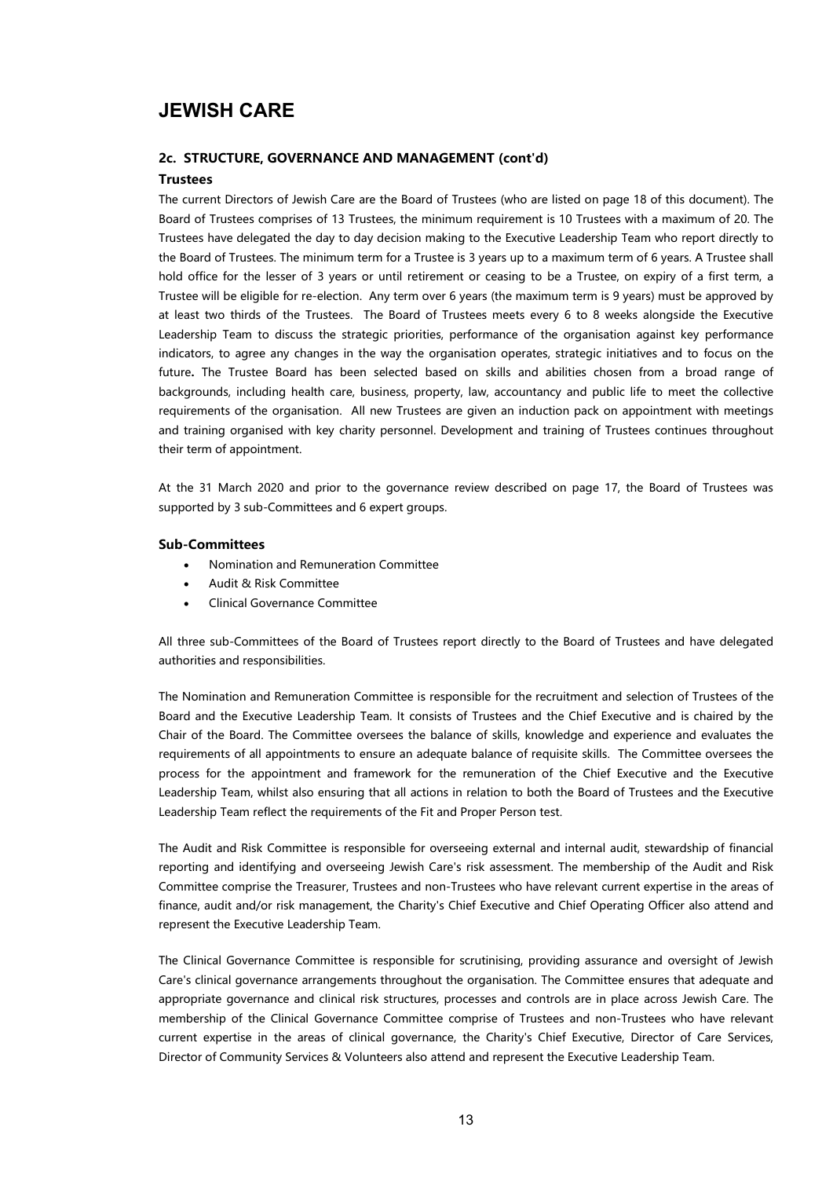# JEWISH CARE

## 2c. STRUCTURE, GOVERNANCE AND MANAGEMENT (cont'd)

### Trustees

The current Directors of Jewish Care are the Board of Trustees (who are listed on page 18 of this document). The Board of Trustees comprises of 13 Trustees, the minimum requirement is 10 Trustees with a maximum of 20. The Trustees have delegated the day to day decision making to the Executive Leadership Team who report directly to the Board of Trustees. The minimum term for a Trustee is 3 years up to a maximum term of 6 years. A Trustee shall hold office for the lesser of 3 years or until retirement or ceasing to be a Trustee, on expiry of a first term, a Trustee will be eligible for re-election. Any term over 6 years (the maximum term is 9 years) must be approved by at least two thirds of the Trustees. The Board of Trustees meets every 6 to 8 weeks alongside the Executive Leadership Team to discuss the strategic priorities, performance of the organisation against key performance indicators, to agree any changes in the way the organisation operates, strategic initiatives and to focus on the future**.** The Trustee Board has been selected based on skills and abilities chosen from a broad range of backgrounds, including health care, business, property, law, accountancy and public life to meet the collective requirements of the organisation. All new Trustees are given an induction pack on appointment with meetings and training organised with key charity personnel. Development and training of Trustees continues throughout their term of appointment.

At the 31 March 2020 and prior to the governance review described on page 17, the Board of Trustees was supported by 3 sub-Committees and 6 expert groups.

### Sub-Committees

- Nomination and Remuneration Committee
- Audit & Risk Committee
- Clinical Governance Committee

All three sub-Committees of the Board of Trustees report directly to the Board of Trustees and have delegated authorities and responsibilities.

The Nomination and Remuneration Committee is responsible for the recruitment and selection of Trustees of the Board and the Executive Leadership Team. It consists of Trustees and the Chief Executive and is chaired by the Chair of the Board. The Committee oversees the balance of skills, knowledge and experience and evaluates the requirements of all appointments to ensure an adequate balance of requisite skills. The Committee oversees the process for the appointment and framework for the remuneration of the Chief Executive and the Executive Leadership Team, whilst also ensuring that all actions in relation to both the Board of Trustees and the Executive Leadership Team reflect the requirements of the Fit and Proper Person test.

The Audit and Risk Committee is responsible for overseeing external and internal audit, stewardship of financial reporting and identifying and overseeing Jewish Care's risk assessment. The membership of the Audit and Risk Committee comprise the Treasurer, Trustees and non-Trustees who have relevant current expertise in the areas of finance, audit and/or risk management, the Charity's Chief Executive and Chief Operating Officer also attend and represent the Executive Leadership Team.

The Clinical Governance Committee is responsible for scrutinising, providing assurance and oversight of Jewish Care's clinical governance arrangements throughout the organisation. The Committee ensures that adequate and appropriate governance and clinical risk structures, processes and controls are in place across Jewish Care. The membership of the Clinical Governance Committee comprise of Trustees and non-Trustees who have relevant current expertise in the areas of clinical governance, the Charity's Chief Executive, Director of Care Services, Director of Community Services & Volunteers also attend and represent the Executive Leadership Team.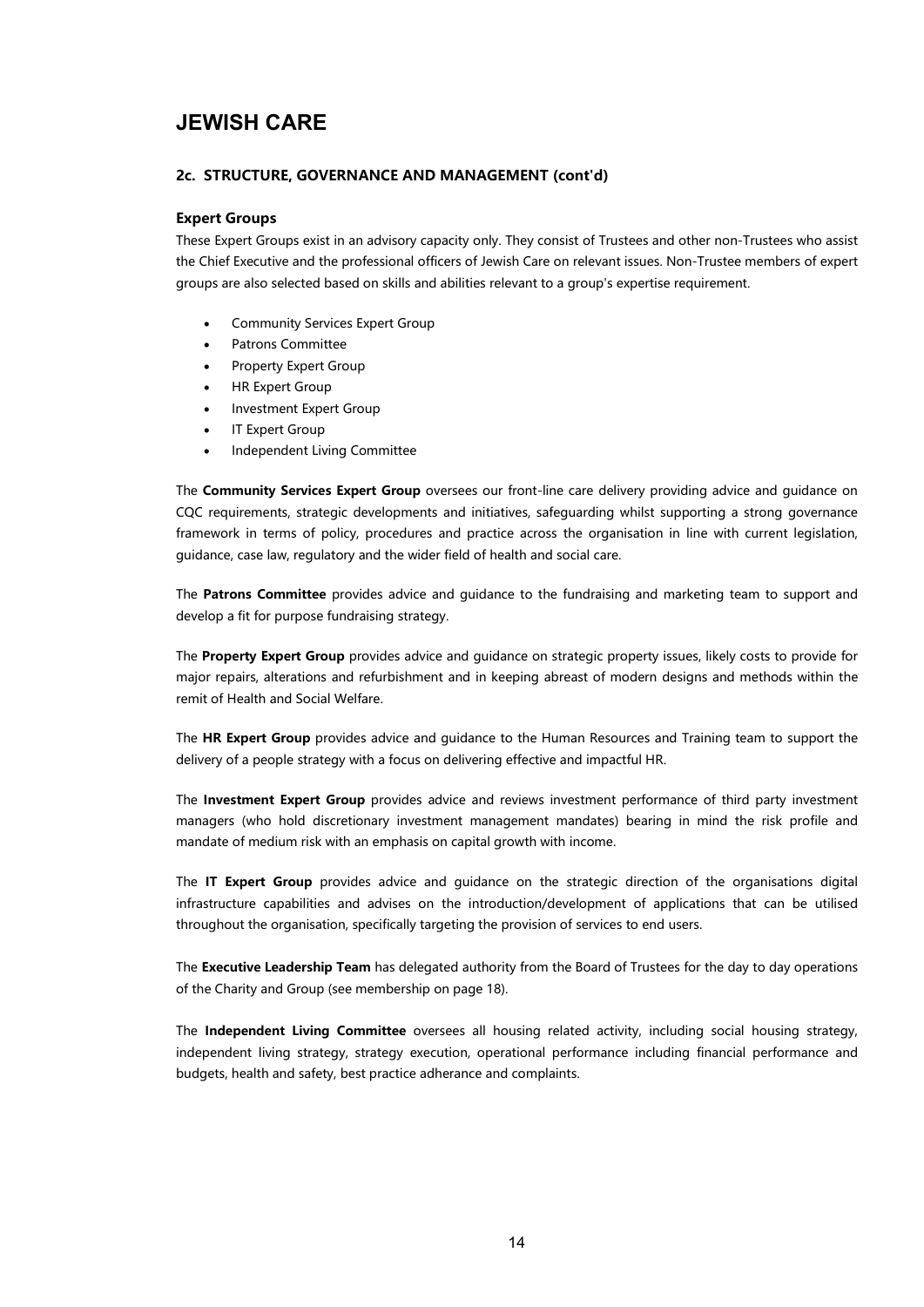# JEWISH CARE

## 2c. STRUCTURE, GOVERNANCE AND MANAGEMENT (cont'd)

### Expert Groups

These Expert Groups exist in an advisory capacity only. They consist of Trustees and other non-Trustees who assist the Chief Executive and the professional officers of Jewish Care on relevant issues. Non-Trustee members of expert groups are also selected based on skills and abilities relevant to a group's expertise requirement.

- Community Services Expert Group
- Patrons Committee
- Property Expert Group
- HR Expert Group
- Investment Expert Group
- IT Expert Group
- Independent Living Committee

The **Community Services Expert Group** oversees our front-line care delivery providing advice and guidance on CQC requirements, strategic developments and initiatives, safeguarding whilst supporting a strong governance framework in terms of policy, procedures and practice across the organisation in line with current legislation, guidance, case law, regulatory and the wider field of health and social care.

The **Patrons Committee** provides advice and guidance to the fundraising and marketing team to support and develop a fit for purpose fundraising strategy.

The **Property Expert Group** provides advice and guidance on strategic property issues, likely costs to provide for major repairs, alterations and refurbishment and in keeping abreast of modern designs and methods within the remit of Health and Social Welfare.

The **HR Expert Group** provides advice and guidance to the Human Resources and Training team to support the delivery of a people strategy with a focus on delivering effective and impactful HR.

The **Investment Expert Group** provides advice and reviews investment performance of third party investment managers (who hold discretionary investment management mandates) bearing in mind the risk profile and mandate of medium risk with an emphasis on capital growth with income.

The **IT Expert Group** provides advice and guidance on the strategic direction of the organisations digital infrastructure capabilities and advises on the introduction/development of applications that can be utilised throughout the organisation, specifically targeting the provision of services to end users.

The **Executive Leadership Team** has delegated authority from the Board of Trustees for the day to day operations of the Charity and Group (see membership on page 18).

The **Independent Living Committee** oversees all housing related activity, including social housing strategy, independent living strategy, strategy execution, operational performance including financial performance and budgets, health and safety, best practice adherance and complaints.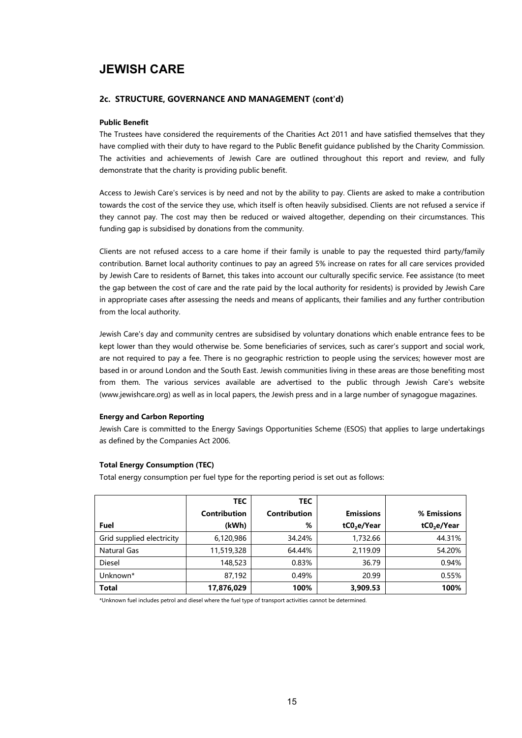# JEWISH CARE

## 2c. STRUCTURE, GOVERNANCE AND MANAGEMENT (cont'd)

**Public Benefit**

The Trustees have considered the requirements of the Charities Act 2011 and have satisfied themselves that they have complied with their duty to have regard to the Public Benefit guidance published by the Charity Commission. The activities and achievements of Jewish Care are outlined throughout this report and review, and fully demonstrate that the charity is providing public benefit.

Access to Jewish Care's services is by need and not by the ability to pay. Clients are asked to make a contribution towards the cost of the service they use, which itself is often heavily subsidised. Clients are not refused a service if they cannot pay. The cost may then be reduced or waived altogether, depending on their circumstances. This funding gap is subsidised by donations from the community.

Clients are not refused access to a care home if their family is unable to pay the requested third party/family contribution. Barnet local authority continues to pay an agreed 5% increase on rates for all care services provided by Jewish Care to residents of Barnet, this takes into account our culturally specific service. Fee assistance (to meet the gap between the cost of care and the rate paid by the local authority for residents) is provided by Jewish Care in appropriate cases after assessing the needs and means of applicants, their families and any further contribution from the local authority.

Jewish Care's day and community centres are subsidised by voluntary donations which enable entrance fees to be kept lower than they would otherwise be. Some beneficiaries of services, such as carer's support and social work, are not required to pay a fee. There is no geographic restriction to people using the services; however most are based in or around London and the South East. Jewish communities living in these areas are those benefiting most from them. The various services available are advertised to the public through Jewish Care's website (www.jewishcare.org) as well as in local papers, the Jewish press and in a large number of synagogue magazines.

**Energy and Carbon Reporting**

Jewish Care is committed to the Energy Savings Opportunities Scheme (ESOS) that applies to large undertakings as defined by the Companies Act 2006.

**Total Energy Consumption (TEC)**

Total energy consumption per fuel type for the reporting period is set out as follows:

| Fuel | TEC Contribution (kWh) | TEC Contribution % | Emissions $tC0_2e$/Year | % Emissions $tC0_2e$/Year |
|---|---|---|---|---|
| Grid supplied electricity | 6,120,986 | 34.24% | 1,732.66 | 44.31% |
| Natural Gas | 11,519,328 | 64.44% | 2,119.09 | 54.20% |
| Diesel | 148,523 | 0.83% | 36.79 | 0.94% |
| Unknown* | 87,192 | 0.49% | 20.99 | 0.55% |
| **Total** | **17,876,029** | **100%** | **3,909.53** | **100%** |

*Unknown fuel includes petrol and diesel where the fuel type of transport activities cannot be determined.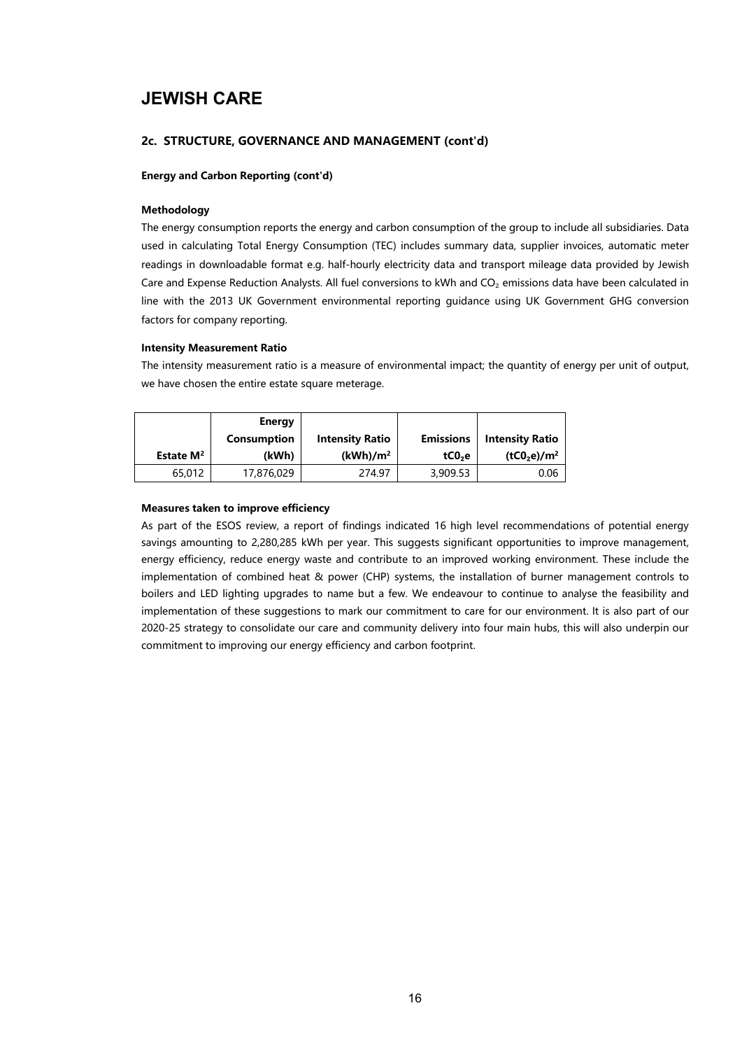# JEWISH CARE

## 2c. STRUCTURE, GOVERNANCE AND MANAGEMENT (cont'd)

**Energy and Carbon Reporting (cont'd)**

**Methodology**

The energy consumption reports the energy and carbon consumption of the group to include all subsidiaries. Data used in calculating Total Energy Consumption (TEC) includes summary data, supplier invoices, automatic meter readings in downloadable format e.g. half-hourly electricity data and transport mileage data provided by Jewish Care and Expense Reduction Analysts. All fuel conversions to kWh and $CO_2$ emissions data have been calculated in line with the 2013 UK Government environmental reporting guidance using UK Government GHG conversion factors for company reporting.

**Intensity Measurement Ratio**

The intensity measurement ratio is a measure of environmental impact; the quantity of energy per unit of output, we have chosen the entire estate square meterage.

| Estate $M^2$ | Energy Consumption (kWh) | Intensity Ratio $(kWh)/m^2$ | Emissions $tC0_2e$ | Intensity Ratio $(tC0_2e)/m^2$ |
|---|---|---|---|---|
| 65,012 | 17,876,029 | 274.97 | 3,909.53 | 0.06 |

**Measures taken to improve efficiency**

As part of the ESOS review, a report of findings indicated 16 high level recommendations of potential energy savings amounting to 2,280,285 kWh per year. This suggests significant opportunities to improve management, energy efficiency, reduce energy waste and contribute to an improved working environment. These include the implementation of combined heat & power (CHP) systems, the installation of burner management controls to boilers and LED lighting upgrades to name but a few. We endeavour to continue to analyse the feasibility and implementation of these suggestions to mark our commitment to care for our environment. It is also part of our 2020-25 strategy to consolidate our care and community delivery into four main hubs, this will also underpin our commitment to improving our energy efficiency and carbon footprint.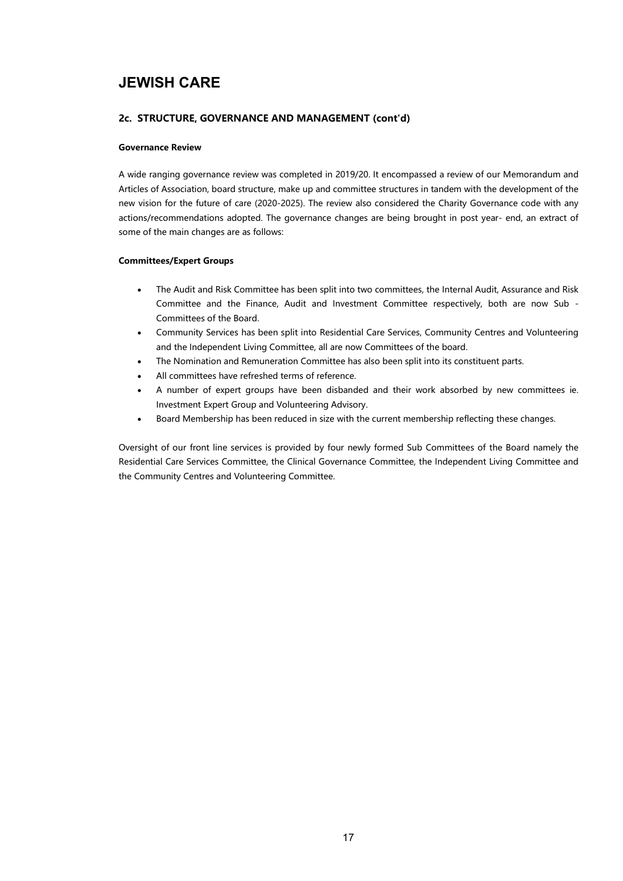# JEWISH CARE

## 2c. STRUCTURE, GOVERNANCE AND MANAGEMENT (cont'd)

**Governance Review**

A wide ranging governance review was completed in 2019/20. It encompassed a review of our Memorandum and Articles of Association, board structure, make up and committee structures in tandem with the development of the new vision for the future of care (2020-2025). The review also considered the Charity Governance code with any actions/recommendations adopted. The governance changes are being brought in post year- end, an extract of some of the main changes are as follows:

**Committees/Expert Groups**

- The Audit and Risk Committee has been split into two committees, the Internal Audit, Assurance and Risk Committee and the Finance, Audit and Investment Committee respectively, both are now Sub - Committees of the Board.
- Community Services has been split into Residential Care Services, Community Centres and Volunteering and the Independent Living Committee, all are now Committees of the board.
- The Nomination and Remuneration Committee has also been split into its constituent parts.
- All committees have refreshed terms of reference.
- A number of expert groups have been disbanded and their work absorbed by new committees ie. Investment Expert Group and Volunteering Advisory.
- Board Membership has been reduced in size with the current membership reflecting these changes.

Oversight of our front line services is provided by four newly formed Sub Committees of the Board namely the Residential Care Services Committee, the Clinical Governance Committee, the Independent Living Committee and the Community Centres and Volunteering Committee.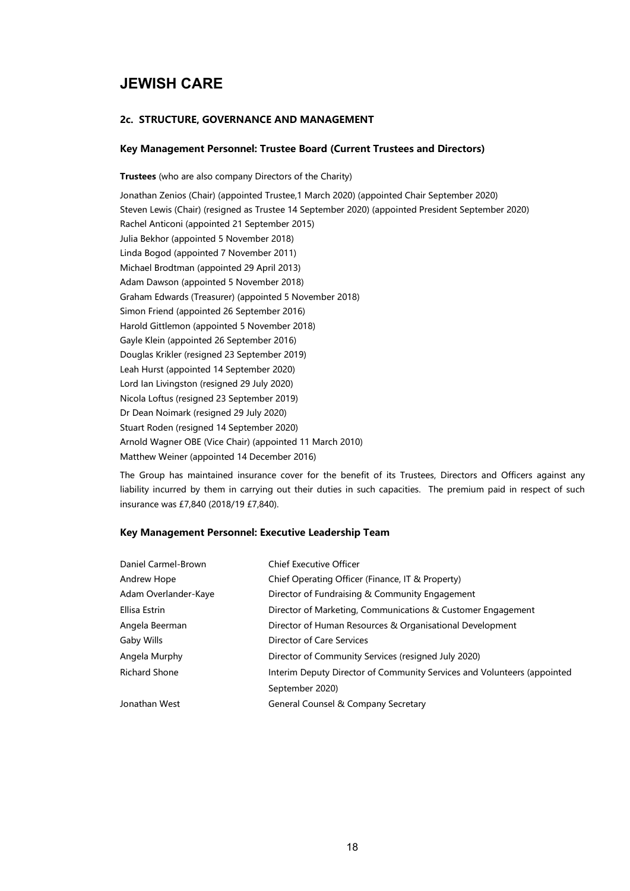# JEWISH CARE

## 2c. STRUCTURE, GOVERNANCE AND MANAGEMENT

### Key Management Personnel: Trustee Board (Current Trustees and Directors)

**Trustees** (who are also company Directors of the Charity)

Jonathan Zenios (Chair) (appointed Trustee,1 March 2020) (appointed Chair September 2020)
Steven Lewis (Chair) (resigned as Trustee 14 September 2020) (appointed President September 2020)
Rachel Anticoni (appointed 21 September 2015)
Julia Bekhor (appointed 5 November 2018)
Linda Bogod (appointed 7 November 2011)
Michael Brodtman (appointed 29 April 2013)
Adam Dawson (appointed 5 November 2018)
Graham Edwards (Treasurer) (appointed 5 November 2018)
Simon Friend (appointed 26 September 2016)
Harold Gittlemon (appointed 5 November 2018)
Gayle Klein (appointed 26 September 2016)
Douglas Krikler (resigned 23 September 2019)
Leah Hurst (appointed 14 September 2020)
Lord Ian Livingston (resigned 29 July 2020)
Nicola Loftus (resigned 23 September 2019)
Dr Dean Noimark (resigned 29 July 2020)
Stuart Roden (resigned 14 September 2020)
Arnold Wagner OBE (Vice Chair) (appointed 11 March 2010)
Matthew Weiner (appointed 14 December 2016)

The Group has maintained insurance cover for the benefit of its Trustees, Directors and Officers against any liability incurred by them in carrying out their duties in such capacities. The premium paid in respect of such insurance was £7,840 (2018/19 £7,840).

### Key Management Personnel: Executive Leadership Team

| | |
|---|---|
| Daniel Carmel-Brown | Chief Executive Officer |
| Andrew Hope | Chief Operating Officer (Finance, IT & Property) |
| Adam Overlander-Kaye | Director of Fundraising & Community Engagement |
| Ellisa Estrin | Director of Marketing, Communications & Customer Engagement |
| Angela Beerman | Director of Human Resources & Organisational Development |
| Gaby Wills | Director of Care Services |
| Angela Murphy | Director of Community Services (resigned July 2020) |
| Richard Shone | Interim Deputy Director of Community Services and Volunteers (appointed September 2020) |
| Jonathan West | General Counsel & Company Secretary |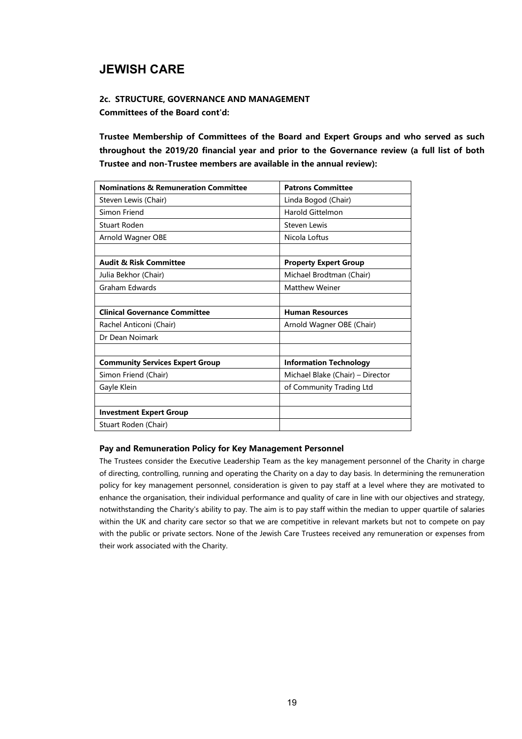# JEWISH CARE

**2c. STRUCTURE, GOVERNANCE AND MANAGEMENT**
**Committees of the Board cont'd:**

**Trustee Membership of Committees of the Board and Expert Groups and who served as such throughout the 2019/20 financial year and prior to the Governance review (a full list of both Trustee and non-Trustee members are available in the annual review):**

| **Nominations & Remuneration Committee** | **Patrons Committee** |
|---|---|
| Steven Lewis (Chair) | Linda Bogod (Chair) |
| Simon Friend | Harold Gittelmon |
| Stuart Roden | Steven Lewis |
| Arnold Wagner OBE | Nicola Loftus |
| | |
| **Audit & Risk Committee** | **Property Expert Group** |
| Julia Bekhor (Chair) | Michael Brodtman (Chair) |
| Graham Edwards | Matthew Weiner |
| | |
| **Clinical Governance Committee** | **Human Resources** |
| Rachel Anticoni (Chair) | Arnold Wagner OBE (Chair) |
| Dr Dean Noimark | |
| | |
| **Community Services Expert Group** | **Information Technology** |
| Simon Friend (Chair) | Michael Blake (Chair) – Director |
| Gayle Klein | of Community Trading Ltd |
| | |
| **Investment Expert Group** | |
| Stuart Roden (Chair) | |

### Pay and Remuneration Policy for Key Management Personnel

The Trustees consider the Executive Leadership Team as the key management personnel of the Charity in charge of directing, controlling, running and operating the Charity on a day to day basis. In determining the remuneration policy for key management personnel, consideration is given to pay staff at a level where they are motivated to enhance the organisation, their individual performance and quality of care in line with our objectives and strategy, notwithstanding the Charity's ability to pay. The aim is to pay staff within the median to upper quartile of salaries within the UK and charity care sector so that we are competitive in relevant markets but not to compete on pay with the public or private sectors. None of the Jewish Care Trustees received any remuneration or expenses from their work associated with the Charity.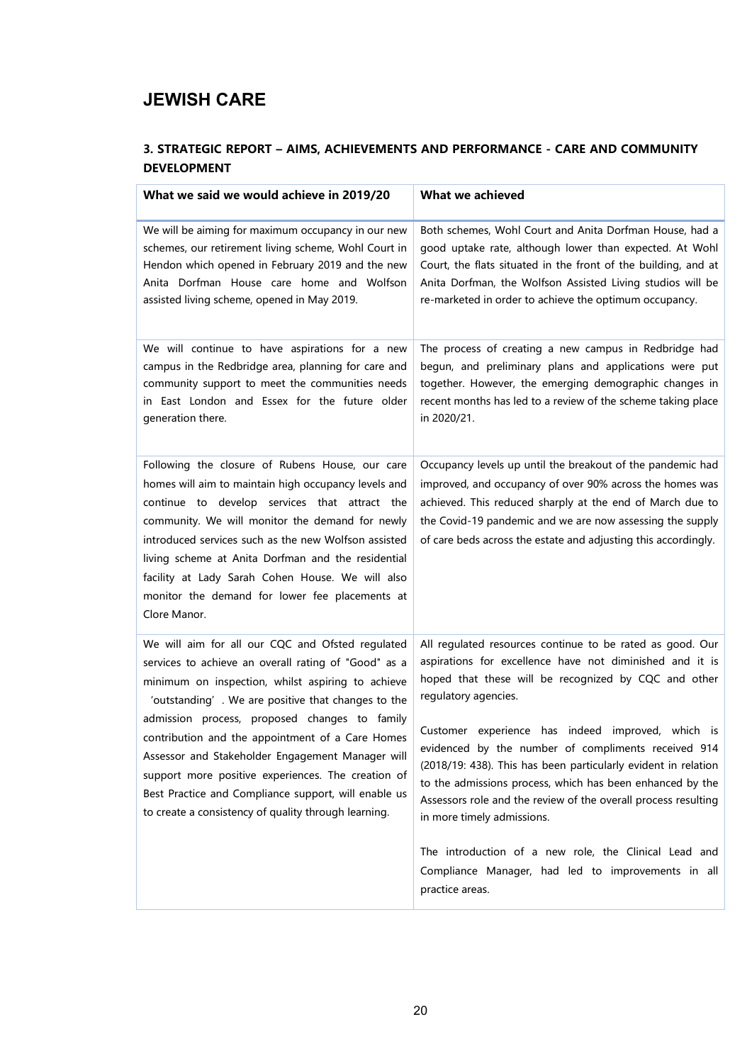# JEWISH CARE

### 3. STRATEGIC REPORT – AIMS, ACHIEVEMENTS AND PERFORMANCE - CARE AND COMMUNITY DEVELOPMENT

| What we said we would achieve in 2019/20 | What we achieved |
|---|---|
| We will be aiming for maximum occupancy in our new schemes, our retirement living scheme, Wohl Court in Hendon which opened in February 2019 and the new Anita Dorfman House care home and Wolfson assisted living scheme, opened in May 2019. | Both schemes, Wohl Court and Anita Dorfman House, had a good uptake rate, although lower than expected. At Wohl Court, the flats situated in the front of the building, and at Anita Dorfman, the Wolfson Assisted Living studios will be re-marketed in order to achieve the optimum occupancy. |
| We will continue to have aspirations for a new campus in the Redbridge area, planning for care and community support to meet the communities needs in East London and Essex for the future older generation there. | The process of creating a new campus in Redbridge had begun, and preliminary plans and applications were put together. However, the emerging demographic changes in recent months has led to a review of the scheme taking place in 2020/21. |
| Following the closure of Rubens House, our care homes will aim to maintain high occupancy levels and continue to develop services that attract the community. We will monitor the demand for newly introduced services such as the new Wolfson assisted living scheme at Anita Dorfman and the residential facility at Lady Sarah Cohen House. We will also monitor the demand for lower fee placements at Clore Manor. | Occupancy levels up until the breakout of the pandemic had improved, and occupancy of over 90% across the homes was achieved. This reduced sharply at the end of March due to the Covid-19 pandemic and we are now assessing the supply of care beds across the estate and adjusting this accordingly. |
| We will aim for all our CQC and Ofsted regulated services to achieve an overall rating of "Good" as a minimum on inspection, whilst aspiring to achieve 'outstanding'. We are positive that changes to the admission process, proposed changes to family contribution and the appointment of a Care Homes Assessor and Stakeholder Engagement Manager will support more positive experiences. The creation of Best Practice and Compliance support, will enable us to create a consistency of quality through learning. | All regulated resources continue to be rated as good. Our aspirations for excellence have not diminished and it is hoped that these will be recognized by CQC and other regulatory agencies.<br><br>Customer experience has indeed improved, which is evidenced by the number of compliments received 914 (2018/19: 438). This has been particularly evident in relation to the admissions process, which has been enhanced by the Assessors role and the review of the overall process resulting in more timely admissions.<br><br>The introduction of a new role, the Clinical Lead and Compliance Manager, had led to improvements in all practice areas. |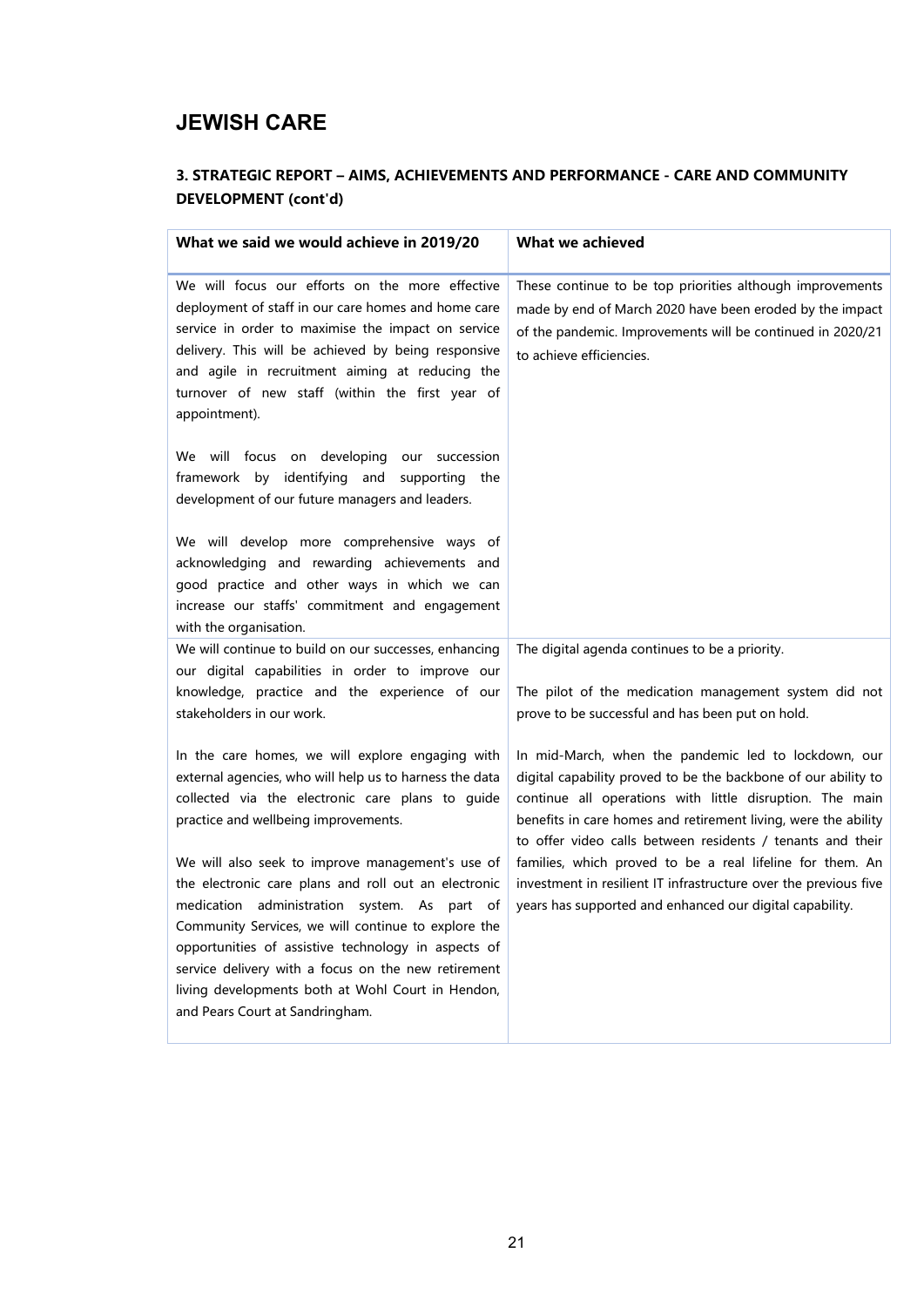# JEWISH CARE

## 3. STRATEGIC REPORT – AIMS, ACHIEVEMENTS AND PERFORMANCE - CARE AND COMMUNITY DEVELOPMENT (cont'd)

| What we said we would achieve in 2019/20 | What we achieved |
|---|---|
| We will focus our efforts on the more effective deployment of staff in our care homes and home care service in order to maximise the impact on service delivery. This will be achieved by being responsive and agile in recruitment aiming at reducing the turnover of new staff (within the first year of appointment).<br><br>We will focus on developing our succession framework by identifying and supporting the development of our future managers and leaders.<br><br>We will develop more comprehensive ways of acknowledging and rewarding achievements and good practice and other ways in which we can increase our staffs' commitment and engagement with the organisation. | These continue to be top priorities although improvements made by end of March 2020 have been eroded by the impact of the pandemic. Improvements will be continued in 2020/21 to achieve efficiencies. |
| We will continue to build on our successes, enhancing our digital capabilities in order to improve our knowledge, practice and the experience of our stakeholders in our work.<br><br>In the care homes, we will explore engaging with external agencies, who will help us to harness the data collected via the electronic care plans to guide practice and wellbeing improvements.<br><br>We will also seek to improve management's use of the electronic care plans and roll out an electronic medication administration system. As part of Community Services, we will continue to explore the opportunities of assistive technology in aspects of service delivery with a focus on the new retirement living developments both at Wohl Court in Hendon, and Pears Court at Sandringham. | The digital agenda continues to be a priority.<br><br>The pilot of the medication management system did not prove to be successful and has been put on hold.<br><br>In mid-March, when the pandemic led to lockdown, our digital capability proved to be the backbone of our ability to continue all operations with little disruption. The main benefits in care homes and retirement living, were the ability to offer video calls between residents / tenants and their families, which proved to be a real lifeline for them. An investment in resilient IT infrastructure over the previous five years has supported and enhanced our digital capability. |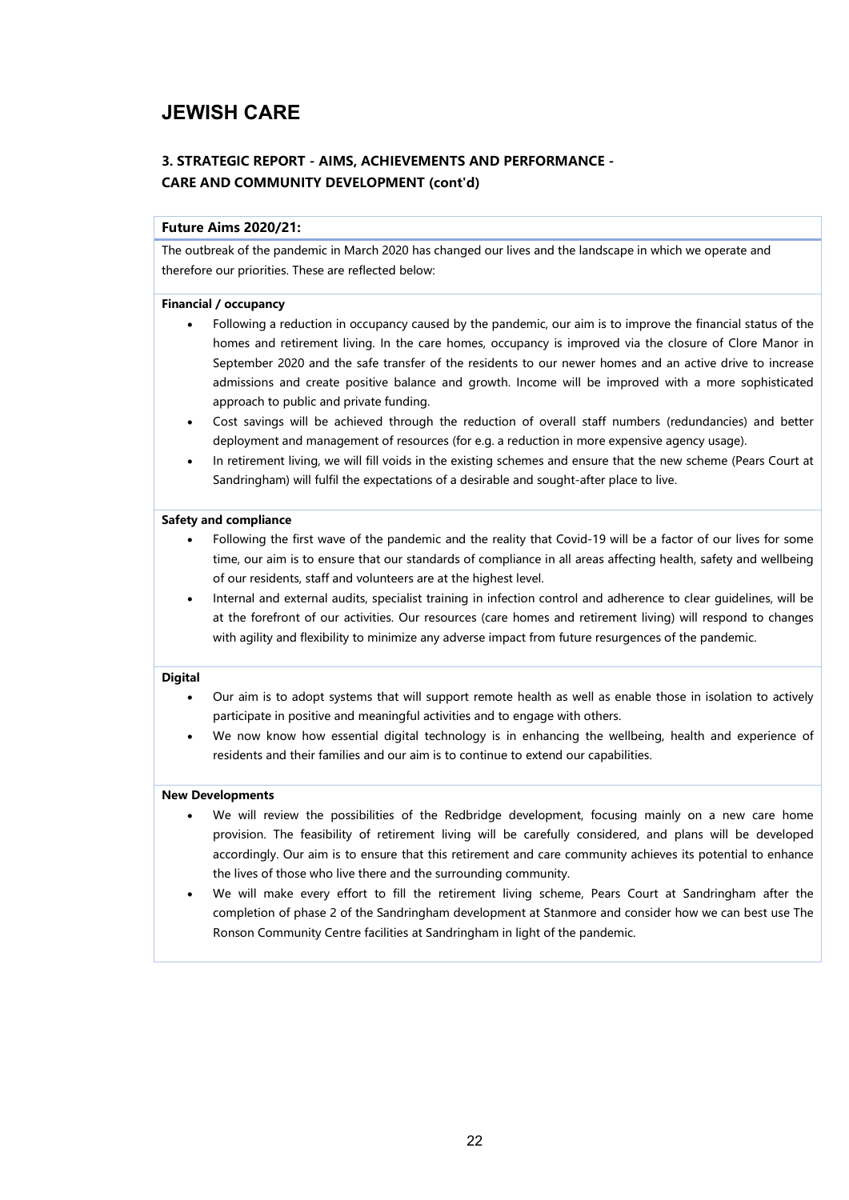# JEWISH CARE

## 3. STRATEGIC REPORT - AIMS, ACHIEVEMENTS AND PERFORMANCE - CARE AND COMMUNITY DEVELOPMENT (cont'd)

### Future Aims 2020/21:

The outbreak of the pandemic in March 2020 has changed our lives and the landscape in which we operate and therefore our priorities. These are reflected below:

**Financial / occupancy**

- Following a reduction in occupancy caused by the pandemic, our aim is to improve the financial status of the homes and retirement living. In the care homes, occupancy is improved via the closure of Clore Manor in September 2020 and the safe transfer of the residents to our newer homes and an active drive to increase admissions and create positive balance and growth. Income will be improved with a more sophisticated approach to public and private funding.
- Cost savings will be achieved through the reduction of overall staff numbers (redundancies) and better deployment and management of resources (for e.g. a reduction in more expensive agency usage).
- In retirement living, we will fill voids in the existing schemes and ensure that the new scheme (Pears Court at Sandringham) will fulfil the expectations of a desirable and sought-after place to live.

**Safety and compliance**

- Following the first wave of the pandemic and the reality that Covid-19 will be a factor of our lives for some time, our aim is to ensure that our standards of compliance in all areas affecting health, safety and wellbeing of our residents, staff and volunteers are at the highest level.
- Internal and external audits, specialist training in infection control and adherence to clear guidelines, will be at the forefront of our activities. Our resources (care homes and retirement living) will respond to changes with agility and flexibility to minimize any adverse impact from future resurgences of the pandemic.

**Digital**

- Our aim is to adopt systems that will support remote health as well as enable those in isolation to actively participate in positive and meaningful activities and to engage with others.
- We now know how essential digital technology is in enhancing the wellbeing, health and experience of residents and their families and our aim is to continue to extend our capabilities.

**New Developments**

- We will review the possibilities of the Redbridge development, focusing mainly on a new care home provision. The feasibility of retirement living will be carefully considered, and plans will be developed accordingly. Our aim is to ensure that this retirement and care community achieves its potential to enhance the lives of those who live there and the surrounding community.
- We will make every effort to fill the retirement living scheme, Pears Court at Sandringham after the completion of phase 2 of the Sandringham development at Stanmore and consider how we can best use The Ronson Community Centre facilities at Sandringham in light of the pandemic.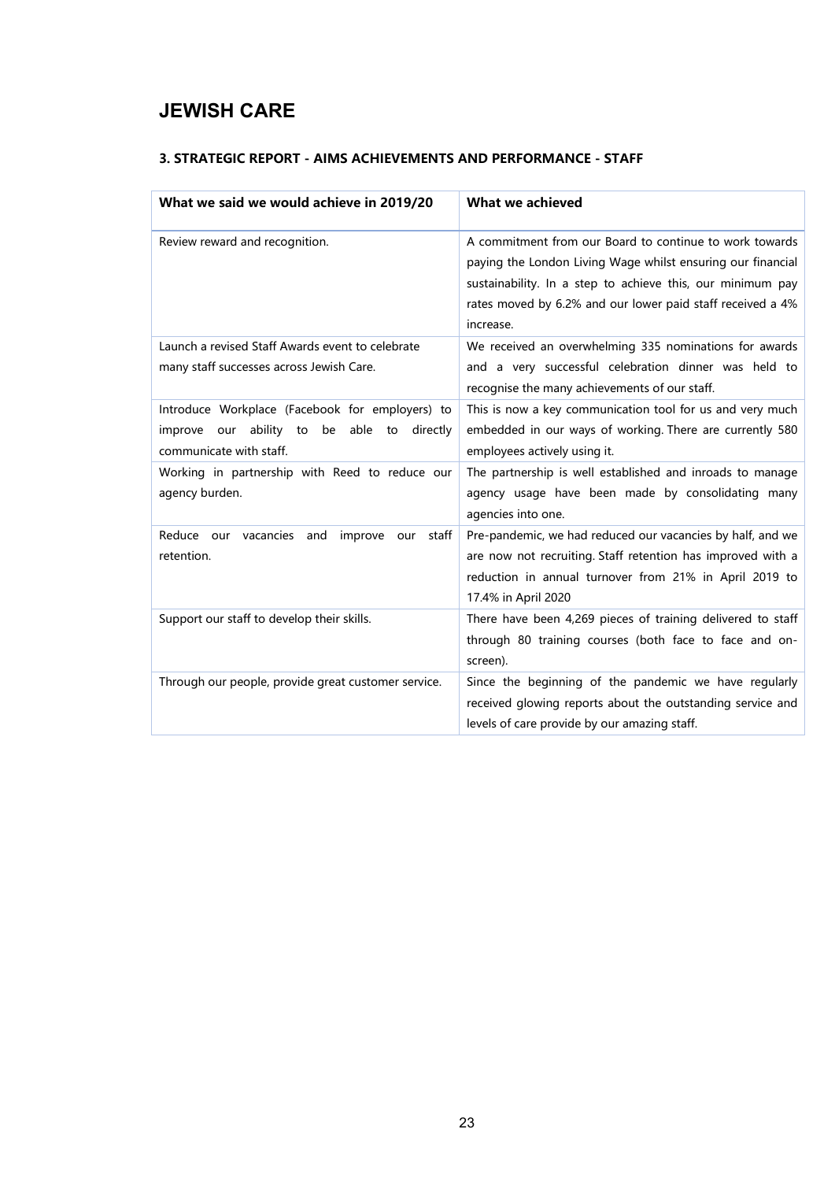# JEWISH CARE

## 3. STRATEGIC REPORT - AIMS ACHIEVEMENTS AND PERFORMANCE - STAFF

| What we said we would achieve in 2019/20 | What we achieved |
|---|---|
| Review reward and recognition. | A commitment from our Board to continue to work towards paying the London Living Wage whilst ensuring our financial sustainability. In a step to achieve this, our minimum pay rates moved by 6.2% and our lower paid staff received a 4% increase. |
| Launch a revised Staff Awards event to celebrate many staff successes across Jewish Care. | We received an overwhelming 335 nominations for awards and a very successful celebration dinner was held to recognise the many achievements of our staff. |
| Introduce Workplace (Facebook for employers) to improve our ability to be able to directly communicate with staff. | This is now a key communication tool for us and very much embedded in our ways of working. There are currently 580 employees actively using it. |
| Working in partnership with Reed to reduce our agency burden. | The partnership is well established and inroads to manage agency usage have been made by consolidating many agencies into one. |
| Reduce our vacancies and improve our staff retention. | Pre-pandemic, we had reduced our vacancies by half, and we are now not recruiting. Staff retention has improved with a reduction in annual turnover from 21% in April 2019 to 17.4% in April 2020 |
| Support our staff to develop their skills. | There have been 4,269 pieces of training delivered to staff through 80 training courses (both face to face and on-screen). |
| Through our people, provide great customer service. | Since the beginning of the pandemic we have regularly received glowing reports about the outstanding service and levels of care provide by our amazing staff. |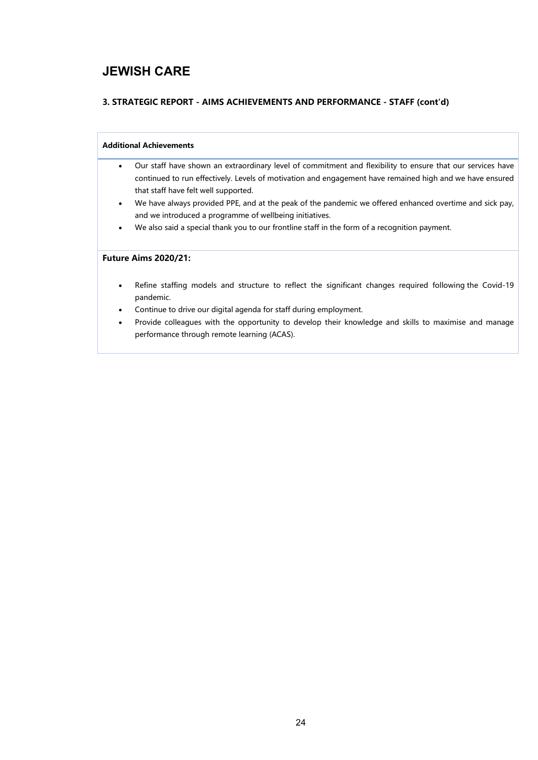# JEWISH CARE

## 3. STRATEGIC REPORT - AIMS ACHIEVEMENTS AND PERFORMANCE - STAFF (cont'd)

**Additional Achievements**

- Our staff have shown an extraordinary level of commitment and flexibility to ensure that our services have continued to run effectively. Levels of motivation and engagement have remained high and we have ensured that staff have felt well supported.
- We have always provided PPE, and at the peak of the pandemic we offered enhanced overtime and sick pay, and we introduced a programme of wellbeing initiatives.
- We also said a special thank you to our frontline staff in the form of a recognition payment.

**Future Aims 2020/21:**

- Refine staffing models and structure to reflect the significant changes required following the Covid-19 pandemic.
- Continue to drive our digital agenda for staff during employment.
- Provide colleagues with the opportunity to develop their knowledge and skills to maximise and manage performance through remote learning (ACAS).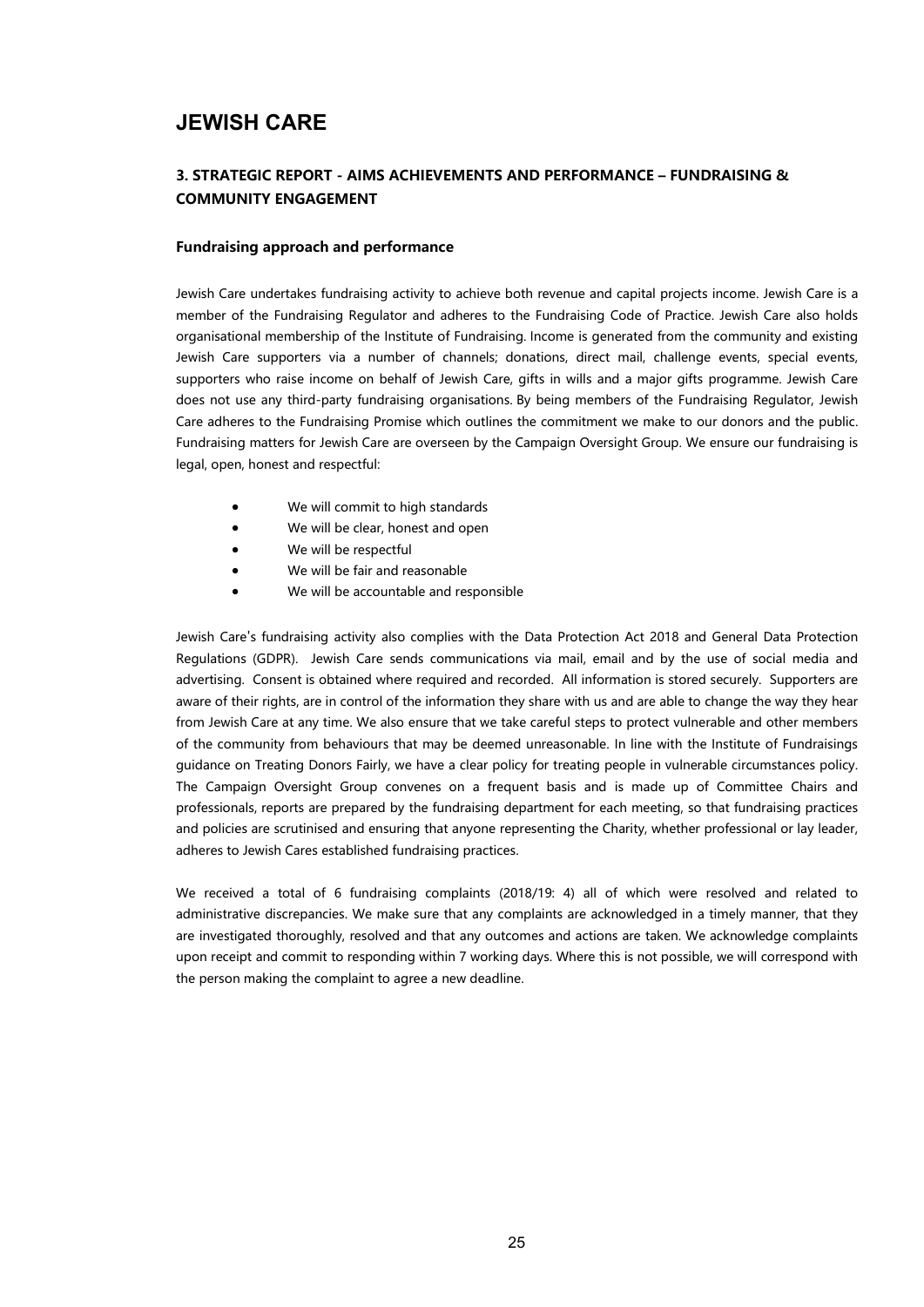# JEWISH CARE

## 3. STRATEGIC REPORT - AIMS ACHIEVEMENTS AND PERFORMANCE – FUNDRAISING & COMMUNITY ENGAGEMENT

### Fundraising approach and performance

Jewish Care undertakes fundraising activity to achieve both revenue and capital projects income. Jewish Care is a member of the Fundraising Regulator and adheres to the Fundraising Code of Practice. Jewish Care also holds organisational membership of the Institute of Fundraising. Income is generated from the community and existing Jewish Care supporters via a number of channels; donations, direct mail, challenge events, special events, supporters who raise income on behalf of Jewish Care, gifts in wills and a major gifts programme. Jewish Care does not use any third-party fundraising organisations. By being members of the Fundraising Regulator, Jewish Care adheres to the Fundraising Promise which outlines the commitment we make to our donors and the public. Fundraising matters for Jewish Care are overseen by the Campaign Oversight Group. We ensure our fundraising is legal, open, honest and respectful:

- We will commit to high standards
- We will be clear, honest and open
- We will be respectful
- We will be fair and reasonable
- We will be accountable and responsible

Jewish Care's fundraising activity also complies with the Data Protection Act 2018 and General Data Protection Regulations (GDPR). Jewish Care sends communications via mail, email and by the use of social media and advertising. Consent is obtained where required and recorded. All information is stored securely. Supporters are aware of their rights, are in control of the information they share with us and are able to change the way they hear from Jewish Care at any time. We also ensure that we take careful steps to protect vulnerable and other members of the community from behaviours that may be deemed unreasonable. In line with the Institute of Fundraisings guidance on Treating Donors Fairly, we have a clear policy for treating people in vulnerable circumstances policy. The Campaign Oversight Group convenes on a frequent basis and is made up of Committee Chairs and professionals, reports are prepared by the fundraising department for each meeting, so that fundraising practices and policies are scrutinised and ensuring that anyone representing the Charity, whether professional or lay leader, adheres to Jewish Cares established fundraising practices.

We received a total of 6 fundraising complaints (2018/19: 4) all of which were resolved and related to administrative discrepancies. We make sure that any complaints are acknowledged in a timely manner, that they are investigated thoroughly, resolved and that any outcomes and actions are taken. We acknowledge complaints upon receipt and commit to responding within 7 working days. Where this is not possible, we will correspond with the person making the complaint to agree a new deadline.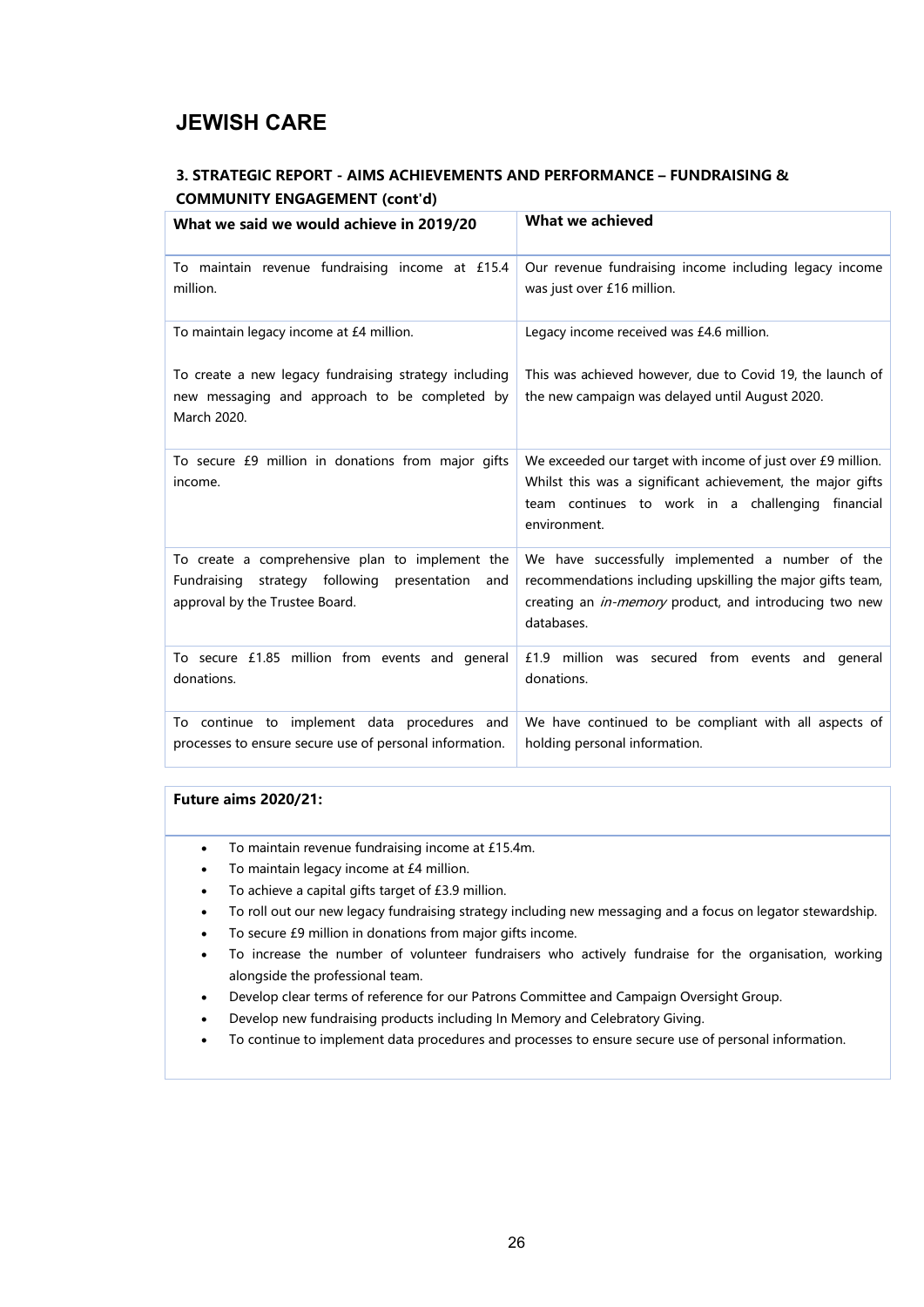# JEWISH CARE

### 3. STRATEGIC REPORT - AIMS ACHIEVEMENTS AND PERFORMANCE – FUNDRAISING & COMMUNITY ENGAGEMENT (cont'd)

| What we said we would achieve in 2019/20 | What we achieved |
|---|---|
| To maintain revenue fundraising income at £15.4 million. | Our revenue fundraising income including legacy income was just over £16 million. |
| To maintain legacy income at £4 million.<br><br>To create a new legacy fundraising strategy including new messaging and approach to be completed by March 2020. | Legacy income received was £4.6 million.<br><br>This was achieved however, due to Covid 19, the launch of the new campaign was delayed until August 2020. |
| To secure £9 million in donations from major gifts income. | We exceeded our target with income of just over £9 million. Whilst this was a significant achievement, the major gifts team continues to work in a challenging financial environment. |
| To create a comprehensive plan to implement the Fundraising strategy following presentation and approval by the Trustee Board. | We have successfully implemented a number of the recommendations including upskilling the major gifts team, creating an *in-memory* product, and introducing two new databases. |
| To secure £1.85 million from events and general donations. | £1.9 million was secured from events and general donations. |
| To continue to implement data procedures and processes to ensure secure use of personal information. | We have continued to be compliant with all aspects of holding personal information. |

**Future aims 2020/21:**

- To maintain revenue fundraising income at £15.4m.
- To maintain legacy income at £4 million.
- To achieve a capital gifts target of £3.9 million.
- To roll out our new legacy fundraising strategy including new messaging and a focus on legator stewardship.
- To secure £9 million in donations from major gifts income.
- To increase the number of volunteer fundraisers who actively fundraise for the organisation, working alongside the professional team.
- Develop clear terms of reference for our Patrons Committee and Campaign Oversight Group.
- Develop new fundraising products including In Memory and Celebratory Giving.
- To continue to implement data procedures and processes to ensure secure use of personal information.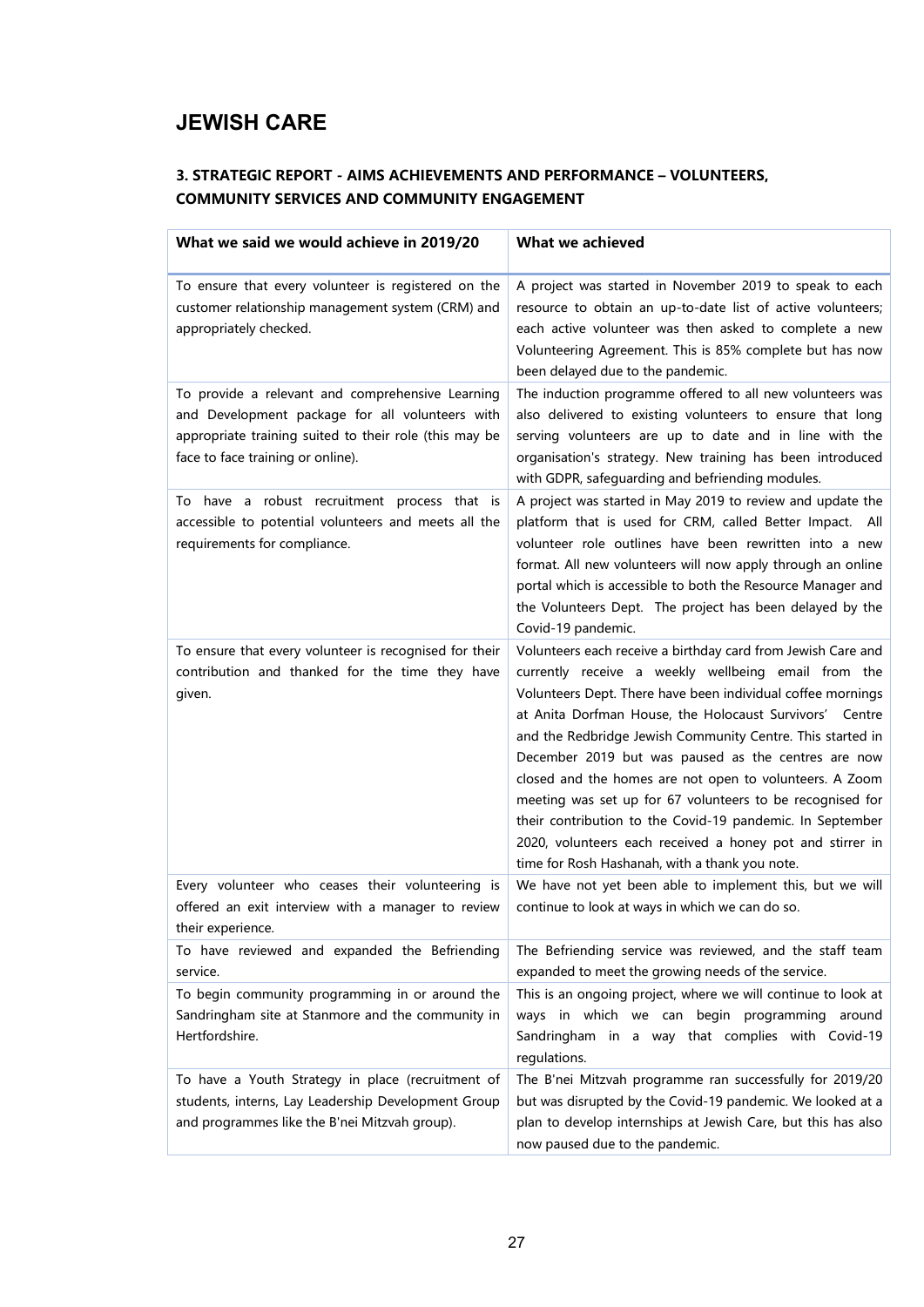# JEWISH CARE

### 3. STRATEGIC REPORT - AIMS ACHIEVEMENTS AND PERFORMANCE – VOLUNTEERS, COMMUNITY SERVICES AND COMMUNITY ENGAGEMENT

| What we said we would achieve in 2019/20 | What we achieved |
|---|---|
| To ensure that every volunteer is registered on the customer relationship management system (CRM) and appropriately checked. | A project was started in November 2019 to speak to each resource to obtain an up-to-date list of active volunteers; each active volunteer was then asked to complete a new Volunteering Agreement. This is 85% complete but has now been delayed due to the pandemic. |
| To provide a relevant and comprehensive Learning and Development package for all volunteers with appropriate training suited to their role (this may be face to face training or online). | The induction programme offered to all new volunteers was also delivered to existing volunteers to ensure that long serving volunteers are up to date and in line with the organisation's strategy. New training has been introduced with GDPR, safeguarding and befriending modules. |
| To have a robust recruitment process that is accessible to potential volunteers and meets all the requirements for compliance. | A project was started in May 2019 to review and update the platform that is used for CRM, called Better Impact. All volunteer role outlines have been rewritten into a new format. All new volunteers will now apply through an online portal which is accessible to both the Resource Manager and the Volunteers Dept. The project has been delayed by the Covid-19 pandemic. |
| To ensure that every volunteer is recognised for their contribution and thanked for the time they have given. | Volunteers each receive a birthday card from Jewish Care and currently receive a weekly wellbeing email from the Volunteers Dept. There have been individual coffee mornings at Anita Dorfman House, the Holocaust Survivors' Centre and the Redbridge Jewish Community Centre. This started in December 2019 but was paused as the centres are now closed and the homes are not open to volunteers. A Zoom meeting was set up for 67 volunteers to be recognised for their contribution to the Covid-19 pandemic. In September 2020, volunteers each received a honey pot and stirrer in time for Rosh Hashanah, with a thank you note. |
| Every volunteer who ceases their volunteering is offered an exit interview with a manager to review their experience. | We have not yet been able to implement this, but we will continue to look at ways in which we can do so. |
| To have reviewed and expanded the Befriending service. | The Befriending service was reviewed, and the staff team expanded to meet the growing needs of the service. |
| To begin community programming in or around the Sandringham site at Stanmore and the community in Hertfordshire. | This is an ongoing project, where we will continue to look at ways in which we can begin programming around Sandringham in a way that complies with Covid-19 regulations. |
| To have a Youth Strategy in place (recruitment of students, interns, Lay Leadership Development Group and programmes like the B'nei Mitzvah group). | The B'nei Mitzvah programme ran successfully for 2019/20 but was disrupted by the Covid-19 pandemic. We looked at a plan to develop internships at Jewish Care, but this has also now paused due to the pandemic. |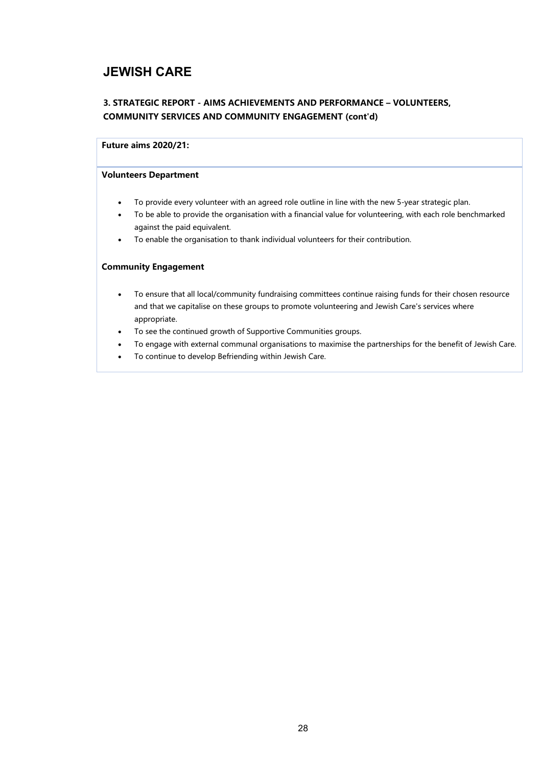# JEWISH CARE

## 3. STRATEGIC REPORT - AIMS ACHIEVEMENTS AND PERFORMANCE – VOLUNTEERS, COMMUNITY SERVICES AND COMMUNITY ENGAGEMENT (cont'd)

**Future aims 2020/21:**

**Volunteers Department**

- To provide every volunteer with an agreed role outline in line with the new 5-year strategic plan.
- To be able to provide the organisation with a financial value for volunteering, with each role benchmarked against the paid equivalent.
- To enable the organisation to thank individual volunteers for their contribution.

**Community Engagement**

- To ensure that all local/community fundraising committees continue raising funds for their chosen resource and that we capitalise on these groups to promote volunteering and Jewish Care's services where appropriate.
- To see the continued growth of Supportive Communities groups.
- To engage with external communal organisations to maximise the partnerships for the benefit of Jewish Care.
- To continue to develop Befriending within Jewish Care.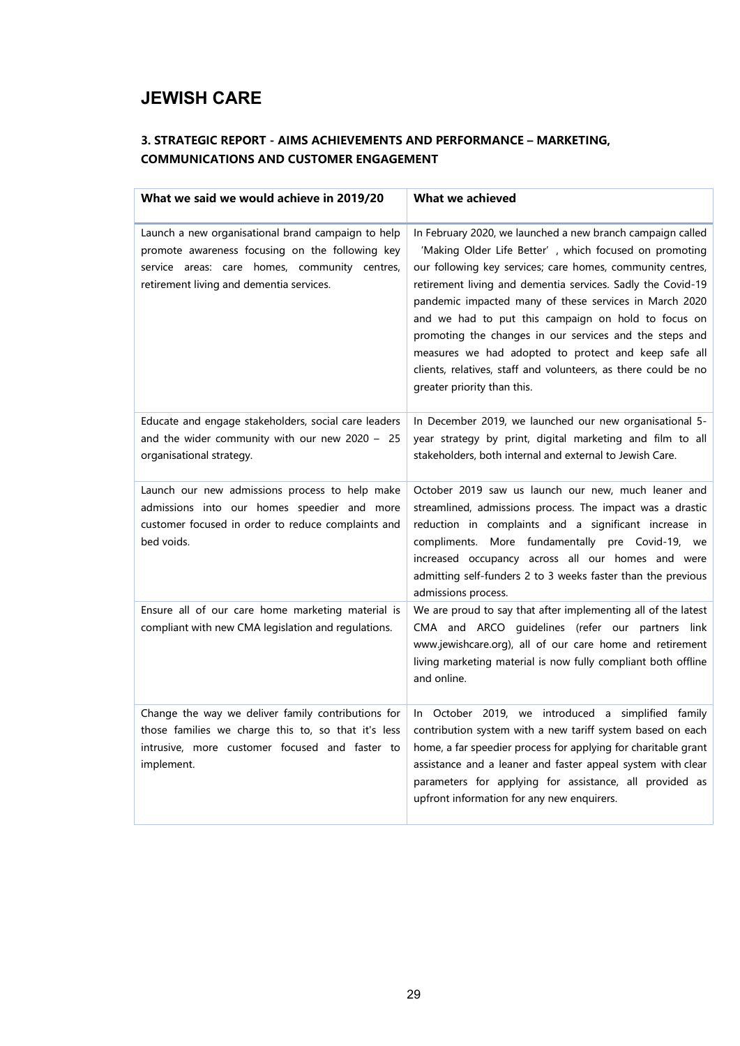# JEWISH CARE

### 3. STRATEGIC REPORT - AIMS ACHIEVEMENTS AND PERFORMANCE – MARKETING, COMMUNICATIONS AND CUSTOMER ENGAGEMENT

| What we said we would achieve in 2019/20 | What we achieved |
|---|---|
| Launch a new organisational brand campaign to help promote awareness focusing on the following key service areas: care homes, community centres, retirement living and dementia services. | In February 2020, we launched a new branch campaign called 'Making Older Life Better' , which focused on promoting our following key services; care homes, community centres, retirement living and dementia services. Sadly the Covid-19 pandemic impacted many of these services in March 2020 and we had to put this campaign on hold to focus on promoting the changes in our services and the steps and measures we had adopted to protect and keep safe all clients, relatives, staff and volunteers, as there could be no greater priority than this. |
| Educate and engage stakeholders, social care leaders and the wider community with our new 2020 – 25 organisational strategy. | In December 2019, we launched our new organisational 5-year strategy by print, digital marketing and film to all stakeholders, both internal and external to Jewish Care. |
| Launch our new admissions process to help make admissions into our homes speedier and more customer focused in order to reduce complaints and bed voids. | October 2019 saw us launch our new, much leaner and streamlined, admissions process. The impact was a drastic reduction in complaints and a significant increase in compliments. More fundamentally pre Covid-19, we increased occupancy across all our homes and were admitting self-funders 2 to 3 weeks faster than the previous admissions process. |
| Ensure all of our care home marketing material is compliant with new CMA legislation and regulations. | We are proud to say that after implementing all of the latest CMA and ARCO guidelines (refer our partners link www.jewishcare.org), all of our care home and retirement living marketing material is now fully compliant both offline and online. |
| Change the way we deliver family contributions for those families we charge this to, so that it's less intrusive, more customer focused and faster to implement. | In October 2019, we introduced a simplified family contribution system with a new tariff system based on each home, a far speedier process for applying for charitable grant assistance and a leaner and faster appeal system with clear parameters for applying for assistance, all provided as upfront information for any new enquirers. |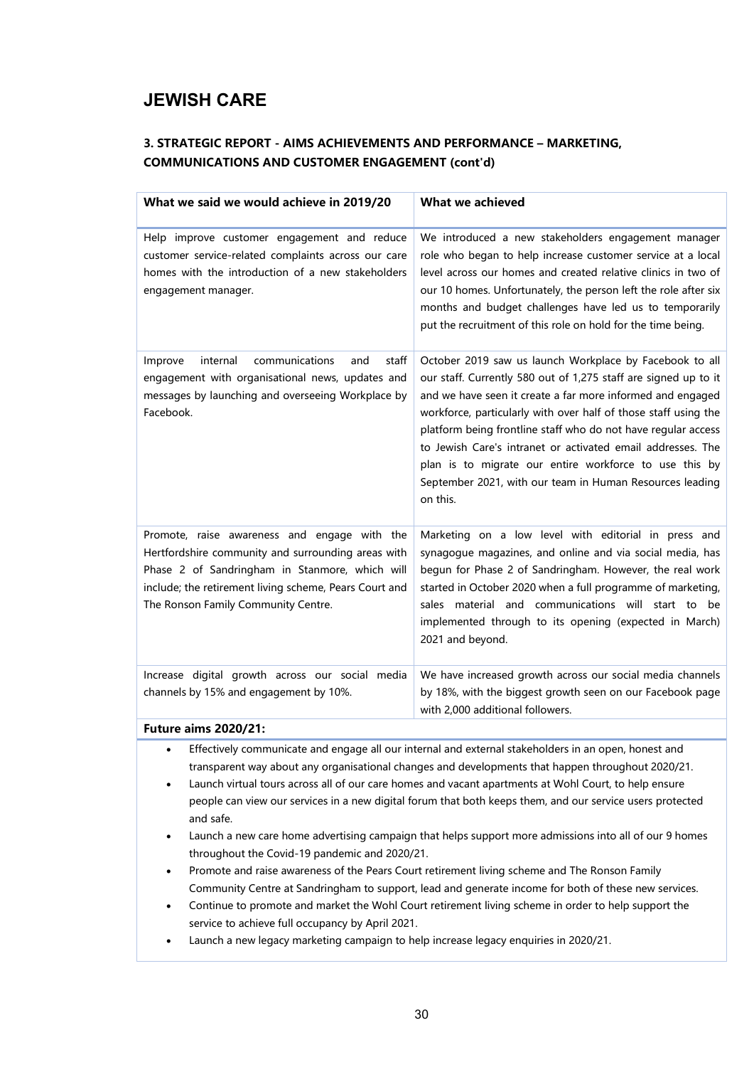# JEWISH CARE

## 3. STRATEGIC REPORT - AIMS ACHIEVEMENTS AND PERFORMANCE – MARKETING, COMMUNICATIONS AND CUSTOMER ENGAGEMENT (cont'd)

| What we said we would achieve in 2019/20 | What we achieved |
|---|---|
| Help improve customer engagement and reduce customer service-related complaints across our care homes with the introduction of a new stakeholders engagement manager. | We introduced a new stakeholders engagement manager role who began to help increase customer service at a local level across our homes and created relative clinics in two of our 10 homes. Unfortunately, the person left the role after six months and budget challenges have led us to temporarily put the recruitment of this role on hold for the time being. |
| Improve internal communications and staff engagement with organisational news, updates and messages by launching and overseeing Workplace by Facebook. | October 2019 saw us launch Workplace by Facebook to all our staff. Currently 580 out of 1,275 staff are signed up to it and we have seen it create a far more informed and engaged workforce, particularly with over half of those staff using the platform being frontline staff who do not have regular access to Jewish Care's intranet or activated email addresses. The plan is to migrate our entire workforce to use this by September 2021, with our team in Human Resources leading on this. |
| Promote, raise awareness and engage with the Hertfordshire community and surrounding areas with Phase 2 of Sandringham in Stanmore, which will include; the retirement living scheme, Pears Court and The Ronson Family Community Centre. | Marketing on a low level with editorial in press and synagogue magazines, and online and via social media, has begun for Phase 2 of Sandringham. However, the real work started in October 2020 when a full programme of marketing, sales material and communications will start to be implemented through to its opening (expected in March) 2021 and beyond. |
| Increase digital growth across our social media channels by 15% and engagement by 10%. | We have increased growth across our social media channels by 18%, with the biggest growth seen on our Facebook page with 2,000 additional followers. |

**Future aims 2020/21:**

- Effectively communicate and engage all our internal and external stakeholders in an open, honest and transparent way about any organisational changes and developments that happen throughout 2020/21.
- Launch virtual tours across all of our care homes and vacant apartments at Wohl Court, to help ensure people can view our services in a new digital forum that both keeps them, and our service users protected and safe.
- Launch a new care home advertising campaign that helps support more admissions into all of our 9 homes throughout the Covid-19 pandemic and 2020/21.
- Promote and raise awareness of the Pears Court retirement living scheme and The Ronson Family Community Centre at Sandringham to support, lead and generate income for both of these new services.
- Continue to promote and market the Wohl Court retirement living scheme in order to help support the service to achieve full occupancy by April 2021.
- Launch a new legacy marketing campaign to help increase legacy enquiries in 2020/21.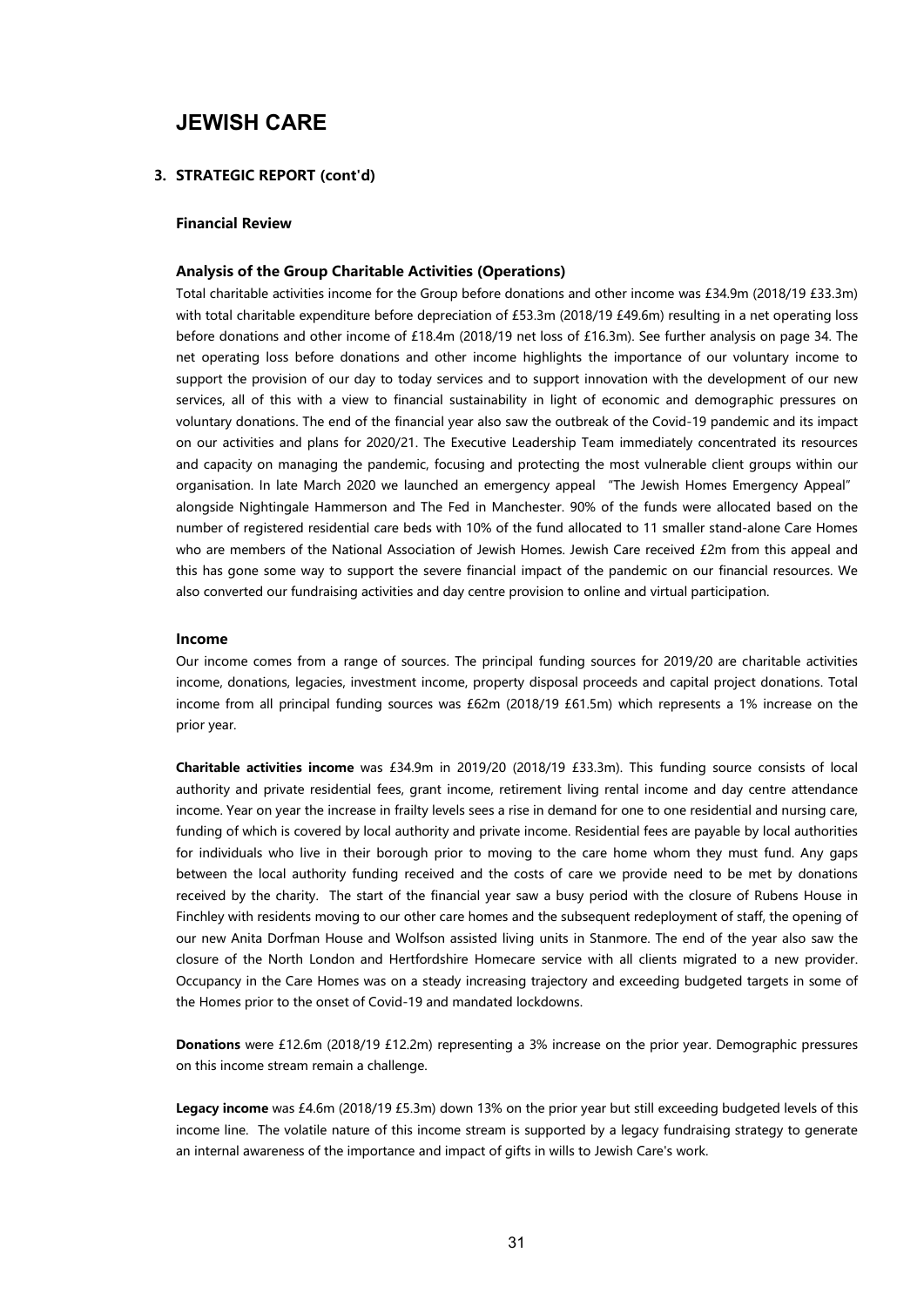# JEWISH CARE

## 3. STRATEGIC REPORT (cont'd)

### Financial Review

#### Analysis of the Group Charitable Activities (Operations)

Total charitable activities income for the Group before donations and other income was £34.9m (2018/19 £33.3m) with total charitable expenditure before depreciation of £53.3m (2018/19 £49.6m) resulting in a net operating loss before donations and other income of £18.4m (2018/19 net loss of £16.3m). See further analysis on page 34. The net operating loss before donations and other income highlights the importance of our voluntary income to support the provision of our day to day services and to support innovation with the development of our new services, all of this with a view to financial sustainability in light of economic and demographic pressures on voluntary donations. The end of the financial year also saw the outbreak of the Covid-19 pandemic and its impact on our activities and plans for 2020/21. The Executive Leadership Team immediately concentrated its resources and capacity on managing the pandemic, focusing and protecting the most vulnerable client groups within our organisation. In late March 2020 we launched an emergency appeal "The Jewish Homes Emergency Appeal" alongside Nightingale Hammerson and The Fed in Manchester. 90% of the funds were allocated based on the number of registered residential care beds with 10% of the fund allocated to 11 smaller stand-alone Care Homes who are members of the National Association of Jewish Homes. Jewish Care received £2m from this appeal and this has gone some way to support the severe financial impact of the pandemic on our financial resources. We also converted our fundraising activities and day centre provision to online and virtual participation.

#### Income

Our income comes from a range of sources. The principal funding sources for 2019/20 are charitable activities income, donations, legacies, investment income, property disposal proceeds and capital project donations. Total income from all principal funding sources was £62m (2018/19 £61.5m) which represents a 1% increase on the prior year.

**Charitable activities income** was £34.9m in 2019/20 (2018/19 £33.3m). This funding source consists of local authority and private residential fees, grant income, retirement living rental income and day centre attendance income. Year on year the increase in frailty levels sees a rise in demand for one to one residential and nursing care, funding of which is covered by local authority and private income. Residential fees are payable by local authorities for individuals who live in their borough prior to moving to the care home whom they must fund. Any gaps between the local authority funding received and the costs of care we provide need to be met by donations received by the charity. The start of the financial year saw a busy period with the closure of Rubens House in Finchley with residents moving to our other care homes and the subsequent redeployment of staff, the opening of our new Anita Dorfman House and Wolfson assisted living units in Stanmore. The end of the year also saw the closure of the North London and Hertfordshire Homecare service with all clients migrated to a new provider. Occupancy in the Care Homes was on a steady increasing trajectory and exceeding budgeted targets in some of the Homes prior to the onset of Covid-19 and mandated lockdowns.

**Donations** were £12.6m (2018/19 £12.2m) representing a 3% increase on the prior year. Demographic pressures on this income stream remain a challenge.

**Legacy income** was £4.6m (2018/19 £5.3m) down 13% on the prior year but still exceeding budgeted levels of this income line. The volatile nature of this income stream is supported by a legacy fundraising strategy to generate an internal awareness of the importance and impact of gifts in wills to Jewish Care's work.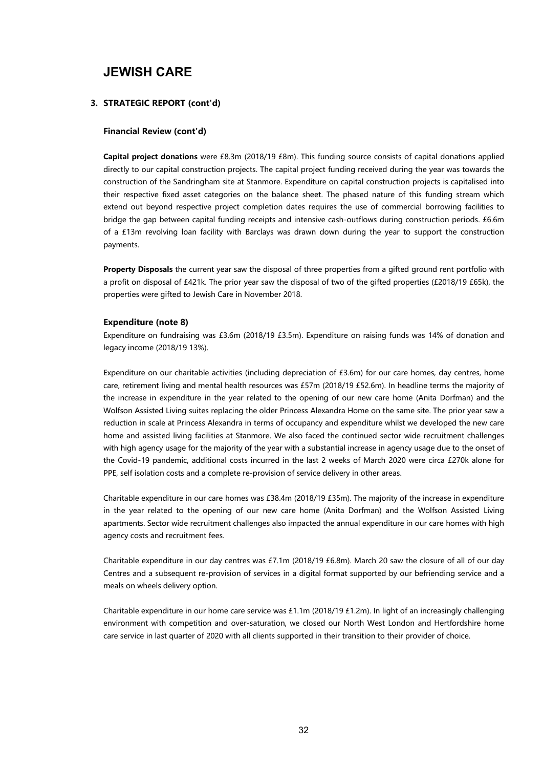# JEWISH CARE

### 3. STRATEGIC REPORT (cont'd)

#### Financial Review (cont'd)

**Capital project donations** were £8.3m (2018/19 £8m). This funding source consists of capital donations applied directly to our capital construction projects. The capital project funding received during the year was towards the construction of the Sandringham site at Stanmore. Expenditure on capital construction projects is capitalised into their respective fixed asset categories on the balance sheet. The phased nature of this funding stream which extend out beyond respective project completion dates requires the use of commercial borrowing facilities to bridge the gap between capital funding receipts and intensive cash-outflows during construction periods. £6.6m of a £13m revolving loan facility with Barclays was drawn down during the year to support the construction payments.

**Property Disposals** the current year saw the disposal of three properties from a gifted ground rent portfolio with a profit on disposal of £421k. The prior year saw the disposal of two of the gifted properties (£2018/19 £65k), the properties were gifted to Jewish Care in November 2018.

#### Expenditure (note 8)

Expenditure on fundraising was £3.6m (2018/19 £3.5m). Expenditure on raising funds was 14% of donation and legacy income (2018/19 13%).

Expenditure on our charitable activities (including depreciation of £3.6m) for our care homes, day centres, home care, retirement living and mental health resources was £57m (2018/19 £52.6m). In headline terms the majority of the increase in expenditure in the year related to the opening of our new care home (Anita Dorfman) and the Wolfson Assisted Living suites replacing the older Princess Alexandra Home on the same site. The prior year saw a reduction in scale at Princess Alexandra in terms of occupancy and expenditure whilst we developed the new care home and assisted living facilities at Stanmore. We also faced the continued sector wide recruitment challenges with high agency usage for the majority of the year with a substantial increase in agency usage due to the onset of the Covid-19 pandemic, additional costs incurred in the last 2 weeks of March 2020 were circa £270k alone for PPE, self isolation costs and a complete re-provision of service delivery in other areas.

Charitable expenditure in our care homes was £38.4m (2018/19 £35m). The majority of the increase in expenditure in the year related to the opening of our new care home (Anita Dorfman) and the Wolfson Assisted Living apartments. Sector wide recruitment challenges also impacted the annual expenditure in our care homes with high agency costs and recruitment fees.

Charitable expenditure in our day centres was £7.1m (2018/19 £6.8m). March 20 saw the closure of all of our day Centres and a subsequent re-provision of services in a digital format supported by our befriending service and a meals on wheels delivery option.

Charitable expenditure in our home care service was £1.1m (2018/19 £1.2m). In light of an increasingly challenging environment with competition and over-saturation, we closed our North West London and Hertfordshire home care service in last quarter of 2020 with all clients supported in their transition to their provider of choice.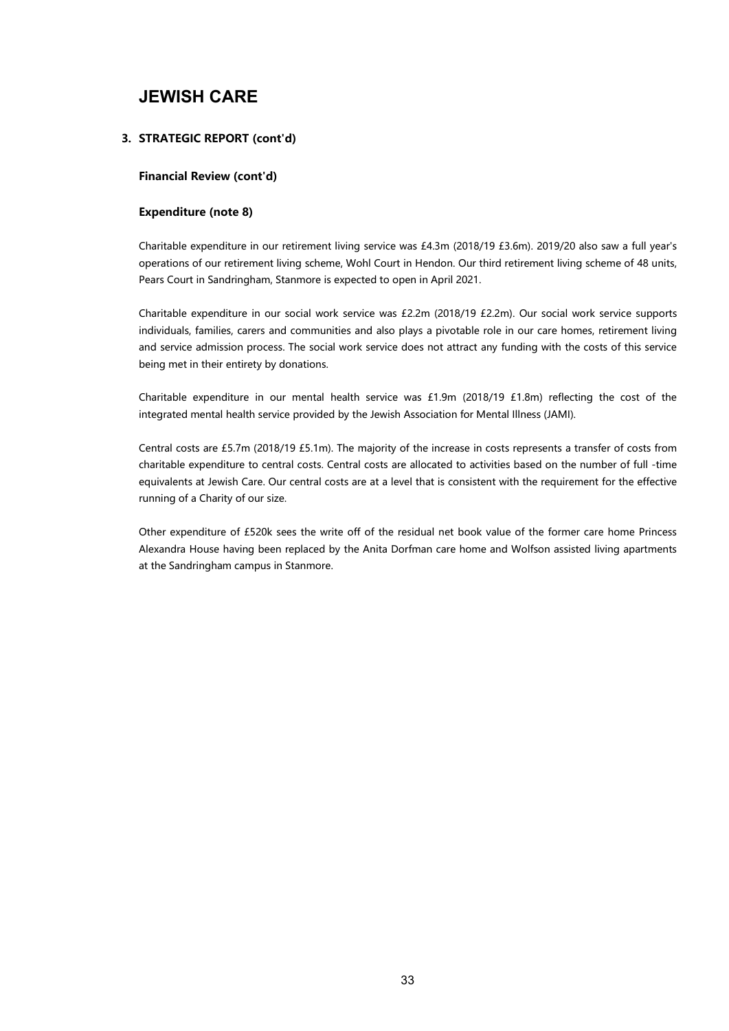# JEWISH CARE

## 3. STRATEGIC REPORT (cont'd)

### Financial Review (cont'd)

### Expenditure (note 8)

Charitable expenditure in our retirement living service was £4.3m (2018/19 £3.6m). 2019/20 also saw a full year's operations of our retirement living scheme, Wohl Court in Hendon. Our third retirement living scheme of 48 units, Pears Court in Sandringham, Stanmore is expected to open in April 2021.

Charitable expenditure in our social work service was £2.2m (2018/19 £2.2m). Our social work service supports individuals, families, carers and communities and also plays a pivotable role in our care homes, retirement living and service admission process. The social work service does not attract any funding with the costs of this service being met in their entirety by donations.

Charitable expenditure in our mental health service was £1.9m (2018/19 £1.8m) reflecting the cost of the integrated mental health service provided by the Jewish Association for Mental Illness (JAMI).

Central costs are £5.7m (2018/19 £5.1m). The majority of the increase in costs represents a transfer of costs from charitable expenditure to central costs. Central costs are allocated to activities based on the number of full -time equivalents at Jewish Care. Our central costs are at a level that is consistent with the requirement for the effective running of a Charity of our size.

Other expenditure of £520k sees the write off of the residual net book value of the former care home Princess Alexandra House having been replaced by the Anita Dorfman care home and Wolfson assisted living apartments at the Sandringham campus in Stanmore.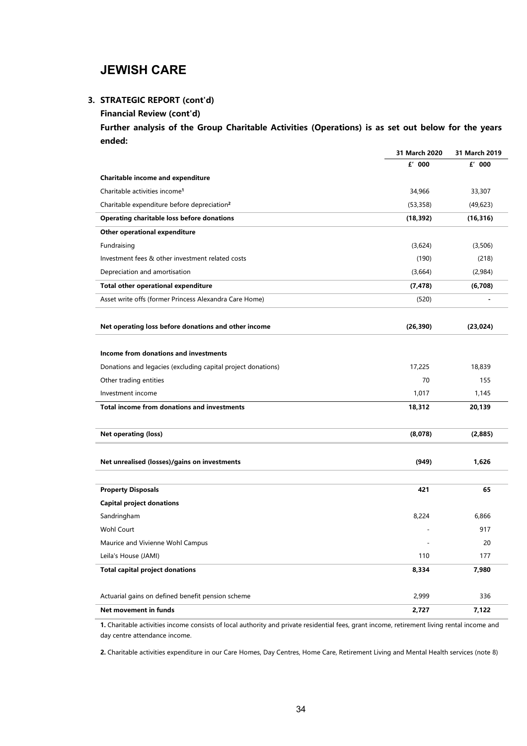# JEWISH CARE

## 3. STRATEGIC REPORT (cont'd)

**Financial Review (cont'd)**

**Further analysis of the Group Charitable Activities (Operations) is as set out below for the years ended:**

| | 31 March 2020 | 31 March 2019 |
|---|---|---|
| | £' 000 | £' 000 |
| **Charitable income and expenditure** | | |
| Charitable activities income[1] | 34,966 | 33,307 |
| Charitable expenditure before depreciation[2] | (53,358) | (49,623) |
| **Operating charitable loss before donations** | **(18,392)** | **(16,316)** |
| **Other operational expenditure** | | |
| Fundraising | (3,624) | (3,506) |
| Investment fees & other investment related costs | (190) | (218) |
| Depreciation and amortisation | (3,664) | (2,984) |
| **Total other operational expenditure** | **(7,478)** | **(6,708)** |
| Asset write offs (former Princess Alexandra Care Home) | (520) | - |
| **Net operating loss before donations and other income** | **(26,390)** | **(23,024)** |
| **Income from donations and investments** | | |
| Donations and legacies (excluding capital project donations) | 17,225 | 18,839 |
| Other trading entities | 70 | 155 |
| Investment income | 1,017 | 1,145 |
| **Total income from donations and investments** | **18,312** | **20,139** |
| **Net operating (loss)** | **(8,078)** | **(2,885)** |
| **Net unrealised (losses)/gains on investments** | **(949)** | **1,626** |
| **Property Disposals** | **421** | **65** |
| **Capital project donations** | | |
| Sandringham | 8,224 | 6,866 |
| Wohl Court | - | 917 |
| Maurice and Vivienne Wohl Campus | - | 20 |
| Leila's House (JAMI) | 110 | 177 |
| **Total capital project donations** | **8,334** | **7,980** |
| Actuarial gains on defined benefit pension scheme | 2,999 | 336 |
| **Net movement in funds** | **2,727** | **7,122** |

**1.** Charitable activities income consists of local authority and private residential fees, grant income, retirement living rental income and day centre attendance income.

**2.** Charitable activities expenditure in our Care Homes, Day Centres, Home Care, Retirement Living and Mental Health services (note 8)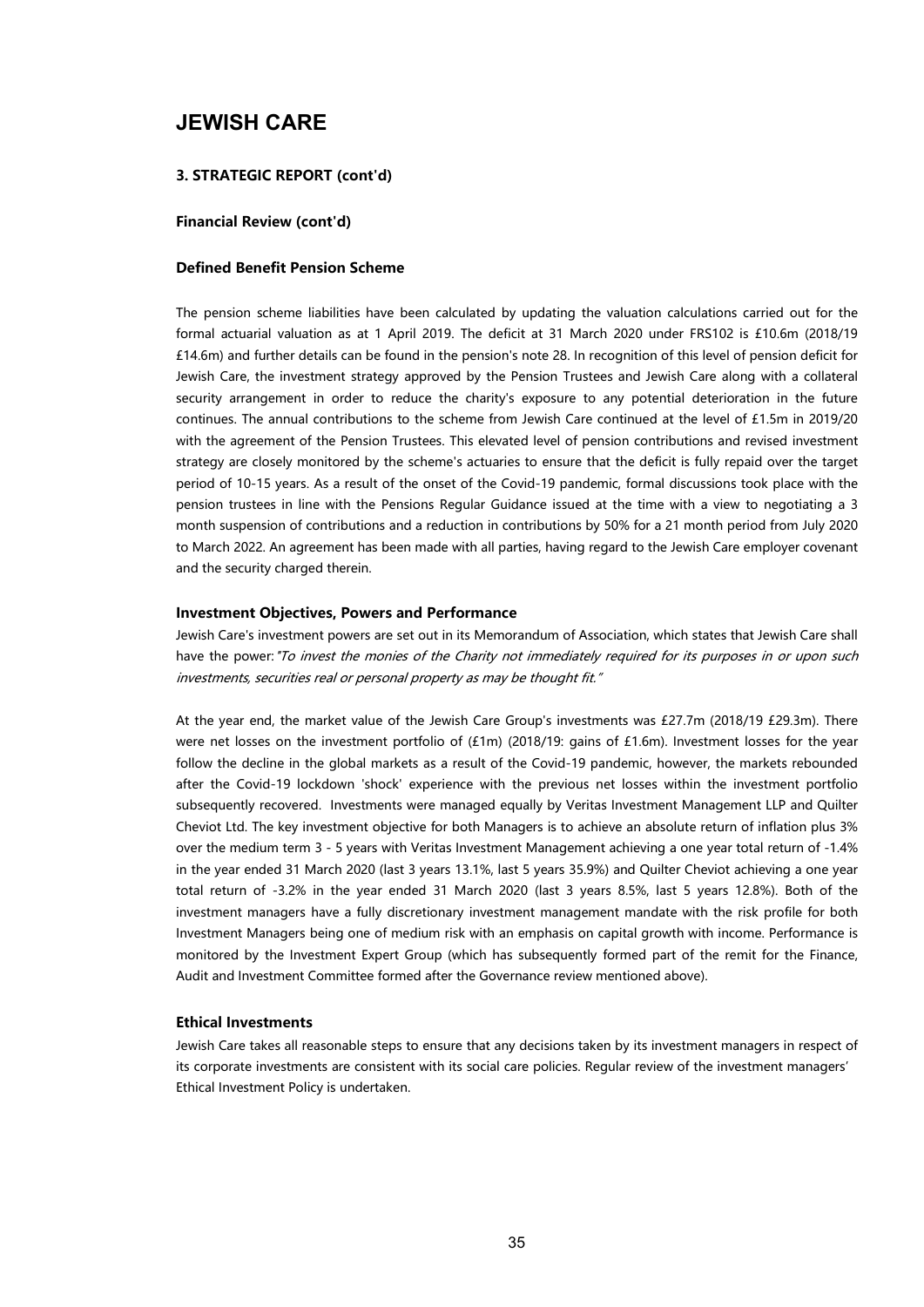# JEWISH CARE

### 3. STRATEGIC REPORT (cont'd)

#### Financial Review (cont'd)

#### Defined Benefit Pension Scheme

The pension scheme liabilities have been calculated by updating the valuation calculations carried out for the formal actuarial valuation as at 1 April 2019. The deficit at 31 March 2020 under FRS102 is £10.6m (2018/19 £14.6m) and further details can be found in the pension's note 28. In recognition of this level of pension deficit for Jewish Care, the investment strategy approved by the Pension Trustees and Jewish Care along with a collateral security arrangement in order to reduce the charity's exposure to any potential deterioration in the future continues. The annual contributions to the scheme from Jewish Care continued at the level of £1.5m in 2019/20 with the agreement of the Pension Trustees. This elevated level of pension contributions and revised investment strategy are closely monitored by the scheme's actuaries to ensure that the deficit is fully repaid over the target period of 10-15 years. As a result of the onset of the Covid-19 pandemic, formal discussions took place with the pension trustees in line with the Pensions Regular Guidance issued at the time with a view to negotiating a 3 month suspension of contributions and a reduction in contributions by 50% for a 21 month period from July 2020 to March 2022. An agreement has been made with all parties, having regard to the Jewish Care employer covenant and the security charged therein.

#### Investment Objectives, Powers and Performance

Jewish Care's investment powers are set out in its Memorandum of Association, which states that Jewish Care shall have the power: *"To invest the monies of the Charity not immediately required for its purposes in or upon such investments, securities real or personal property as may be thought fit."*

At the year end, the market value of the Jewish Care Group's investments was £27.7m (2018/19 £29.3m). There were net losses on the investment portfolio of (£1m) (2018/19: gains of £1.6m). Investment losses for the year follow the decline in the global markets as a result of the Covid-19 pandemic, however, the markets rebounded after the Covid-19 lockdown 'shock' experience with the previous net losses within the investment portfolio subsequently recovered. Investments were managed equally by Veritas Investment Management LLP and Quilter Cheviot Ltd. The key investment objective for both Managers is to achieve an absolute return of inflation plus 3% over the medium term 3 - 5 years with Veritas Investment Management achieving a one year total return of -1.4% in the year ended 31 March 2020 (last 3 years 13.1%, last 5 years 35.9%) and Quilter Cheviot achieving a one year total return of -3.2% in the year ended 31 March 2020 (last 3 years 8.5%, last 5 years 12.8%). Both of the investment managers have a fully discretionary investment management mandate with the risk profile for both Investment Managers being one of medium risk with an emphasis on capital growth with income. Performance is monitored by the Investment Expert Group (which has subsequently formed part of the remit for the Finance, Audit and Investment Committee formed after the Governance review mentioned above).

#### Ethical Investments

Jewish Care takes all reasonable steps to ensure that any decisions taken by its investment managers in respect of its corporate investments are consistent with its social care policies. Regular review of the investment managers' Ethical Investment Policy is undertaken.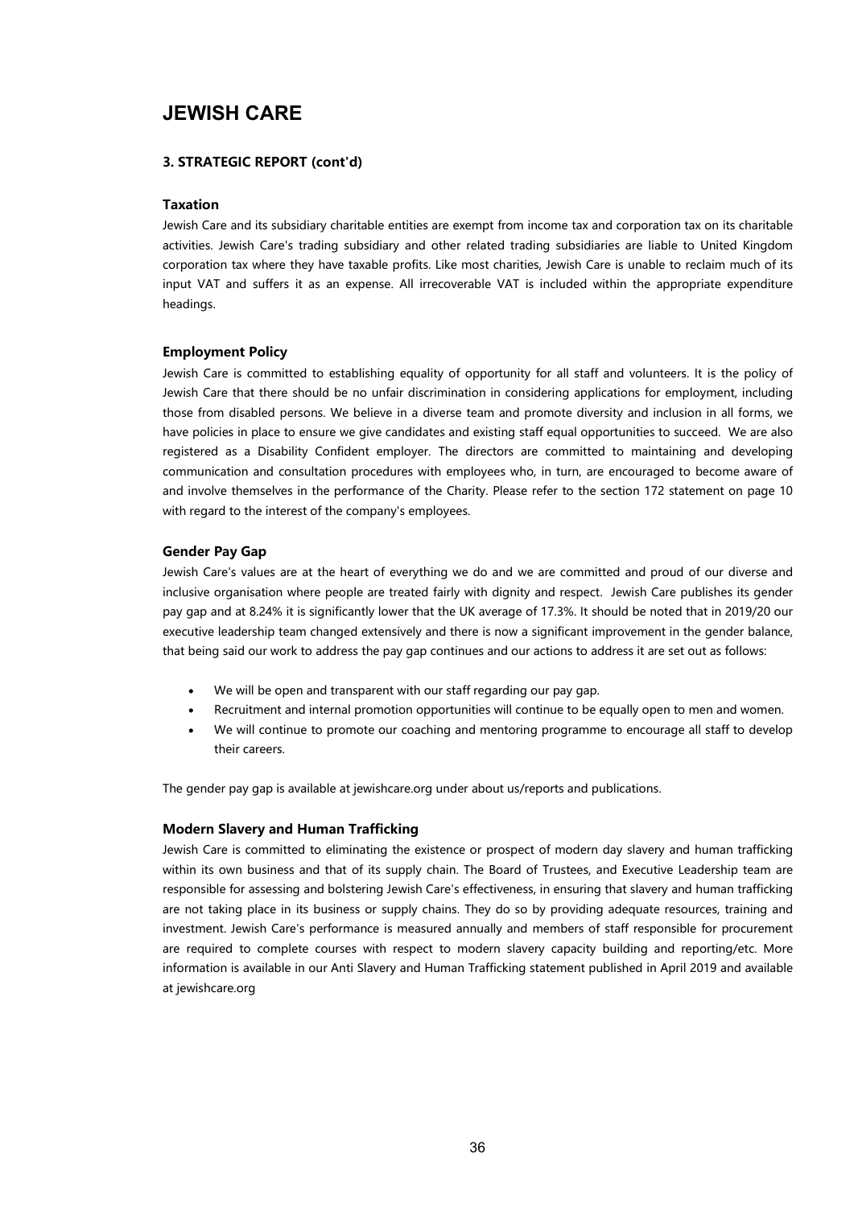# JEWISH CARE

## 3. STRATEGIC REPORT (cont'd)

### Taxation

Jewish Care and its subsidiary charitable entities are exempt from income tax and corporation tax on its charitable activities. Jewish Care's trading subsidiary and other related trading subsidiaries are liable to United Kingdom corporation tax where they have taxable profits. Like most charities, Jewish Care is unable to reclaim much of its input VAT and suffers it as an expense. All irrecoverable VAT is included within the appropriate expenditure headings.

### Employment Policy

Jewish Care is committed to establishing equality of opportunity for all staff and volunteers. It is the policy of Jewish Care that there should be no unfair discrimination in considering applications for employment, including those from disabled persons. We believe in a diverse team and promote diversity and inclusion in all forms, we have policies in place to ensure we give candidates and existing staff equal opportunities to succeed. We are also registered as a Disability Confident employer. The directors are committed to maintaining and developing communication and consultation procedures with employees who, in turn, are encouraged to become aware of and involve themselves in the performance of the Charity. Please refer to the section 172 statement on page 10 with regard to the interest of the company's employees.

### Gender Pay Gap

Jewish Care's values are at the heart of everything we do and we are committed and proud of our diverse and inclusive organisation where people are treated fairly with dignity and respect. Jewish Care publishes its gender pay gap and at 8.24% it is significantly lower that the UK average of 17.3%. It should be noted that in 2019/20 our executive leadership team changed extensively and there is now a significant improvement in the gender balance, that being said our work to address the pay gap continues and our actions to address it are set out as follows:

- We will be open and transparent with our staff regarding our pay gap.
- Recruitment and internal promotion opportunities will continue to be equally open to men and women.
- We will continue to promote our coaching and mentoring programme to encourage all staff to develop their careers.

The gender pay gap is available at jewishcare.org under about us/reports and publications.

### Modern Slavery and Human Trafficking

Jewish Care is committed to eliminating the existence or prospect of modern day slavery and human trafficking within its own business and that of its supply chain. The Board of Trustees, and Executive Leadership team are responsible for assessing and bolstering Jewish Care's effectiveness, in ensuring that slavery and human trafficking are not taking place in its business or supply chains. They do so by providing adequate resources, training and investment. Jewish Care's performance is measured annually and members of staff responsible for procurement are required to complete courses with respect to modern slavery capacity building and reporting/etc. More information is available in our Anti Slavery and Human Trafficking statement published in April 2019 and available at jewishcare.org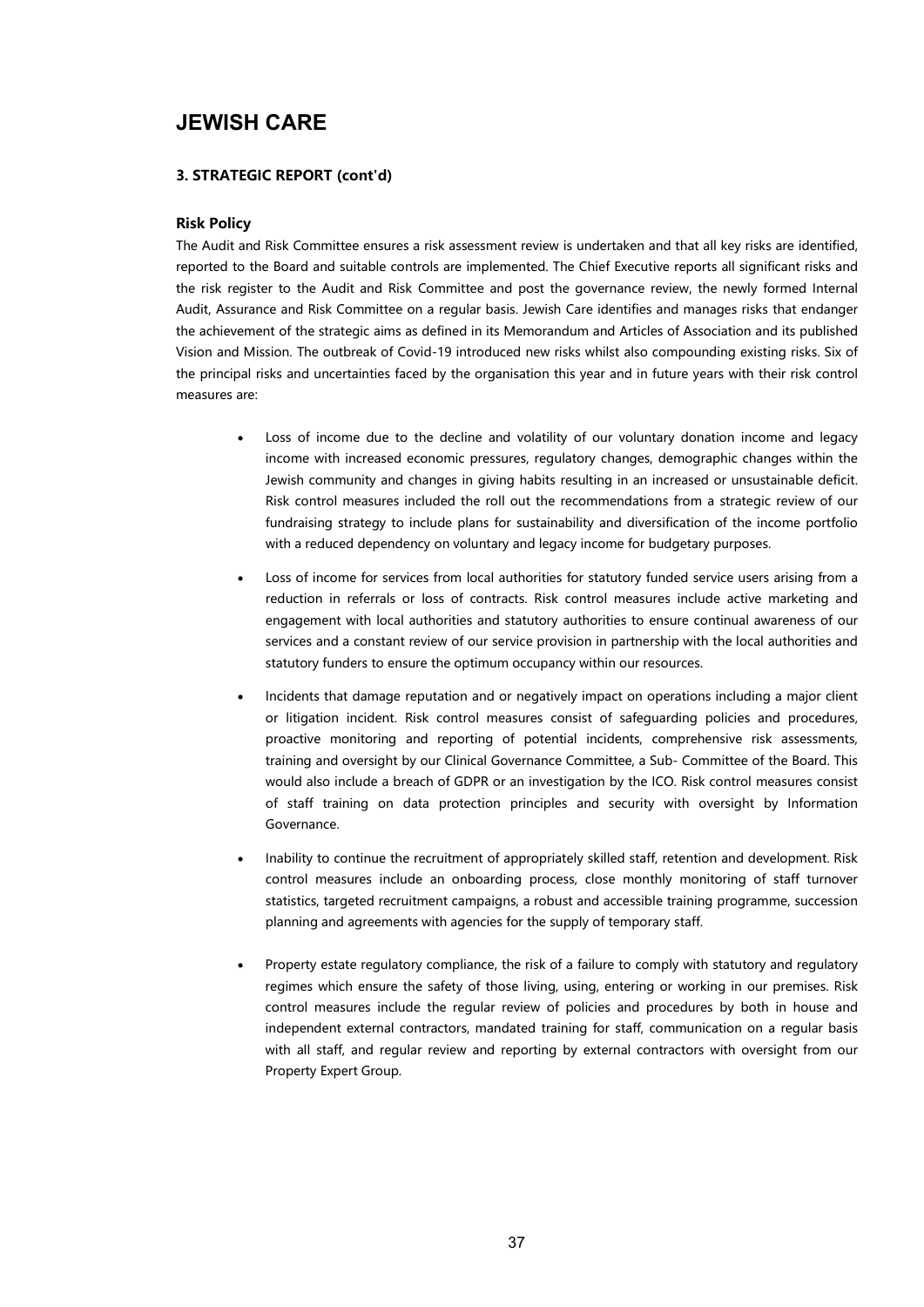# JEWISH CARE

### 3. STRATEGIC REPORT (cont'd)

#### Risk Policy

The Audit and Risk Committee ensures a risk assessment review is undertaken and that all key risks are identified, reported to the Board and suitable controls are implemented. The Chief Executive reports all significant risks and the risk register to the Audit and Risk Committee and post the governance review, the newly formed Internal Audit, Assurance and Risk Committee on a regular basis. Jewish Care identifies and manages risks that endanger the achievement of the strategic aims as defined in its Memorandum and Articles of Association and its published Vision and Mission. The outbreak of Covid-19 introduced new risks whilst also compounding existing risks. Six of the principal risks and uncertainties faced by the organisation this year and in future years with their risk control measures are:

- Loss of income due to the decline and volatility of our voluntary donation income and legacy income with increased economic pressures, regulatory changes, demographic changes within the Jewish community and changes in giving habits resulting in an increased or unsustainable deficit. Risk control measures included the roll out the recommendations from a strategic review of our fundraising strategy to include plans for sustainability and diversification of the income portfolio with a reduced dependency on voluntary and legacy income for budgetary purposes.

- Loss of income for services from local authorities for statutory funded service users arising from a reduction in referrals or loss of contracts. Risk control measures include active marketing and engagement with local authorities and statutory authorities to ensure continual awareness of our services and a constant review of our service provision in partnership with the local authorities and statutory funders to ensure the optimum occupancy within our resources.

- Incidents that damage reputation and or negatively impact on operations including a major client or litigation incident. Risk control measures consist of safeguarding policies and procedures, proactive monitoring and reporting of potential incidents, comprehensive risk assessments, training and oversight by our Clinical Governance Committee, a Sub- Committee of the Board. This would also include a breach of GDPR or an investigation by the ICO. Risk control measures consist of staff training on data protection principles and security with oversight by Information Governance.

- Inability to continue the recruitment of appropriately skilled staff, retention and development. Risk control measures include an onboarding process, close monthly monitoring of staff turnover statistics, targeted recruitment campaigns, a robust and accessible training programme, succession planning and agreements with agencies for the supply of temporary staff.

- Property estate regulatory compliance, the risk of a failure to comply with statutory and regulatory regimes which ensure the safety of those living, using, entering or working in our premises. Risk control measures include the regular review of policies and procedures by both in house and independent external contractors, mandated training for staff, communication on a regular basis with all staff, and regular review and reporting by external contractors with oversight from our Property Expert Group.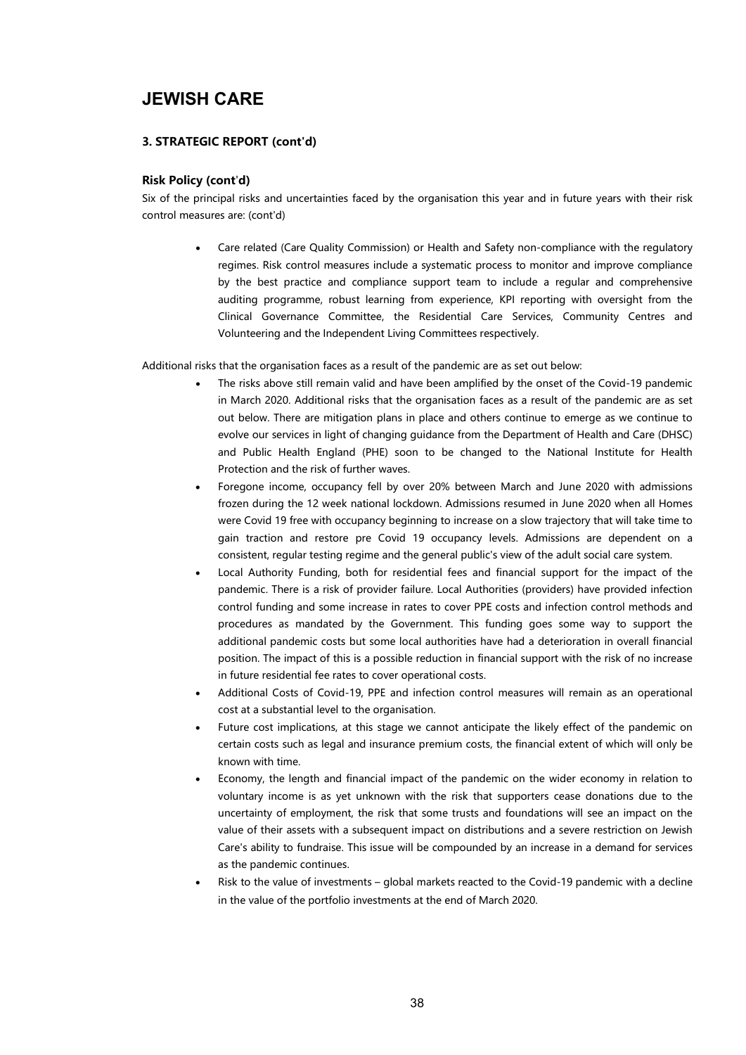# JEWISH CARE

### 3. STRATEGIC REPORT (cont'd)

#### Risk Policy (cont'd)

Six of the principal risks and uncertainties faced by the organisation this year and in future years with their risk control measures are: (cont'd)

- Care related (Care Quality Commission) or Health and Safety non-compliance with the regulatory regimes. Risk control measures include a systematic process to monitor and improve compliance by the best practice and compliance support team to include a regular and comprehensive auditing programme, robust learning from experience, KPI reporting with oversight from the Clinical Governance Committee, the Residential Care Services, Community Centres and Volunteering and the Independent Living Committees respectively.

Additional risks that the organisation faces as a result of the pandemic are as set out below:

- The risks above still remain valid and have been amplified by the onset of the Covid-19 pandemic in March 2020. Additional risks that the organisation faces as a result of the pandemic are as set out below. There are mitigation plans in place and others continue to emerge as we continue to evolve our services in light of changing guidance from the Department of Health and Care (DHSC) and Public Health England (PHE) soon to be changed to the National Institute for Health Protection and the risk of further waves.
- Foregone income, occupancy fell by over 20% between March and June 2020 with admissions frozen during the 12 week national lockdown. Admissions resumed in June 2020 when all Homes were Covid 19 free with occupancy beginning to increase on a slow trajectory that will take time to gain traction and restore pre Covid 19 occupancy levels. Admissions are dependent on a consistent, regular testing regime and the general public's view of the adult social care system.
- Local Authority Funding, both for residential fees and financial support for the impact of the pandemic. There is a risk of provider failure. Local Authorities (providers) have provided infection control funding and some increase in rates to cover PPE costs and infection control methods and procedures as mandated by the Government. This funding goes some way to support the additional pandemic costs but some local authorities have had a deterioration in overall financial position. The impact of this is a possible reduction in financial support with the risk of no increase in future residential fee rates to cover operational costs.
- Additional Costs of Covid-19, PPE and infection control measures will remain as an operational cost at a substantial level to the organisation.
- Future cost implications, at this stage we cannot anticipate the likely effect of the pandemic on certain costs such as legal and insurance premium costs, the financial extent of which will only be known with time.
- Economy, the length and financial impact of the pandemic on the wider economy in relation to voluntary income is as yet unknown with the risk that supporters cease donations due to the uncertainty of employment, the risk that some trusts and foundations will see an impact on the value of their assets with a subsequent impact on distributions and a severe restriction on Jewish Care's ability to fundraise. This issue will be compounded by an increase in a demand for services as the pandemic continues.
- Risk to the value of investments – global markets reacted to the Covid-19 pandemic with a decline in the value of the portfolio investments at the end of March 2020.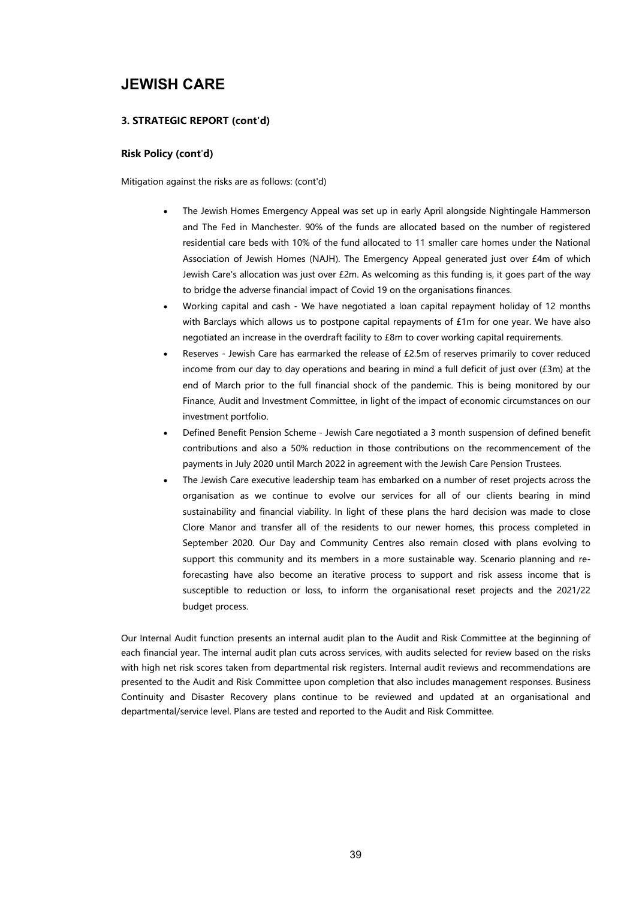# JEWISH CARE

## 3. STRATEGIC REPORT (cont'd)

### Risk Policy (cont'd)

Mitigation against the risks are as follows: (cont'd)

- The Jewish Homes Emergency Appeal was set up in early April alongside Nightingale Hammerson and The Fed in Manchester. 90% of the funds are allocated based on the number of registered residential care beds with 10% of the fund allocated to 11 smaller care homes under the National Association of Jewish Homes (NAJH). The Emergency Appeal generated just over £4m of which Jewish Care's allocation was just over £2m. As welcoming as this funding is, it goes part of the way to bridge the adverse financial impact of Covid 19 on the organisations finances.
- Working capital and cash - We have negotiated a loan capital repayment holiday of 12 months with Barclays which allows us to postpone capital repayments of £1m for one year. We have also negotiated an increase in the overdraft facility to £8m to cover working capital requirements.
- Reserves - Jewish Care has earmarked the release of £2.5m of reserves primarily to cover reduced income from our day to day operations and bearing in mind a full deficit of just over (£3m) at the end of March prior to the full financial shock of the pandemic. This is being monitored by our Finance, Audit and Investment Committee, in light of the impact of economic circumstances on our investment portfolio.
- Defined Benefit Pension Scheme - Jewish Care negotiated a 3 month suspension of defined benefit contributions and also a 50% reduction in those contributions on the recommencement of the payments in July 2020 until March 2022 in agreement with the Jewish Care Pension Trustees.
- The Jewish Care executive leadership team has embarked on a number of reset projects across the organisation as we continue to evolve our services for all of our clients bearing in mind sustainability and financial viability. In light of these plans the hard decision was made to close Clore Manor and transfer all of the residents to our newer homes, this process completed in September 2020. Our Day and Community Centres also remain closed with plans evolving to support this community and its members in a more sustainable way. Scenario planning and re-forecasting have also become an iterative process to support and risk assess income that is susceptible to reduction or loss, to inform the organisational reset projects and the 2021/22 budget process.

Our Internal Audit function presents an internal audit plan to the Audit and Risk Committee at the beginning of each financial year. The internal audit plan cuts across services, with audits selected for review based on the risks with high net risk scores taken from departmental risk registers. Internal audit reviews and recommendations are presented to the Audit and Risk Committee upon completion that also includes management responses. Business Continuity and Disaster Recovery plans continue to be reviewed and updated at an organisational and departmental/service level. Plans are tested and reported to the Audit and Risk Committee.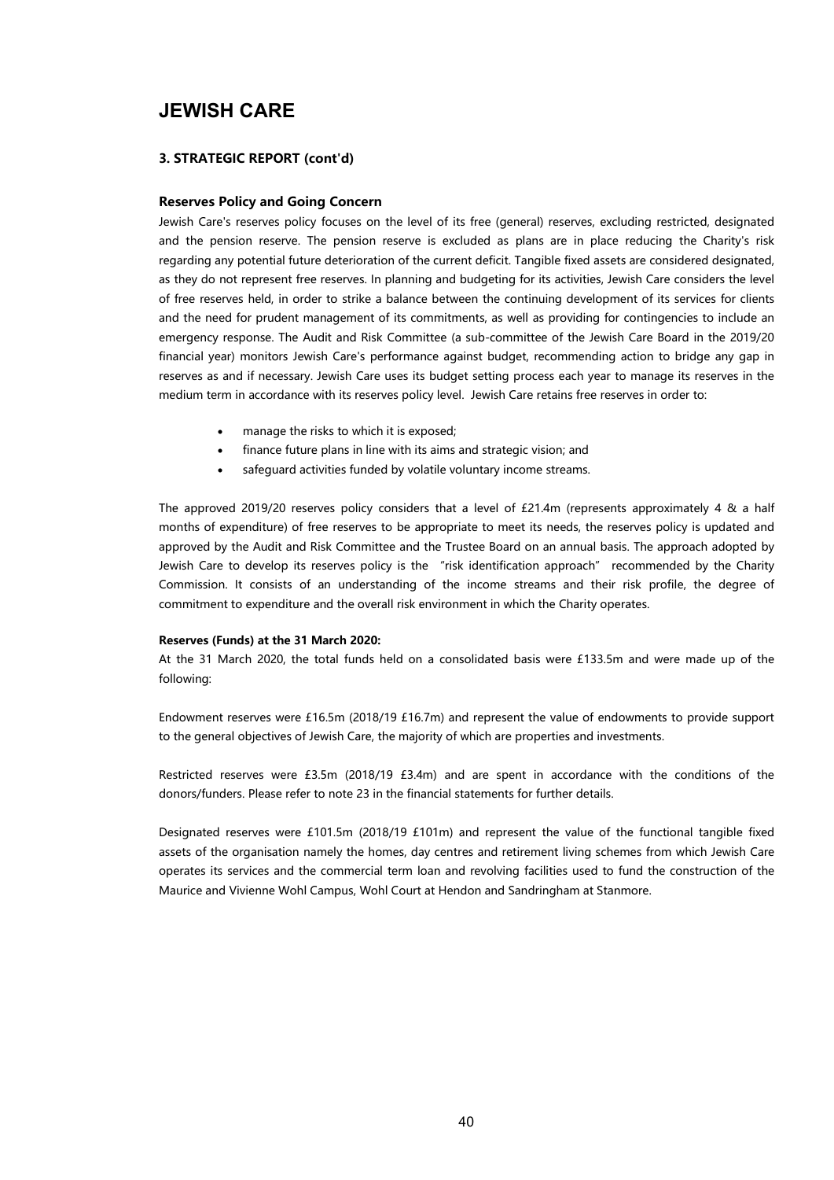# JEWISH CARE

## 3. STRATEGIC REPORT (cont'd)

### Reserves Policy and Going Concern

Jewish Care's reserves policy focuses on the level of its free (general) reserves, excluding restricted, designated and the pension reserve. The pension reserve is excluded as plans are in place reducing the Charity's risk regarding any potential future deterioration of the current deficit. Tangible fixed assets are considered designated, as they do not represent free reserves. In planning and budgeting for its activities, Jewish Care considers the level of free reserves held, in order to strike a balance between the continuing development of its services for clients and the need for prudent management of its commitments, as well as providing for contingencies to include an emergency response. The Audit and Risk Committee (a sub-committee of the Jewish Care Board in the 2019/20 financial year) monitors Jewish Care's performance against budget, recommending action to bridge any gap in reserves as and if necessary. Jewish Care uses its budget setting process each year to manage its reserves in the medium term in accordance with its reserves policy level. Jewish Care retains free reserves in order to:

- manage the risks to which it is exposed;
- finance future plans in line with its aims and strategic vision; and
- safeguard activities funded by volatile voluntary income streams.

The approved 2019/20 reserves policy considers that a level of £21.4m (represents approximately 4 & a half months of expenditure) of free reserves to be appropriate to meet its needs, the reserves policy is updated and approved by the Audit and Risk Committee and the Trustee Board on an annual basis. The approach adopted by Jewish Care to develop its reserves policy is the "risk identification approach" recommended by the Charity Commission. It consists of an understanding of the income streams and their risk profile, the degree of commitment to expenditure and the overall risk environment in which the Charity operates.

**Reserves (Funds) at the 31 March 2020:**

At the 31 March 2020, the total funds held on a consolidated basis were £133.5m and were made up of the following:

Endowment reserves were £16.5m (2018/19 £16.7m) and represent the value of endowments to provide support to the general objectives of Jewish Care, the majority of which are properties and investments.

Restricted reserves were £3.5m (2018/19 £3.4m) and are spent in accordance with the conditions of the donors/funders. Please refer to note 23 in the financial statements for further details.

Designated reserves were £101.5m (2018/19 £101m) and represent the value of the functional tangible fixed assets of the organisation namely the homes, day centres and retirement living schemes from which Jewish Care operates its services and the commercial term loan and revolving facilities used to fund the construction of the Maurice and Vivienne Wohl Campus, Wohl Court at Hendon and Sandringham at Stanmore.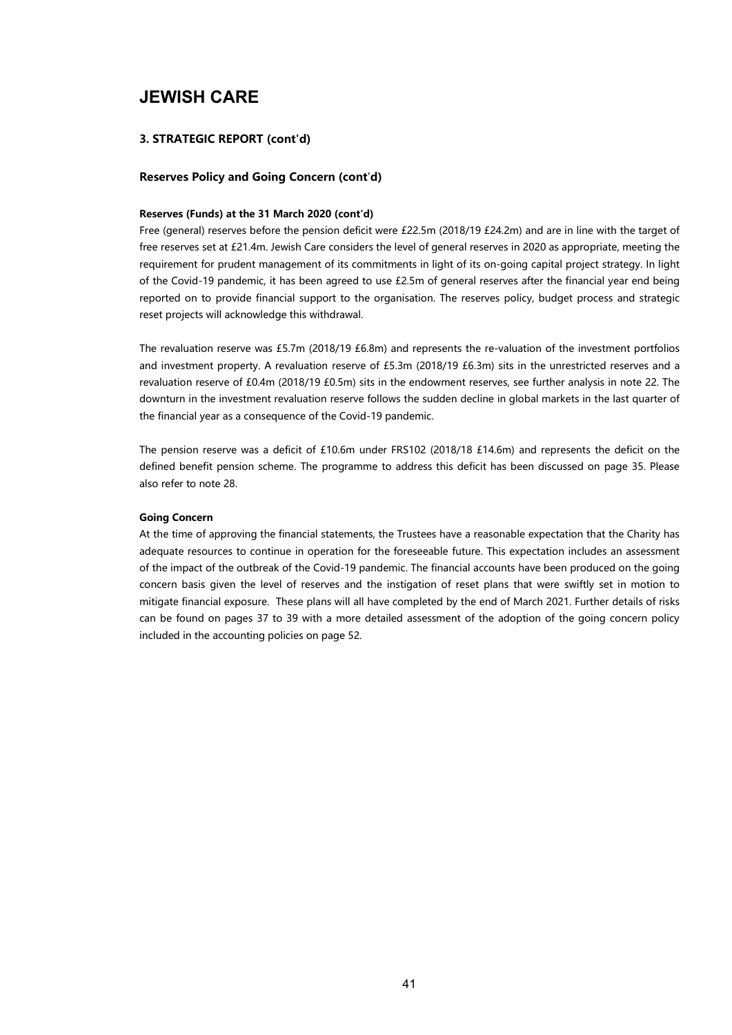# JEWISH CARE

## 3. STRATEGIC REPORT (cont'd)

### Reserves Policy and Going Concern (cont'd)

#### Reserves (Funds) at the 31 March 2020 (cont'd)

Free (general) reserves before the pension deficit were £22.5m (2018/19 £24.2m) and are in line with the target of free reserves set at £21.4m. Jewish Care considers the level of general reserves in 2020 as appropriate, meeting the requirement for prudent management of its commitments in light of its on-going capital project strategy. In light of the Covid-19 pandemic, it has been agreed to use £2.5m of general reserves after the financial year end being reported on to provide financial support to the organisation. The reserves policy, budget process and strategic reset projects will acknowledge this withdrawal.

The revaluation reserve was £5.7m (2018/19 £6.8m) and represents the re-valuation of the investment portfolios and investment property. A revaluation reserve of £5.3m (2018/19 £6.3m) sits in the unrestricted reserves and a revaluation reserve of £0.4m (2018/19 £0.5m) sits in the endowment reserves, see further analysis in note 22. The downturn in the investment revaluation reserve follows the sudden decline in global markets in the last quarter of the financial year as a consequence of the Covid-19 pandemic.

The pension reserve was a deficit of £10.6m under FRS102 (2018/18 £14.6m) and represents the deficit on the defined benefit pension scheme. The programme to address this deficit has been discussed on page 35. Please also refer to note 28.

#### Going Concern

At the time of approving the financial statements, the Trustees have a reasonable expectation that the Charity has adequate resources to continue in operation for the foreseeable future. This expectation includes an assessment of the impact of the outbreak of the Covid-19 pandemic. The financial accounts have been produced on the going concern basis given the level of reserves and the instigation of reset plans that were swiftly set in motion to mitigate financial exposure. These plans will all have completed by the end of March 2021. Further details of risks can be found on pages 37 to 39 with a more detailed assessment of the adoption of the going concern policy included in the accounting policies on page 52.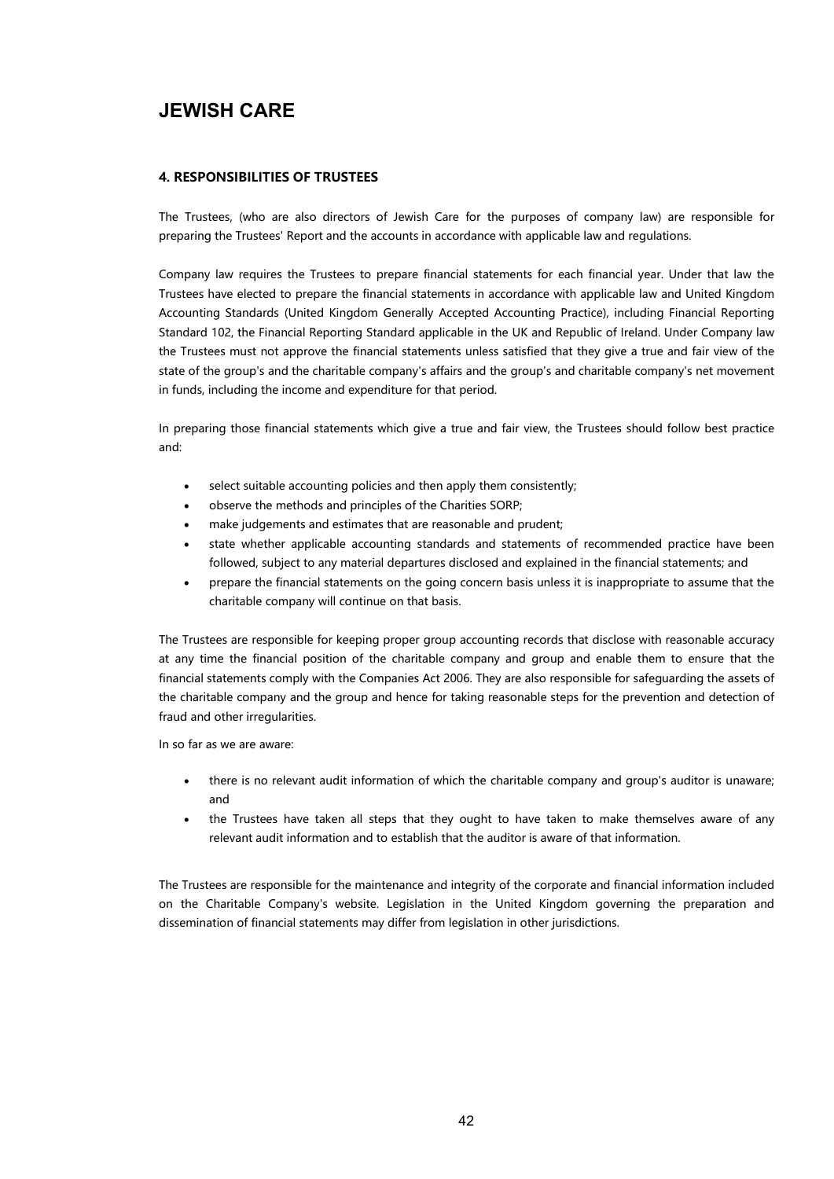# JEWISH CARE

## 4. RESPONSIBILITIES OF TRUSTEES

The Trustees, (who are also directors of Jewish Care for the purposes of company law) are responsible for preparing the Trustees' Report and the accounts in accordance with applicable law and regulations.

Company law requires the Trustees to prepare financial statements for each financial year. Under that law the Trustees have elected to prepare the financial statements in accordance with applicable law and United Kingdom Accounting Standards (United Kingdom Generally Accepted Accounting Practice), including Financial Reporting Standard 102, the Financial Reporting Standard applicable in the UK and Republic of Ireland. Under Company law the Trustees must not approve the financial statements unless satisfied that they give a true and fair view of the state of the group's and the charitable company's affairs and the group's and charitable company's net movement in funds, including the income and expenditure for that period.

In preparing those financial statements which give a true and fair view, the Trustees should follow best practice and:

- select suitable accounting policies and then apply them consistently;
- observe the methods and principles of the Charities SORP;
- make judgements and estimates that are reasonable and prudent;
- state whether applicable accounting standards and statements of recommended practice have been followed, subject to any material departures disclosed and explained in the financial statements; and
- prepare the financial statements on the going concern basis unless it is inappropriate to assume that the charitable company will continue on that basis.

The Trustees are responsible for keeping proper group accounting records that disclose with reasonable accuracy at any time the financial position of the charitable company and group and enable them to ensure that the financial statements comply with the Companies Act 2006. They are also responsible for safeguarding the assets of the charitable company and the group and hence for taking reasonable steps for the prevention and detection of fraud and other irregularities.

In so far as we are aware:

- there is no relevant audit information of which the charitable company and group's auditor is unaware; and
- the Trustees have taken all steps that they ought to have taken to make themselves aware of any relevant audit information and to establish that the auditor is aware of that information.

The Trustees are responsible for the maintenance and integrity of the corporate and financial information included on the Charitable Company's website. Legislation in the United Kingdom governing the preparation and dissemination of financial statements may differ from legislation in other jurisdictions.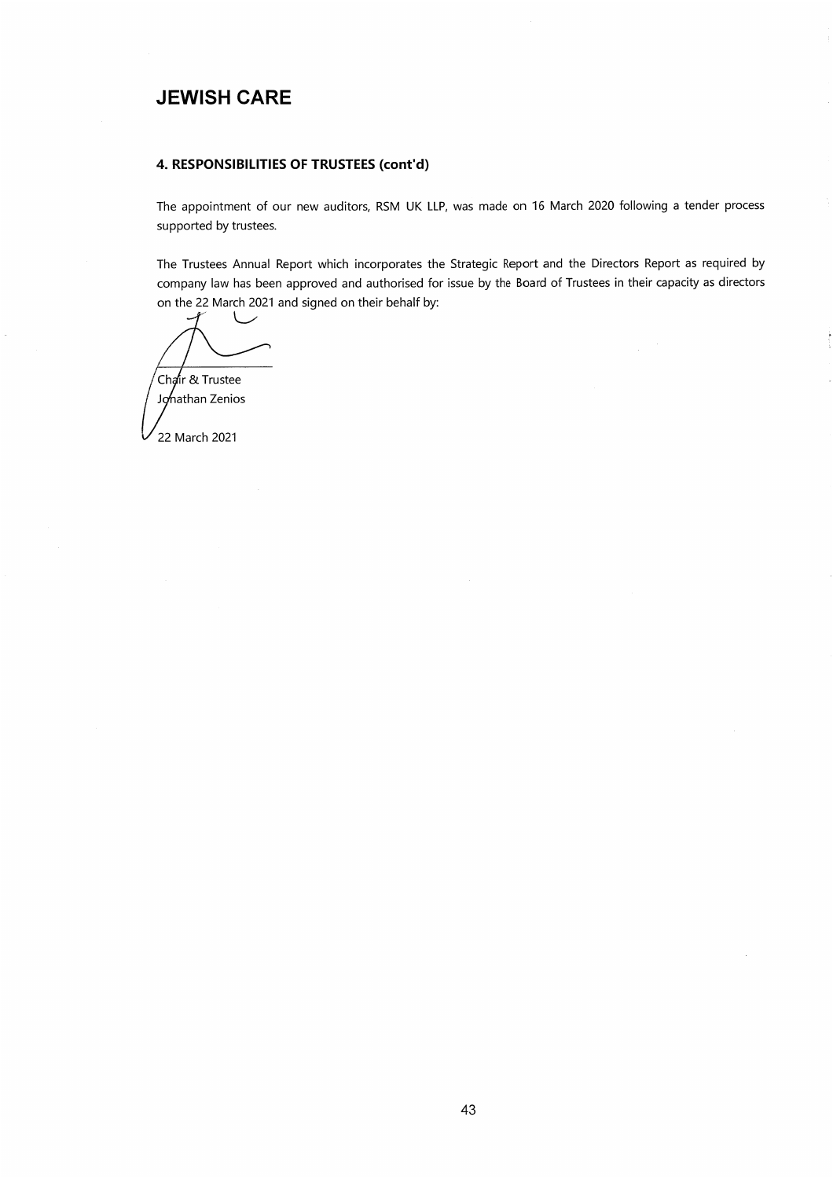# JEWISH CARE

### 4. RESPONSIBILITIES OF TRUSTEES (cont'd)

The appointment of our new auditors, RSM UK LLP, was made on 16 March 2020 following a tender process supported by trustees.

The Trustees Annual Report which incorporates the Strategic Report and the Directors Report as required by company law has been approved and authorised for issue by the Board of Trustees in their capacity as directors on the 22 March 2021 and signed on their behalf by:

Chair & Trustee
Jonathan Zenios

22 March 2021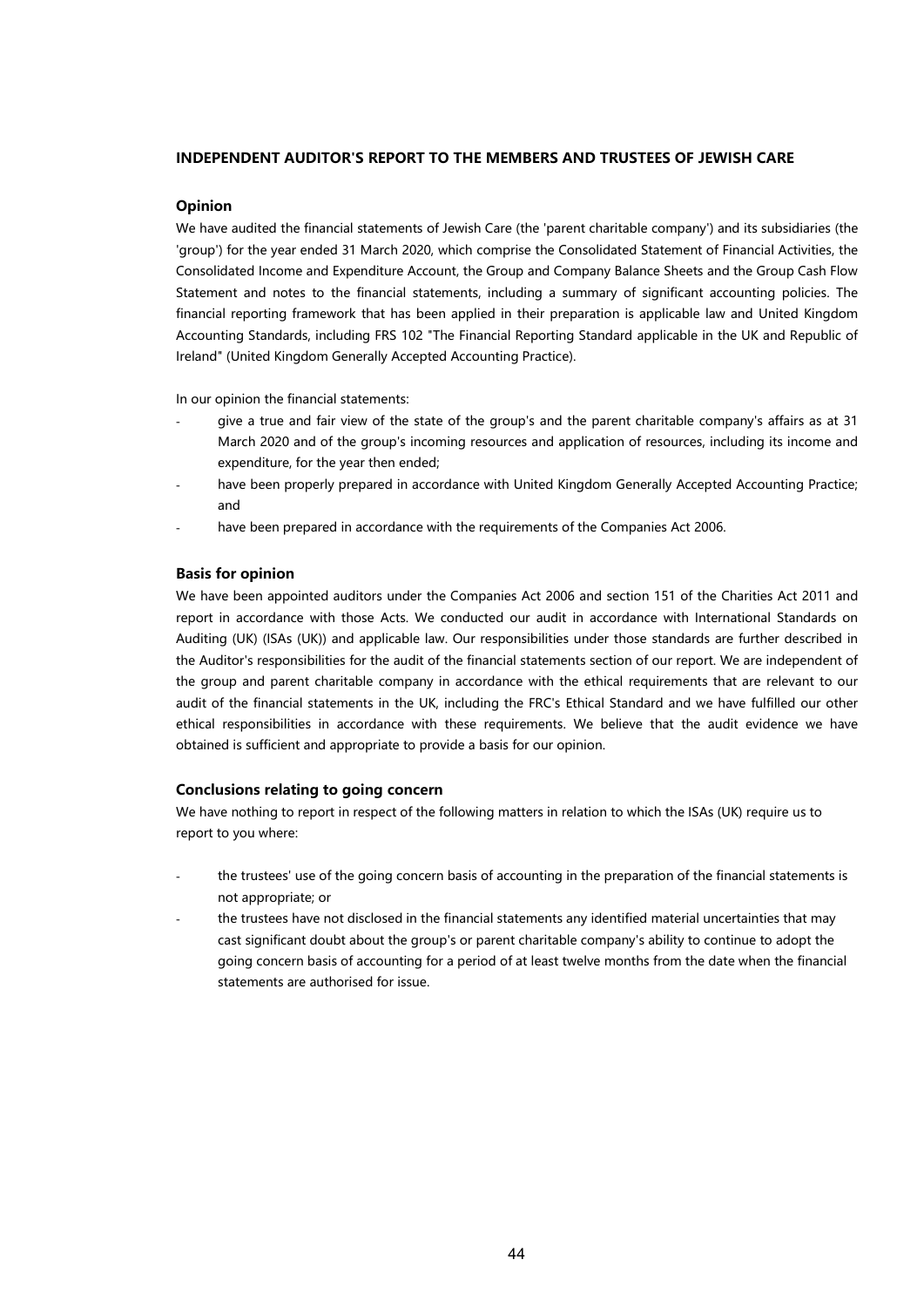## INDEPENDENT AUDITOR'S REPORT TO THE MEMBERS AND TRUSTEES OF JEWISH CARE

### Opinion

We have audited the financial statements of Jewish Care (the 'parent charitable company') and its subsidiaries (the 'group') for the year ended 31 March 2020, which comprise the Consolidated Statement of Financial Activities, the Consolidated Income and Expenditure Account, the Group and Company Balance Sheets and the Group Cash Flow Statement and notes to the financial statements, including a summary of significant accounting policies. The financial reporting framework that has been applied in their preparation is applicable law and United Kingdom Accounting Standards, including FRS 102 "The Financial Reporting Standard applicable in the UK and Republic of Ireland" (United Kingdom Generally Accepted Accounting Practice).

In our opinion the financial statements:

- give a true and fair view of the state of the group's and the parent charitable company's affairs as at 31 March 2020 and of the group's incoming resources and application of resources, including its income and expenditure, for the year then ended;
- have been properly prepared in accordance with United Kingdom Generally Accepted Accounting Practice; and
- have been prepared in accordance with the requirements of the Companies Act 2006.

### Basis for opinion

We have been appointed auditors under the Companies Act 2006 and section 151 of the Charities Act 2011 and report in accordance with those Acts. We conducted our audit in accordance with International Standards on Auditing (UK) (ISAs (UK)) and applicable law. Our responsibilities under those standards are further described in the Auditor's responsibilities for the audit of the financial statements section of our report. We are independent of the group and parent charitable company in accordance with the ethical requirements that are relevant to our audit of the financial statements in the UK, including the FRC's Ethical Standard and we have fulfilled our other ethical responsibilities in accordance with these requirements. We believe that the audit evidence we have obtained is sufficient and appropriate to provide a basis for our opinion.

### Conclusions relating to going concern

We have nothing to report in respect of the following matters in relation to which the ISAs (UK) require us to report to you where:

- the trustees' use of the going concern basis of accounting in the preparation of the financial statements is not appropriate; or
- the trustees have not disclosed in the financial statements any identified material uncertainties that may cast significant doubt about the group's or parent charitable company's ability to continue to adopt the going concern basis of accounting for a period of at least twelve months from the date when the financial statements are authorised for issue.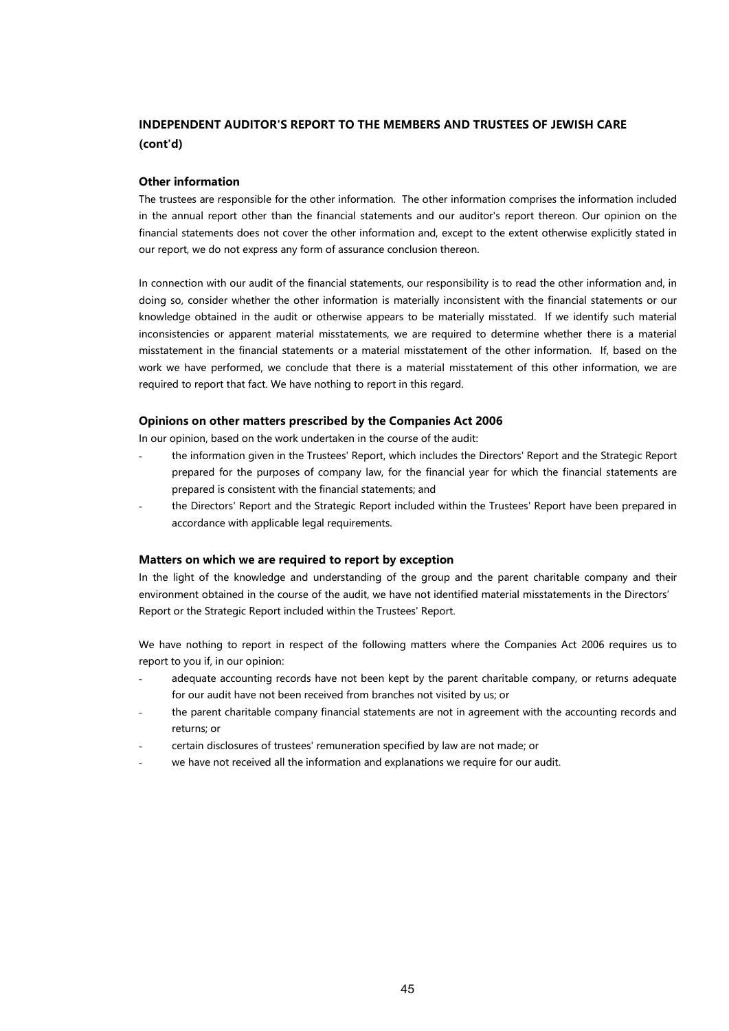## INDEPENDENT AUDITOR'S REPORT TO THE MEMBERS AND TRUSTEES OF JEWISH CARE (cont'd)

### Other information

The trustees are responsible for the other information. The other information comprises the information included in the annual report other than the financial statements and our auditor's report thereon. Our opinion on the financial statements does not cover the other information and, except to the extent otherwise explicitly stated in our report, we do not express any form of assurance conclusion thereon.

In connection with our audit of the financial statements, our responsibility is to read the other information and, in doing so, consider whether the other information is materially inconsistent with the financial statements or our knowledge obtained in the audit or otherwise appears to be materially misstated. If we identify such material inconsistencies or apparent material misstatements, we are required to determine whether there is a material misstatement in the financial statements or a material misstatement of the other information. If, based on the work we have performed, we conclude that there is a material misstatement of this other information, we are required to report that fact. We have nothing to report in this regard.

### Opinions on other matters prescribed by the Companies Act 2006

In our opinion, based on the work undertaken in the course of the audit:

- the information given in the Trustees' Report, which includes the Directors' Report and the Strategic Report prepared for the purposes of company law, for the financial year for which the financial statements are prepared is consistent with the financial statements; and
- the Directors' Report and the Strategic Report included within the Trustees' Report have been prepared in accordance with applicable legal requirements.

### Matters on which we are required to report by exception

In the light of the knowledge and understanding of the group and the parent charitable company and their environment obtained in the course of the audit, we have not identified material misstatements in the Directors' Report or the Strategic Report included within the Trustees' Report.

We have nothing to report in respect of the following matters where the Companies Act 2006 requires us to report to you if, in our opinion:

- adequate accounting records have not been kept by the parent charitable company, or returns adequate for our audit have not been received from branches not visited by us; or
- the parent charitable company financial statements are not in agreement with the accounting records and returns; or
- certain disclosures of trustees' remuneration specified by law are not made; or
- we have not received all the information and explanations we require for our audit.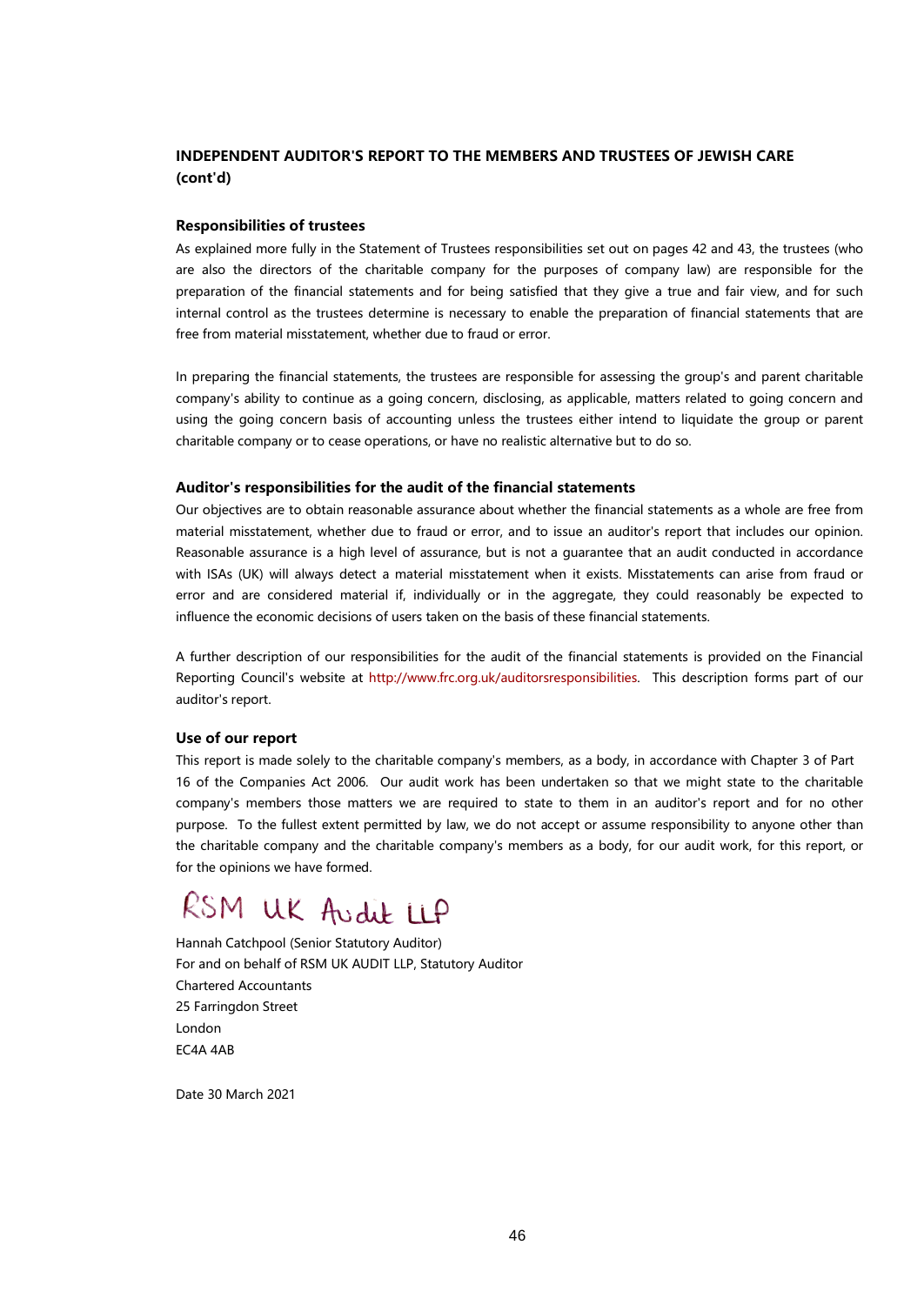## INDEPENDENT AUDITOR'S REPORT TO THE MEMBERS AND TRUSTEES OF JEWISH CARE (cont'd)

### Responsibilities of trustees

As explained more fully in the Statement of Trustees responsibilities set out on pages 42 and 43, the trustees (who are also the directors of the charitable company for the purposes of company law) are responsible for the preparation of the financial statements and for being satisfied that they give a true and fair view, and for such internal control as the trustees determine is necessary to enable the preparation of financial statements that are free from material misstatement, whether due to fraud or error.

In preparing the financial statements, the trustees are responsible for assessing the group's and parent charitable company's ability to continue as a going concern, disclosing, as applicable, matters related to going concern and using the going concern basis of accounting unless the trustees either intend to liquidate the group or parent charitable company or to cease operations, or have no realistic alternative but to do so.

### Auditor's responsibilities for the audit of the financial statements

Our objectives are to obtain reasonable assurance about whether the financial statements as a whole are free from material misstatement, whether due to fraud or error, and to issue an auditor's report that includes our opinion. Reasonable assurance is a high level of assurance, but is not a guarantee that an audit conducted in accordance with ISAs (UK) will always detect a material misstatement when it exists. Misstatements can arise from fraud or error and are considered material if, individually or in the aggregate, they could reasonably be expected to influence the economic decisions of users taken on the basis of these financial statements.

A further description of our responsibilities for the audit of the financial statements is provided on the Financial Reporting Council's website at http://www.frc.org.uk/auditorsresponsibilities. This description forms part of our auditor's report.

### Use of our report

This report is made solely to the charitable company's members, as a body, in accordance with Chapter 3 of Part 16 of the Companies Act 2006. Our audit work has been undertaken so that we might state to the charitable company's members those matters we are required to state to them in an auditor's report and for no other purpose. To the fullest extent permitted by law, we do not accept or assume responsibility to anyone other than the charitable company and the charitable company's members as a body, for our audit work, for this report, or for the opinions we have formed.

RSM UK Audit LLP

Hannah Catchpool (Senior Statutory Auditor)
For and on behalf of RSM UK AUDIT LLP, Statutory Auditor
Chartered Accountants
25 Farringdon Street
London
EC4A 4AB

Date 30 March 2021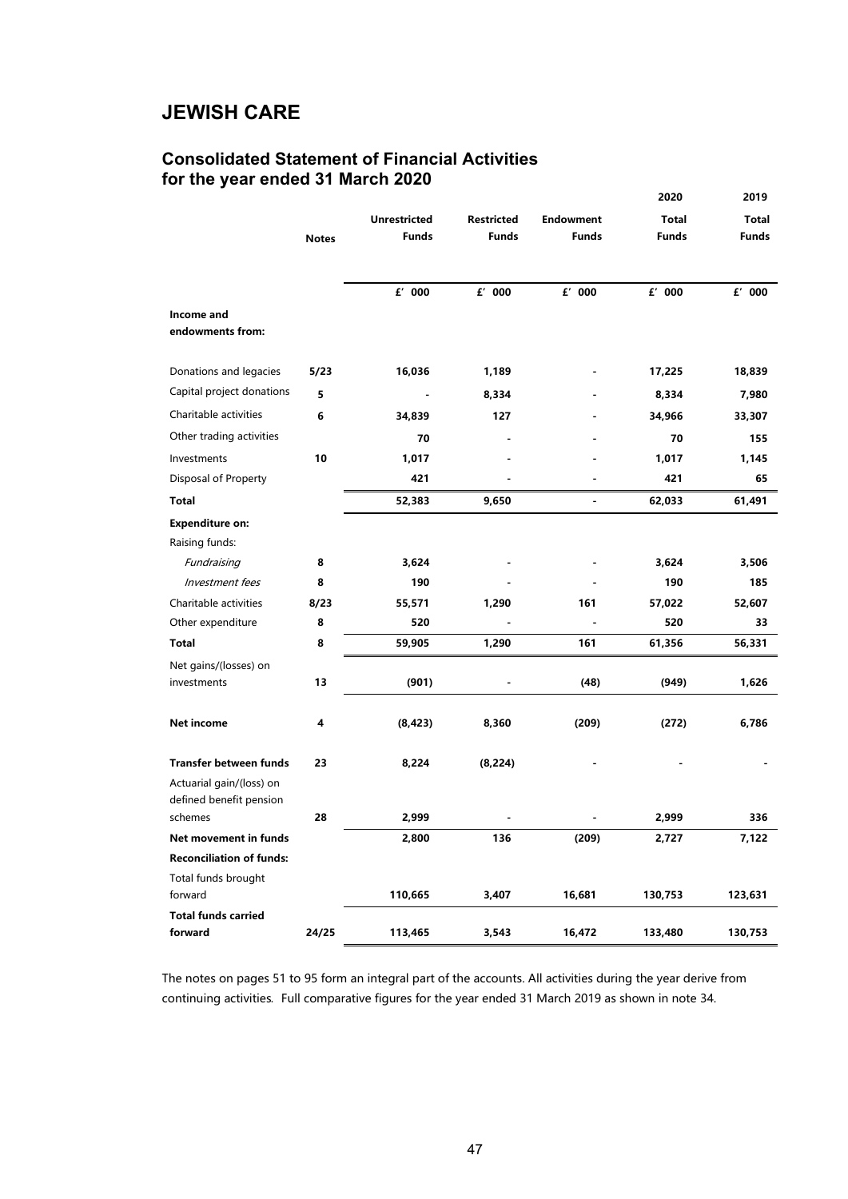# JEWISH CARE

## Consolidated Statement of Financial Activities for the year ended 31 March 2020

| | Notes | Unrestricted Funds | Restricted Funds | Endowment Funds | 2020 Total Funds | 2019 Total Funds |
|---|---|---|---|---|---|---|
| | | £' 000 | £' 000 | £' 000 | £' 000 | £' 000 |
| **Income and endowments from:** | | | | | | |
| Donations and legacies | 5/23 | 16,036 | 1,189 | - | 17,225 | 18,839 |
| Capital project donations | 5 | - | 8,334 | - | 8,334 | 7,980 |
| Charitable activities | 6 | 34,839 | 127 | - | 34,966 | 33,307 |
| Other trading activities | | 70 | - | - | 70 | 155 |
| Investments | 10 | 1,017 | - | - | 1,017 | 1,145 |
| Disposal of Property | | 421 | - | - | 421 | 65 |
| **Total** | | 52,383 | 9,650 | - | 62,033 | 61,491 |
| **Expenditure on:** | | | | | | |
| Raising funds: | | | | | | |
| *Fundraising* | 8 | 3,624 | - | - | 3,624 | 3,506 |
| *Investment fees* | 8 | 190 | - | - | 190 | 185 |
| Charitable activities | 8/23 | 55,571 | 1,290 | 161 | 57,022 | 52,607 |
| Other expenditure | 8 | 520 | - | - | 520 | 33 |
| **Total** | 8 | 59,905 | 1,290 | 161 | 61,356 | 56,331 |
| Net gains/(losses) on investments | 13 | (901) | - | (48) | (949) | 1,626 |
| **Net income** | 4 | (8,423) | 8,360 | (209) | (272) | 6,786 |
| **Transfer between funds** | 23 | 8,224 | (8,224) | - | - | - |
| Actuarial gain/(loss) on defined benefit pension schemes | 28 | 2,999 | - | - | 2,999 | 336 |
| **Net movement in funds** | | 2,800 | 136 | (209) | 2,727 | 7,122 |
| **Reconciliation of funds:** | | | | | | |
| Total funds brought forward | | 110,665 | 3,407 | 16,681 | 130,753 | 123,631 |
| **Total funds carried forward** | 24/25 | 113,465 | 3,543 | 16,472 | 133,480 | 130,753 |

The notes on pages 51 to 95 form an integral part of the accounts. All activities during the year derive from continuing activities. Full comparative figures for the year ended 31 March 2019 as shown in note 34.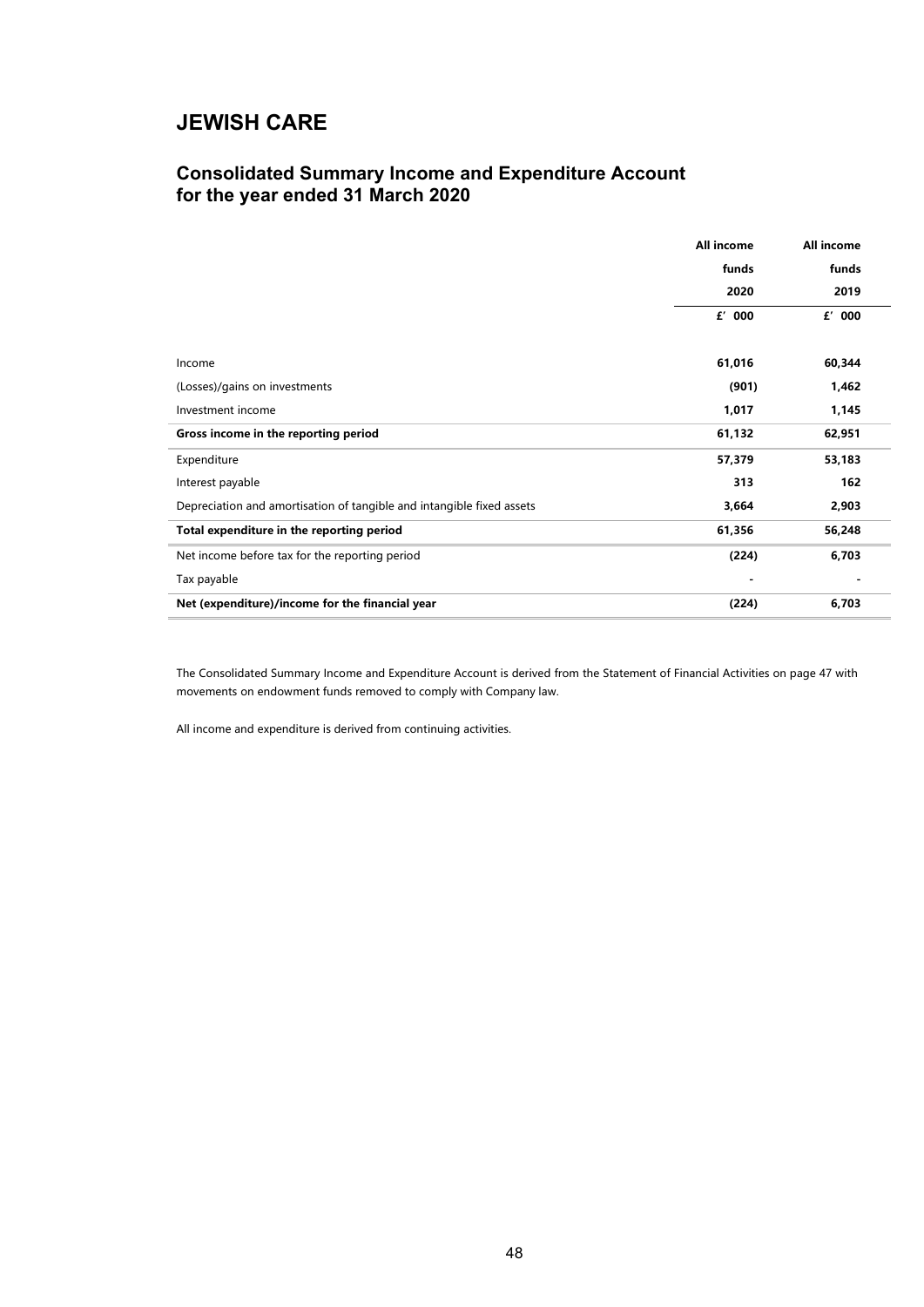# JEWISH CARE

## Consolidated Summary Income and Expenditure Account for the year ended 31 March 2020

| | All income funds 2020 | All income funds 2019 |
|---|---|---|
| | £' 000 | £' 000 |
| Income | 61,016 | 60,344 |
| (Losses)/gains on investments | (901) | 1,462 |
| Investment income | 1,017 | 1,145 |
| **Gross income in the reporting period** | 61,132 | 62,951 |
| Expenditure | 57,379 | 53,183 |
| Interest payable | 313 | 162 |
| Depreciation and amortisation of tangible and intangible fixed assets | 3,664 | 2,903 |
| **Total expenditure in the reporting period** | 61,356 | 56,248 |
| Net income before tax for the reporting period | (224) | 6,703 |
| Tax payable | - | - |
| **Net (expenditure)/income for the financial year** | (224) | 6,703 |

The Consolidated Summary Income and Expenditure Account is derived from the Statement of Financial Activities on page 47 with movements on endowment funds removed to comply with Company law.

All income and expenditure is derived from continuing activities.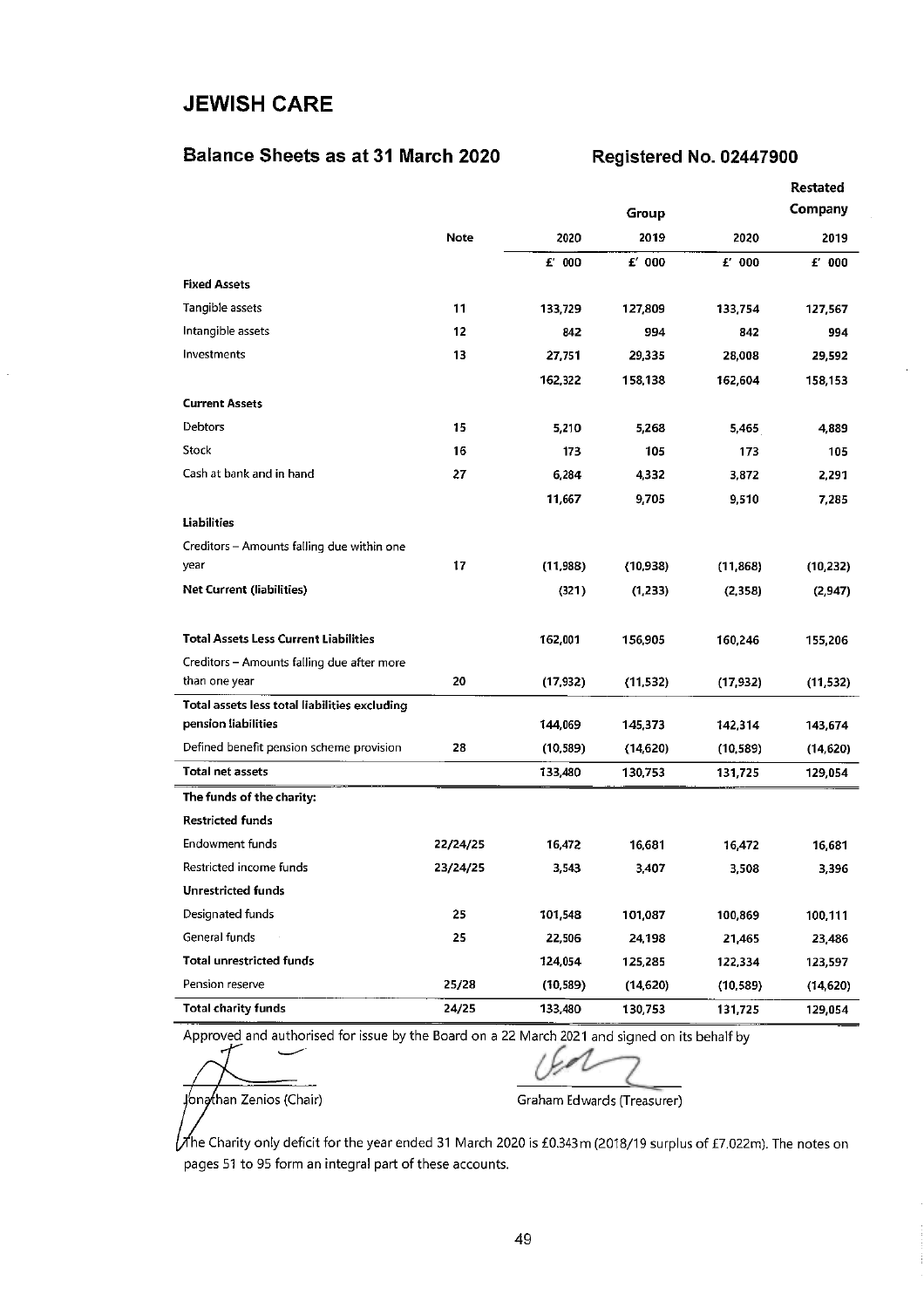# JEWISH CARE

## Balance Sheets as at 31 March 2020

**Registered No. 02447900**

| | Note | Group 2020 | Group 2019 | Company 2020 | Restated Company 2019 |
|---|---|---|---|---|---|
| | | £' 000 | £' 000 | £' 000 | £' 000 |
| **Fixed Assets** | | | | | |
| Tangible assets | 11 | 133,729 | 127,809 | 133,754 | 127,567 |
| Intangible assets | 12 | 842 | 994 | 842 | 994 |
| Investments | 13 | 27,751 | 29,335 | 28,008 | 29,592 |
| | | 162,322 | 158,138 | 162,604 | 158,153 |
| **Current Assets** | | | | | |
| Debtors | 15 | 5,210 | 5,268 | 5,465 | 4,889 |
| Stock | 16 | 173 | 105 | 173 | 105 |
| Cash at bank and in hand | 27 | 6,284 | 4,332 | 3,872 | 2,291 |
| | | 11,667 | 9,705 | 9,510 | 7,285 |
| **Liabilities** | | | | | |
| Creditors – Amounts falling due within one year | 17 | (11,988) | (10,938) | (11,868) | (10,232) |
| **Net Current (liabilities)** | | (321) | (1,233) | (2,358) | (2,947) |
| **Total Assets Less Current Liabilities** | | 162,001 | 156,905 | 160,246 | 155,206 |
| Creditors – Amounts falling due after more than one year | 20 | (17,932) | (11,532) | (17,932) | (11,532) |
| **Total assets less total liabilities excluding pension liabilities** | | 144,069 | 145,373 | 142,314 | 143,674 |
| Defined benefit pension scheme provision | 28 | (10,589) | (14,620) | (10,589) | (14,620) |
| **Total net assets** | | 133,480 | 130,753 | 131,725 | 129,054 |
| **The funds of the charity:** | | | | | |
| **Restricted funds** | | | | | |
| Endowment funds | 22/24/25 | 16,472 | 16,681 | 16,472 | 16,681 |
| Restricted income funds | 23/24/25 | 3,543 | 3,407 | 3,508 | 3,396 |
| **Unrestricted funds** | | | | | |
| Designated funds | 25 | 101,548 | 101,087 | 100,869 | 100,111 |
| General funds | 25 | 22,506 | 24,198 | 21,465 | 23,486 |
| **Total unrestricted funds** | | 124,054 | 125,285 | 122,334 | 123,597 |
| Pension reserve | 25/28 | (10,589) | (14,620) | (10,589) | (14,620) |
| **Total charity funds** | 24/25 | 133,480 | 130,753 | 131,725 | 129,054 |

Approved and authorised for issue by the Board on a 22 March 2021 and signed on its behalf by

Jonathan Zenios (Chair) Graham Edwards (Treasurer)

The Charity only deficit for the year ended 31 March 2020 is £0.343m (2018/19 surplus of £7.022m). The notes on pages 51 to 95 form an integral part of these accounts.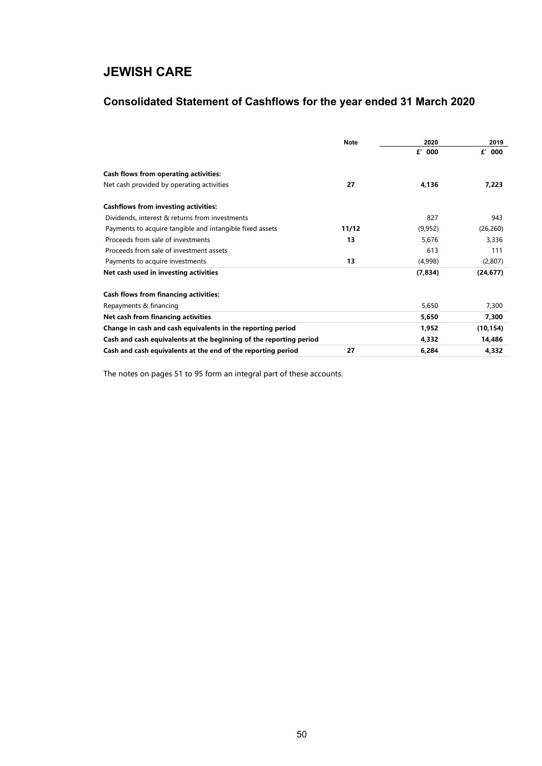# JEWISH CARE

## Consolidated Statement of Cashflows for the year ended 31 March 2020

| | Note | 2020 | 2019 |
|---|---|---|---|
| | | £' 000 | £' 000 |
| **Cash flows from operating activities:** | | | |
| Net cash provided by operating activities | **27** | **4,136** | **7,223** |
| **Cashflows from investing activities:** | | | |
| Dividends, interest & returns from investments | | 827 | 943 |
| Payments to acquire tangible and intangible fixed assets | **11/12** | (9,952) | (26,260) |
| Proceeds from sale of investments | **13** | 5,676 | 3,336 |
| Proceeds from sale of investment assets | | 613 | 111 |
| Payments to acquire investments | **13** | (4,998) | (2,807) |
| **Net cash used in investing activities** | | **(7,834)** | **(24,677)** |
| **Cash flows from financing activities:** | | | |
| Repayments & financing | | 5,650 | 7,300 |
| **Net cash from financing activities** | | **5,650** | **7,300** |
| **Change in cash and cash equivalents in the reporting period** | | **1,952** | **(10,154)** |
| **Cash and cash equivalents at the beginning of the reporting period** | | **4,332** | **14,486** |
| **Cash and cash equivalents at the end of the reporting period** | **27** | **6,284** | **4,332** |

The notes on pages 51 to 95 form an integral part of these accounts.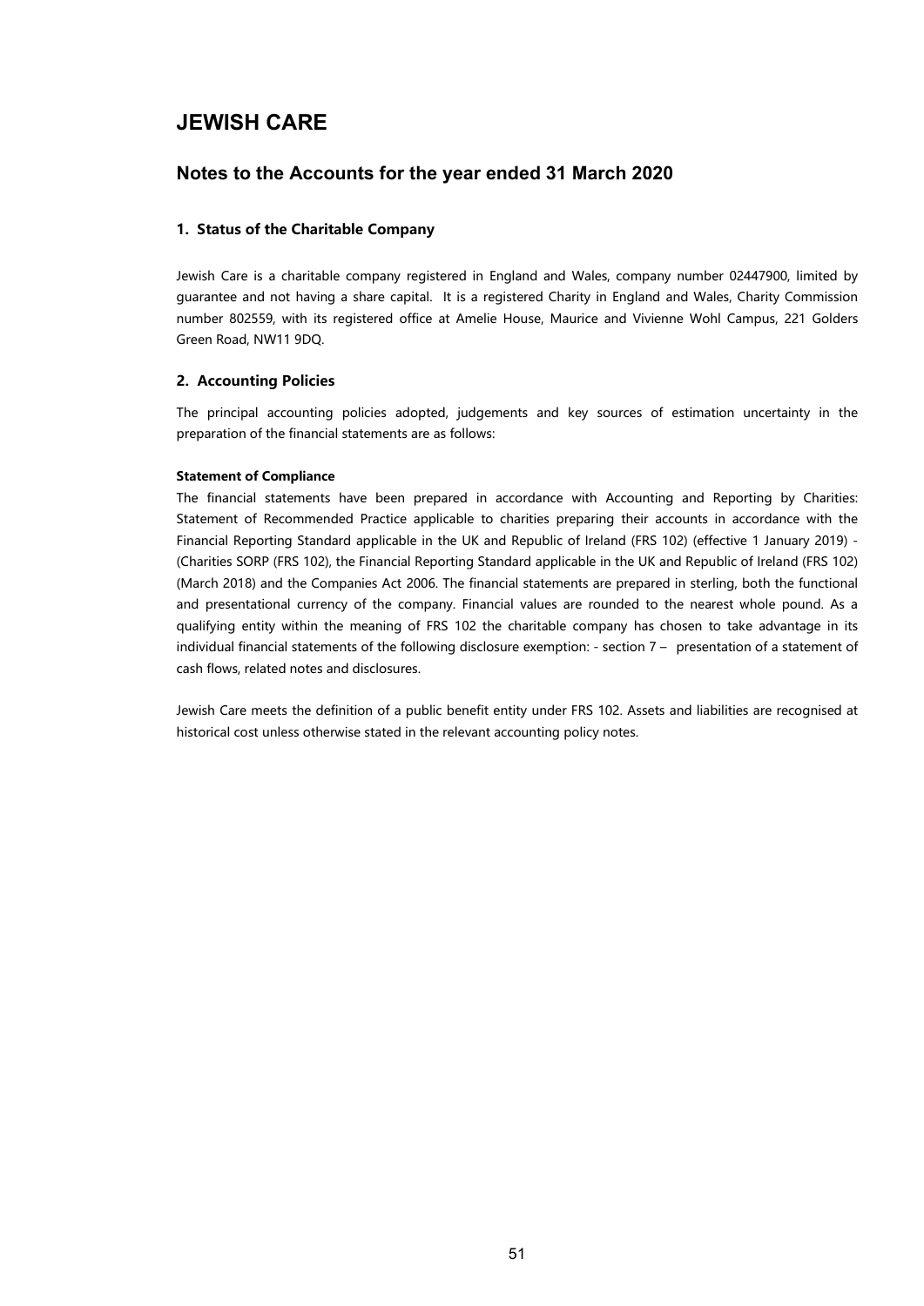# JEWISH CARE

## Notes to the Accounts for the year ended 31 March 2020

### 1. Status of the Charitable Company

Jewish Care is a charitable company registered in England and Wales, company number 02447900, limited by guarantee and not having a share capital. It is a registered Charity in England and Wales, Charity Commission number 802559, with its registered office at Amelie House, Maurice and Vivienne Wohl Campus, 221 Golders Green Road, NW11 9DQ.

### 2. Accounting Policies

The principal accounting policies adopted, judgements and key sources of estimation uncertainty in the preparation of the financial statements are as follows:

**Statement of Compliance**

The financial statements have been prepared in accordance with Accounting and Reporting by Charities: Statement of Recommended Practice applicable to charities preparing their accounts in accordance with the Financial Reporting Standard applicable in the UK and Republic of Ireland (FRS 102) (effective 1 January 2019) - (Charities SORP (FRS 102), the Financial Reporting Standard applicable in the UK and Republic of Ireland (FRS 102) (March 2018) and the Companies Act 2006. The financial statements are prepared in sterling, both the functional and presentational currency of the company. Financial values are rounded to the nearest whole pound. As a qualifying entity within the meaning of FRS 102 the charitable company has chosen to take advantage in its individual financial statements of the following disclosure exemption: - section 7 – presentation of a statement of cash flows, related notes and disclosures.

Jewish Care meets the definition of a public benefit entity under FRS 102. Assets and liabilities are recognised at historical cost unless otherwise stated in the relevant accounting policy notes.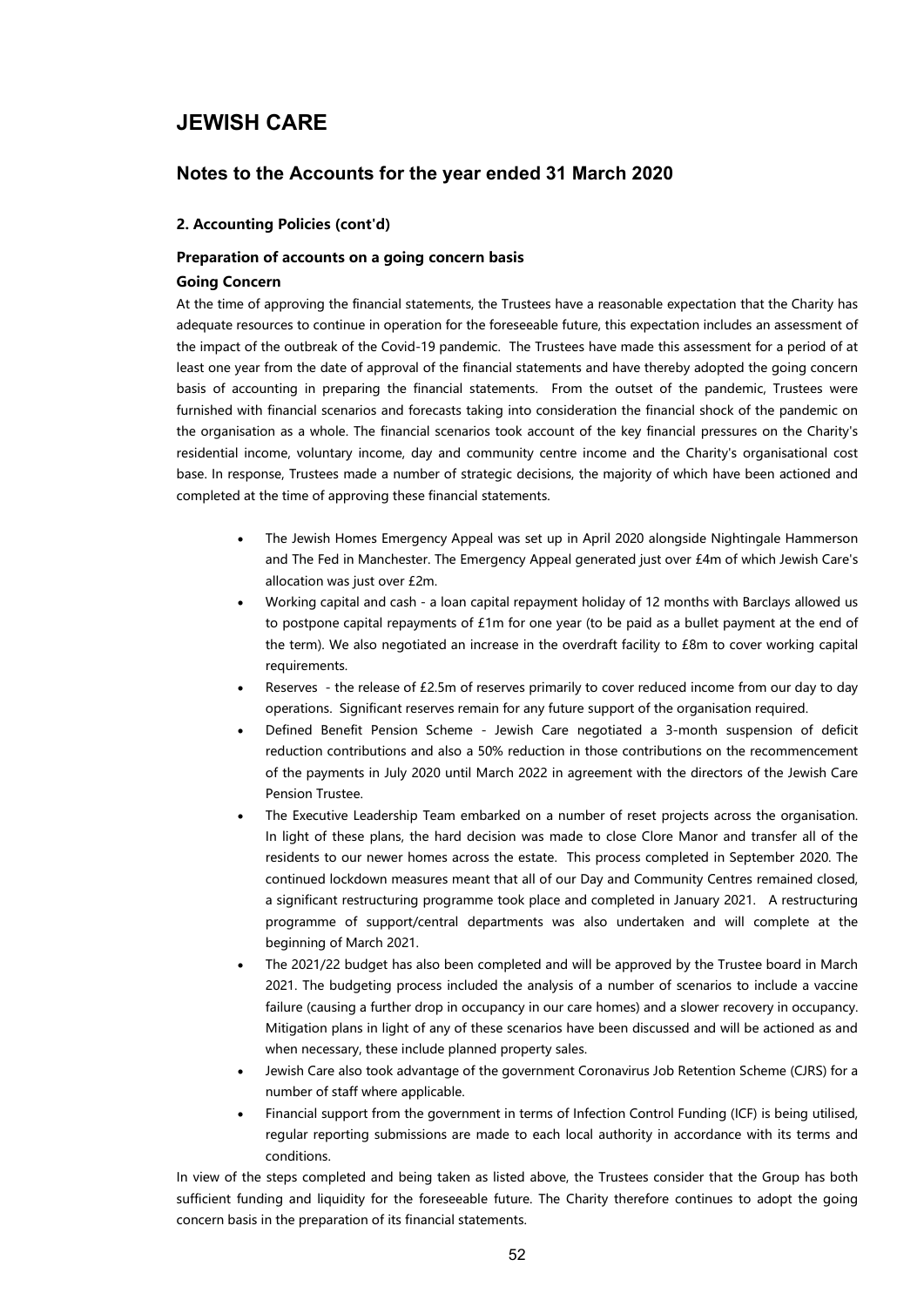# JEWISH CARE

## Notes to the Accounts for the year ended 31 March 2020

### 2. Accounting Policies (cont'd)

### Preparation of accounts on a going concern basis

**Going Concern**

At the time of approving the financial statements, the Trustees have a reasonable expectation that the Charity has adequate resources to continue in operation for the foreseeable future, this expectation includes an assessment of the impact of the outbreak of the Covid-19 pandemic. The Trustees have made this assessment for a period of at least one year from the date of approval of the financial statements and have thereby adopted the going concern basis of accounting in preparing the financial statements. From the outset of the pandemic, Trustees were furnished with financial scenarios and forecasts taking into consideration the financial shock of the pandemic on the organisation as a whole. The financial scenarios took account of the key financial pressures on the Charity's residential income, voluntary income, day and community centre income and the Charity's organisational cost base. In response, Trustees made a number of strategic decisions, the majority of which have been actioned and completed at the time of approving these financial statements.

- The Jewish Homes Emergency Appeal was set up in April 2020 alongside Nightingale Hammerson and The Fed in Manchester. The Emergency Appeal generated just over £4m of which Jewish Care's allocation was just over £2m.
- Working capital and cash - a loan capital repayment holiday of 12 months with Barclays allowed us to postpone capital repayments of £1m for one year (to be paid as a bullet payment at the end of the term). We also negotiated an increase in the overdraft facility to £8m to cover working capital requirements.
- Reserves - the release of £2.5m of reserves primarily to cover reduced income from our day to day operations. Significant reserves remain for any future support of the organisation required.
- Defined Benefit Pension Scheme - Jewish Care negotiated a 3-month suspension of deficit reduction contributions and also a 50% reduction in those contributions on the recommencement of the payments in July 2020 until March 2022 in agreement with the directors of the Jewish Care Pension Trustee.
- The Executive Leadership Team embarked on a number of reset projects across the organisation. In light of these plans, the hard decision was made to close Clore Manor and transfer all of the residents to our newer homes across the estate. This process completed in September 2020. The continued lockdown measures meant that all of our Day and Community Centres remained closed, a significant restructuring programme took place and completed in January 2021. A restructuring programme of support/central departments was also undertaken and will complete at the beginning of March 2021.
- The 2021/22 budget has also been completed and will be approved by the Trustee board in March 2021. The budgeting process included the analysis of a number of scenarios to include a vaccine failure (causing a further drop in occupancy in our care homes) and a slower recovery in occupancy. Mitigation plans in light of any of these scenarios have been discussed and will be actioned as and when necessary, these include planned property sales.
- Jewish Care also took advantage of the government Coronavirus Job Retention Scheme (CJRS) for a number of staff where applicable.
- Financial support from the government in terms of Infection Control Funding (ICF) is being utilised, regular reporting submissions are made to each local authority in accordance with its terms and conditions.

In view of the steps completed and being taken as listed above, the Trustees consider that the Group has both sufficient funding and liquidity for the foreseeable future. The Charity therefore continues to adopt the going concern basis in the preparation of its financial statements.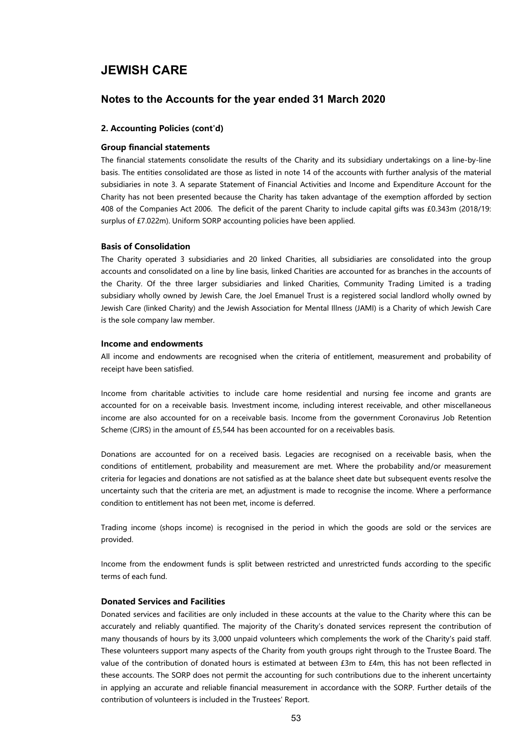# JEWISH CARE

## Notes to the Accounts for the year ended 31 March 2020

### 2. Accounting Policies (cont'd)

#### Group financial statements

The financial statements consolidate the results of the Charity and its subsidiary undertakings on a line-by-line basis. The entities consolidated are those as listed in note 14 of the accounts with further analysis of the material subsidiaries in note 3. A separate Statement of Financial Activities and Income and Expenditure Account for the Charity has not been presented because the Charity has taken advantage of the exemption afforded by section 408 of the Companies Act 2006. The deficit of the parent Charity to include capital gifts was £0.343m (2018/19: surplus of £7.022m). Uniform SORP accounting policies have been applied.

#### Basis of Consolidation

The Charity operated 3 subsidiaries and 20 linked Charities, all subsidiaries are consolidated into the group accounts and consolidated on a line by line basis, linked Charities are accounted for as branches in the accounts of the Charity. Of the three larger subsidiaries and linked Charities, Community Trading Limited is a trading subsidiary wholly owned by Jewish Care, the Joel Emanuel Trust is a registered social landlord wholly owned by Jewish Care (linked Charity) and the Jewish Association for Mental Illness (JAMI) is a Charity of which Jewish Care is the sole company law member.

#### Income and endowments

All income and endowments are recognised when the criteria of entitlement, measurement and probability of receipt have been satisfied.

Income from charitable activities to include care home residential and nursing fee income and grants are accounted for on a receivable basis. Investment income, including interest receivable, and other miscellaneous income are also accounted for on a receivable basis. Income from the government Coronavirus Job Retention Scheme (CJRS) in the amount of £5,544 has been accounted for on a receivables basis.

Donations are accounted for on a received basis. Legacies are recognised on a receivable basis, when the conditions of entitlement, probability and measurement are met. Where the probability and/or measurement criteria for legacies and donations are not satisfied as at the balance sheet date but subsequent events resolve the uncertainty such that the criteria are met, an adjustment is made to recognise the income. Where a performance condition to entitlement has not been met, income is deferred.

Trading income (shops income) is recognised in the period in which the goods are sold or the services are provided.

Income from the endowment funds is split between restricted and unrestricted funds according to the specific terms of each fund.

#### Donated Services and Facilities

Donated services and facilities are only included in these accounts at the value to the Charity where this can be accurately and reliably quantified. The majority of the Charity's donated services represent the contribution of many thousands of hours by its 3,000 unpaid volunteers which complements the work of the Charity's paid staff. These volunteers support many aspects of the Charity from youth groups right through to the Trustee Board. The value of the contribution of donated hours is estimated at between £3m to £4m, this has not been reflected in these accounts. The SORP does not permit the accounting for such contributions due to the inherent uncertainty in applying an accurate and reliable financial measurement in accordance with the SORP. Further details of the contribution of volunteers is included in the Trustees' Report.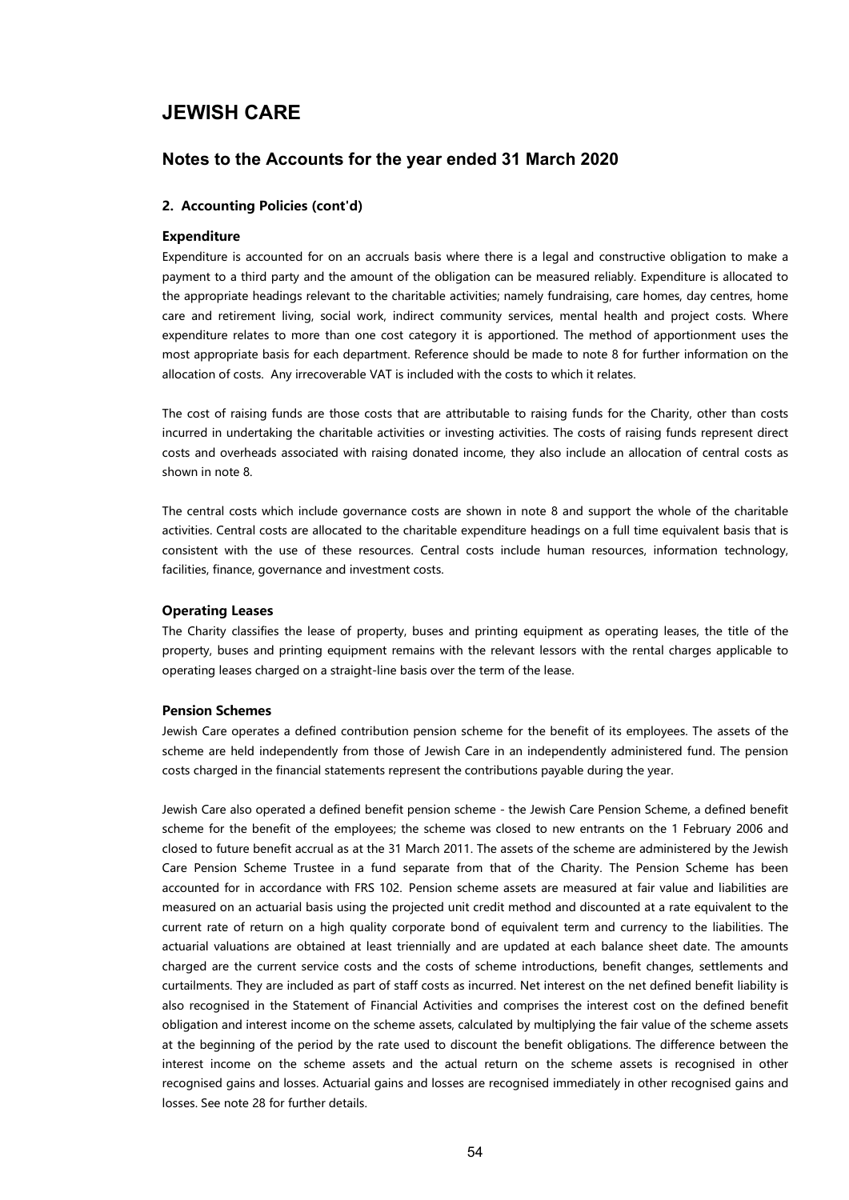# JEWISH CARE

## Notes to the Accounts for the year ended 31 March 2020

### 2. Accounting Policies (cont'd)

**Expenditure**

Expenditure is accounted for on an accruals basis where there is a legal and constructive obligation to make a payment to a third party and the amount of the obligation can be measured reliably. Expenditure is allocated to the appropriate headings relevant to the charitable activities; namely fundraising, care homes, day centres, home care and retirement living, social work, indirect community services, mental health and project costs. Where expenditure relates to more than one cost category it is apportioned. The method of apportionment uses the most appropriate basis for each department. Reference should be made to note 8 for further information on the allocation of costs. Any irrecoverable VAT is included with the costs to which it relates.

The cost of raising funds are those costs that are attributable to raising funds for the Charity, other than costs incurred in undertaking the charitable activities or investing activities. The costs of raising funds represent direct costs and overheads associated with raising donated income, they also include an allocation of central costs as shown in note 8.

The central costs which include governance costs are shown in note 8 and support the whole of the charitable activities. Central costs are allocated to the charitable expenditure headings on a full time equivalent basis that is consistent with the use of these resources. Central costs include human resources, information technology, facilities, finance, governance and investment costs.

**Operating Leases**

The Charity classifies the lease of property, buses and printing equipment as operating leases, the title of the property, buses and printing equipment remains with the relevant lessors with the rental charges applicable to operating leases charged on a straight-line basis over the term of the lease.

**Pension Schemes**

Jewish Care operates a defined contribution pension scheme for the benefit of its employees. The assets of the scheme are held independently from those of Jewish Care in an independently administered fund. The pension costs charged in the financial statements represent the contributions payable during the year.

Jewish Care also operated a defined benefit pension scheme - the Jewish Care Pension Scheme, a defined benefit scheme for the benefit of the employees; the scheme was closed to new entrants on the 1 February 2006 and closed to future benefit accrual as at the 31 March 2011. The assets of the scheme are administered by the Jewish Care Pension Scheme Trustee in a fund separate from that of the Charity. The Pension Scheme has been accounted for in accordance with FRS 102. Pension scheme assets are measured at fair value and liabilities are measured on an actuarial basis using the projected unit credit method and discounted at a rate equivalent to the current rate of return on a high quality corporate bond of equivalent term and currency to the liabilities. The actuarial valuations are obtained at least triennially and are updated at each balance sheet date. The amounts charged are the current service costs and the costs of scheme introductions, benefit changes, settlements and curtailments. They are included as part of staff costs as incurred. Net interest on the net defined benefit liability is also recognised in the Statement of Financial Activities and comprises the interest cost on the defined benefit obligation and interest income on the scheme assets, calculated by multiplying the fair value of the scheme assets at the beginning of the period by the rate used to discount the benefit obligations. The difference between the interest income on the scheme assets and the actual return on the scheme assets is recognised in other recognised gains and losses. Actuarial gains and losses are recognised immediately in other recognised gains and losses. See note 28 for further details.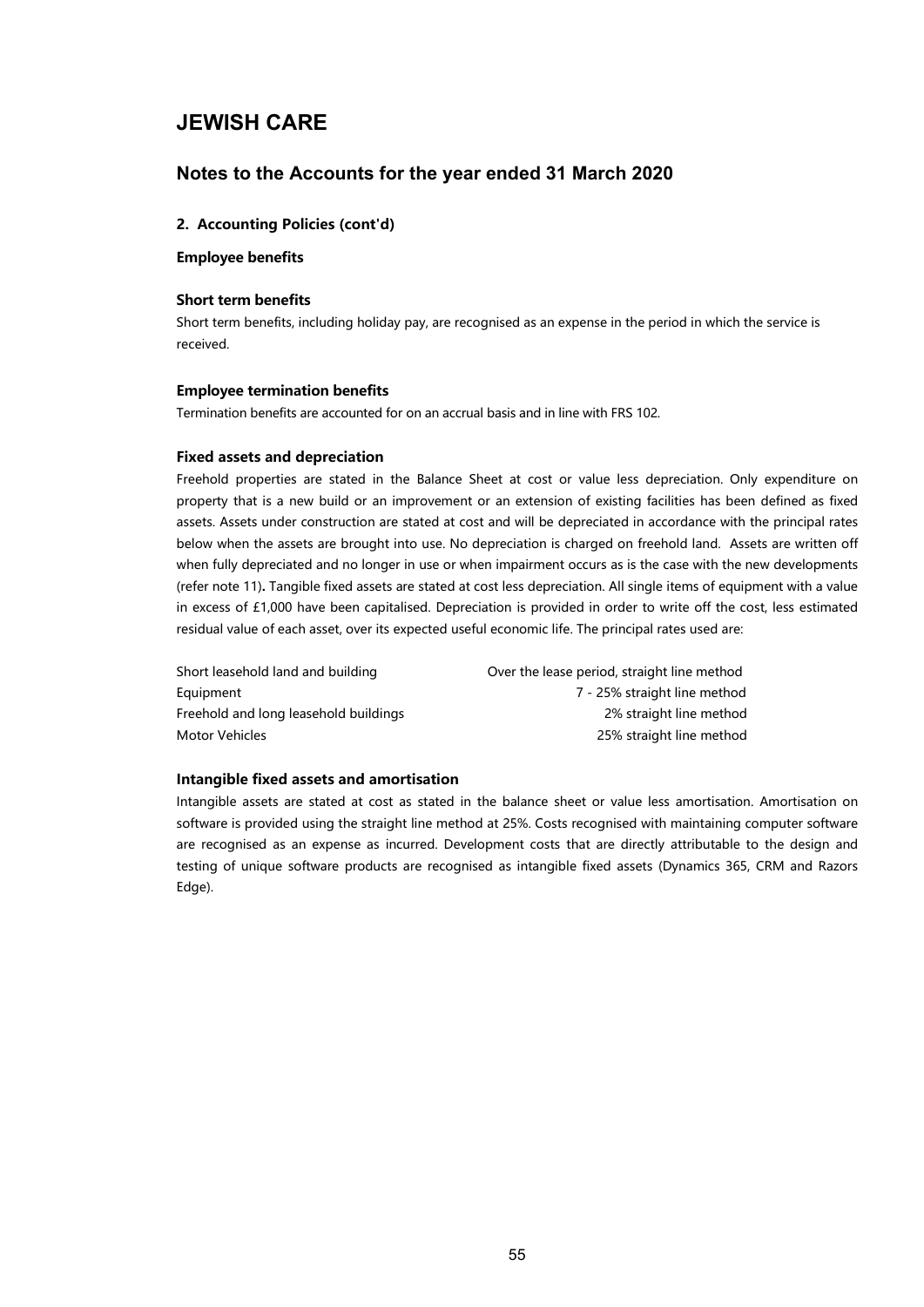# JEWISH CARE

## Notes to the Accounts for the year ended 31 March 2020

### 2. Accounting Policies (cont'd)

**Employee benefits**

**Short term benefits**

Short term benefits, including holiday pay, are recognised as an expense in the period in which the service is received.

**Employee termination benefits**

Termination benefits are accounted for on an accrual basis and in line with FRS 102.

**Fixed assets and depreciation**

Freehold properties are stated in the Balance Sheet at cost or value less depreciation. Only expenditure on property that is a new build or an improvement or an extension of existing facilities has been defined as fixed assets. Assets under construction are stated at cost and will be depreciated in accordance with the principal rates below when the assets are brought into use. No depreciation is charged on freehold land. Assets are written off when fully depreciated and no longer in use or when impairment occurs as is the case with the new developments (refer note 11). Tangible fixed assets are stated at cost less depreciation. All single items of equipment with a value in excess of £1,000 have been capitalised. Depreciation is provided in order to write off the cost, less estimated residual value of each asset, over its expected useful economic life. The principal rates used are:

| | |
|---|---|
| Short leasehold land and building | Over the lease period, straight line method |
| Equipment | 7 - 25% straight line method |
| Freehold and long leasehold buildings | 2% straight line method |
| Motor Vehicles | 25% straight line method |

**Intangible fixed assets and amortisation**

Intangible assets are stated at cost as stated in the balance sheet or value less amortisation. Amortisation on software is provided using the straight line method at 25%. Costs recognised with maintaining computer software are recognised as an expense as incurred. Development costs that are directly attributable to the design and testing of unique software products are recognised as intangible fixed assets (Dynamics 365, CRM and Razors Edge).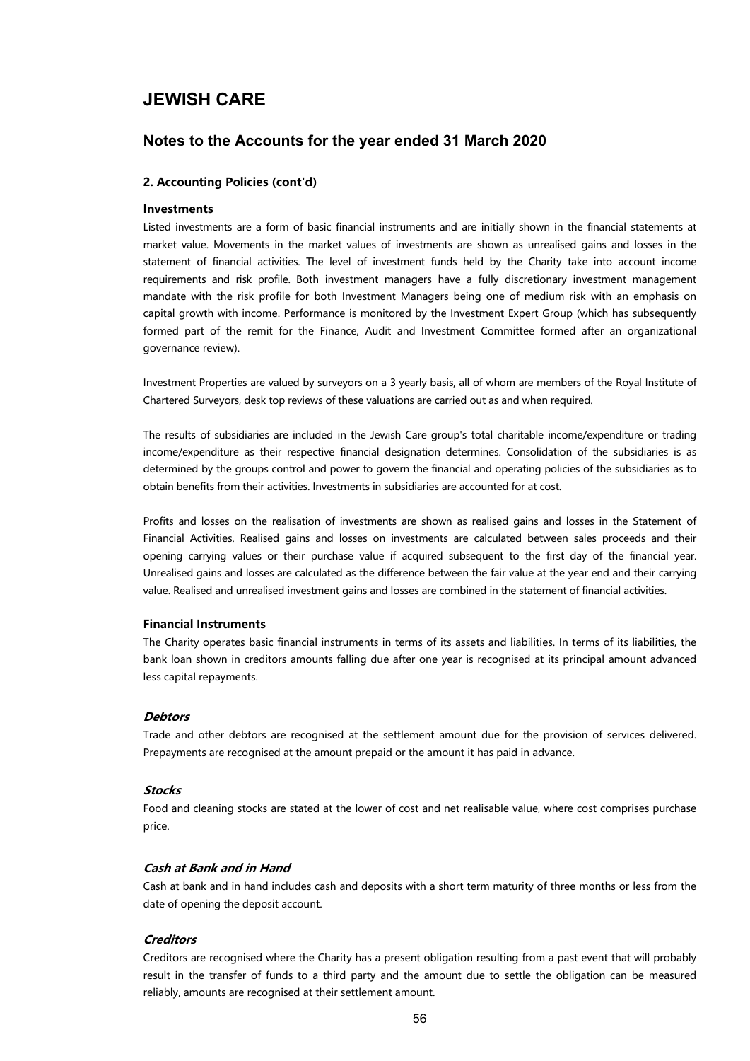# JEWISH CARE

## Notes to the Accounts for the year ended 31 March 2020

### 2. Accounting Policies (cont'd)

#### Investments

Listed investments are a form of basic financial instruments and are initially shown in the financial statements at market value. Movements in the market values of investments are shown as unrealised gains and losses in the statement of financial activities. The level of investment funds held by the Charity take into account income requirements and risk profile. Both investment managers have a fully discretionary investment management mandate with the risk profile for both Investment Managers being one of medium risk with an emphasis on capital growth with income. Performance is monitored by the Investment Expert Group (which has subsequently formed part of the remit for the Finance, Audit and Investment Committee formed after an organizational governance review).

Investment Properties are valued by surveyors on a 3 yearly basis, all of whom are members of the Royal Institute of Chartered Surveyors, desk top reviews of these valuations are carried out as and when required.

The results of subsidiaries are included in the Jewish Care group's total charitable income/expenditure or trading income/expenditure as their respective financial designation determines. Consolidation of the subsidiaries is as determined by the groups control and power to govern the financial and operating policies of the subsidiaries as to obtain benefits from their activities. Investments in subsidiaries are accounted for at cost.

Profits and losses on the realisation of investments are shown as realised gains and losses in the Statement of Financial Activities. Realised gains and losses on investments are calculated between sales proceeds and their opening carrying values or their purchase value if acquired subsequent to the first day of the financial year. Unrealised gains and losses are calculated as the difference between the fair value at the year end and their carrying value. Realised and unrealised investment gains and losses are combined in the statement of financial activities.

#### Financial Instruments

The Charity operates basic financial instruments in terms of its assets and liabilities. In terms of its liabilities, the bank loan shown in creditors amounts falling due after one year is recognised at its principal amount advanced less capital repayments.

##### *Debtors*

Trade and other debtors are recognised at the settlement amount due for the provision of services delivered. Prepayments are recognised at the amount prepaid or the amount it has paid in advance.

##### *Stocks*

Food and cleaning stocks are stated at the lower of cost and net realisable value, where cost comprises purchase price.

##### *Cash at Bank and in Hand*

Cash at bank and in hand includes cash and deposits with a short term maturity of three months or less from the date of opening the deposit account.

##### *Creditors*

Creditors are recognised where the Charity has a present obligation resulting from a past event that will probably result in the transfer of funds to a third party and the amount due to settle the obligation can be measured reliably, amounts are recognised at their settlement amount.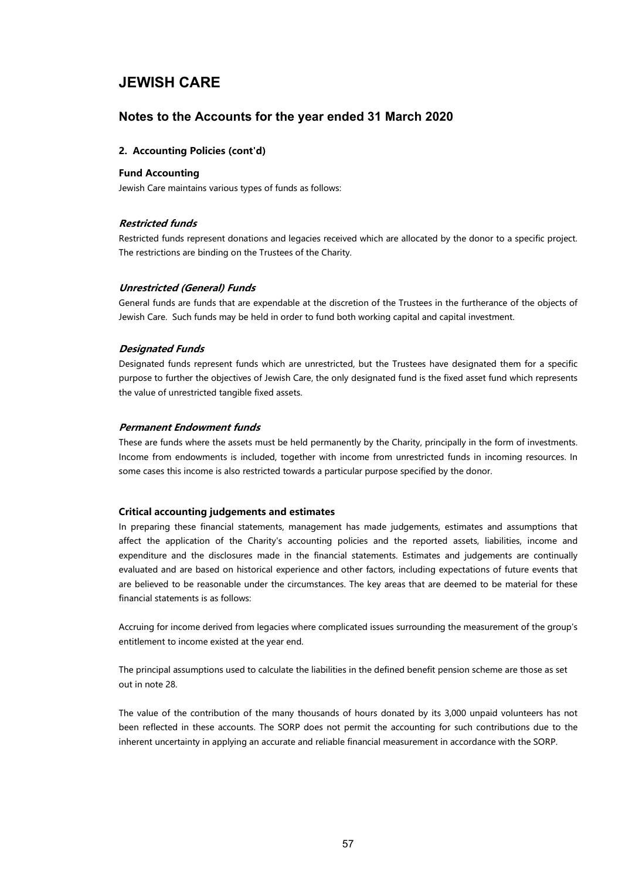# JEWISH CARE

## Notes to the Accounts for the year ended 31 March 2020

### 2. Accounting Policies (cont'd)

**Fund Accounting**

Jewish Care maintains various types of funds as follows:

***Restricted funds***

Restricted funds represent donations and legacies received which are allocated by the donor to a specific project. The restrictions are binding on the Trustees of the Charity.

***Unrestricted (General) Funds***

General funds are funds that are expendable at the discretion of the Trustees in the furtherance of the objects of Jewish Care. Such funds may be held in order to fund both working capital and capital investment.

***Designated Funds***

Designated funds represent funds which are unrestricted, but the Trustees have designated them for a specific purpose to further the objectives of Jewish Care, the only designated fund is the fixed asset fund which represents the value of unrestricted tangible fixed assets.

***Permanent Endowment funds***

These are funds where the assets must be held permanently by the Charity, principally in the form of investments. Income from endowments is included, together with income from unrestricted funds in incoming resources. In some cases this income is also restricted towards a particular purpose specified by the donor.

**Critical accounting judgements and estimates**

In preparing these financial statements, management has made judgements, estimates and assumptions that affect the application of the Charity's accounting policies and the reported assets, liabilities, income and expenditure and the disclosures made in the financial statements. Estimates and judgements are continually evaluated and are based on historical experience and other factors, including expectations of future events that are believed to be reasonable under the circumstances. The key areas that are deemed to be material for these financial statements is as follows:

Accruing for income derived from legacies where complicated issues surrounding the measurement of the group's entitlement to income existed at the year end.

The principal assumptions used to calculate the liabilities in the defined benefit pension scheme are those as set out in note 28.

The value of the contribution of the many thousands of hours donated by its 3,000 unpaid volunteers has not been reflected in these accounts. The SORP does not permit the accounting for such contributions due to the inherent uncertainty in applying an accurate and reliable financial measurement in accordance with the SORP.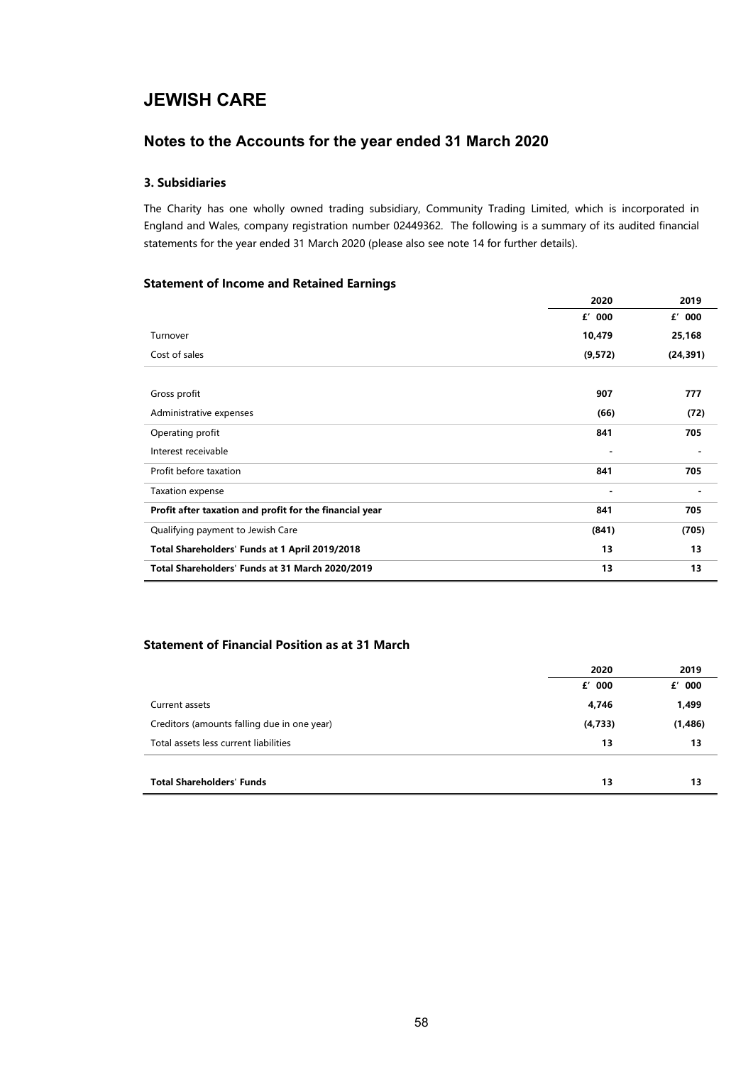# JEWISH CARE

## Notes to the Accounts for the year ended 31 March 2020

### 3. Subsidiaries

The Charity has one wholly owned trading subsidiary, Community Trading Limited, which is incorporated in England and Wales, company registration number 02449362. The following is a summary of its audited financial statements for the year ended 31 March 2020 (please also see note 14 for further details).

### Statement of Income and Retained Earnings

| | 2020 | 2019 |
|---|---|---|
| | £' 000 | £' 000 |
| Turnover | 10,479 | 25,168 |
| Cost of sales | (9,572) | (24,391) |
| Gross profit | 907 | 777 |
| Administrative expenses | (66) | (72) |
| Operating profit | 841 | 705 |
| Interest receivable | - | - |
| Profit before taxation | 841 | 705 |
| Taxation expense | - | - |
| **Profit after taxation and profit for the financial year** | **841** | **705** |
| Qualifying payment to Jewish Care | (841) | (705) |
| **Total Shareholders' Funds at 1 April 2019/2018** | **13** | **13** |
| **Total Shareholders' Funds at 31 March 2020/2019** | **13** | **13** |

### Statement of Financial Position as at 31 March

| | 2020 | 2019 |
|---|---|---|
| | £' 000 | £' 000 |
| Current assets | 4,746 | 1,499 |
| Creditors (amounts falling due in one year) | (4,733) | (1,486) |
| Total assets less current liabilities | 13 | 13 |
| **Total Shareholders' Funds** | **13** | **13** |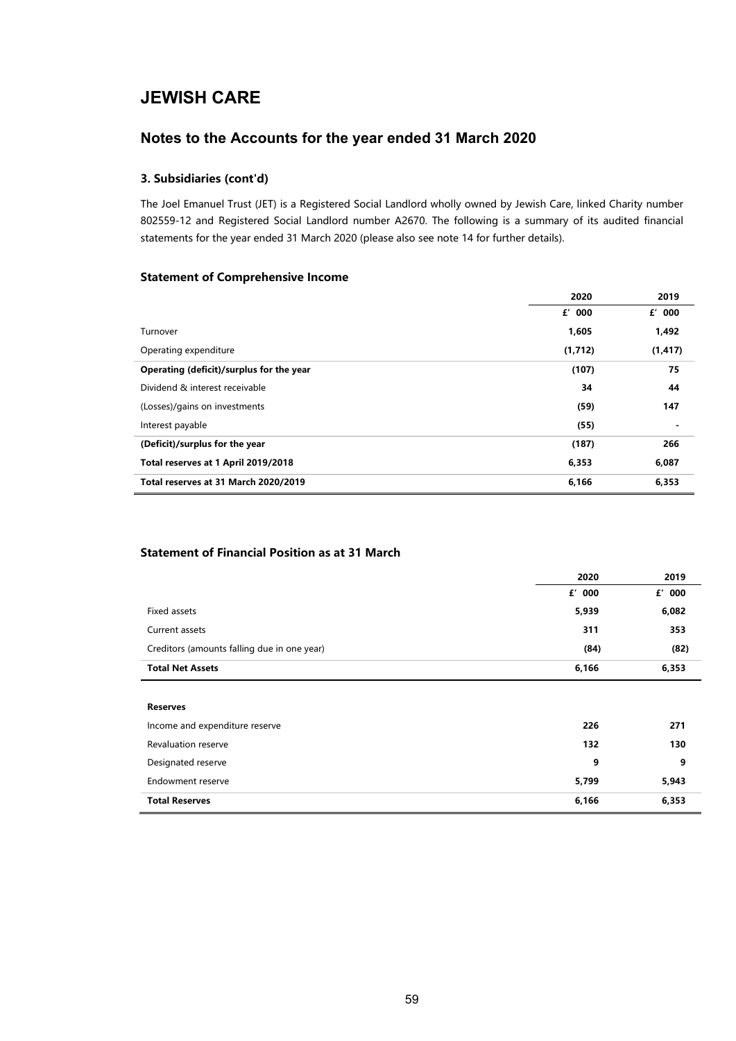# JEWISH CARE

## Notes to the Accounts for the year ended 31 March 2020

### 3. Subsidiaries (cont'd)

The Joel Emanuel Trust (JET) is a Registered Social Landlord wholly owned by Jewish Care, linked Charity number 802559-12 and Registered Social Landlord number A2670. The following is a summary of its audited financial statements for the year ended 31 March 2020 (please also see note 14 for further details).

### Statement of Comprehensive Income

| | 2020 | 2019 |
|---|---|---|
| | £' 000 | £' 000 |
| Turnover | 1,605 | 1,492 |
| Operating expenditure | (1,712) | (1,417) |
| **Operating (deficit)/surplus for the year** | (107) | 75 |
| Dividend & interest receivable | 34 | 44 |
| (Losses)/gains on investments | (59) | 147 |
| Interest payable | (55) | - |
| **(Deficit)/surplus for the year** | (187) | 266 |
| **Total reserves at 1 April 2019/2018** | 6,353 | 6,087 |
| **Total reserves at 31 March 2020/2019** | 6,166 | 6,353 |

### Statement of Financial Position as at 31 March

| | 2020 | 2019 |
|---|---|---|
| | £' 000 | £' 000 |
| Fixed assets | 5,939 | 6,082 |
| Current assets | 311 | 353 |
| Creditors (amounts falling due in one year) | (84) | (82) |
| **Total Net Assets** | 6,166 | 6,353 |
| | | |
| **Reserves** | | |
| Income and expenditure reserve | 226 | 271 |
| Revaluation reserve | 132 | 130 |
| Designated reserve | 9 | 9 |
| Endowment reserve | 5,799 | 5,943 |
| **Total Reserves** | 6,166 | 6,353 |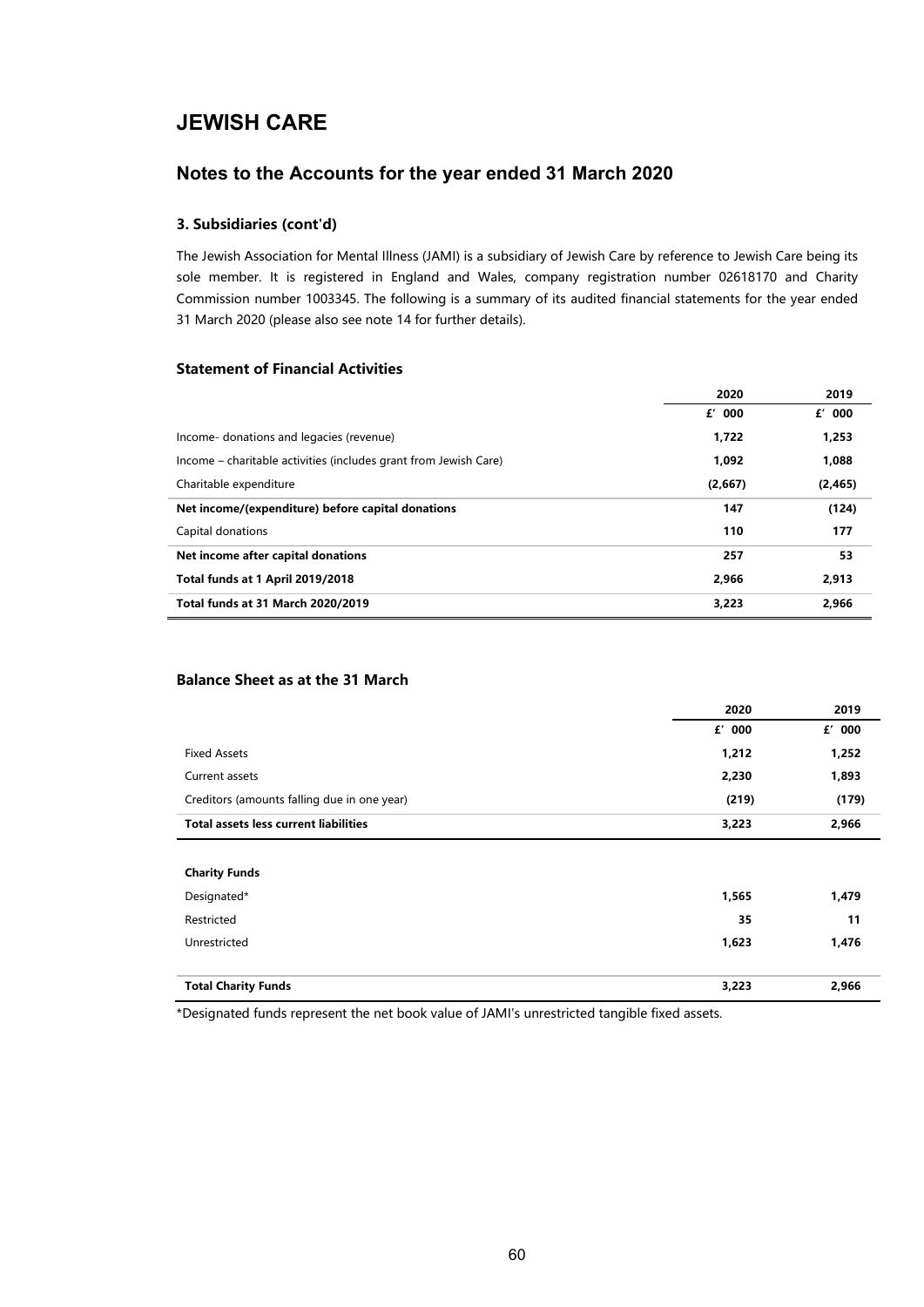# JEWISH CARE

## Notes to the Accounts for the year ended 31 March 2020

### 3. Subsidiaries (cont'd)

The Jewish Association for Mental Illness (JAMI) is a subsidiary of Jewish Care by reference to Jewish Care being its sole member. It is registered in England and Wales, company registration number 02618170 and Charity Commission number 1003345. The following is a summary of its audited financial statements for the year ended 31 March 2020 (please also see note 14 for further details).

#### Statement of Financial Activities

| | 2020 | 2019 |
|---|---|---|
| | £' 000 | £' 000 |
| Income- donations and legacies (revenue) | 1,722 | 1,253 |
| Income – charitable activities (includes grant from Jewish Care) | 1,092 | 1,088 |
| Charitable expenditure | (2,667) | (2,465) |
| **Net income/(expenditure) before capital donations** | 147 | (124) |
| Capital donations | 110 | 177 |
| **Net income after capital donations** | 257 | 53 |
| **Total funds at 1 April 2019/2018** | 2,966 | 2,913 |
| **Total funds at 31 March 2020/2019** | 3,223 | 2,966 |

#### Balance Sheet as at the 31 March

| | 2020 | 2019 |
|---|---|---|
| | £' 000 | £' 000 |
| Fixed Assets | 1,212 | 1,252 |
| Current assets | 2,230 | 1,893 |
| Creditors (amounts falling due in one year) | (219) | (179) |
| **Total assets less current liabilities** | 3,223 | 2,966 |
| | | |
| **Charity Funds** | | |
| Designated* | 1,565 | 1,479 |
| Restricted | 35 | 11 |
| Unrestricted | 1,623 | 1,476 |
| | | |
| **Total Charity Funds** | 3,223 | 2,966 |

*Designated funds represent the net book value of JAMI's unrestricted tangible fixed assets.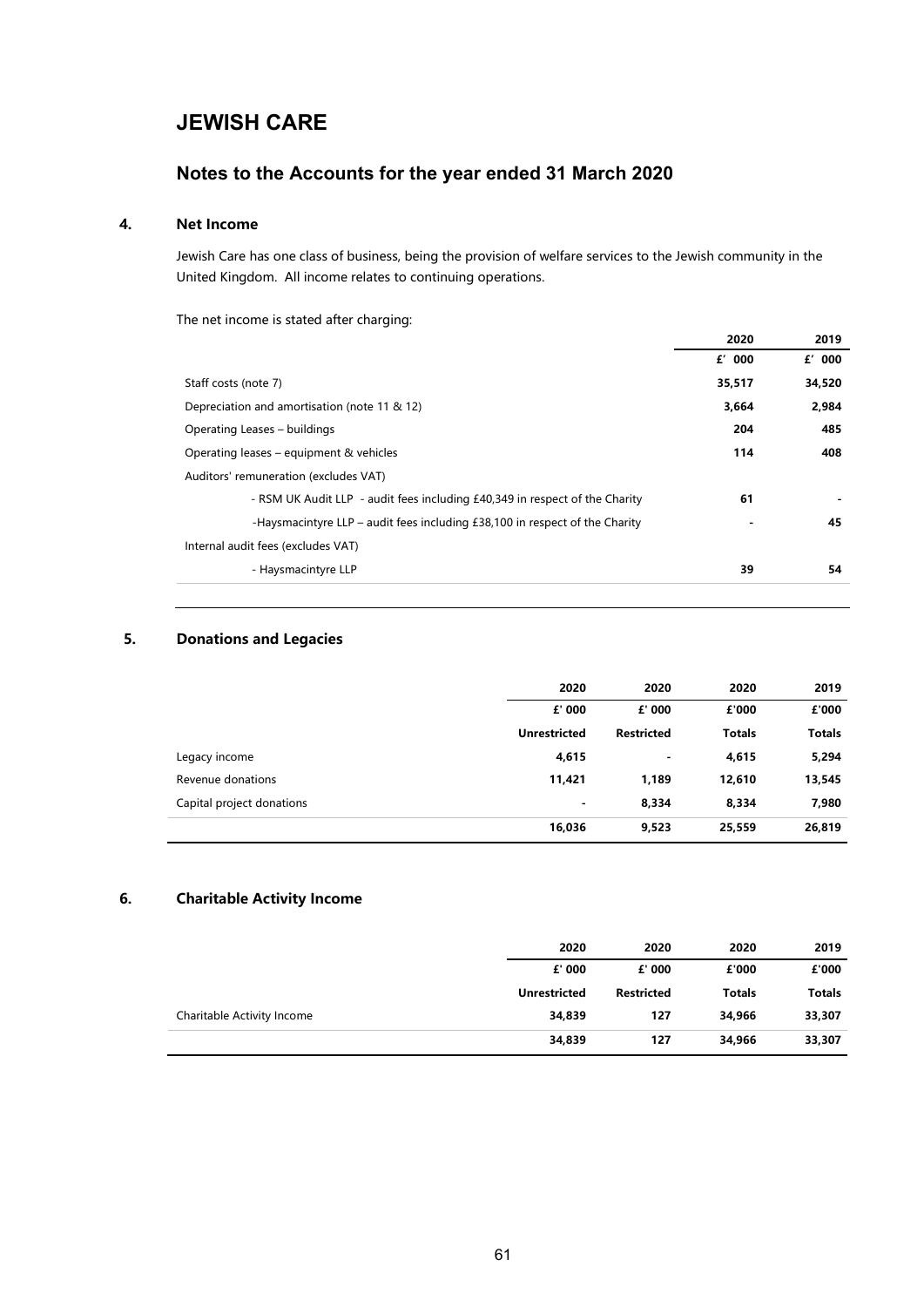# JEWISH CARE

## Notes to the Accounts for the year ended 31 March 2020

### 4. Net Income

Jewish Care has one class of business, being the provision of welfare services to the Jewish community in the United Kingdom. All income relates to continuing operations.

The net income is stated after charging:

| | 2020 | 2019 |
|---|---|---|
| | £' 000 | £' 000 |
| Staff costs (note 7) | **35,517** | **34,520** |
| Depreciation and amortisation (note 11 & 12) | **3,664** | **2,984** |
| Operating Leases – buildings | **204** | **485** |
| Operating leases – equipment & vehicles | **114** | **408** |
| Auditors' remuneration (excludes VAT) | | |
| - RSM UK Audit LLP - audit fees including £40,349 in respect of the Charity | **61** | **-** |
| -Haysmacintyre LLP – audit fees including £38,100 in respect of the Charity | **-** | **45** |
| Internal audit fees (excludes VAT) | | |
| - Haysmacintyre LLP | **39** | **54** |

### 5. Donations and Legacies

| | 2020 | 2020 | 2020 | 2019 |
|---|---|---|---|---|
| | £' 000 | £' 000 | £'000 | £'000 |
| | Unrestricted | Restricted | Totals | Totals |
| Legacy income | 4,615 | - | 4,615 | 5,294 |
| Revenue donations | 11,421 | 1,189 | 12,610 | 13,545 |
| Capital project donations | - | 8,334 | 8,334 | 7,980 |
| | 16,036 | 9,523 | 25,559 | 26,819 |

### 6. Charitable Activity Income

| | 2020 | 2020 | 2020 | 2019 |
|---|---|---|---|---|
| | £' 000 | £' 000 | £'000 | £'000 |
| | Unrestricted | Restricted | Totals | Totals |
| Charitable Activity Income | 34,839 | 127 | 34,966 | 33,307 |
| | 34,839 | 127 | 34,966 | 33,307 |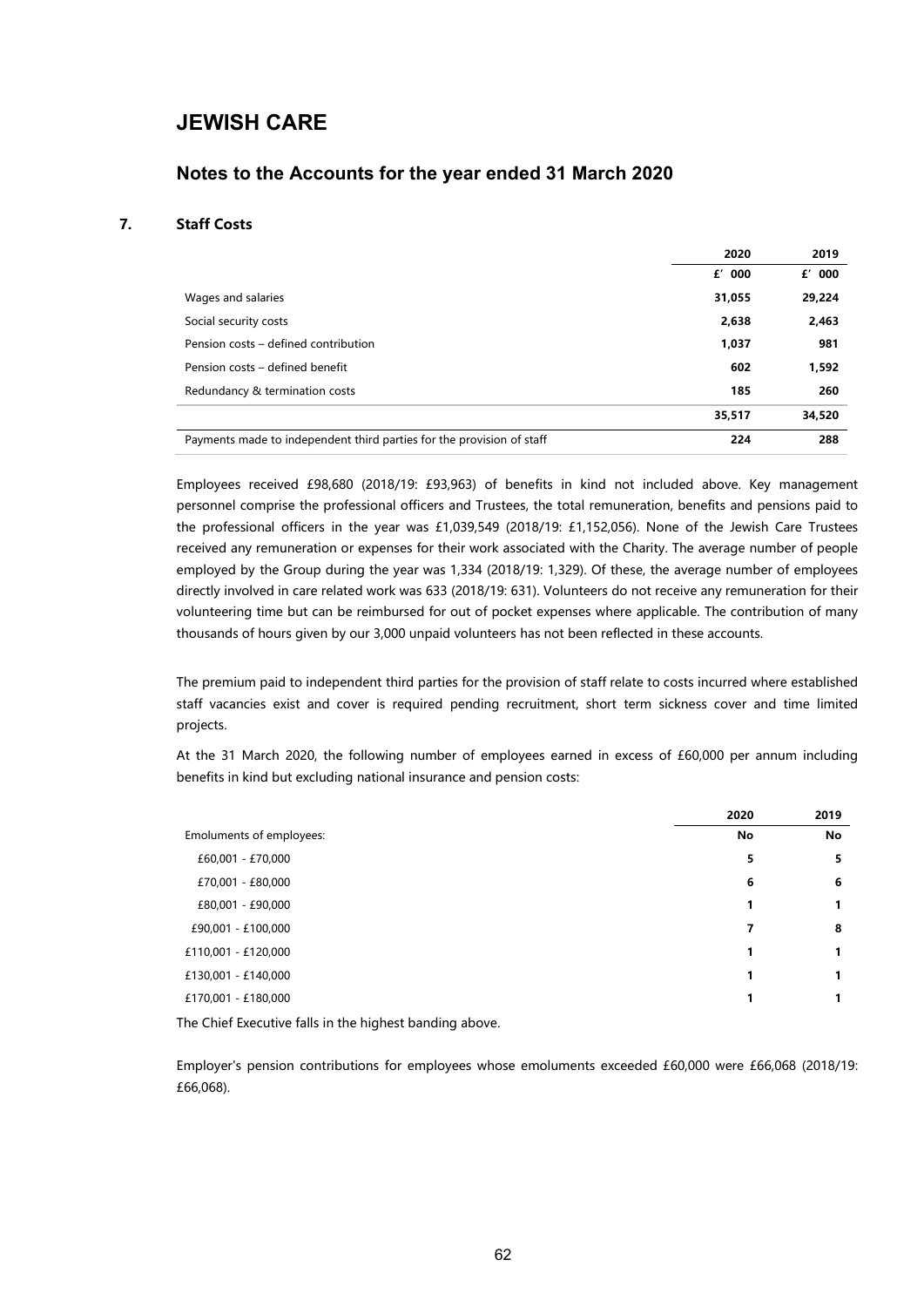# JEWISH CARE

## Notes to the Accounts for the year ended 31 March 2020

### 7. Staff Costs

| | 2020 | 2019 |
|---|---|---|
| | £' 000 | £' 000 |
| Wages and salaries | 31,055 | 29,224 |
| Social security costs | 2,638 | 2,463 |
| Pension costs – defined contribution | 1,037 | 981 |
| Pension costs – defined benefit | 602 | 1,592 |
| Redundancy & termination costs | 185 | 260 |
| | 35,517 | 34,520 |
| Payments made to independent third parties for the provision of staff | 224 | 288 |

Employees received £98,680 (2018/19: £93,963) of benefits in kind not included above. Key management personnel comprise the professional officers and Trustees, the total remuneration, benefits and pensions paid to the professional officers in the year was £1,039,549 (2018/19: £1,152,056). None of the Jewish Care Trustees received any remuneration or expenses for their work associated with the Charity. The average number of people employed by the Group during the year was 1,334 (2018/19: 1,329). Of these, the average number of employees directly involved in care related work was 633 (2018/19: 631). Volunteers do not receive any remuneration for their volunteering time but can be reimbursed for out of pocket expenses where applicable. The contribution of many thousands of hours given by our 3,000 unpaid volunteers has not been reflected in these accounts.

The premium paid to independent third parties for the provision of staff relate to costs incurred where established staff vacancies exist and cover is required pending recruitment, short term sickness cover and time limited projects.

At the 31 March 2020, the following number of employees earned in excess of £60,000 per annum including benefits in kind but excluding national insurance and pension costs:

| | 2020 | 2019 |
|---|---|---|
| Emoluments of employees: | No | No |
| £60,001 - £70,000 | 5 | 5 |
| £70,001 - £80,000 | 6 | 6 |
| £80,001 - £90,000 | 1 | 1 |
| £90,001 - £100,000 | 7 | 8 |
| £110,001 - £120,000 | 1 | 1 |
| £130,001 - £140,000 | 1 | 1 |
| £170,001 - £180,000 | 1 | 1 |

The Chief Executive falls in the highest banding above.

Employer's pension contributions for employees whose emoluments exceeded £60,000 were £66,068 (2018/19: £66,068).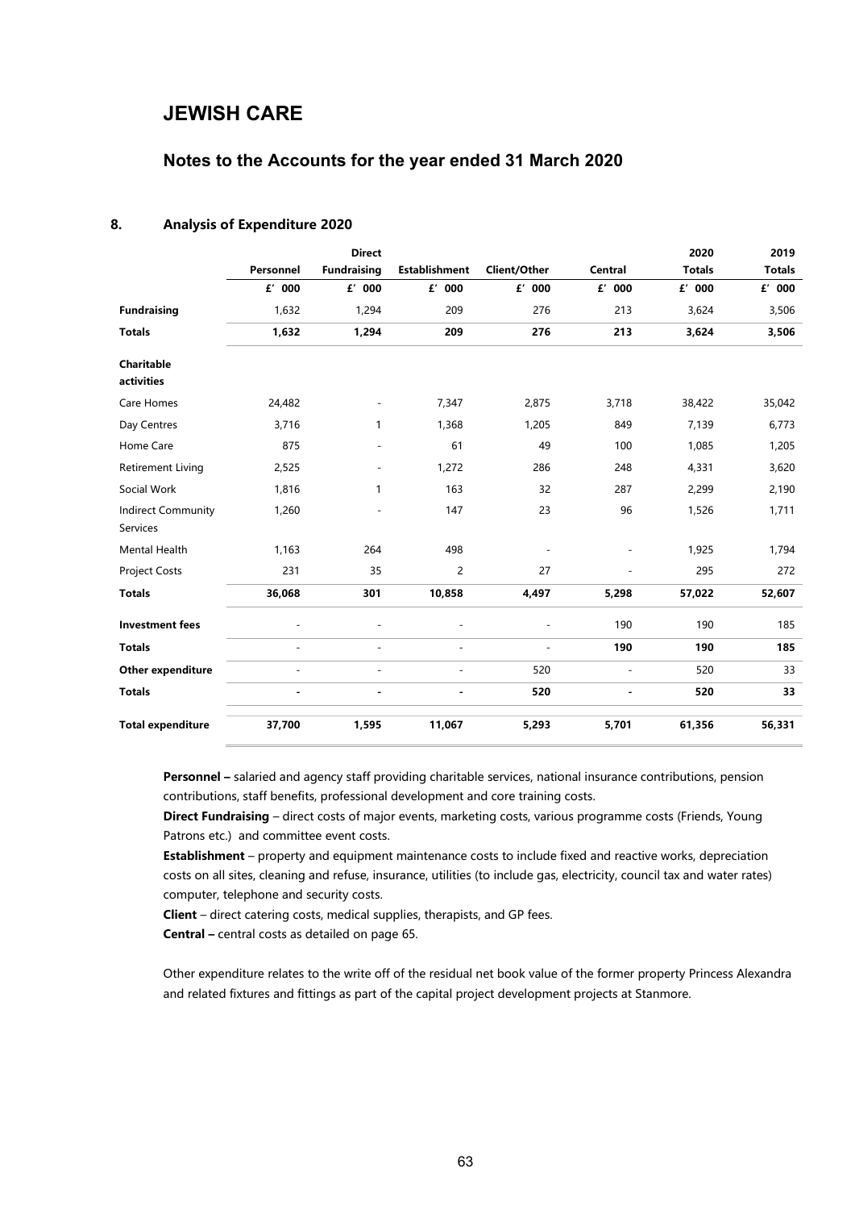# JEWISH CARE

## Notes to the Accounts for the year ended 31 March 2020

### 8. Analysis of Expenditure 2020

| | Personnel | Direct Fundraising | Establishment | Client/Other | Central | 2020 Totals | 2019 Totals |
|---|---|---|---|---|---|---|---|
| | £' 000 | £' 000 | £' 000 | £' 000 | £' 000 | £' 000 | £' 000 |
| **Fundraising** | 1,632 | 1,294 | 209 | 276 | 213 | 3,624 | 3,506 |
| **Totals** | **1,632** | **1,294** | **209** | **276** | **213** | **3,624** | **3,506** |
| **Charitable activities** | | | | | | | |
| Care Homes | 24,482 | - | 7,347 | 2,875 | 3,718 | 38,422 | 35,042 |
| Day Centres | 3,716 | 1 | 1,368 | 1,205 | 849 | 7,139 | 6,773 |
| Home Care | 875 | - | 61 | 49 | 100 | 1,085 | 1,205 |
| Retirement Living | 2,525 | - | 1,272 | 286 | 248 | 4,331 | 3,620 |
| Social Work | 1,816 | 1 | 163 | 32 | 287 | 2,299 | 2,190 |
| Indirect Community Services | 1,260 | - | 147 | 23 | 96 | 1,526 | 1,711 |
| Mental Health | 1,163 | 264 | 498 | - | - | 1,925 | 1,794 |
| Project Costs | 231 | 35 | 2 | 27 | - | 295 | 272 |
| **Totals** | **36,068** | **301** | **10,858** | **4,497** | **5,298** | **57,022** | **52,607** |
| **Investment fees** | - | - | - | - | 190 | 190 | 185 |
| **Totals** | - | - | - | - | **190** | **190** | **185** |
| **Other expenditure** | - | - | - | 520 | - | 520 | 33 |
| **Totals** | **-** | **-** | **-** | **520** | **-** | **520** | **33** |
| **Total expenditure** | **37,700** | **1,595** | **11,067** | **5,293** | **5,701** | **61,356** | **56,331** |

**Personnel –** salaried and agency staff providing charitable services, national insurance contributions, pension contributions, staff benefits, professional development and core training costs.

**Direct Fundraising** – direct costs of major events, marketing costs, various programme costs (Friends, Young Patrons etc.) and committee event costs.

**Establishment** – property and equipment maintenance costs to include fixed and reactive works, depreciation costs on all sites, cleaning and refuse, insurance, utilities (to include gas, electricity, council tax and water rates) computer, telephone and security costs.

**Client** – direct catering costs, medical supplies, therapists, and GP fees.

**Central –** central costs as detailed on page 65.

Other expenditure relates to the write off of the residual net book value of the former property Princess Alexandra and related fixtures and fittings as part of the capital project development projects at Stanmore.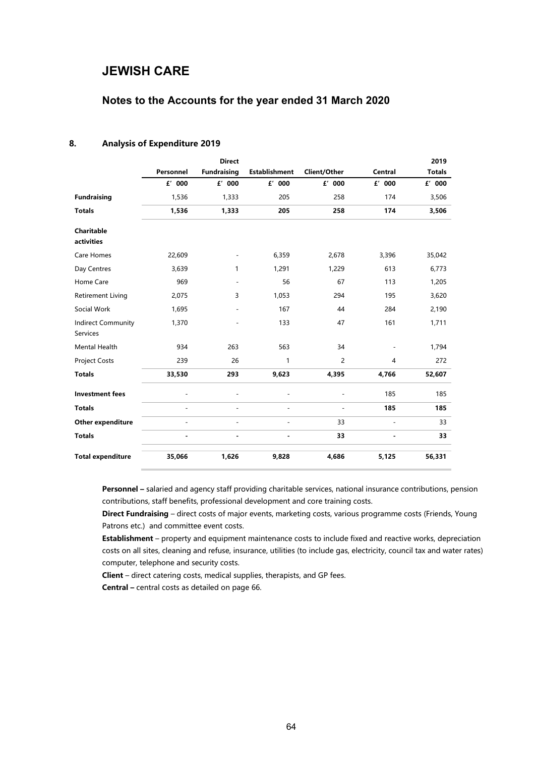# JEWISH CARE

## Notes to the Accounts for the year ended 31 March 2020

### 8. Analysis of Expenditure 2019

| | Personnel | Direct Fundraising | Establishment | Client/Other | Central | 2019 Totals |
|---|---|---|---|---|---|---|
| | £' 000 | £' 000 | £' 000 | £' 000 | £' 000 | £' 000 |
| **Fundraising** | 1,536 | 1,333 | 205 | 258 | 174 | 3,506 |
| **Totals** | **1,536** | **1,333** | **205** | **258** | **174** | **3,506** |
| **Charitable activities** | | | | | | |
| Care Homes | 22,609 | - | 6,359 | 2,678 | 3,396 | 35,042 |
| Day Centres | 3,639 | 1 | 1,291 | 1,229 | 613 | 6,773 |
| Home Care | 969 | - | 56 | 67 | 113 | 1,205 |
| Retirement Living | 2,075 | 3 | 1,053 | 294 | 195 | 3,620 |
| Social Work | 1,695 | - | 167 | 44 | 284 | 2,190 |
| Indirect Community Services | 1,370 | - | 133 | 47 | 161 | 1,711 |
| Mental Health | 934 | 263 | 563 | 34 | - | 1,794 |
| Project Costs | 239 | 26 | 1 | 2 | 4 | 272 |
| **Totals** | **33,530** | **293** | **9,623** | **4,395** | **4,766** | **52,607** |
| **Investment fees** | - | - | - | - | 185 | 185 |
| **Totals** | - | - | - | - | **185** | **185** |
| **Other expenditure** | - | - | - | 33 | - | 33 |
| **Totals** | **-** | **-** | **-** | **33** | **-** | **33** |
| **Total expenditure** | **35,066** | **1,626** | **9,828** | **4,686** | **5,125** | **56,331** |

**Personnel –** salaried and agency staff providing charitable services, national insurance contributions, pension contributions, staff benefits, professional development and core training costs.

**Direct Fundraising** – direct costs of major events, marketing costs, various programme costs (Friends, Young Patrons etc.) and committee event costs.

**Establishment** – property and equipment maintenance costs to include fixed and reactive works, depreciation costs on all sites, cleaning and refuse, insurance, utilities (to include gas, electricity, council tax and water rates) computer, telephone and security costs.

**Client** – direct catering costs, medical supplies, therapists, and GP fees.

**Central –** central costs as detailed on page 66.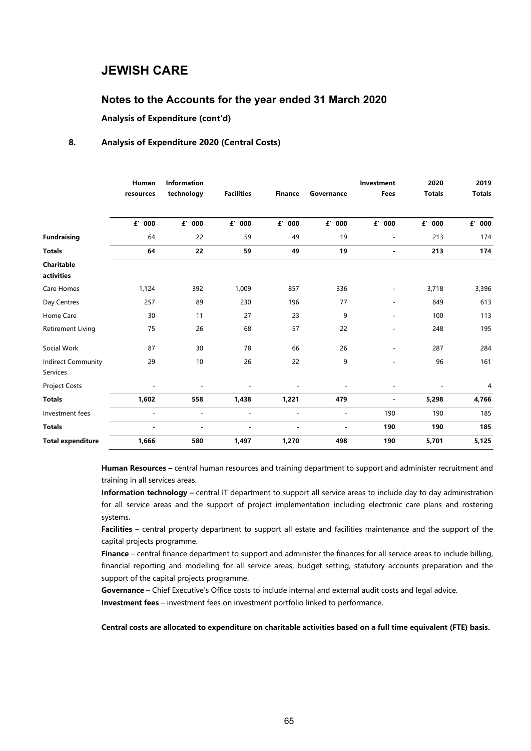# JEWISH CARE

## Notes to the Accounts for the year ended 31 March 2020

**Analysis of Expenditure (cont'd)**

### 8. Analysis of Expenditure 2020 (Central Costs)

| | Human resources | Information technology | Facilities | Finance | Governance | Investment Fees | 2020 Totals | 2019 Totals |
|---|---|---|---|---|---|---|---|---|
| | £' 000 | £' 000 | £' 000 | £' 000 | £' 000 | £' 000 | £' 000 | £' 000 |
| **Fundraising** | 64 | 22 | 59 | 49 | 19 | - | 213 | 174 |
| **Totals** | **64** | **22** | **59** | **49** | **19** | **-** | **213** | **174** |
| **Charitable activities** | | | | | | | | |
| Care Homes | 1,124 | 392 | 1,009 | 857 | 336 | - | 3,718 | 3,396 |
| Day Centres | 257 | 89 | 230 | 196 | 77 | - | 849 | 613 |
| Home Care | 30 | 11 | 27 | 23 | 9 | - | 100 | 113 |
| Retirement Living | 75 | 26 | 68 | 57 | 22 | - | 248 | 195 |
| Social Work | 87 | 30 | 78 | 66 | 26 | - | 287 | 284 |
| Indirect Community Services | 29 | 10 | 26 | 22 | 9 | - | 96 | 161 |
| Project Costs | - | - | - | - | - | - | - | 4 |
| **Totals** | **1,602** | **558** | **1,438** | **1,221** | **479** | **-** | **5,298** | **4,766** |
| Investment fees | - | - | - | - | - | 190 | 190 | 185 |
| **Totals** | **-** | **-** | **-** | **-** | **-** | **190** | **190** | **185** |
| **Total expenditure** | **1,666** | **580** | **1,497** | **1,270** | **498** | **190** | **5,701** | **5,125** |

**Human Resources –** central human resources and training department to support and administer recruitment and training in all services areas.

**Information technology –** central IT department to support all service areas to include day to day administration for all service areas and the support of project implementation including electronic care plans and rostering systems.

**Facilities** – central property department to support all estate and facilities maintenance and the support of the capital projects programme.

**Finance** – central finance department to support and administer the finances for all service areas to include billing, financial reporting and modelling for all service areas, budget setting, statutory accounts preparation and the support of the capital projects programme.

**Governance** – Chief Executive's Office costs to include internal and external audit costs and legal advice.

**Investment fees** – investment fees on investment portfolio linked to performance.

**Central costs are allocated to expenditure on charitable activities based on a full time equivalent (FTE) basis.**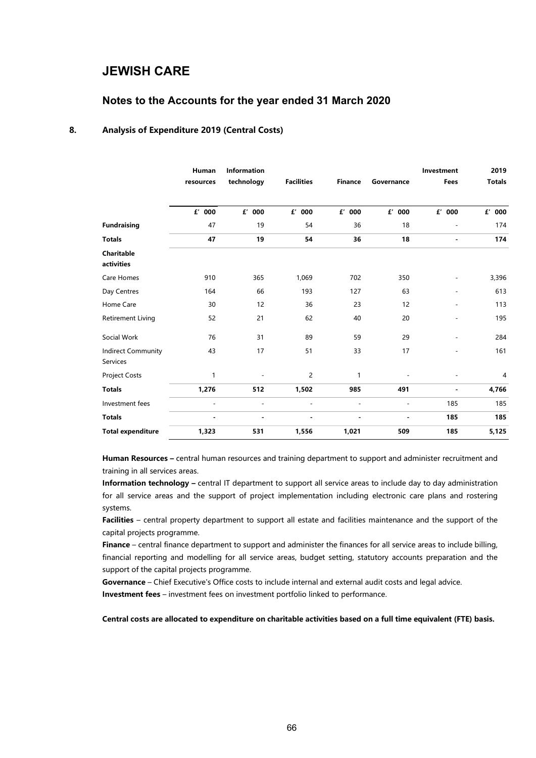# JEWISH CARE

## Notes to the Accounts for the year ended 31 March 2020

### 8. Analysis of Expenditure 2019 (Central Costs)

| | Human resources | Information technology | Facilities | Finance | Governance | Investment Fees | 2019 Totals |
|---|---|---|---|---|---|---|---|
| | £' 000 | £' 000 | £' 000 | £' 000 | £' 000 | £' 000 | £' 000 |
| **Fundraising** | 47 | 19 | 54 | 36 | 18 | - | 174 |
| **Totals** | **47** | **19** | **54** | **36** | **18** | **-** | **174** |
| **Charitable activities** | | | | | | | |
| Care Homes | 910 | 365 | 1,069 | 702 | 350 | - | 3,396 |
| Day Centres | 164 | 66 | 193 | 127 | 63 | - | 613 |
| Home Care | 30 | 12 | 36 | 23 | 12 | - | 113 |
| Retirement Living | 52 | 21 | 62 | 40 | 20 | - | 195 |
| Social Work | 76 | 31 | 89 | 59 | 29 | - | 284 |
| Indirect Community Services | 43 | 17 | 51 | 33 | 17 | - | 161 |
| Project Costs | 1 | - | 2 | 1 | - | - | 4 |
| **Totals** | **1,276** | **512** | **1,502** | **985** | **491** | **-** | **4,766** |
| Investment fees | - | - | - | - | - | 185 | 185 |
| **Totals** | **-** | **-** | **-** | **-** | **-** | **185** | **185** |
| **Total expenditure** | **1,323** | **531** | **1,556** | **1,021** | **509** | **185** | **5,125** |

**Human Resources –** central human resources and training department to support and administer recruitment and training in all services areas.

**Information technology –** central IT department to support all service areas to include day to day administration for all service areas and the support of project implementation including electronic care plans and rostering systems.

**Facilities** – central property department to support all estate and facilities maintenance and the support of the capital projects programme.

**Finance** – central finance department to support and administer the finances for all service areas to include billing, financial reporting and modelling for all service areas, budget setting, statutory accounts preparation and the support of the capital projects programme.

**Governance** – Chief Executive's Office costs to include internal and external audit costs and legal advice.

**Investment fees** – investment fees on investment portfolio linked to performance.

**Central costs are allocated to expenditure on charitable activities based on a full time equivalent (FTE) basis.**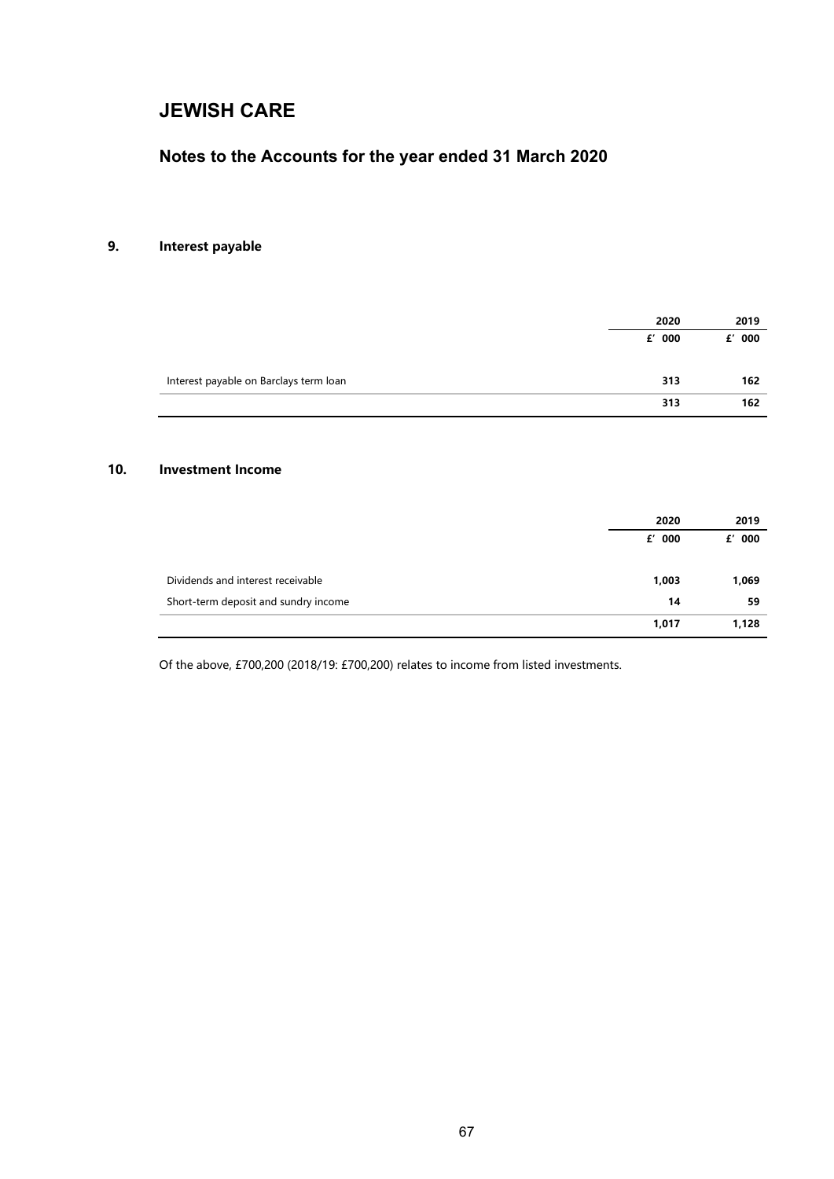# JEWISH CARE

## Notes to the Accounts for the year ended 31 March 2020

### 9. Interest payable

| | 2020 | 2019 |
|---|---|---|
| | £' 000 | £' 000 |
| Interest payable on Barclays term loan | **313** | **162** |
| | **313** | **162** |

### 10. Investment Income

| | 2020 | 2019 |
|---|---|---|
| | £' 000 | £' 000 |
| Dividends and interest receivable | **1,003** | **1,069** |
| Short-term deposit and sundry income | **14** | **59** |
| | **1,017** | **1,128** |

Of the above, £700,200 (2018/19: £700,200) relates to income from listed investments.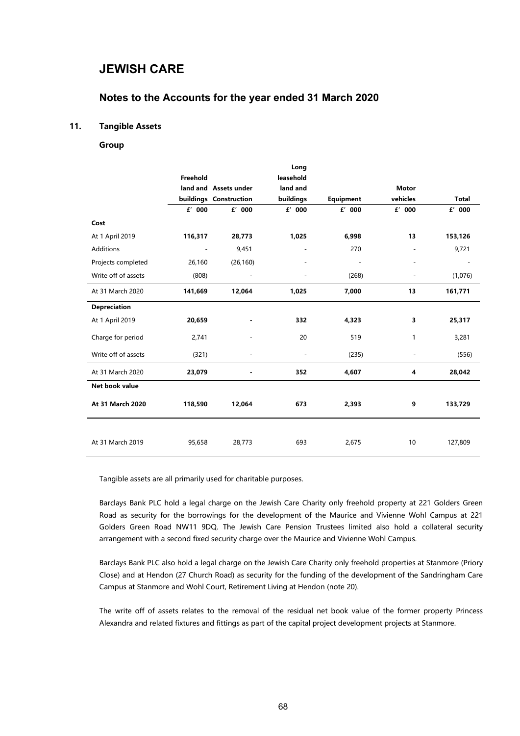# JEWISH CARE

## Notes to the Accounts for the year ended 31 March 2020

### 11. Tangible Assets

**Group**

| | Freehold land and buildings | Assets under Construction | Long leasehold land and buildings | Equipment | Motor vehicles | Total |
|---|---|---|---|---|---|---|
| | £' 000 | £' 000 | £' 000 | £' 000 | £' 000 | £' 000 |
| **Cost** | | | | | | |
| At 1 April 2019 | **116,317** | **28,773** | **1,025** | **6,998** | **13** | **153,126** |
| Additions | - | 9,451 | - | 270 | - | 9,721 |
| Projects completed | 26,160 | (26,160) | - | - | - | - |
| Write off of assets | (808) | - | - | (268) | - | (1,076) |
| At 31 March 2020 | **141,669** | **12,064** | **1,025** | **7,000** | **13** | **161,771** |
| **Depreciation** | | | | | | |
| At 1 April 2019 | **20,659** | **-** | **332** | **4,323** | **3** | **25,317** |
| Charge for period | 2,741 | - | 20 | 519 | 1 | 3,281 |
| Write off of assets | (321) | - | - | (235) | - | (556) |
| At 31 March 2020 | **23,079** | **-** | **352** | **4,607** | **4** | **28,042** |
| **Net book value** | | | | | | |
| **At 31 March 2020** | **118,590** | **12,064** | **673** | **2,393** | **9** | **133,729** |
| At 31 March 2019 | 95,658 | 28,773 | 693 | 2,675 | 10 | 127,809 |

Tangible assets are all primarily used for charitable purposes.

Barclays Bank PLC hold a legal charge on the Jewish Care Charity only freehold property at 221 Golders Green Road as security for the borrowings for the development of the Maurice and Vivienne Wohl Campus at 221 Golders Green Road NW11 9DQ. The Jewish Care Pension Trustees limited also hold a collateral security arrangement with a second fixed security charge over the Maurice and Vivienne Wohl Campus.

Barclays Bank PLC also hold a legal charge on the Jewish Care Charity only freehold properties at Stanmore (Priory Close) and at Hendon (27 Church Road) as security for the funding of the development of the Sandringham Care Campus at Stanmore and Wohl Court, Retirement Living at Hendon (note 20).

The write off of assets relates to the removal of the residual net book value of the former property Princess Alexandra and related fixtures and fittings as part of the capital project development projects at Stanmore.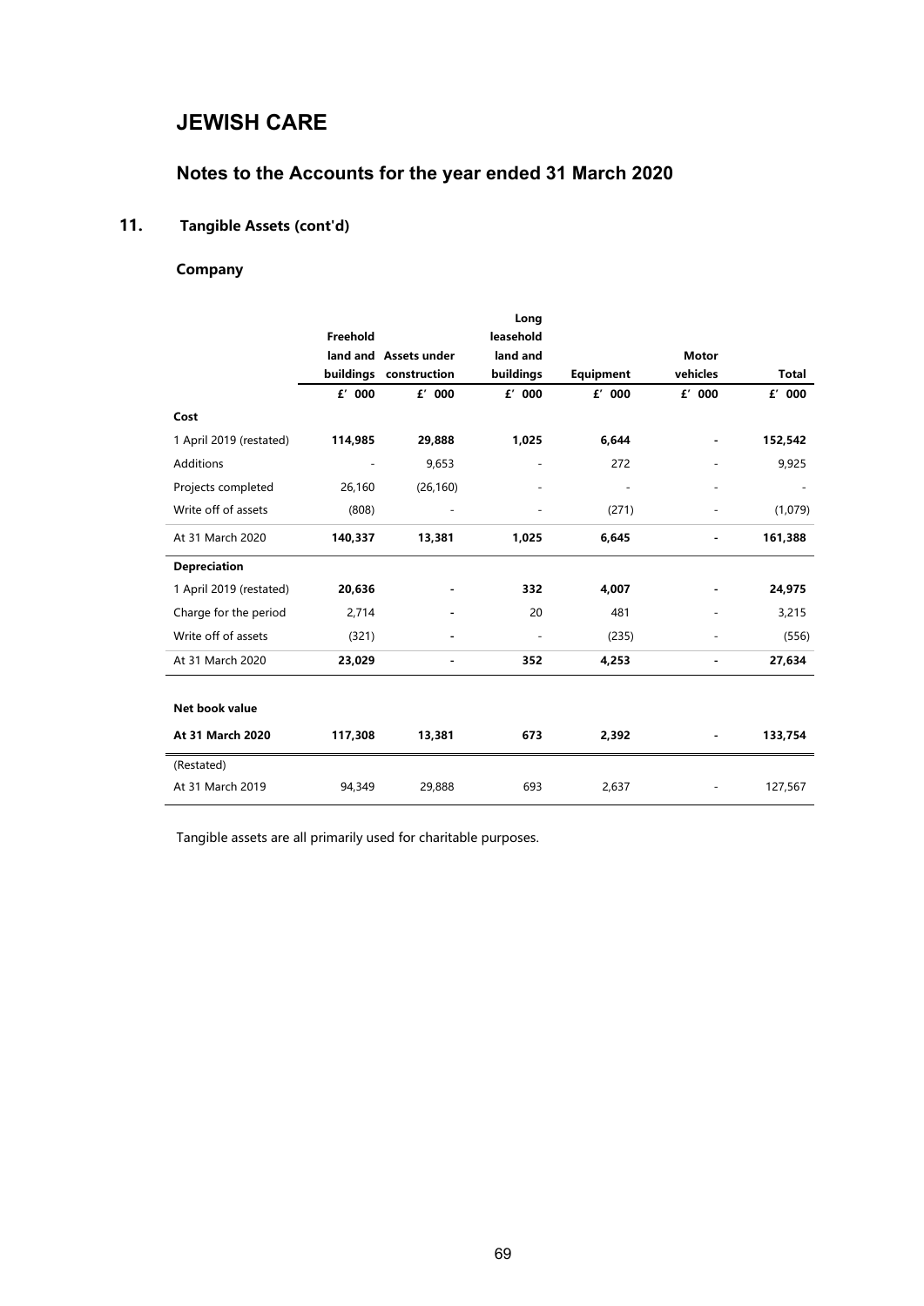# JEWISH CARE

## Notes to the Accounts for the year ended 31 March 2020

### 11. Tangible Assets (cont'd)

#### Company

| | Freehold land and buildings | Assets under construction | Long leasehold land and buildings | Equipment | Motor vehicles | Total |
|---|---|---|---|---|---|---|
| | £' 000 | £' 000 | £' 000 | £' 000 | £' 000 | £' 000 |
| **Cost** | | | | | | |
| 1 April 2019 (restated) | **114,985** | **29,888** | **1,025** | **6,644** | **-** | **152,542** |
| Additions | - | 9,653 | - | 272 | - | 9,925 |
| Projects completed | 26,160 | (26,160) | - | - | - | - |
| Write off of assets | (808) | - | - | (271) | - | (1,079) |
| At 31 March 2020 | **140,337** | **13,381** | **1,025** | **6,645** | **-** | **161,388** |
| **Depreciation** | | | | | | |
| 1 April 2019 (restated) | **20,636** | **-** | **332** | **4,007** | **-** | **24,975** |
| Charge for the period | 2,714 | - | 20 | 481 | - | 3,215 |
| Write off of assets | (321) | - | - | (235) | - | (556) |
| At 31 March 2020 | **23,029** | **-** | **352** | **4,253** | **-** | **27,634** |
| | | | | | | |
| **Net book value** | | | | | | |
| **At 31 March 2020** | **117,308** | **13,381** | **673** | **2,392** | **-** | **133,754** |
| (Restated) | | | | | | |
| At 31 March 2019 | 94,349 | 29,888 | 693 | 2,637 | - | 127,567 |

Tangible assets are all primarily used for charitable purposes.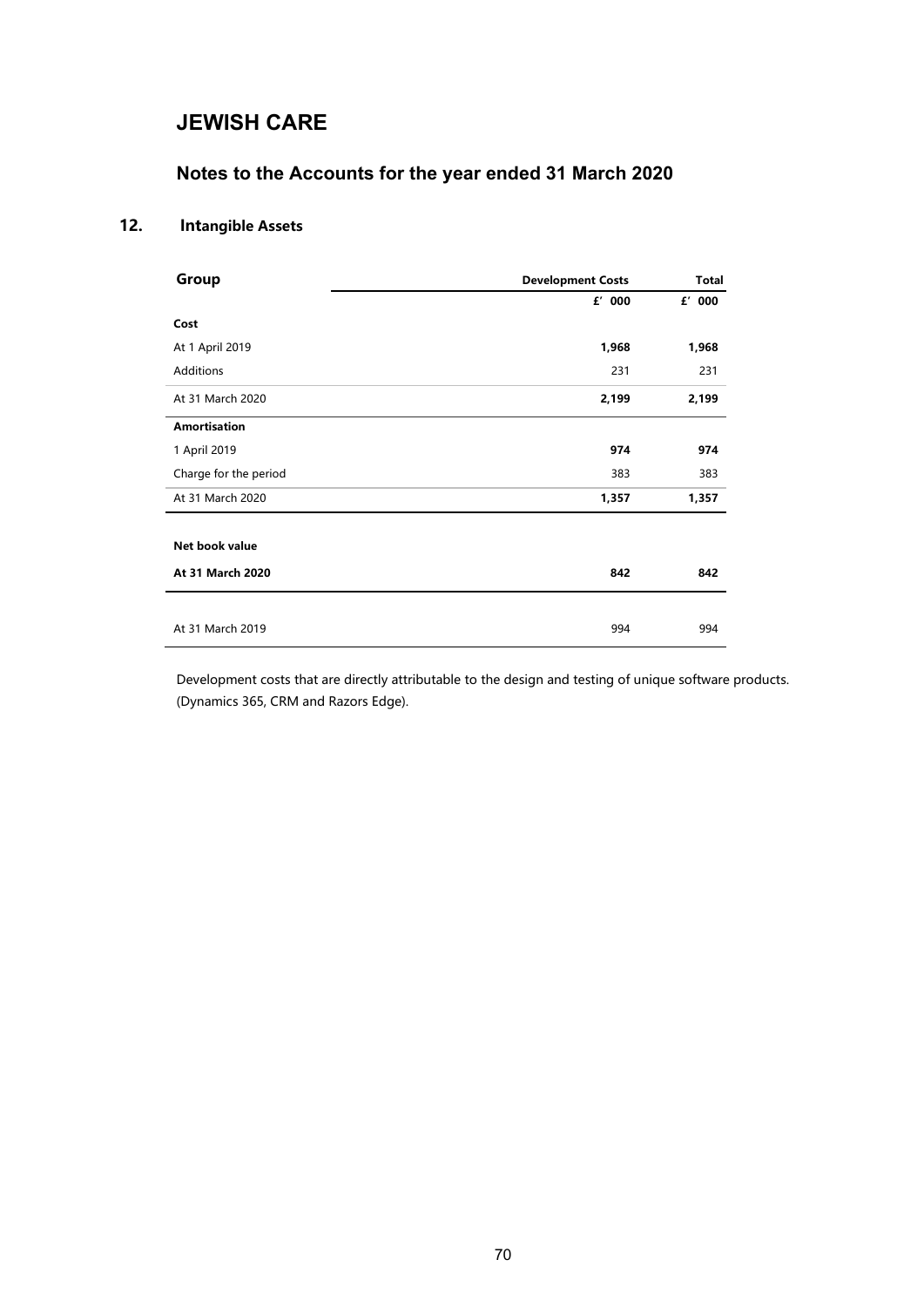# JEWISH CARE

## Notes to the Accounts for the year ended 31 March 2020

### 12. Intangible Assets

| Group | Development Costs | Total |
|---|---|---|
| | £' 000 | £' 000 |
| **Cost** | | |
| At 1 April 2019 | **1,968** | **1,968** |
| Additions | 231 | 231 |
| At 31 March 2020 | **2,199** | **2,199** |
| **Amortisation** | | |
| 1 April 2019 | **974** | **974** |
| Charge for the period | 383 | 383 |
| At 31 March 2020 | **1,357** | **1,357** |
| | | |
| **Net book value** | | |
| **At 31 March 2020** | **842** | **842** |
| | | |
| At 31 March 2019 | 994 | 994 |

Development costs that are directly attributable to the design and testing of unique software products. (Dynamics 365, CRM and Razors Edge).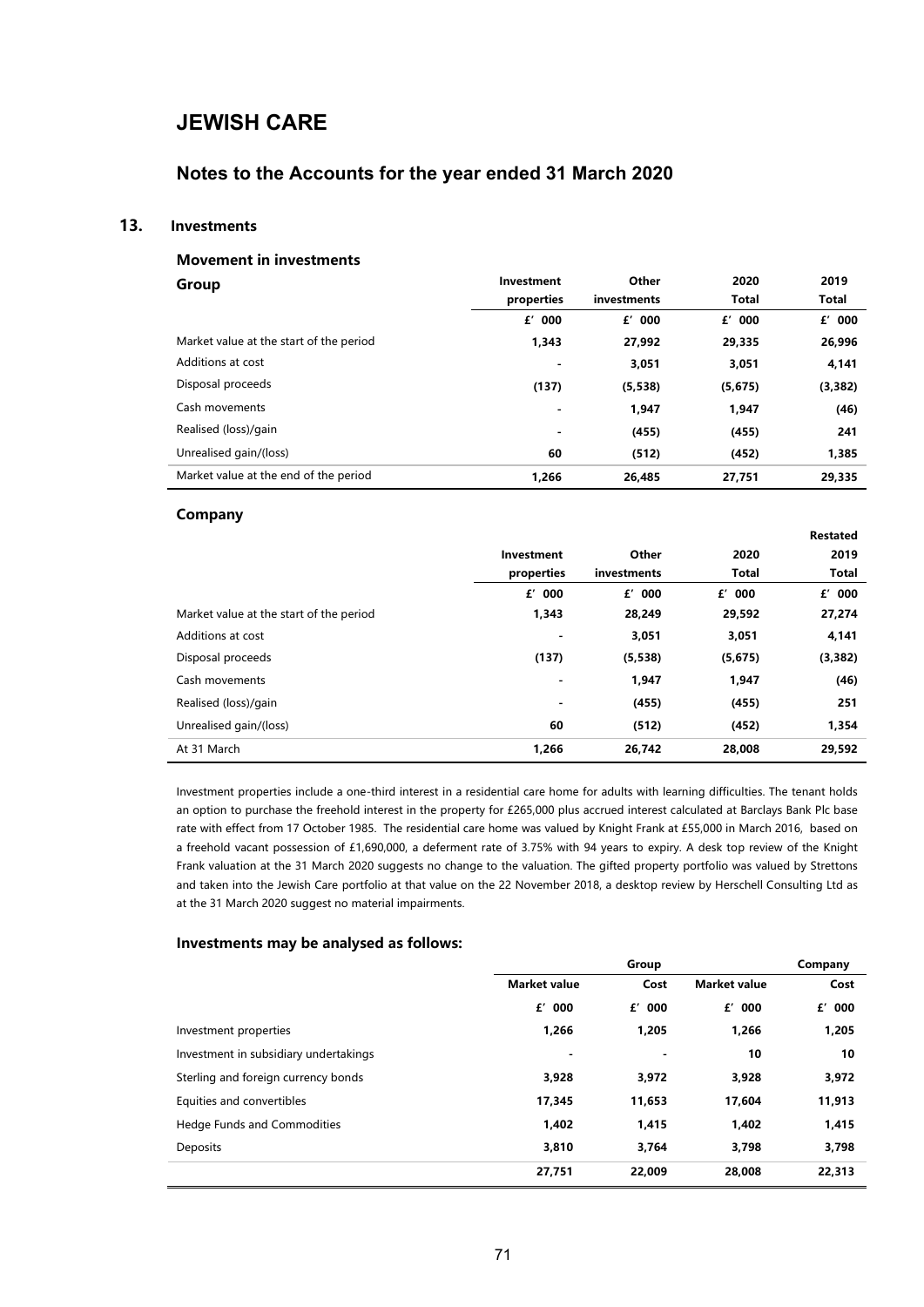# JEWISH CARE

## Notes to the Accounts for the year ended 31 March 2020

### 13. Investments

#### Movement in investments

**Group**

| | Investment properties | Other investments | 2020 Total | 2019 Total |
|---|---|---|---|---|
| | £' 000 | £' 000 | £' 000 | £' 000 |
| Market value at the start of the period | 1,343 | 27,992 | 29,335 | 26,996 |
| Additions at cost | - | 3,051 | 3,051 | 4,141 |
| Disposal proceeds | (137) | (5,538) | (5,675) | (3,382) |
| Cash movements | - | 1,947 | 1,947 | (46) |
| Realised (loss)/gain | - | (455) | (455) | 241 |
| Unrealised gain/(loss) | 60 | (512) | (452) | 1,385 |
| Market value at the end of the period | 1,266 | 26,485 | 27,751 | 29,335 |

**Company**

| | Investment properties | Other investments | 2020 Total | Restated 2019 Total |
|---|---|---|---|---|
| | £' 000 | £' 000 | £' 000 | £' 000 |
| Market value at the start of the period | 1,343 | 28,249 | 29,592 | 27,274 |
| Additions at cost | - | 3,051 | 3,051 | 4,141 |
| Disposal proceeds | (137) | (5,538) | (5,675) | (3,382) |
| Cash movements | - | 1,947 | 1,947 | (46) |
| Realised (loss)/gain | - | (455) | (455) | 251 |
| Unrealised gain/(loss) | 60 | (512) | (452) | 1,354 |
| At 31 March | 1,266 | 26,742 | 28,008 | 29,592 |

Investment properties include a one-third interest in a residential care home for adults with learning difficulties. The tenant holds an option to purchase the freehold interest in the property for £265,000 plus accrued interest calculated at Barclays Bank Plc base rate with effect from 17 October 1985. The residential care home was valued by Knight Frank at £55,000 in March 2016, based on a freehold vacant possession of £1,690,000, a deferment rate of 3.75% with 94 years to expiry. A desk top review of the Knight Frank valuation at the 31 March 2020 suggests no change to the valuation. The gifted property portfolio was valued by Strettons and taken into the Jewish Care portfolio at that value on the 22 November 2018, a desktop review by Herschell Consulting Ltd as at the 31 March 2020 suggest no material impairments.

#### Investments may be analysed as follows:

| | Group | | Company | |
|---|---|---|---|---|
| | Market value | Cost | Market value | Cost |
| | £' 000 | £' 000 | £' 000 | £' 000 |
| Investment properties | 1,266 | 1,205 | 1,266 | 1,205 |
| Investment in subsidiary undertakings | - | - | 10 | 10 |
| Sterling and foreign currency bonds | 3,928 | 3,972 | 3,928 | 3,972 |
| Equities and convertibles | 17,345 | 11,653 | 17,604 | 11,913 |
| Hedge Funds and Commodities | 1,402 | 1,415 | 1,402 | 1,415 |
| Deposits | 3,810 | 3,764 | 3,798 | 3,798 |
| | 27,751 | 22,009 | 28,008 | 22,313 |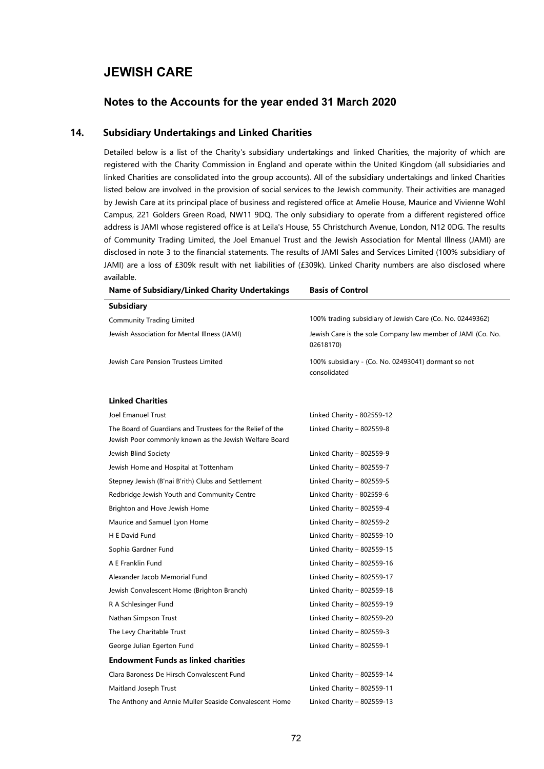# JEWISH CARE

## Notes to the Accounts for the year ended 31 March 2020

### 14. Subsidiary Undertakings and Linked Charities

Detailed below is a list of the Charity's subsidiary undertakings and linked Charities, the majority of which are registered with the Charity Commission in England and operate within the United Kingdom (all subsidiaries and linked Charities are consolidated into the group accounts). All of the subsidiary undertakings and linked Charities listed below are involved in the provision of social services to the Jewish community. Their activities are managed by Jewish Care at its principal place of business and registered office at Amelie House, Maurice and Vivienne Wohl Campus, 221 Golders Green Road, NW11 9DQ. The only subsidiary to operate from a different registered office address is JAMI whose registered office is at Leila's House, 55 Christchurch Avenue, London, N12 0DG. The results of Community Trading Limited, the Joel Emanuel Trust and the Jewish Association for Mental Illness (JAMI) are disclosed in note 3 to the financial statements. The results of JAMI Sales and Services Limited (100% subsidiary of JAMI) are a loss of £309k result with net liabilities of (£309k). Linked Charity numbers are also disclosed where available.

| Name of Subsidiary/Linked Charity Undertakings | Basis of Control |
|---|---|
| **Subsidiary** | |
| Community Trading Limited | 100% trading subsidiary of Jewish Care (Co. No. 02449362) |
| Jewish Association for Mental Illness (JAMI) | Jewish Care is the sole Company law member of JAMI (Co. No. 02618170) |
| Jewish Care Pension Trustees Limited | 100% subsidiary - (Co. No. 02493041) dormant so not consolidated |
| **Linked Charities** | |
| Joel Emanuel Trust | Linked Charity - 802559-12 |
| The Board of Guardians and Trustees for the Relief of the Jewish Poor commonly known as the Jewish Welfare Board | Linked Charity – 802559-8 |
| Jewish Blind Society | Linked Charity – 802559-9 |
| Jewish Home and Hospital at Tottenham | Linked Charity – 802559-7 |
| Stepney Jewish (B'nai B'rith) Clubs and Settlement | Linked Charity – 802559-5 |
| Redbridge Jewish Youth and Community Centre | Linked Charity - 802559-6 |
| Brighton and Hove Jewish Home | Linked Charity – 802559-4 |
| Maurice and Samuel Lyon Home | Linked Charity – 802559-2 |
| H E David Fund | Linked Charity – 802559-10 |
| Sophia Gardner Fund | Linked Charity – 802559-15 |
| A E Franklin Fund | Linked Charity – 802559-16 |
| Alexander Jacob Memorial Fund | Linked Charity – 802559-17 |
| Jewish Convalescent Home (Brighton Branch) | Linked Charity – 802559-18 |
| R A Schlesinger Fund | Linked Charity – 802559-19 |
| Nathan Simpson Trust | Linked Charity – 802559-20 |
| The Levy Charitable Trust | Linked Charity – 802559-3 |
| George Julian Egerton Fund | Linked Charity – 802559-1 |
| **Endowment Funds as linked charities** | |
| Clara Baroness De Hirsch Convalescent Fund | Linked Charity – 802559-14 |
| Maitland Joseph Trust | Linked Charity – 802559-11 |
| The Anthony and Annie Muller Seaside Convalescent Home | Linked Charity – 802559-13 |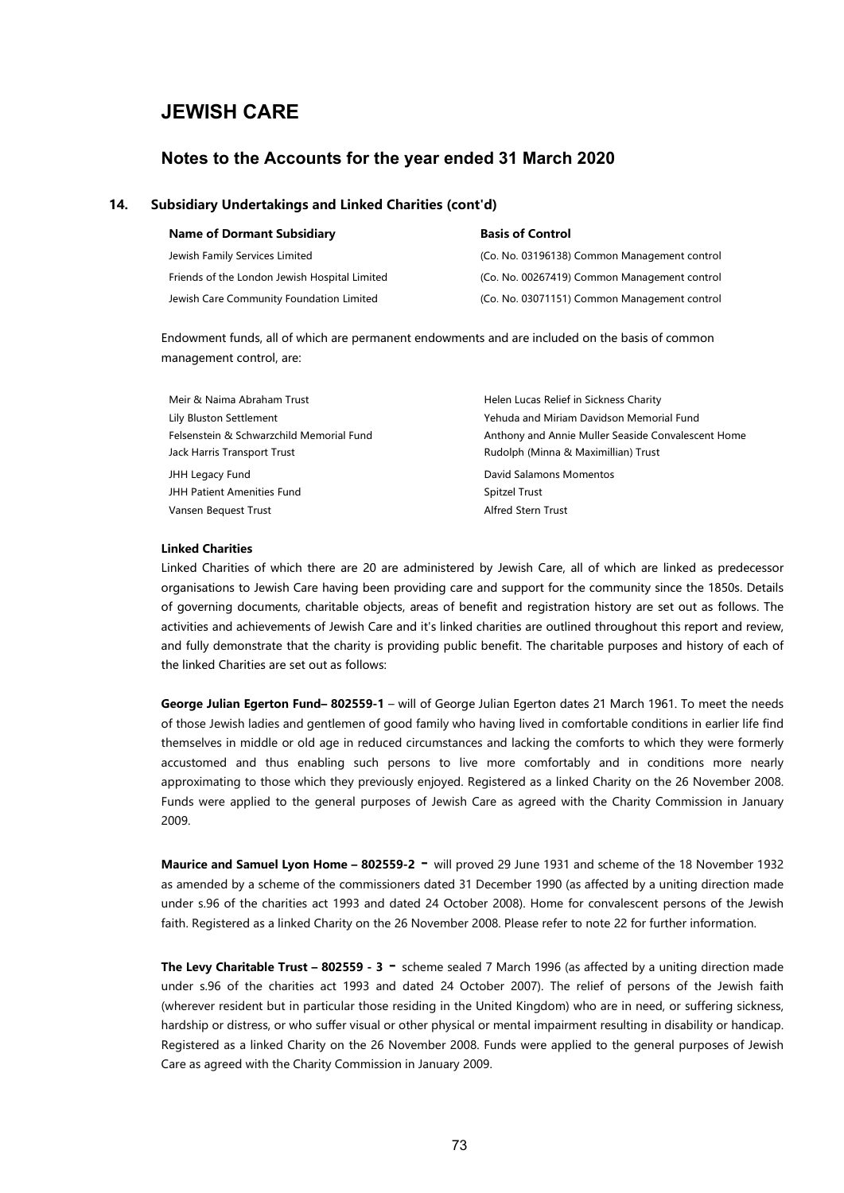# JEWISH CARE

## Notes to the Accounts for the year ended 31 March 2020

### 14. Subsidiary Undertakings and Linked Charities (cont'd)

| Name of Dormant Subsidiary | Basis of Control |
|---|---|
| Jewish Family Services Limited | (Co. No. 03196138) Common Management control |
| Friends of the London Jewish Hospital Limited | (Co. No. 00267419) Common Management control |
| Jewish Care Community Foundation Limited | (Co. No. 03071151) Common Management control |

Endowment funds, all of which are permanent endowments and are included on the basis of common management control, are:

| | |
|---|---|
| Meir & Naima Abraham Trust | Helen Lucas Relief in Sickness Charity |
| Lily Bluston Settlement | Yehuda and Miriam Davidson Memorial Fund |
| Felsenstein & Schwarzchild Memorial Fund | Anthony and Annie Muller Seaside Convalescent Home |
| Jack Harris Transport Trust | Rudolph (Minna & Maximillian) Trust |
| JHH Legacy Fund | David Salamons Momentos |
| JHH Patient Amenities Fund | Spitzel Trust |
| Vansen Bequest Trust | Alfred Stern Trust |

**Linked Charities**

Linked Charities of which there are 20 are administered by Jewish Care, all of which are linked as predecessor organisations to Jewish Care having been providing care and support for the community since the 1850s. Details of governing documents, charitable objects, areas of benefit and registration history are set out as follows. The activities and achievements of Jewish Care and it's linked charities are outlined throughout this report and review, and fully demonstrate that the charity is providing public benefit. The charitable purposes and history of each of the linked Charities are set out as follows:

**George Julian Egerton Fund– 802559-1** – will of George Julian Egerton dates 21 March 1961. To meet the needs of those Jewish ladies and gentlemen of good family who having lived in comfortable conditions in earlier life find themselves in middle or old age in reduced circumstances and lacking the comforts to which they were formerly accustomed and thus enabling such persons to live more comfortably and in conditions more nearly approximating to those which they previously enjoyed. Registered as a linked Charity on the 26 November 2008. Funds were applied to the general purposes of Jewish Care as agreed with the Charity Commission in January 2009.

**Maurice and Samuel Lyon Home – 802559-2 -** will proved 29 June 1931 and scheme of the 18 November 1932 as amended by a scheme of the commissioners dated 31 December 1990 (as affected by a uniting direction made under s.96 of the charities act 1993 and dated 24 October 2008). Home for convalescent persons of the Jewish faith. Registered as a linked Charity on the 26 November 2008. Please refer to note 22 for further information.

**The Levy Charitable Trust – 802559 - 3 -** scheme sealed 7 March 1996 (as affected by a uniting direction made under s.96 of the charities act 1993 and dated 24 October 2007). The relief of persons of the Jewish faith (wherever resident but in particular those residing in the United Kingdom) who are in need, or suffering sickness, hardship or distress, or who suffer visual or other physical or mental impairment resulting in disability or handicap. Registered as a linked Charity on the 26 November 2008. Funds were applied to the general purposes of Jewish Care as agreed with the Charity Commission in January 2009.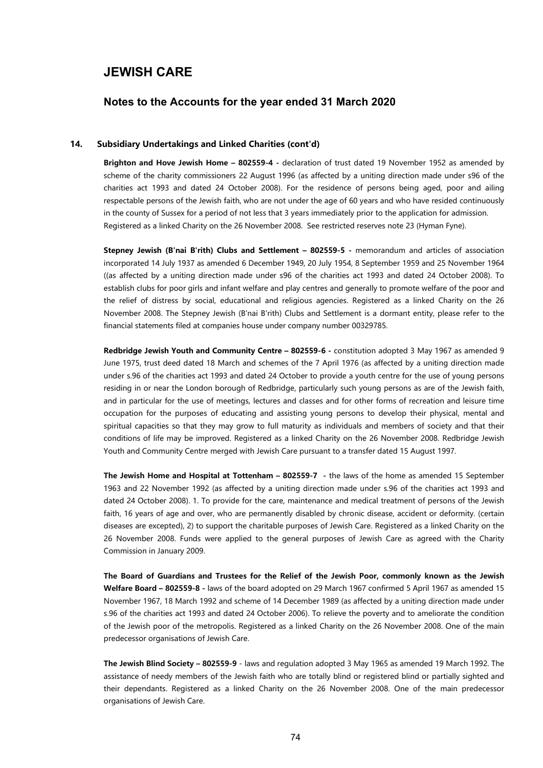# JEWISH CARE

## Notes to the Accounts for the year ended 31 March 2020

### 14. Subsidiary Undertakings and Linked Charities (cont'd)

**Brighton and Hove Jewish Home – 802559-4 -** declaration of trust dated 19 November 1952 as amended by scheme of the charity commissioners 22 August 1996 (as affected by a uniting direction made under s96 of the charities act 1993 and dated 24 October 2008). For the residence of persons being aged, poor and ailing respectable persons of the Jewish faith, who are not under the age of 60 years and who have resided continuously in the county of Sussex for a period of not less that 3 years immediately prior to the application for admission. Registered as a linked Charity on the 26 November 2008. See restricted reserves note 23 (Hyman Fyne).

**Stepney Jewish (B'nai B'rith) Clubs and Settlement – 802559-5 -** memorandum and articles of association incorporated 14 July 1937 as amended 6 December 1949, 20 July 1954, 8 September 1959 and 25 November 1964 ((as affected by a uniting direction made under s96 of the charities act 1993 and dated 24 October 2008). To establish clubs for poor girls and infant welfare and play centres and generally to promote welfare of the poor and the relief of distress by social, educational and religious agencies. Registered as a linked Charity on the 26 November 2008. The Stepney Jewish (B'nai B'rith) Clubs and Settlement is a dormant entity, please refer to the financial statements filed at companies house under company number 00329785.

**Redbridge Jewish Youth and Community Centre – 802559-6 -** constitution adopted 3 May 1967 as amended 9 June 1975, trust deed dated 18 March and schemes of the 7 April 1976 (as affected by a uniting direction made under s.96 of the charities act 1993 and dated 24 October to provide a youth centre for the use of young persons residing in or near the London borough of Redbridge, particularly such young persons as are of the Jewish faith, and in particular for the use of meetings, lectures and classes and for other forms of recreation and leisure time occupation for the purposes of educating and assisting young persons to develop their physical, mental and spiritual capacities so that they may grow to full maturity as individuals and members of society and that their conditions of life may be improved. Registered as a linked Charity on the 26 November 2008. Redbridge Jewish Youth and Community Centre merged with Jewish Care pursuant to a transfer dated 15 August 1997.

**The Jewish Home and Hospital at Tottenham – 802559-7 -** the laws of the home as amended 15 September 1963 and 22 November 1992 (as affected by a uniting direction made under s.96 of the charities act 1993 and dated 24 October 2008). 1. To provide for the care, maintenance and medical treatment of persons of the Jewish faith, 16 years of age and over, who are permanently disabled by chronic disease, accident or deformity. (certain diseases are excepted), 2) to support the charitable purposes of Jewish Care. Registered as a linked Charity on the 26 November 2008. Funds were applied to the general purposes of Jewish Care as agreed with the Charity Commission in January 2009.

**The Board of Guardians and Trustees for the Relief of the Jewish Poor, commonly known as the Jewish Welfare Board – 802559-8 -** laws of the board adopted on 29 March 1967 confirmed 5 April 1967 as amended 15 November 1967, 18 March 1992 and scheme of 14 December 1989 (as affected by a uniting direction made under s.96 of the charities act 1993 and dated 24 October 2006). To relieve the poverty and to ameliorate the condition of the Jewish poor of the metropolis. Registered as a linked Charity on the 26 November 2008. One of the main predecessor organisations of Jewish Care.

**The Jewish Blind Society – 802559-9** - laws and regulation adopted 3 May 1965 as amended 19 March 1992. The assistance of needy members of the Jewish faith who are totally blind or registered blind or partially sighted and their dependants. Registered as a linked Charity on the 26 November 2008. One of the main predecessor organisations of Jewish Care.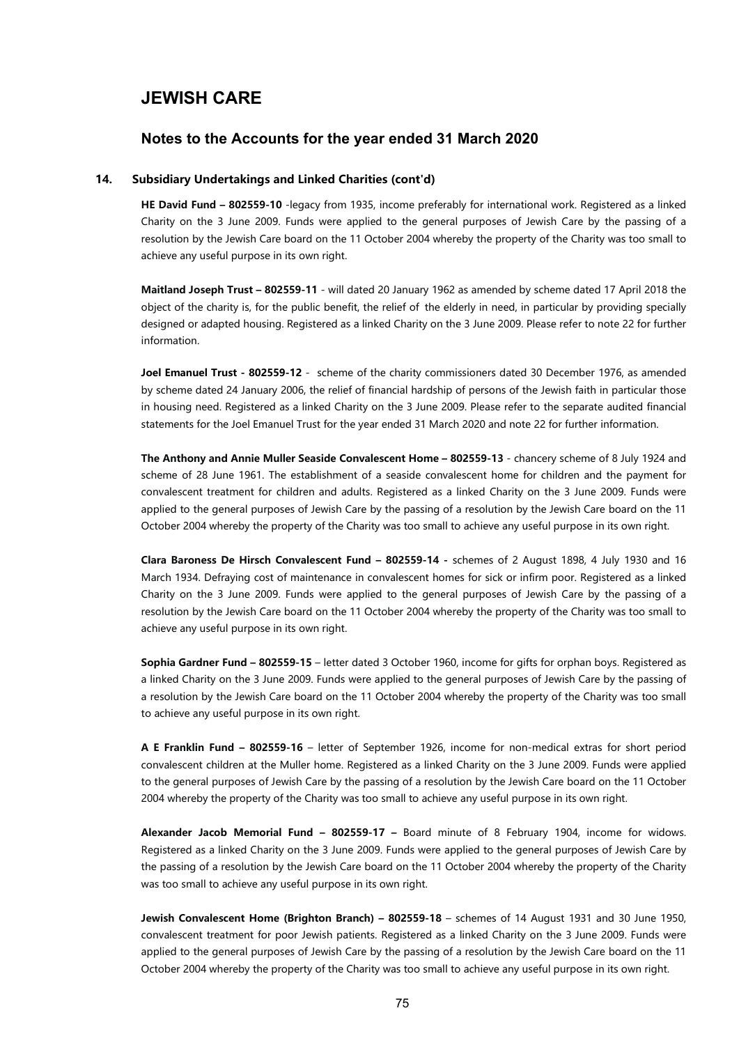# JEWISH CARE

## Notes to the Accounts for the year ended 31 March 2020

### 14. Subsidiary Undertakings and Linked Charities (cont'd)

**HE David Fund – 802559-10** -legacy from 1935, income preferably for international work. Registered as a linked Charity on the 3 June 2009. Funds were applied to the general purposes of Jewish Care by the passing of a resolution by the Jewish Care board on the 11 October 2004 whereby the property of the Charity was too small to achieve any useful purpose in its own right.

**Maitland Joseph Trust – 802559-11** - will dated 20 January 1962 as amended by scheme dated 17 April 2018 the object of the charity is, for the public benefit, the relief of the elderly in need, in particular by providing specially designed or adapted housing. Registered as a linked Charity on the 3 June 2009. Please refer to note 22 for further information.

**Joel Emanuel Trust - 802559-12** - scheme of the charity commissioners dated 30 December 1976, as amended by scheme dated 24 January 2006, the relief of financial hardship of persons of the Jewish faith in particular those in housing need. Registered as a linked Charity on the 3 June 2009. Please refer to the separate audited financial statements for the Joel Emanuel Trust for the year ended 31 March 2020 and note 22 for further information.

**The Anthony and Annie Muller Seaside Convalescent Home – 802559-13** - chancery scheme of 8 July 1924 and scheme of 28 June 1961. The establishment of a seaside convalescent home for children and the payment for convalescent treatment for children and adults. Registered as a linked Charity on the 3 June 2009. Funds were applied to the general purposes of Jewish Care by the passing of a resolution by the Jewish Care board on the 11 October 2004 whereby the property of the Charity was too small to achieve any useful purpose in its own right.

**Clara Baroness De Hirsch Convalescent Fund – 802559-14 -** schemes of 2 August 1898, 4 July 1930 and 16 March 1934. Defraying cost of maintenance in convalescent homes for sick or infirm poor. Registered as a linked Charity on the 3 June 2009. Funds were applied to the general purposes of Jewish Care by the passing of a resolution by the Jewish Care board on the 11 October 2004 whereby the property of the Charity was too small to achieve any useful purpose in its own right.

**Sophia Gardner Fund – 802559-15** – letter dated 3 October 1960, income for gifts for orphan boys. Registered as a linked Charity on the 3 June 2009. Funds were applied to the general purposes of Jewish Care by the passing of a resolution by the Jewish Care board on the 11 October 2004 whereby the property of the Charity was too small to achieve any useful purpose in its own right.

**A E Franklin Fund – 802559-16** – letter of September 1926, income for non-medical extras for short period convalescent children at the Muller home. Registered as a linked Charity on the 3 June 2009. Funds were applied to the general purposes of Jewish Care by the passing of a resolution by the Jewish Care board on the 11 October 2004 whereby the property of the Charity was too small to achieve any useful purpose in its own right.

**Alexander Jacob Memorial Fund – 802559-17 –** Board minute of 8 February 1904, income for widows. Registered as a linked Charity on the 3 June 2009. Funds were applied to the general purposes of Jewish Care by the passing of a resolution by the Jewish Care board on the 11 October 2004 whereby the property of the Charity was too small to achieve any useful purpose in its own right.

**Jewish Convalescent Home (Brighton Branch) – 802559-18** – schemes of 14 August 1931 and 30 June 1950, convalescent treatment for poor Jewish patients. Registered as a linked Charity on the 3 June 2009. Funds were applied to the general purposes of Jewish Care by the passing of a resolution by the Jewish Care board on the 11 October 2004 whereby the property of the Charity was too small to achieve any useful purpose in its own right.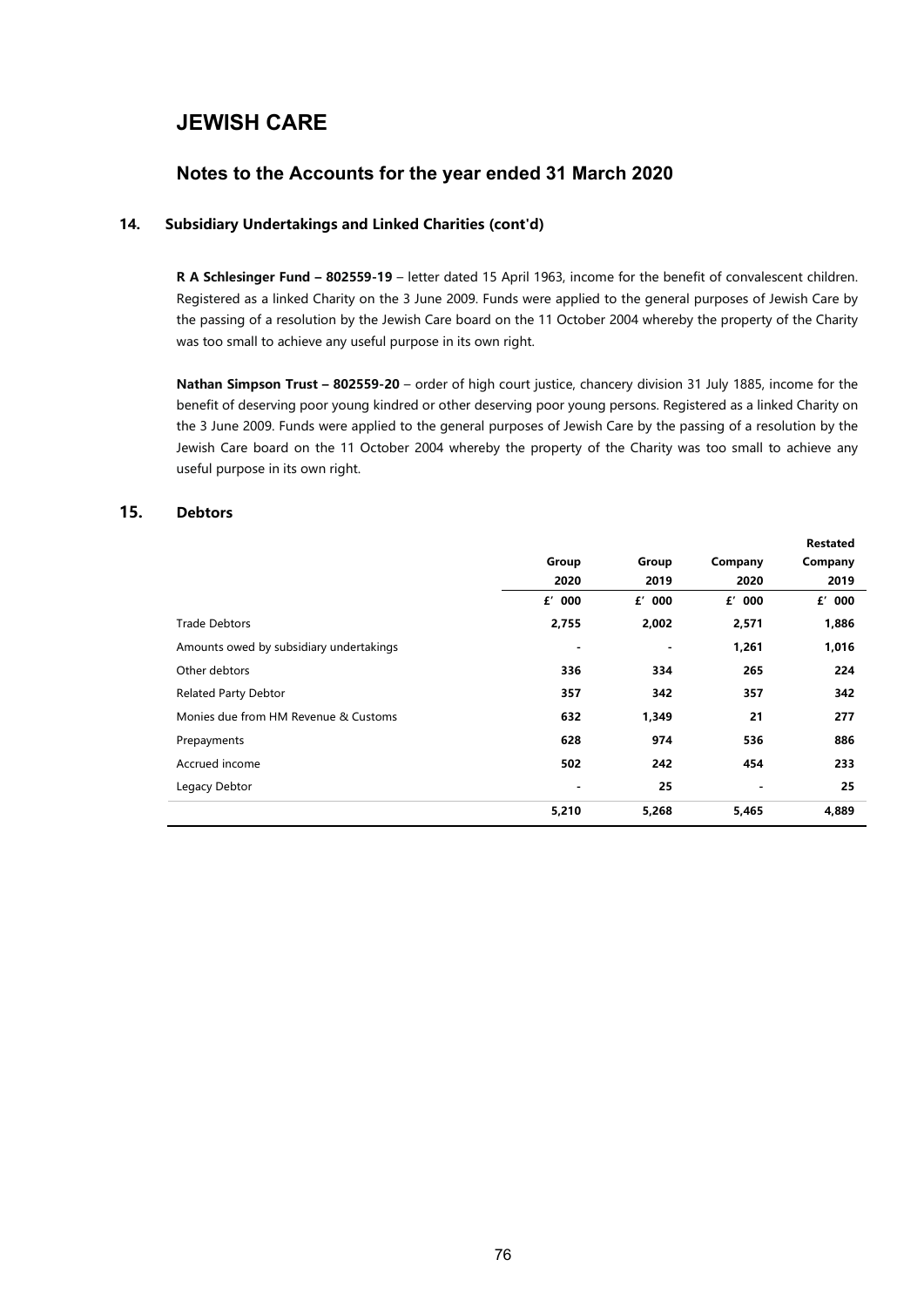# JEWISH CARE

## Notes to the Accounts for the year ended 31 March 2020

### 14. Subsidiary Undertakings and Linked Charities (cont'd)

**R A Schlesinger Fund – 802559-19** – letter dated 15 April 1963, income for the benefit of convalescent children. Registered as a linked Charity on the 3 June 2009. Funds were applied to the general purposes of Jewish Care by the passing of a resolution by the Jewish Care board on the 11 October 2004 whereby the property of the Charity was too small to achieve any useful purpose in its own right.

**Nathan Simpson Trust – 802559-20** – order of high court justice, chancery division 31 July 1885, income for the benefit of deserving poor young kindred or other deserving poor young persons. Registered as a linked Charity on the 3 June 2009. Funds were applied to the general purposes of Jewish Care by the passing of a resolution by the Jewish Care board on the 11 October 2004 whereby the property of the Charity was too small to achieve any useful purpose in its own right.

### 15. Debtors

| | Group 2020 | Group 2019 | Company 2020 | Restated Company 2019 |
|---|---|---|---|---|
| | £' 000 | £' 000 | £' 000 | £' 000 |
| Trade Debtors | 2,755 | 2,002 | 2,571 | 1,886 |
| Amounts owed by subsidiary undertakings | - | - | 1,261 | 1,016 |
| Other debtors | 336 | 334 | 265 | 224 |
| Related Party Debtor | 357 | 342 | 357 | 342 |
| Monies due from HM Revenue & Customs | 632 | 1,349 | 21 | 277 |
| Prepayments | 628 | 974 | 536 | 886 |
| Accrued income | 502 | 242 | 454 | 233 |
| Legacy Debtor | - | 25 | - | 25 |
| | 5,210 | 5,268 | 5,465 | 4,889 |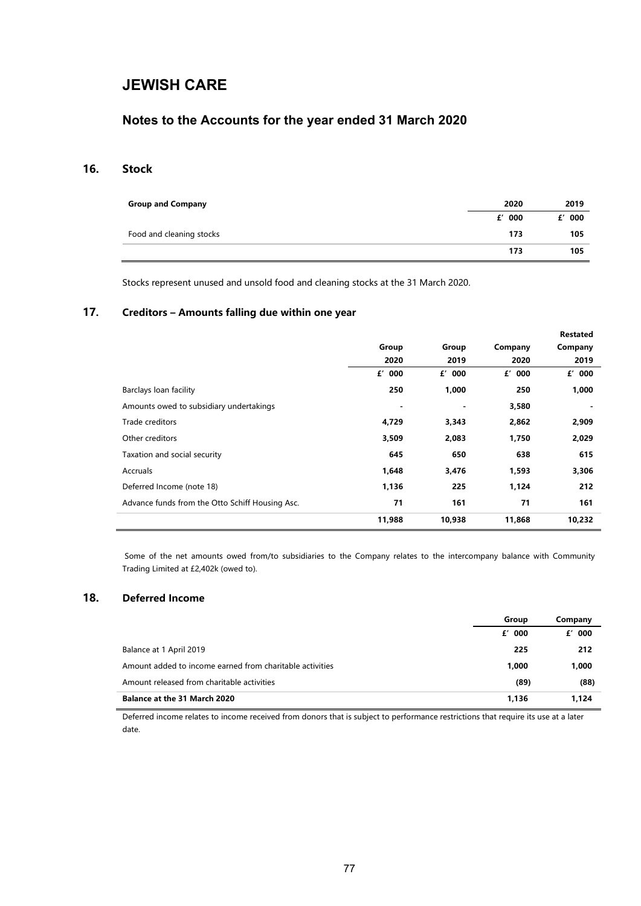# JEWISH CARE

## Notes to the Accounts for the year ended 31 March 2020

### 16. Stock

| Group and Company | 2020 | 2019 |
|---|---|---|
| | £' 000 | £' 000 |
| Food and cleaning stocks | 173 | 105 |
| | 173 | 105 |

Stocks represent unused and unsold food and cleaning stocks at the 31 March 2020.

### 17. Creditors – Amounts falling due within one year

| | Group 2020 | Group 2019 | Company 2020 | Restated Company 2019 |
|---|---|---|---|---|
| | £' 000 | £' 000 | £' 000 | £' 000 |
| Barclays loan facility | 250 | 1,000 | 250 | 1,000 |
| Amounts owed to subsidiary undertakings | - | - | 3,580 | - |
| Trade creditors | 4,729 | 3,343 | 2,862 | 2,909 |
| Other creditors | 3,509 | 2,083 | 1,750 | 2,029 |
| Taxation and social security | 645 | 650 | 638 | 615 |
| Accruals | 1,648 | 3,476 | 1,593 | 3,306 |
| Deferred Income (note 18) | 1,136 | 225 | 1,124 | 212 |
| Advance funds from the Otto Schiff Housing Asc. | 71 | 161 | 71 | 161 |
| | 11,988 | 10,938 | 11,868 | 10,232 |

Some of the net amounts owed from/to subsidiaries to the Company relates to the intercompany balance with Community Trading Limited at £2,402k (owed to).

### 18. Deferred Income

| | Group | Company |
|---|---|---|
| | £' 000 | £' 000 |
| Balance at 1 April 2019 | 225 | 212 |
| Amount added to income earned from charitable activities | 1,000 | 1,000 |
| Amount released from charitable activities | (89) | (88) |
| **Balance at the 31 March 2020** | **1,136** | **1,124** |

Deferred income relates to income received from donors that is subject to performance restrictions that require its use at a later date.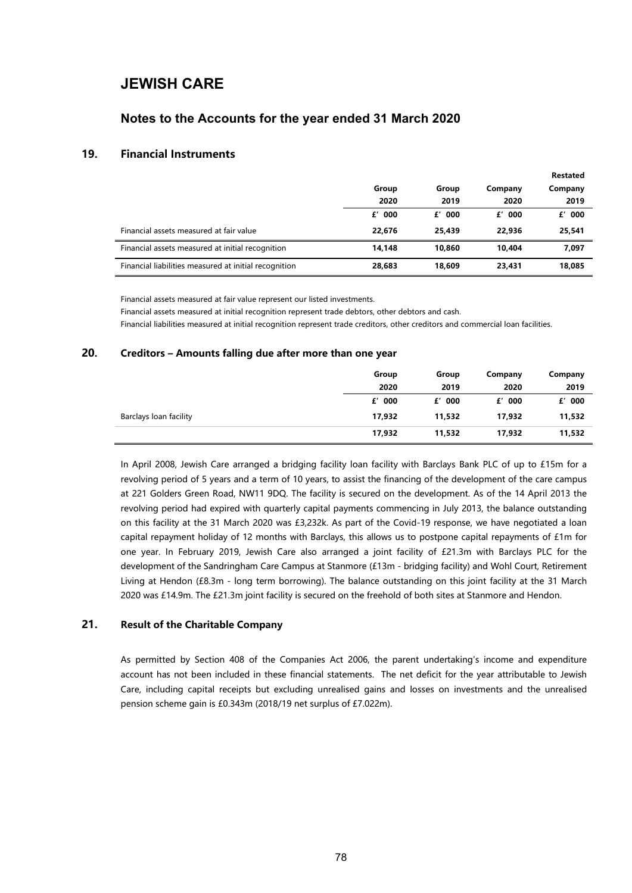# JEWISH CARE

## Notes to the Accounts for the year ended 31 March 2020

### 19. Financial Instruments

| | Group 2020 | Group 2019 | Company 2020 | Restated Company 2019 |
|---|---|---|---|---|
| | £' 000 | £' 000 | £' 000 | £' 000 |
| Financial assets measured at fair value | **22,676** | **25,439** | **22,936** | **25,541** |
| Financial assets measured at initial recognition | **14,148** | **10,860** | **10,404** | **7,097** |
| Financial liabilities measured at initial recognition | **28,683** | **18,609** | **23,431** | **18,085** |

Financial assets measured at fair value represent our listed investments.

Financial assets measured at initial recognition represent trade debtors, other debtors and cash.

Financial liabilities measured at initial recognition represent trade creditors, other creditors and commercial loan facilities.

### 20. Creditors – Amounts falling due after more than one year

| | Group 2020 | Group 2019 | Company 2020 | Company 2019 |
|---|---|---|---|---|
| | £' 000 | £' 000 | £' 000 | £' 000 |
| Barclays loan facility | **17,932** | **11,532** | **17,932** | **11,532** |
| | **17,932** | **11,532** | **17,932** | **11,532** |

In April 2008, Jewish Care arranged a bridging facility loan facility with Barclays Bank PLC of up to £15m for a revolving period of 5 years and a term of 10 years, to assist the financing of the development of the care campus at 221 Golders Green Road, NW11 9DQ. The facility is secured on the development. As of the 14 April 2013 the revolving period had expired with quarterly capital payments commencing in July 2013, the balance outstanding on this facility at the 31 March 2020 was £3,232k. As part of the Covid-19 response, we have negotiated a loan capital repayment holiday of 12 months with Barclays, this allows us to postpone capital repayments of £1m for one year. In February 2019, Jewish Care also arranged a joint facility of £21.3m with Barclays PLC for the development of the Sandringham Care Campus at Stanmore (£13m - bridging facility) and Wohl Court, Retirement Living at Hendon (£8.3m - long term borrowing). The balance outstanding on this joint facility at the 31 March 2020 was £14.9m. The £21.3m joint facility is secured on the freehold of both sites at Stanmore and Hendon.

### 21. Result of the Charitable Company

As permitted by Section 408 of the Companies Act 2006, the parent undertaking's income and expenditure account has not been included in these financial statements. The net deficit for the year attributable to Jewish Care, including capital receipts but excluding unrealised gains and losses on investments and the unrealised pension scheme gain is £0.343m (2018/19 net surplus of £7.022m).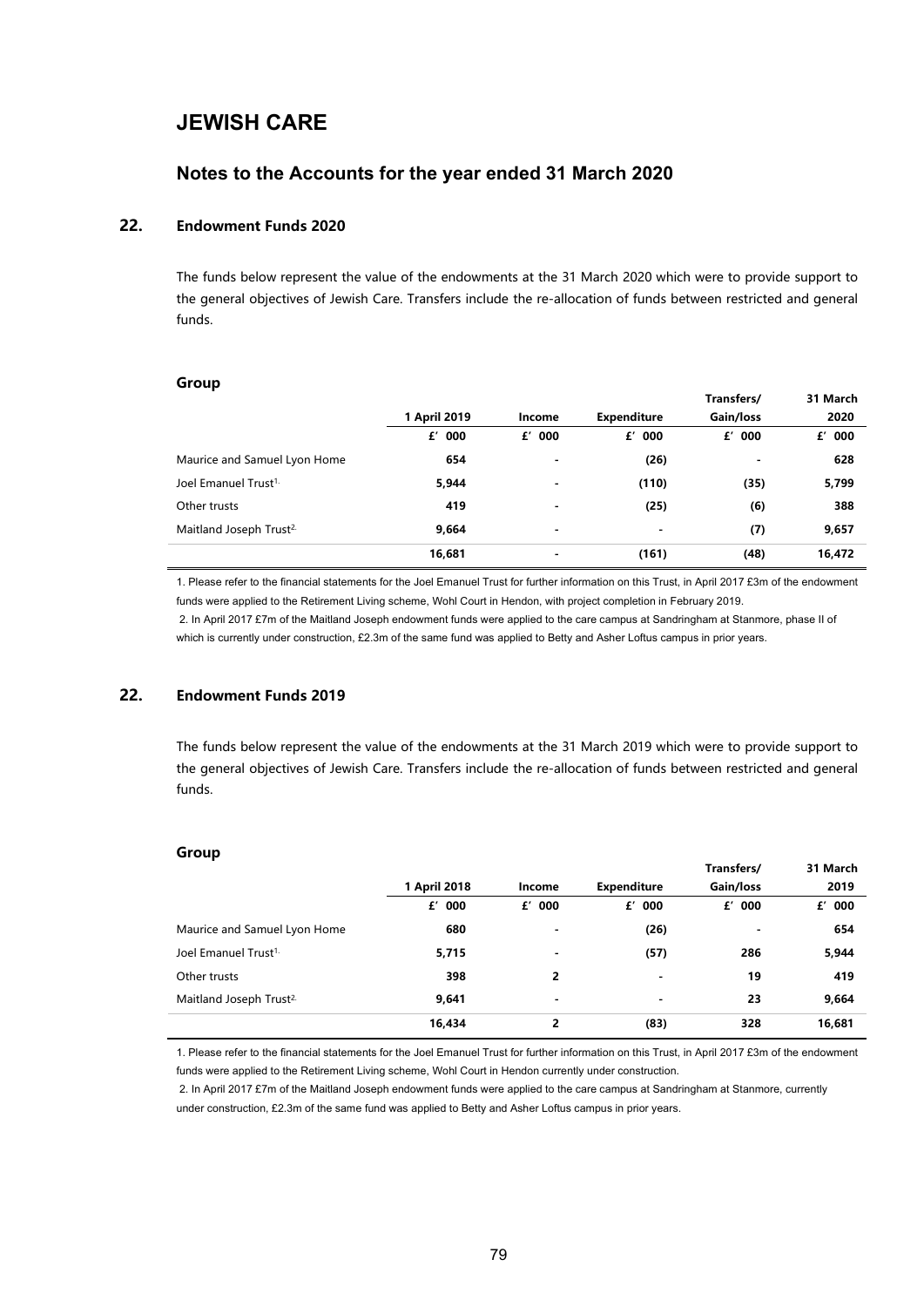# JEWISH CARE

## Notes to the Accounts for the year ended 31 March 2020

### 22. Endowment Funds 2020

The funds below represent the value of the endowments at the 31 March 2020 which were to provide support to the general objectives of Jewish Care. Transfers include the re-allocation of funds between restricted and general funds.

**Group**

| | 1 April 2019 | Income | Expenditure | Transfers/ Gain/loss | 31 March 2020 |
|---|---|---|---|---|---|
| | £' 000 | £' 000 | £' 000 | £' 000 | £' 000 |
| Maurice and Samuel Lyon Home | **654** | **-** | **(26)** | **-** | **628** |
| Joel Emanuel Trust[1.] | **5,944** | **-** | **(110)** | **(35)** | **5,799** |
| Other trusts | **419** | **-** | **(25)** | **(6)** | **388** |
| Maitland Joseph Trust[2.] | **9,664** | **-** | **-** | **(7)** | **9,657** |
| | **16,681** | **-** | **(161)** | **(48)** | **16,472** |

1. Please refer to the financial statements for the Joel Emanuel Trust for further information on this Trust, in April 2017 £3m of the endowment funds were applied to the Retirement Living scheme, Wohl Court in Hendon, with project completion in February 2019.

2. In April 2017 £7m of the Maitland Joseph endowment funds were applied to the care campus at Sandringham at Stanmore, phase II of which is currently under construction, £2.3m of the same fund was applied to Betty and Asher Loftus campus in prior years.

### 22. Endowment Funds 2019

The funds below represent the value of the endowments at the 31 March 2019 which were to provide support to the general objectives of Jewish Care. Transfers include the re-allocation of funds between restricted and general funds.

**Group**

| | 1 April 2018 | Income | Expenditure | Transfers/ Gain/loss | 31 March 2019 |
|---|---|---|---|---|---|
| | £' 000 | £' 000 | £' 000 | £' 000 | £' 000 |
| Maurice and Samuel Lyon Home | **680** | **-** | **(26)** | **-** | **654** |
| Joel Emanuel Trust[1.] | **5,715** | **-** | **(57)** | **286** | **5,944** |
| Other trusts | **398** | **2** | **-** | **19** | **419** |
| Maitland Joseph Trust[2.] | **9,641** | **-** | **-** | **23** | **9,664** |
| | **16,434** | **2** | **(83)** | **328** | **16,681** |

1. Please refer to the financial statements for the Joel Emanuel Trust for further information on this Trust, in April 2017 £3m of the endowment funds were applied to the Retirement Living scheme, Wohl Court in Hendon currently under construction.

2. In April 2017 £7m of the Maitland Joseph endowment funds were applied to the care campus at Sandringham at Stanmore, currently under construction, £2.3m of the same fund was applied to Betty and Asher Loftus campus in prior years.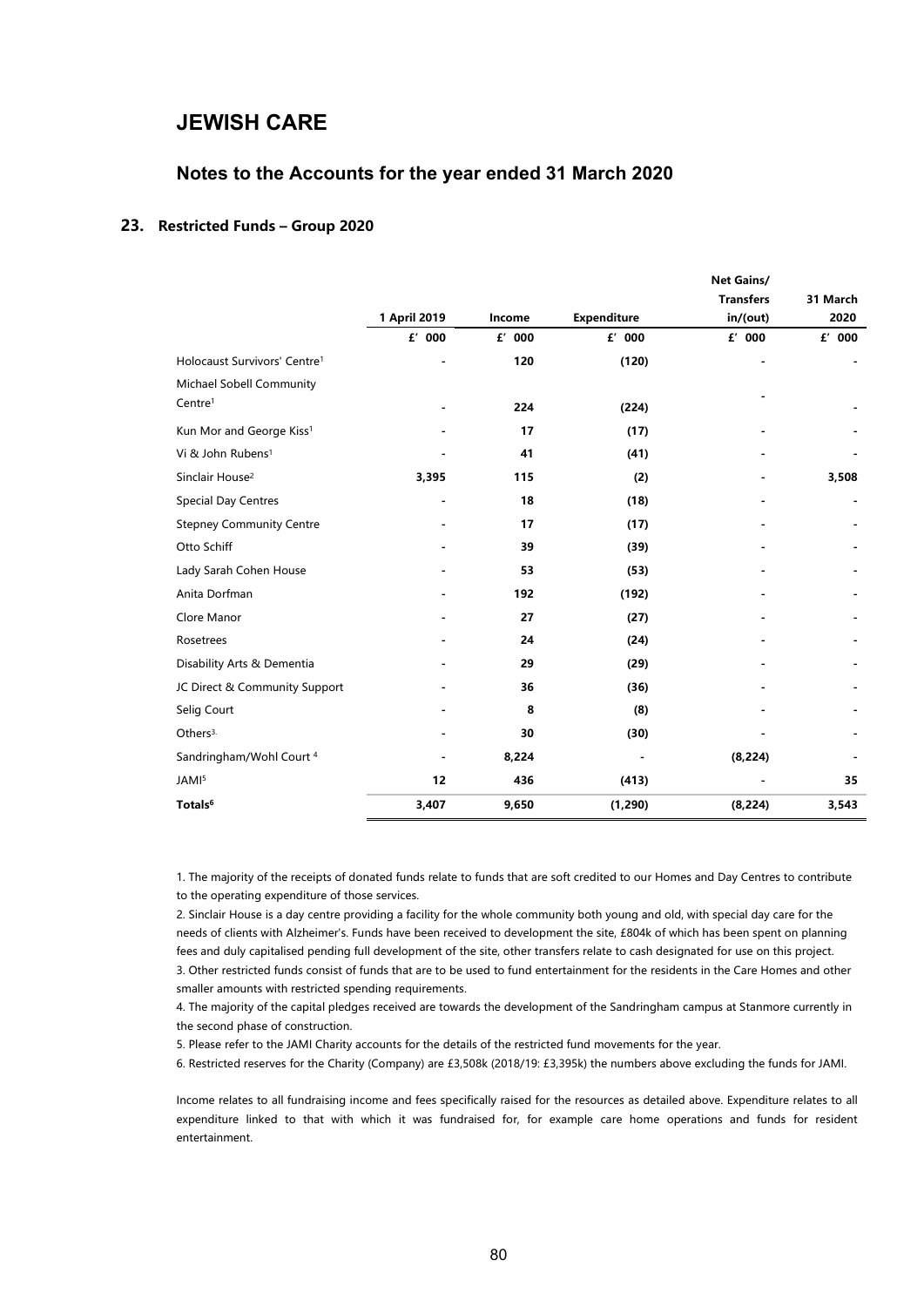# JEWISH CARE

## Notes to the Accounts for the year ended 31 March 2020

### 23. Restricted Funds – Group 2020

| | 1 April 2019 | Income | Expenditure | Net Gains/ Transfers in/(out) | 31 March 2020 |
|---|---|---|---|---|---|
| | £' 000 | £' 000 | £' 000 | £' 000 | £' 000 |
| Holocaust Survivors' Centre[1] | - | 120 | (120) | - | - |
| Michael Sobell Community Centre[1] | - | 224 | (224) | - | - |
| Kun Mor and George Kiss[1] | - | 17 | (17) | - | - |
| Vi & John Rubens[1] | - | 41 | (41) | - | - |
| Sinclair House[2] | 3,395 | 115 | (2) | - | 3,508 |
| Special Day Centres | - | 18 | (18) | - | - |
| Stepney Community Centre | - | 17 | (17) | - | - |
| Otto Schiff | - | 39 | (39) | - | - |
| Lady Sarah Cohen House | - | 53 | (53) | - | - |
| Anita Dorfman | - | 192 | (192) | - | - |
| Clore Manor | - | 27 | (27) | - | - |
| Rosetrees | - | 24 | (24) | - | - |
| Disability Arts & Dementia | - | 29 | (29) | - | - |
| JC Direct & Community Support | - | 36 | (36) | - | - |
| Selig Court | - | 8 | (8) | - | - |
| Others[3] | - | 30 | (30) | - | - |
| Sandringham/Wohl Court [4] | - | 8,224 | - | (8,224) | - |
| JAMI[5] | 12 | 436 | (413) | - | 35 |
| **Totals[6]** | **3,407** | **9,650** | **(1,290)** | **(8,224)** | **3,543** |

1. The majority of the receipts of donated funds relate to funds that are soft credited to our Homes and Day Centres to contribute to the operating expenditure of those services.
2. Sinclair House is a day centre providing a facility for the whole community both young and old, with special day care for the needs of clients with Alzheimer's. Funds have been received to development the site, £804k of which has been spent on planning fees and duly capitalised pending full development of the site, other transfers relate to cash designated for use on this project.
3. Other restricted funds consist of funds that are to be used to fund entertainment for the residents in the Care Homes and other smaller amounts with restricted spending requirements.
4. The majority of the capital pledges received are towards the development of the Sandringham campus at Stanmore currently in the second phase of construction.
5. Please refer to the JAMI Charity accounts for the details of the restricted fund movements for the year.
6. Restricted reserves for the Charity (Company) are £3,508k (2018/19: £3,395k) the numbers above excluding the funds for JAMI.

Income relates to all fundraising income and fees specifically raised for the resources as detailed above. Expenditure relates to all expenditure linked to that with which it was fundraised for, for example care home operations and funds for resident entertainment.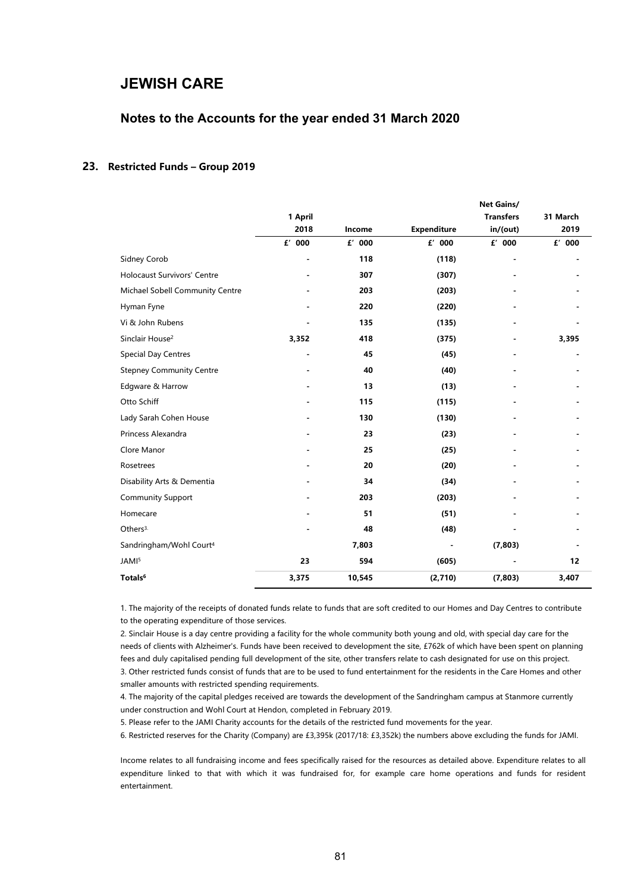# JEWISH CARE

## Notes to the Accounts for the year ended 31 March 2020

### 23. Restricted Funds – Group 2019

| | 1 April 2018 | Income | Expenditure | Net Gains/ Transfers in/(out) | 31 March 2019 |
|---|---|---|---|---|---|
| | £' 000 | £' 000 | £' 000 | £' 000 | £' 000 |
| Sidney Corob | - | 118 | (118) | - | - |
| Holocaust Survivors' Centre | - | 307 | (307) | - | - |
| Michael Sobell Community Centre | - | 203 | (203) | - | - |
| Hyman Fyne | - | 220 | (220) | - | - |
| Vi & John Rubens | - | 135 | (135) | - | - |
| Sinclair House[2] | 3,352 | 418 | (375) | - | 3,395 |
| Special Day Centres | - | 45 | (45) | - | - |
| Stepney Community Centre | - | 40 | (40) | - | - |
| Edgware & Harrow | - | 13 | (13) | - | - |
| Otto Schiff | - | 115 | (115) | - | - |
| Lady Sarah Cohen House | - | 130 | (130) | - | - |
| Princess Alexandra | - | 23 | (23) | - | - |
| Clore Manor | - | 25 | (25) | - | - |
| Rosetrees | - | 20 | (20) | - | - |
| Disability Arts & Dementia | - | 34 | (34) | - | - |
| Community Support | - | 203 | (203) | - | - |
| Homecare | - | 51 | (51) | - | - |
| Others[3.] | - | 48 | (48) | - | - |
| Sandringham/Wohl Court[4] | | 7,803 | - | (7,803) | - |
| JAMI[5] | 23 | 594 | (605) | - | 12 |
| **Totals[6]** | **3,375** | **10,545** | **(2,710)** | **(7,803)** | **3,407** |

1. The majority of the receipts of donated funds relate to funds that are soft credited to our Homes and Day Centres to contribute to the operating expenditure of those services.

2. Sinclair House is a day centre providing a facility for the whole community both young and old, with special day care for the needs of clients with Alzheimer's. Funds have been received to development the site, £762k of which have been spent on planning fees and duly capitalised pending full development of the site, other transfers relate to cash designated for use on this project.

3. Other restricted funds consist of funds that are to be used to fund entertainment for the residents in the Care Homes and other smaller amounts with restricted spending requirements.

4. The majority of the capital pledges received are towards the development of the Sandringham campus at Stanmore currently under construction and Wohl Court at Hendon, completed in February 2019.

5. Please refer to the JAMI Charity accounts for the details of the restricted fund movements for the year.

6. Restricted reserves for the Charity (Company) are £3,395k (2017/18: £3,352k) the numbers above excluding the funds for JAMI.

Income relates to all fundraising income and fees specifically raised for the resources as detailed above. Expenditure relates to all expenditure linked to that with which it was fundraised for, for example care home operations and funds for resident entertainment.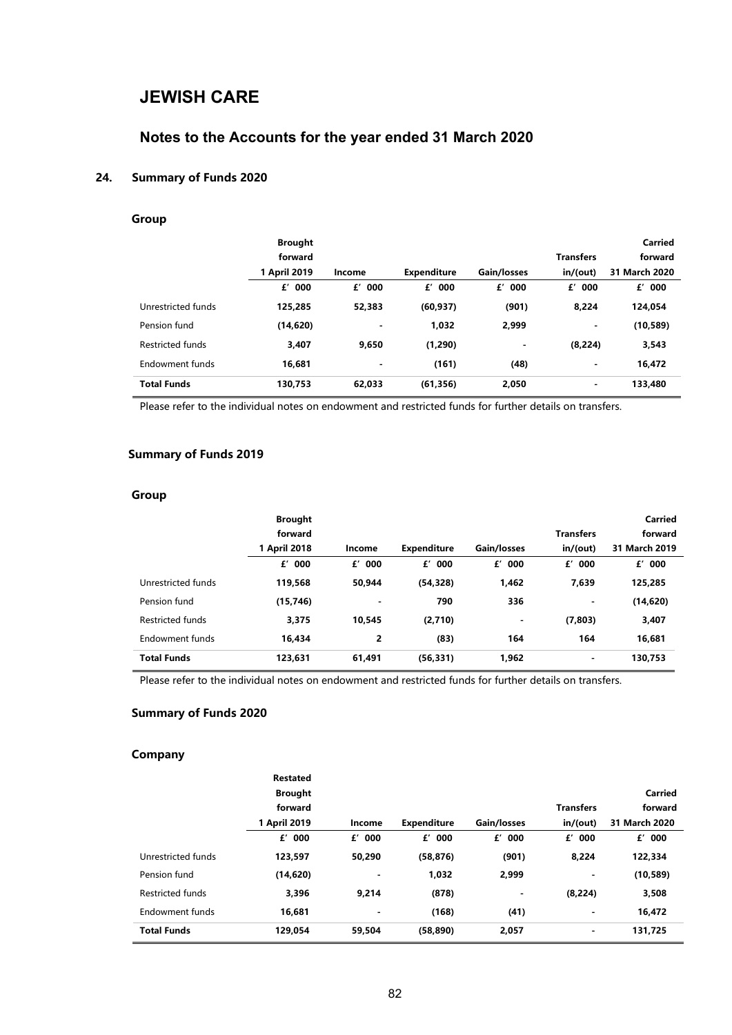# JEWISH CARE

## Notes to the Accounts for the year ended 31 March 2020

### 24. Summary of Funds 2020

#### Group

| | Brought forward 1 April 2019 | Income | Expenditure | Gain/losses | Transfers in/(out) | Carried forward 31 March 2020 |
|---|---|---|---|---|---|---|
| | £' 000 | £' 000 | £' 000 | £' 000 | £' 000 | £' 000 |
| Unrestricted funds | 125,285 | 52,383 | (60,937) | (901) | 8,224 | 124,054 |
| Pension fund | (14,620) | - | 1,032 | 2,999 | - | (10,589) |
| Restricted funds | 3,407 | 9,650 | (1,290) | - | (8,224) | 3,543 |
| Endowment funds | 16,681 | - | (161) | (48) | - | 16,472 |
| **Total Funds** | **130,753** | **62,033** | **(61,356)** | **2,050** | **-** | **133,480** |

Please refer to the individual notes on endowment and restricted funds for further details on transfers.

### Summary of Funds 2019

#### Group

| | Brought forward 1 April 2018 | Income | Expenditure | Gain/losses | Transfers in/(out) | Carried forward 31 March 2019 |
|---|---|---|---|---|---|---|
| | £' 000 | £' 000 | £' 000 | £' 000 | £' 000 | £' 000 |
| Unrestricted funds | 119,568 | 50,944 | (54,328) | 1,462 | 7,639 | 125,285 |
| Pension fund | (15,746) | - | 790 | 336 | - | (14,620) |
| Restricted funds | 3,375 | 10,545 | (2,710) | - | (7,803) | 3,407 |
| Endowment funds | 16,434 | 2 | (83) | 164 | 164 | 16,681 |
| **Total Funds** | **123,631** | **61,491** | **(56,331)** | **1,962** | **-** | **130,753** |

Please refer to the individual notes on endowment and restricted funds for further details on transfers.

### Summary of Funds 2020

#### Company

| | Restated Brought forward 1 April 2019 | Income | Expenditure | Gain/losses | Transfers in/(out) | Carried forward 31 March 2020 |
|---|---|---|---|---|---|---|
| | £' 000 | £' 000 | £' 000 | £' 000 | £' 000 | £' 000 |
| Unrestricted funds | 123,597 | 50,290 | (58,876) | (901) | 8,224 | 122,334 |
| Pension fund | (14,620) | - | 1,032 | 2,999 | - | (10,589) |
| Restricted funds | 3,396 | 9,214 | (878) | - | (8,224) | 3,508 |
| Endowment funds | 16,681 | - | (168) | (41) | - | 16,472 |
| **Total Funds** | **129,054** | **59,504** | **(58,890)** | **2,057** | **-** | **131,725** |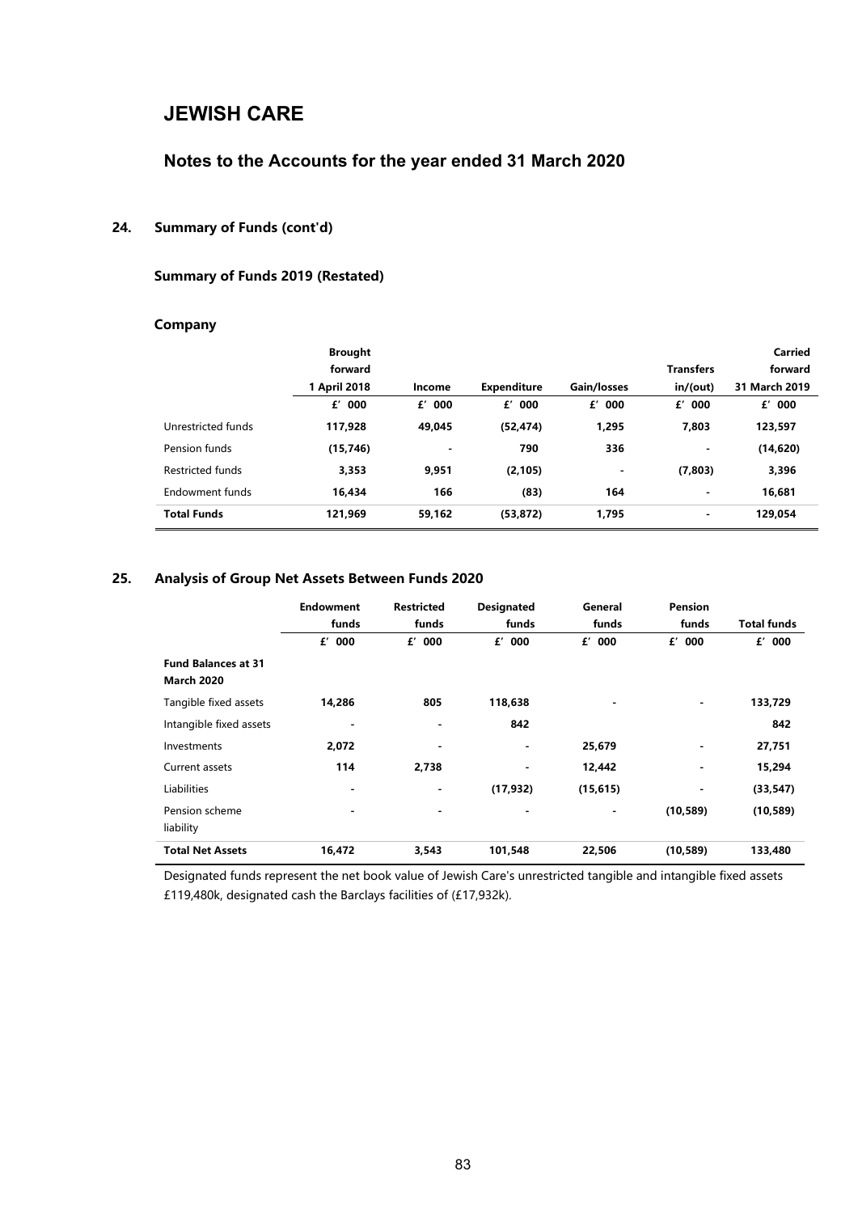# JEWISH CARE

## Notes to the Accounts for the year ended 31 March 2020

### 24. Summary of Funds (cont'd)

#### Summary of Funds 2019 (Restated)

#### Company

| | Brought forward 1 April 2018 | Income | Expenditure | Gain/losses | Transfers in/(out) | Carried forward 31 March 2019 |
|---|---|---|---|---|---|---|
| | £' 000 | £' 000 | £' 000 | £' 000 | £' 000 | £' 000 |
| Unrestricted funds | **117,928** | **49,045** | **(52,474)** | **1,295** | **7,803** | **123,597** |
| Pension funds | **(15,746)** | - | **790** | **336** | - | **(14,620)** |
| Restricted funds | **3,353** | **9,951** | **(2,105)** | - | **(7,803)** | **3,396** |
| Endowment funds | **16,434** | **166** | **(83)** | **164** | - | **16,681** |
| **Total Funds** | **121,969** | **59,162** | **(53,872)** | **1,795** | - | **129,054** |

### 25. Analysis of Group Net Assets Between Funds 2020

| | Endowment funds | Restricted funds | Designated funds | General funds | Pension funds | Total funds |
|---|---|---|---|---|---|---|
| | £' 000 | £' 000 | £' 000 | £' 000 | £' 000 | £' 000 |
| **Fund Balances at 31 March 2020** | | | | | | |
| Tangible fixed assets | **14,286** | **805** | **118,638** | - | - | **133,729** |
| Intangible fixed assets | - | - | **842** | | | **842** |
| Investments | **2,072** | - | - | **25,679** | - | **27,751** |
| Current assets | **114** | **2,738** | - | **12,442** | - | **15,294** |
| Liabilities | - | - | **(17,932)** | **(15,615)** | - | **(33,547)** |
| Pension scheme liability | - | - | - | - | **(10,589)** | **(10,589)** |
| **Total Net Assets** | **16,472** | **3,543** | **101,548** | **22,506** | **(10,589)** | **133,480** |

Designated funds represent the net book value of Jewish Care's unrestricted tangible and intangible fixed assets £119,480k, designated cash the Barclays facilities of (£17,932k).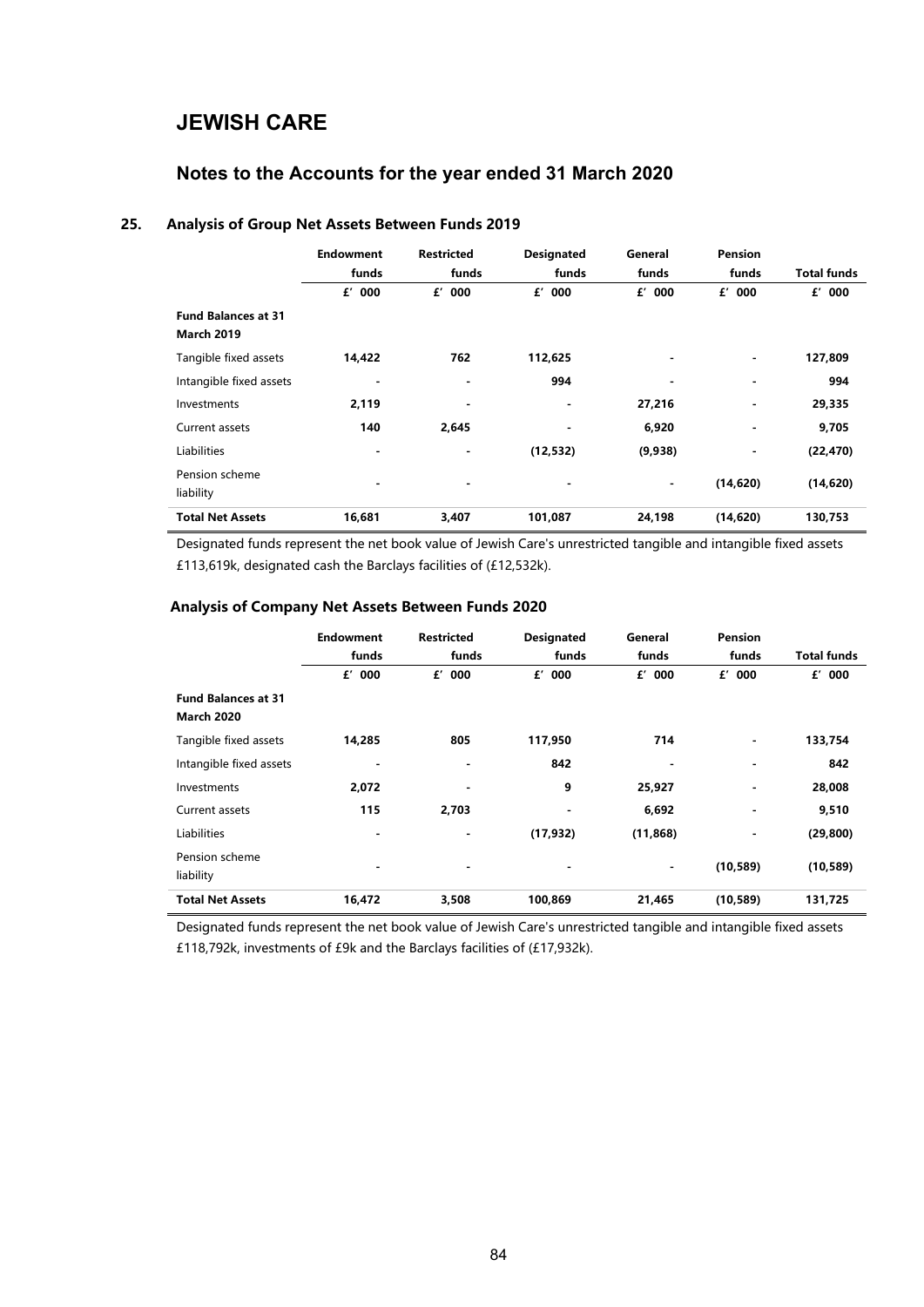# JEWISH CARE

## Notes to the Accounts for the year ended 31 March 2020

### 25. Analysis of Group Net Assets Between Funds 2019

| | Endowment funds | Restricted funds | Designated funds | General funds | Pension funds | Total funds |
|---|---|---|---|---|---|---|
| | £' 000 | £' 000 | £' 000 | £' 000 | £' 000 | £' 000 |
| **Fund Balances at 31 March 2019** | | | | | | |
| Tangible fixed assets | **14,422** | **762** | **112,625** | - | - | **127,809** |
| Intangible fixed assets | - | - | **994** | - | - | **994** |
| Investments | **2,119** | - | - | **27,216** | - | **29,335** |
| Current assets | **140** | **2,645** | - | **6,920** | - | **9,705** |
| Liabilities | - | - | **(12,532)** | **(9,938)** | - | **(22,470)** |
| Pension scheme liability | - | - | - | - | **(14,620)** | **(14,620)** |
| **Total Net Assets** | **16,681** | **3,407** | **101,087** | **24,198** | **(14,620)** | **130,753** |

Designated funds represent the net book value of Jewish Care's unrestricted tangible and intangible fixed assets £113,619k, designated cash the Barclays facilities of (£12,532k).

### Analysis of Company Net Assets Between Funds 2020

| | Endowment funds | Restricted funds | Designated funds | General funds | Pension funds | Total funds |
|---|---|---|---|---|---|---|
| | £' 000 | £' 000 | £' 000 | £' 000 | £' 000 | £' 000 |
| **Fund Balances at 31 March 2020** | | | | | | |
| Tangible fixed assets | **14,285** | **805** | **117,950** | **714** | - | **133,754** |
| Intangible fixed assets | - | - | **842** | - | - | **842** |
| Investments | **2,072** | - | **9** | **25,927** | - | **28,008** |
| Current assets | **115** | **2,703** | - | **6,692** | - | **9,510** |
| Liabilities | - | - | **(17,932)** | **(11,868)** | - | **(29,800)** |
| Pension scheme liability | - | - | - | - | **(10,589)** | **(10,589)** |
| **Total Net Assets** | **16,472** | **3,508** | **100,869** | **21,465** | **(10,589)** | **131,725** |

Designated funds represent the net book value of Jewish Care's unrestricted tangible and intangible fixed assets £118,792k, investments of £9k and the Barclays facilities of (£17,932k).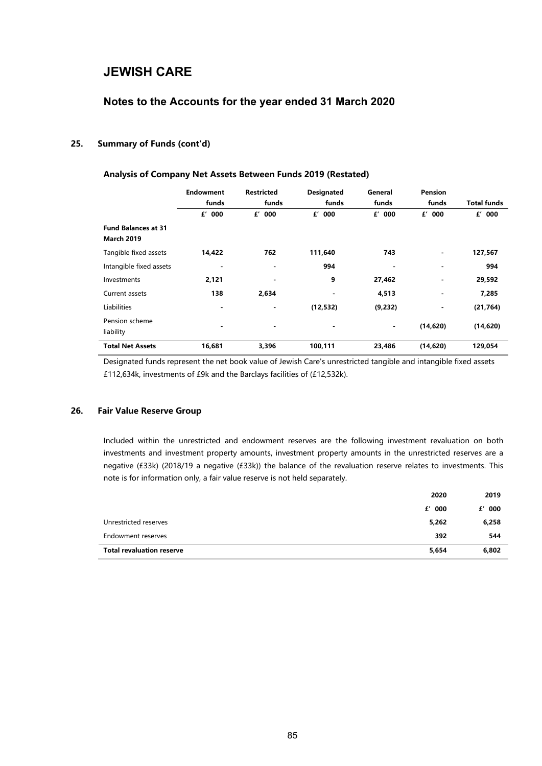# JEWISH CARE

## Notes to the Accounts for the year ended 31 March 2020

### 25. Summary of Funds (cont'd)

#### Analysis of Company Net Assets Between Funds 2019 (Restated)

| | Endowment funds | Restricted funds | Designated funds | General funds | Pension funds | Total funds |
|---|---|---|---|---|---|---|
| | £' 000 | £' 000 | £' 000 | £' 000 | £' 000 | £' 000 |
| **Fund Balances at 31 March 2019** | | | | | | |
| Tangible fixed assets | **14,422** | **762** | **111,640** | **743** | **-** | **127,567** |
| Intangible fixed assets | **-** | **-** | **994** | **-** | **-** | **994** |
| Investments | **2,121** | **-** | **9** | **27,462** | **-** | **29,592** |
| Current assets | **138** | **2,634** | **-** | **4,513** | **-** | **7,285** |
| Liabilities | **-** | **-** | **(12,532)** | **(9,232)** | **-** | **(21,764)** |
| Pension scheme liability | **-** | **-** | **-** | **-** | **(14,620)** | **(14,620)** |
| **Total Net Assets** | **16,681** | **3,396** | **100,111** | **23,486** | **(14,620)** | **129,054** |

Designated funds represent the net book value of Jewish Care's unrestricted tangible and intangible fixed assets £112,634k, investments of £9k and the Barclays facilities of (£12,532k).

### 26. Fair Value Reserve Group

Included within the unrestricted and endowment reserves are the following investment revaluation on both investments and investment property amounts, investment property amounts in the unrestricted reserves are a negative (£33k) (2018/19 a negative (£33k)) the balance of the revaluation reserve relates to investments. This note is for information only, a fair value reserve is not held separately.

| | 2020 | 2019 |
|---|---|---|
| | £' 000 | £' 000 |
| Unrestricted reserves | **5,262** | **6,258** |
| Endowment reserves | **392** | **544** |
| **Total revaluation reserve** | **5,654** | **6,802** |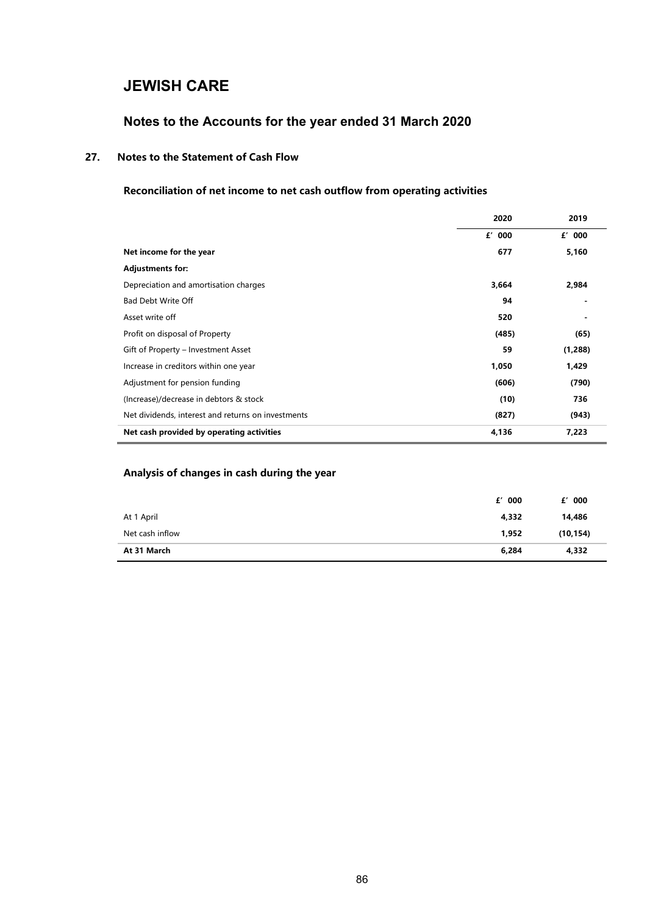# JEWISH CARE

## Notes to the Accounts for the year ended 31 March 2020

### 27. Notes to the Statement of Cash Flow

**Reconciliation of net income to net cash outflow from operating activities**

| | 2020 | 2019 |
|---|---|---|
| | £' 000 | £' 000 |
| **Net income for the year** | **677** | **5,160** |
| **Adjustments for:** | | |
| Depreciation and amortisation charges | **3,664** | **2,984** |
| Bad Debt Write Off | **94** | **-** |
| Asset write off | **520** | **-** |
| Profit on disposal of Property | **(485)** | **(65)** |
| Gift of Property – Investment Asset | **59** | **(1,288)** |
| Increase in creditors within one year | **1,050** | **1,429** |
| Adjustment for pension funding | **(606)** | **(790)** |
| (Increase)/decrease in debtors & stock | **(10)** | **736** |
| Net dividends, interest and returns on investments | **(827)** | **(943)** |
| **Net cash provided by operating activities** | **4,136** | **7,223** |

**Analysis of changes in cash during the year**

| | £' 000 | £' 000 |
|---|---|---|
| At 1 April | **4,332** | **14,486** |
| Net cash inflow | **1,952** | **(10,154)** |
| **At 31 March** | **6,284** | **4,332** |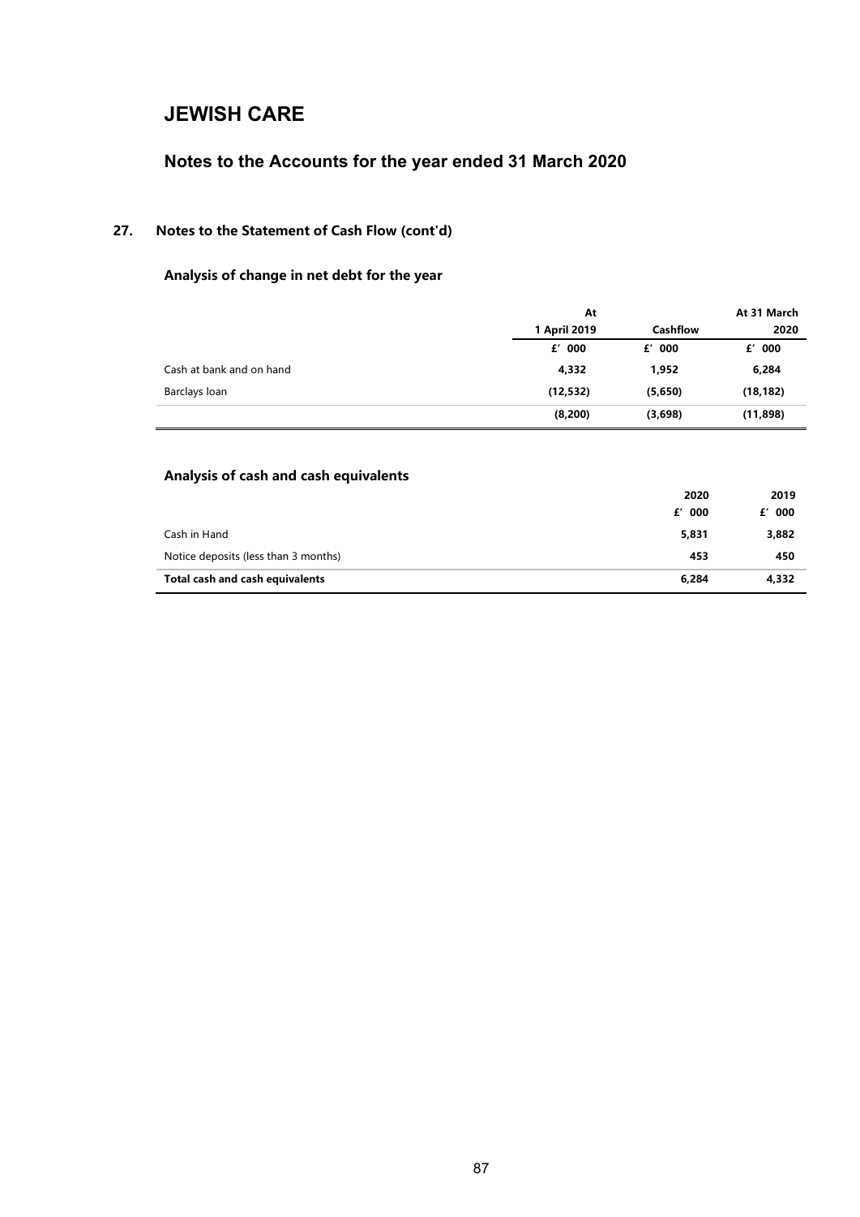# JEWISH CARE

## Notes to the Accounts for the year ended 31 March 2020

### 27. Notes to the Statement of Cash Flow (cont'd)

#### Analysis of change in net debt for the year

| | At 1 April 2019 | Cashflow | At 31 March 2020 |
|---|---|---|---|
| | £' 000 | £' 000 | £' 000 |
| Cash at bank and on hand | 4,332 | 1,952 | 6,284 |
| Barclays loan | (12,532) | (5,650) | (18,182) |
| | (8,200) | (3,698) | (11,898) |

#### Analysis of cash and cash equivalents

| | 2020 | 2019 |
|---|---|---|
| | £' 000 | £' 000 |
| Cash in Hand | 5,831 | 3,882 |
| Notice deposits (less than 3 months) | 453 | 450 |
| **Total cash and cash equivalents** | 6,284 | 4,332 |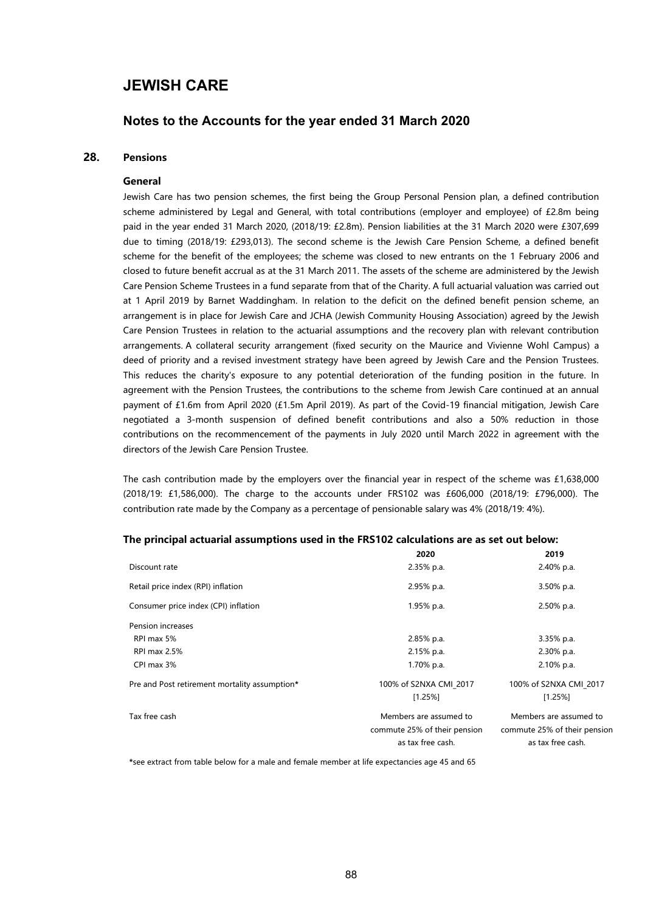# JEWISH CARE

## Notes to the Accounts for the year ended 31 March 2020

### 28. Pensions

#### General

Jewish Care has two pension schemes, the first being the Group Personal Pension plan, a defined contribution scheme administered by Legal and General, with total contributions (employer and employee) of £2.8m being paid in the year ended 31 March 2020, (2018/19: £2.8m). Pension liabilities at the 31 March 2020 were £307,699 due to timing (2018/19: £293,013). The second scheme is the Jewish Care Pension Scheme, a defined benefit scheme for the benefit of the employees; the scheme was closed to new entrants on the 1 February 2006 and closed to future benefit accrual as at the 31 March 2011. The assets of the scheme are administered by the Jewish Care Pension Scheme Trustees in a fund separate from that of the Charity. A full actuarial valuation was carried out at 1 April 2019 by Barnet Waddingham. In relation to the deficit on the defined benefit pension scheme, an arrangement is in place for Jewish Care and JCHA (Jewish Community Housing Association) agreed by the Jewish Care Pension Trustees in relation to the actuarial assumptions and the recovery plan with relevant contribution arrangements. A collateral security arrangement (fixed security on the Maurice and Vivienne Wohl Campus) a deed of priority and a revised investment strategy have been agreed by Jewish Care and the Pension Trustees. This reduces the charity's exposure to any potential deterioration of the funding position in the future. In agreement with the Pension Trustees, the contributions to the scheme from Jewish Care continued at an annual payment of £1.6m from April 2020 (£1.5m April 2019). As part of the Covid-19 financial mitigation, Jewish Care negotiated a 3-month suspension of defined benefit contributions and also a 50% reduction in those contributions on the recommencement of the payments in July 2020 until March 2022 in agreement with the directors of the Jewish Care Pension Trustee.

The cash contribution made by the employers over the financial year in respect of the scheme was £1,638,000 (2018/19: £1,586,000). The charge to the accounts under FRS102 was £606,000 (2018/19: £796,000). The contribution rate made by the Company as a percentage of pensionable salary was 4% (2018/19: 4%).

#### The principal actuarial assumptions used in the FRS102 calculations are as set out below:

| | 2020 | 2019 |
|---|---|---|
| Discount rate | 2.35% p.a. | 2.40% p.a. |
| Retail price index (RPI) inflation | 2.95% p.a. | 3.50% p.a. |
| Consumer price index (CPI) inflation | 1.95% p.a. | 2.50% p.a. |
| Pension increases | | |
| RPI max 5% | 2.85% p.a. | 3.35% p.a. |
| RPI max 2.5% | 2.15% p.a. | 2.30% p.a. |
| CPI max 3% | 1.70% p.a. | 2.10% p.a. |
| Pre and Post retirement mortality assumption* | 100% of S2NXA CMI_2017 [1.25%] | 100% of S2NXA CMI_2017 [1.25%] |
| Tax free cash | Members are assumed to commute 25% of their pension as tax free cash. | Members are assumed to commute 25% of their pension as tax free cash. |

*see extract from table below for a male and female member at life expectancies age 45 and 65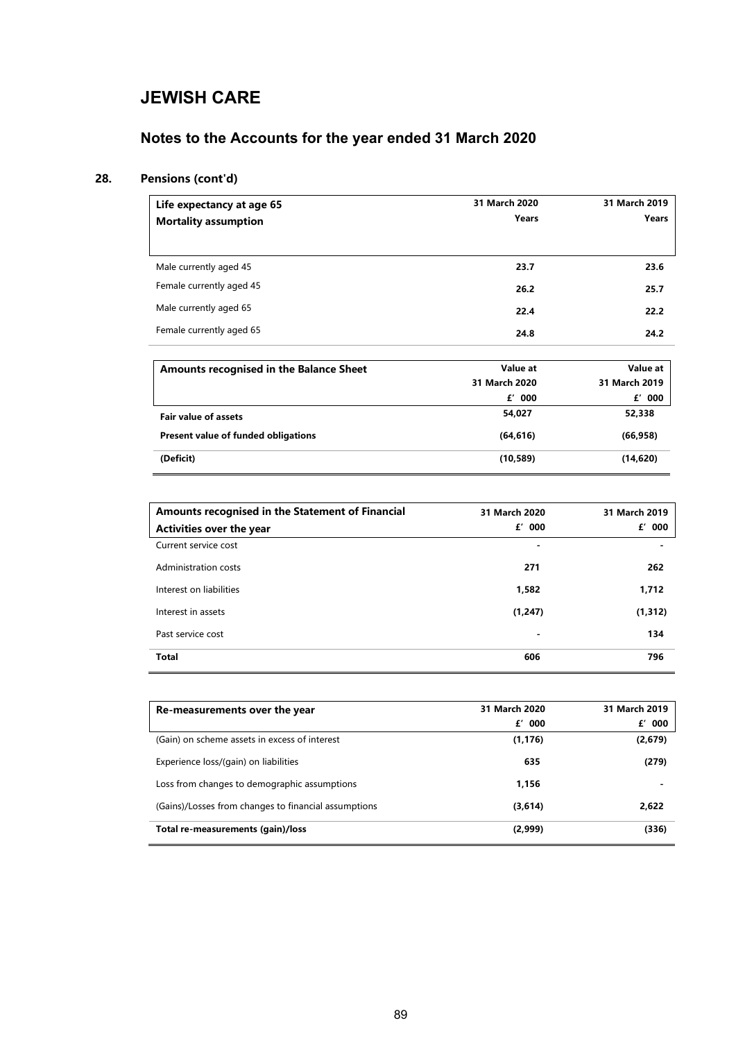# JEWISH CARE

## Notes to the Accounts for the year ended 31 March 2020

### 28. Pensions (cont'd)

| Life expectancy at age 65<br>Mortality assumption | 31 March 2020<br>Years | 31 March 2019<br>Years |
|---|---|---|
| Male currently aged 45 | **23.7** | **23.6** |
| Female currently aged 45 | **26.2** | **25.7** |
| Male currently aged 65 | **22.4** | **22.2** |
| Female currently aged 65 | **24.8** | **24.2** |

| Amounts recognised in the Balance Sheet | Value at<br>31 March 2020<br>£' 000 | Value at<br>31 March 2019<br>£' 000 |
|---|---|---|
| **Fair value of assets** | **54,027** | **52,338** |
| **Present value of funded obligations** | **(64,616)** | **(66,958)** |
| **(Deficit)** | **(10,589)** | **(14,620)** |

| Amounts recognised in the Statement of Financial Activities over the year | 31 March 2020<br>£' 000 | 31 March 2019<br>£' 000 |
|---|---|---|
| Current service cost | - | - |
| Administration costs | **271** | **262** |
| Interest on liabilities | **1,582** | **1,712** |
| Interest in assets | **(1,247)** | **(1,312)** |
| Past service cost | - | **134** |
| **Total** | **606** | **796** |

| Re-measurements over the year | 31 March 2020<br>£' 000 | 31 March 2019<br>£' 000 |
|---|---|---|
| (Gain) on scheme assets in excess of interest | **(1,176)** | **(2,679)** |
| Experience loss/(gain) on liabilities | **635** | **(279)** |
| Loss from changes to demographic assumptions | **1,156** | - |
| (Gains)/Losses from changes to financial assumptions | **(3,614)** | **2,622** |
| **Total re-measurements (gain)/loss** | **(2,999)** | **(336)** |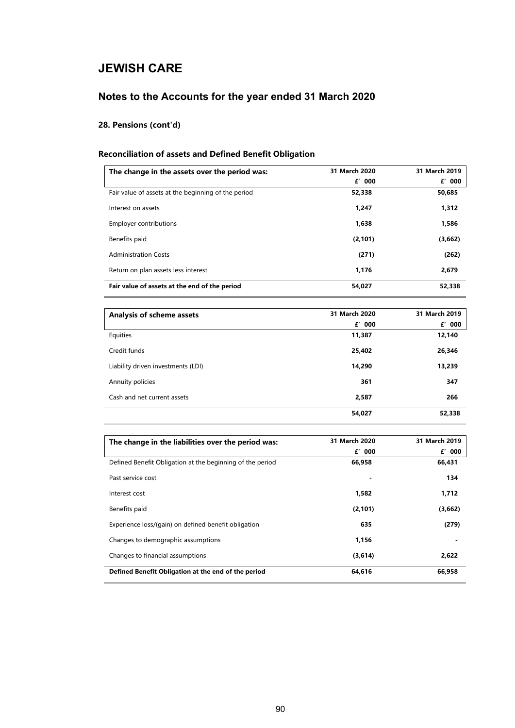# JEWISH CARE

## Notes to the Accounts for the year ended 31 March 2020

### 28. Pensions (cont'd)

### Reconciliation of assets and Defined Benefit Obligation

| The change in the assets over the period was: | 31 March 2020<br>£' 000 | 31 March 2019<br>£' 000 |
|---|---|---|
| Fair value of assets at the beginning of the period | 52,338 | 50,685 |
| Interest on assets | 1,247 | 1,312 |
| Employer contributions | 1,638 | 1,586 |
| Benefits paid | (2,101) | (3,662) |
| Administration Costs | (271) | (262) |
| Return on plan assets less interest | 1,176 | 2,679 |
| **Fair value of assets at the end of the period** | 54,027 | 52,338 |

| Analysis of scheme assets | 31 March 2020<br>£' 000 | 31 March 2019<br>£' 000 |
|---|---|---|
| Equities | 11,387 | 12,140 |
| Credit funds | 25,402 | 26,346 |
| Liability driven investments (LDI) | 14,290 | 13,239 |
| Annuity policies | 361 | 347 |
| Cash and net current assets | 2,587 | 266 |
| | 54,027 | 52,338 |

| The change in the liabilities over the period was: | 31 March 2020<br>£' 000 | 31 March 2019<br>£' 000 |
|---|---|---|
| Defined Benefit Obligation at the beginning of the period | 66,958 | 66,431 |
| Past service cost | - | 134 |
| Interest cost | 1,582 | 1,712 |
| Benefits paid | (2,101) | (3,662) |
| Experience loss/(gain) on defined benefit obligation | 635 | (279) |
| Changes to demographic assumptions | 1,156 | - |
| Changes to financial assumptions | (3,614) | 2,622 |
| **Defined Benefit Obligation at the end of the period** | 64,616 | 66,958 |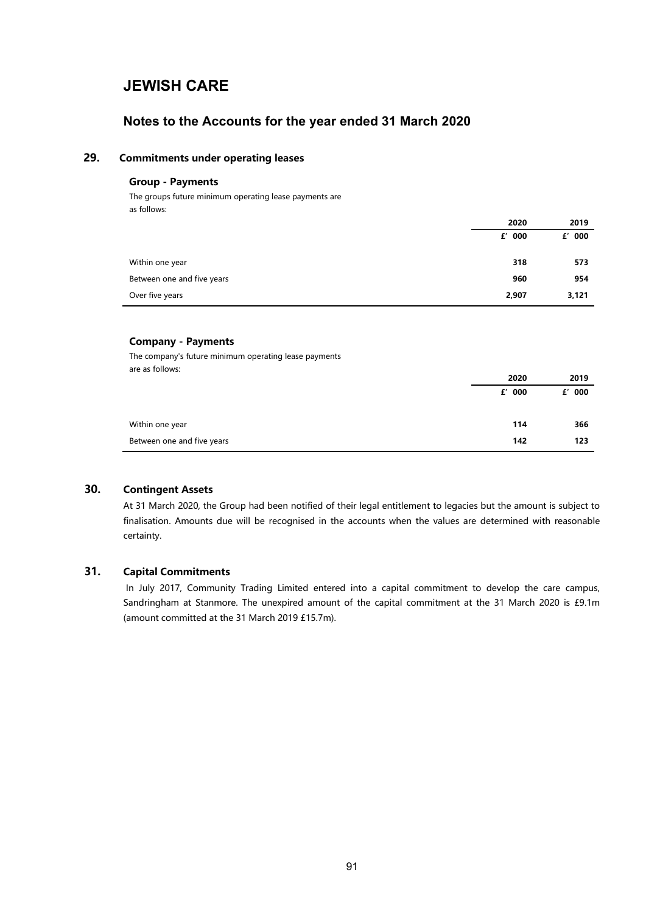# JEWISH CARE

## Notes to the Accounts for the year ended 31 March 2020

### 29. Commitments under operating leases

**Group - Payments**

The groups future minimum operating lease payments are as follows:

| | 2020 | 2019 |
|---|---|---|
| | £' 000 | £' 000 |
| Within one year | 318 | 573 |
| Between one and five years | 960 | 954 |
| Over five years | 2,907 | 3,121 |

**Company - Payments**

The company's future minimum operating lease payments are as follows:

| | 2020 | 2019 |
|---|---|---|
| | £' 000 | £' 000 |
| Within one year | 114 | 366 |
| Between one and five years | 142 | 123 |

### 30. Contingent Assets

At 31 March 2020, the Group had been notified of their legal entitlement to legacies but the amount is subject to finalisation. Amounts due will be recognised in the accounts when the values are determined with reasonable certainty.

### 31. Capital Commitments

In July 2017, Community Trading Limited entered into a capital commitment to develop the care campus, Sandringham at Stanmore. The unexpired amount of the capital commitment at the 31 March 2020 is £9.1m (amount committed at the 31 March 2019 £15.7m).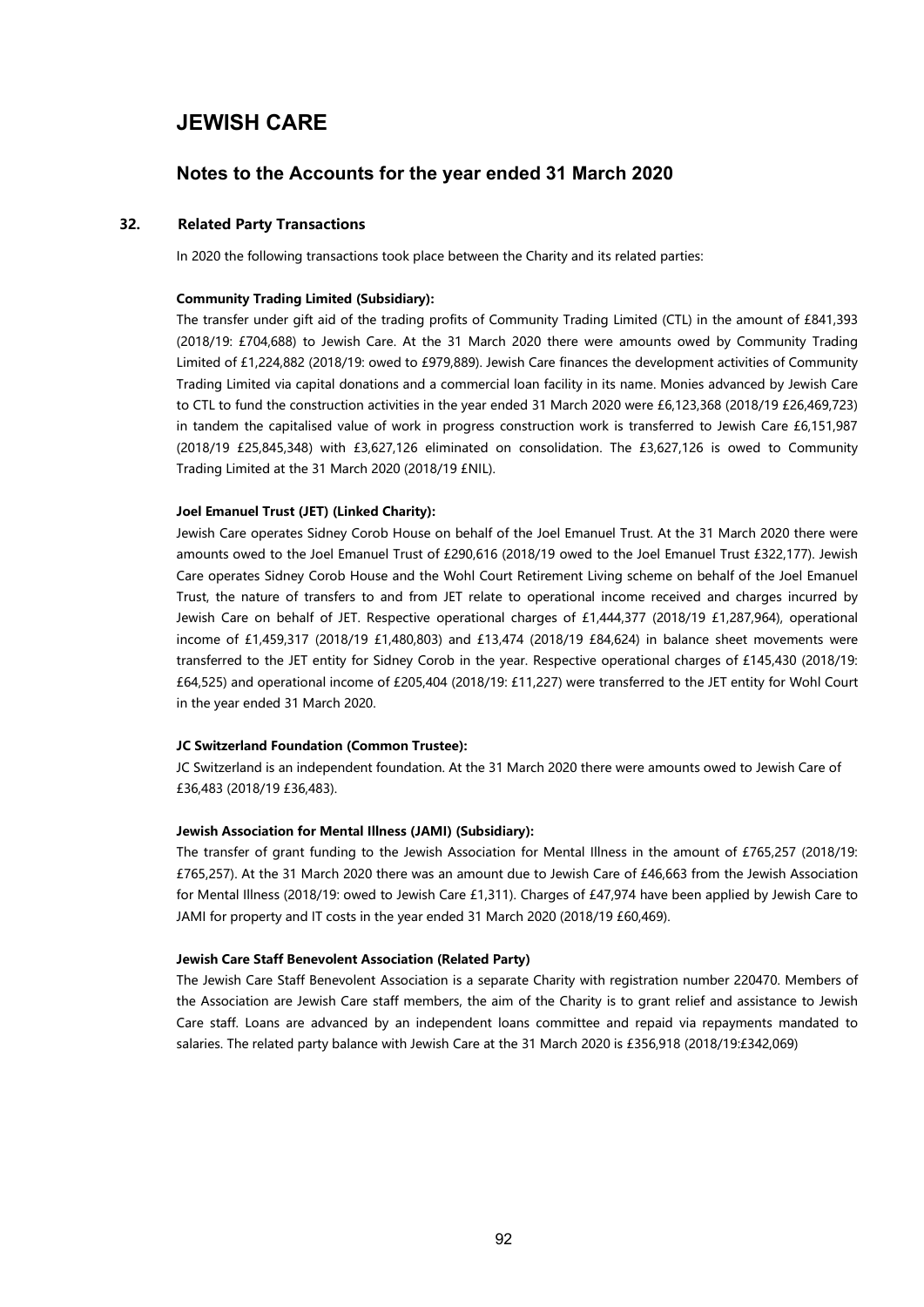# JEWISH CARE

## Notes to the Accounts for the year ended 31 March 2020

### 32. Related Party Transactions

In 2020 the following transactions took place between the Charity and its related parties:

**Community Trading Limited (Subsidiary):**

The transfer under gift aid of the trading profits of Community Trading Limited (CTL) in the amount of £841,393 (2018/19: £704,688) to Jewish Care. At the 31 March 2020 there were amounts owed by Community Trading Limited of £1,224,882 (2018/19: owed to £979,889). Jewish Care finances the development activities of Community Trading Limited via capital donations and a commercial loan facility in its name. Monies advanced by Jewish Care to CTL to fund the construction activities in the year ended 31 March 2020 were £6,123,368 (2018/19 £26,469,723) in tandem the capitalised value of work in progress construction work is transferred to Jewish Care £6,151,987 (2018/19 £25,845,348) with £3,627,126 eliminated on consolidation. The £3,627,126 is owed to Community Trading Limited at the 31 March 2020 (2018/19 £NIL).

**Joel Emanuel Trust (JET) (Linked Charity):**

Jewish Care operates Sidney Corob House on behalf of the Joel Emanuel Trust. At the 31 March 2020 there were amounts owed to the Joel Emanuel Trust of £290,616 (2018/19 owed to the Joel Emanuel Trust £322,177). Jewish Care operates Sidney Corob House and the Wohl Court Retirement Living scheme on behalf of the Joel Emanuel Trust, the nature of transfers to and from JET relate to operational income received and charges incurred by Jewish Care on behalf of JET. Respective operational charges of £1,444,377 (2018/19 £1,287,964), operational income of £1,459,317 (2018/19 £1,480,803) and £13,474 (2018/19 £84,624) in balance sheet movements were transferred to the JET entity for Sidney Corob in the year. Respective operational charges of £145,430 (2018/19: £64,525) and operational income of £205,404 (2018/19: £11,227) were transferred to the JET entity for Wohl Court in the year ended 31 March 2020.

**JC Switzerland Foundation (Common Trustee):**

JC Switzerland is an independent foundation. At the 31 March 2020 there were amounts owed to Jewish Care of £36,483 (2018/19 £36,483).

**Jewish Association for Mental Illness (JAMI) (Subsidiary):**

The transfer of grant funding to the Jewish Association for Mental Illness in the amount of £765,257 (2018/19: £765,257). At the 31 March 2020 there was an amount due to Jewish Care of £46,663 from the Jewish Association for Mental Illness (2018/19: owed to Jewish Care £1,311). Charges of £47,974 have been applied by Jewish Care to JAMI for property and IT costs in the year ended 31 March 2020 (2018/19 £60,469).

**Jewish Care Staff Benevolent Association (Related Party)**

The Jewish Care Staff Benevolent Association is a separate Charity with registration number 220470. Members of the Association are Jewish Care staff members, the aim of the Charity is to grant relief and assistance to Jewish Care staff. Loans are advanced by an independent loans committee and repaid via repayments mandated to salaries. The related party balance with Jewish Care at the 31 March 2020 is £356,918 (2018/19:£342,069)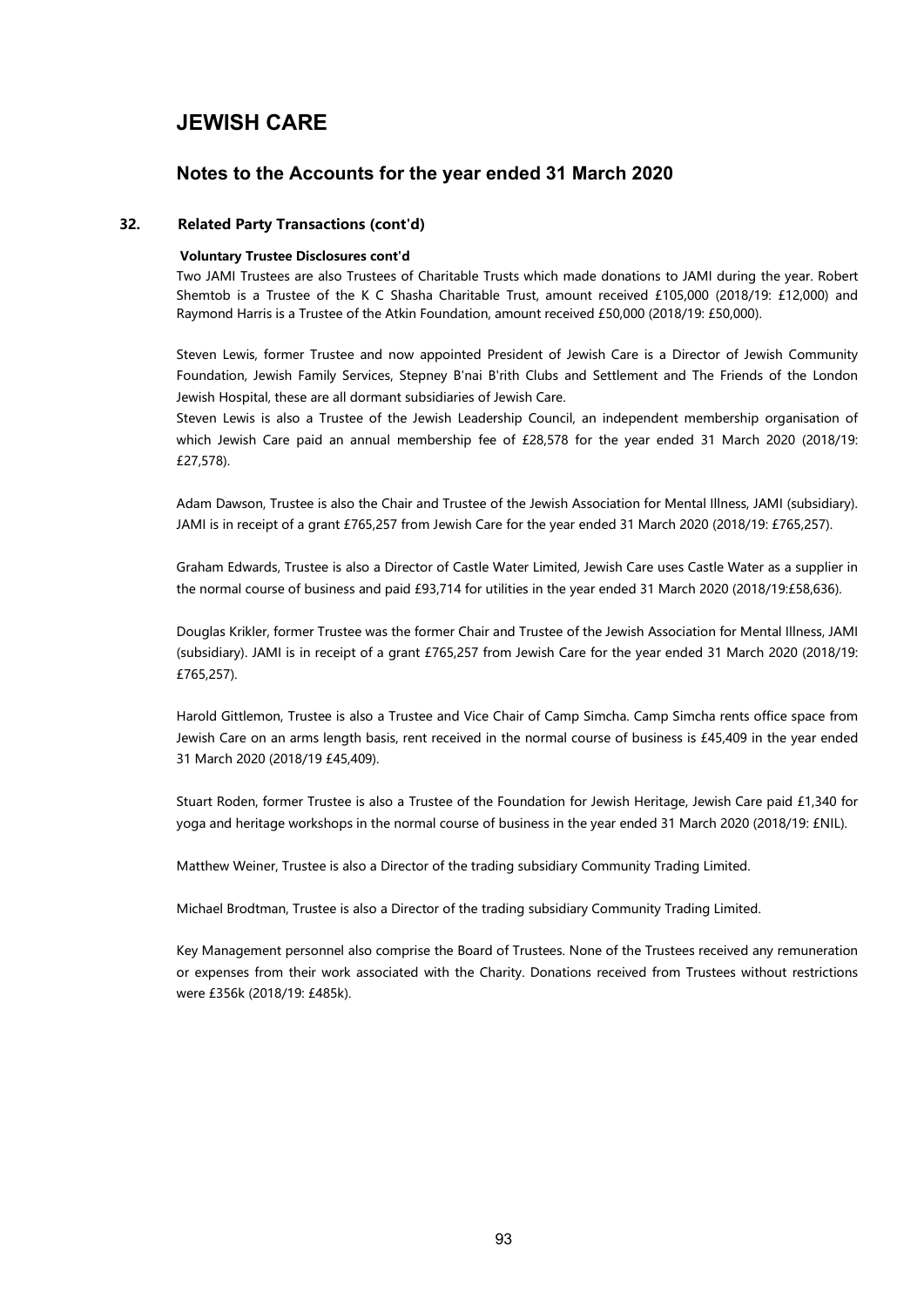# JEWISH CARE

## Notes to the Accounts for the year ended 31 March 2020

### 32. Related Party Transactions (cont'd)

**Voluntary Trustee Disclosures cont'd**

Two JAMI Trustees are also Trustees of Charitable Trusts which made donations to JAMI during the year. Robert Shemtob is a Trustee of the K C Shasha Charitable Trust, amount received £105,000 (2018/19: £12,000) and Raymond Harris is a Trustee of the Atkin Foundation, amount received £50,000 (2018/19: £50,000).

Steven Lewis, former Trustee and now appointed President of Jewish Care is a Director of Jewish Community Foundation, Jewish Family Services, Stepney B'nai B'rith Clubs and Settlement and The Friends of the London Jewish Hospital, these are all dormant subsidiaries of Jewish Care.

Steven Lewis is also a Trustee of the Jewish Leadership Council, an independent membership organisation of which Jewish Care paid an annual membership fee of £28,578 for the year ended 31 March 2020 (2018/19: £27,578).

Adam Dawson, Trustee is also the Chair and Trustee of the Jewish Association for Mental Illness, JAMI (subsidiary). JAMI is in receipt of a grant £765,257 from Jewish Care for the year ended 31 March 2020 (2018/19: £765,257).

Graham Edwards, Trustee is also a Director of Castle Water Limited, Jewish Care uses Castle Water as a supplier in the normal course of business and paid £93,714 for utilities in the year ended 31 March 2020 (2018/19:£58,636).

Douglas Krikler, former Trustee was the former Chair and Trustee of the Jewish Association for Mental Illness, JAMI (subsidiary). JAMI is in receipt of a grant £765,257 from Jewish Care for the year ended 31 March 2020 (2018/19: £765,257).

Harold Gittlemon, Trustee is also a Trustee and Vice Chair of Camp Simcha. Camp Simcha rents office space from Jewish Care on an arms length basis, rent received in the normal course of business is £45,409 in the year ended 31 March 2020 (2018/19 £45,409).

Stuart Roden, former Trustee is also a Trustee of the Foundation for Jewish Heritage, Jewish Care paid £1,340 for yoga and heritage workshops in the normal course of business in the year ended 31 March 2020 (2018/19: £NIL).

Matthew Weiner, Trustee is also a Director of the trading subsidiary Community Trading Limited.

Michael Brodtman, Trustee is also a Director of the trading subsidiary Community Trading Limited.

Key Management personnel also comprise the Board of Trustees. None of the Trustees received any remuneration or expenses from their work associated with the Charity. Donations received from Trustees without restrictions were £356k (2018/19: £485k).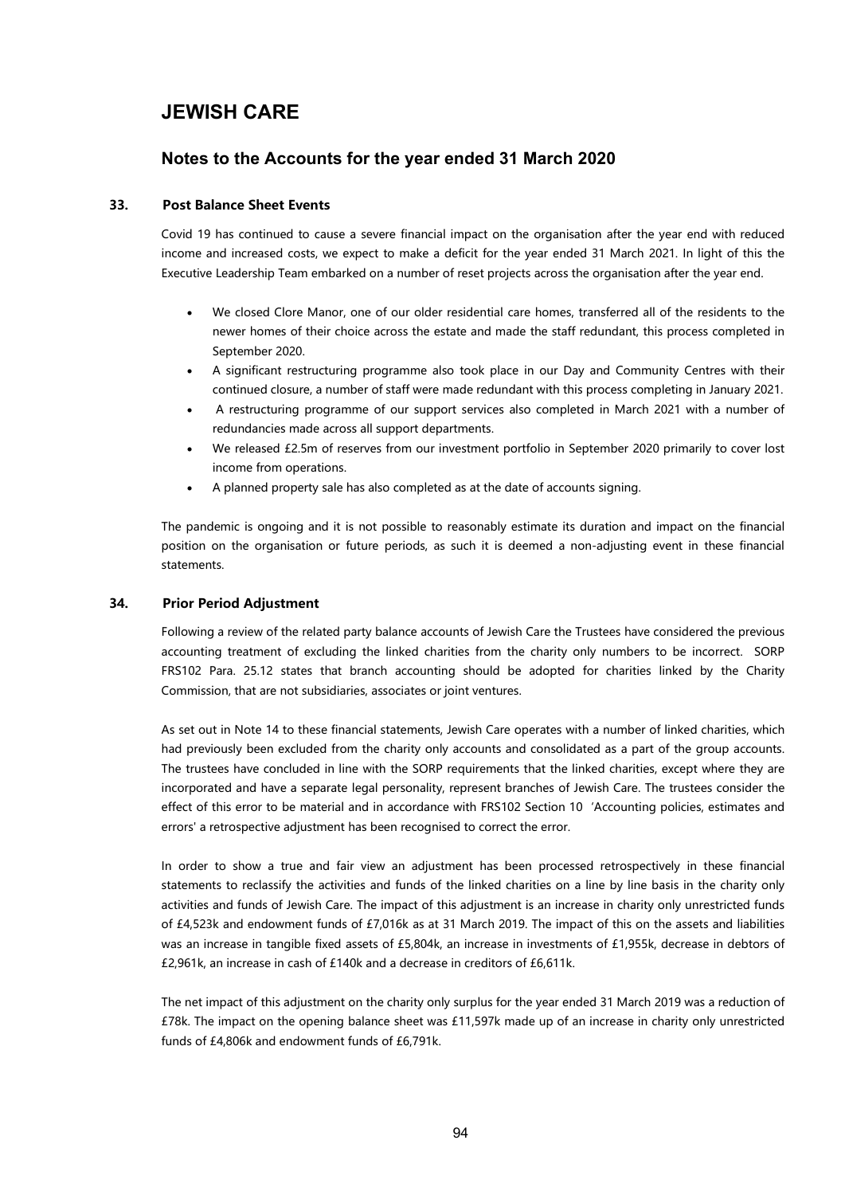# JEWISH CARE

## Notes to the Accounts for the year ended 31 March 2020

### 33. Post Balance Sheet Events

Covid 19 has continued to cause a severe financial impact on the organisation after the year end with reduced income and increased costs, we expect to make a deficit for the year ended 31 March 2021. In light of this the Executive Leadership Team embarked on a number of reset projects across the organisation after the year end.

- We closed Clore Manor, one of our older residential care homes, transferred all of the residents to the newer homes of their choice across the estate and made the staff redundant, this process completed in September 2020.
- A significant restructuring programme also took place in our Day and Community Centres with their continued closure, a number of staff were made redundant with this process completing in January 2021.
- A restructuring programme of our support services also completed in March 2021 with a number of redundancies made across all support departments.
- We released £2.5m of reserves from our investment portfolio in September 2020 primarily to cover lost income from operations.
- A planned property sale has also completed as at the date of accounts signing.

The pandemic is ongoing and it is not possible to reasonably estimate its duration and impact on the financial position on the organisation or future periods, as such it is deemed a non-adjusting event in these financial statements.

### 34. Prior Period Adjustment

Following a review of the related party balance accounts of Jewish Care the Trustees have considered the previous accounting treatment of excluding the linked charities from the charity only numbers to be incorrect. SORP FRS102 Para. 25.12 states that branch accounting should be adopted for charities linked by the Charity Commission, that are not subsidiaries, associates or joint ventures.

As set out in Note 14 to these financial statements, Jewish Care operates with a number of linked charities, which had previously been excluded from the charity only accounts and consolidated as a part of the group accounts. The trustees have concluded in line with the SORP requirements that the linked charities, except where they are incorporated and have a separate legal personality, represent branches of Jewish Care. The trustees consider the effect of this error to be material and in accordance with FRS102 Section 10 'Accounting policies, estimates and errors' a retrospective adjustment has been recognised to correct the error.

In order to show a true and fair view an adjustment has been processed retrospectively in these financial statements to reclassify the activities and funds of the linked charities on a line by line basis in the charity only activities and funds of Jewish Care. The impact of this adjustment is an increase in charity only unrestricted funds of £4,523k and endowment funds of £7,016k as at 31 March 2019. The impact of this on the assets and liabilities was an increase in tangible fixed assets of £5,804k, an increase in investments of £1,955k, decrease in debtors of £2,961k, an increase in cash of £140k and a decrease in creditors of £6,611k.

The net impact of this adjustment on the charity only surplus for the year ended 31 March 2019 was a reduction of £78k. The impact on the opening balance sheet was £11,597k made up of an increase in charity only unrestricted funds of £4,806k and endowment funds of £6,791k.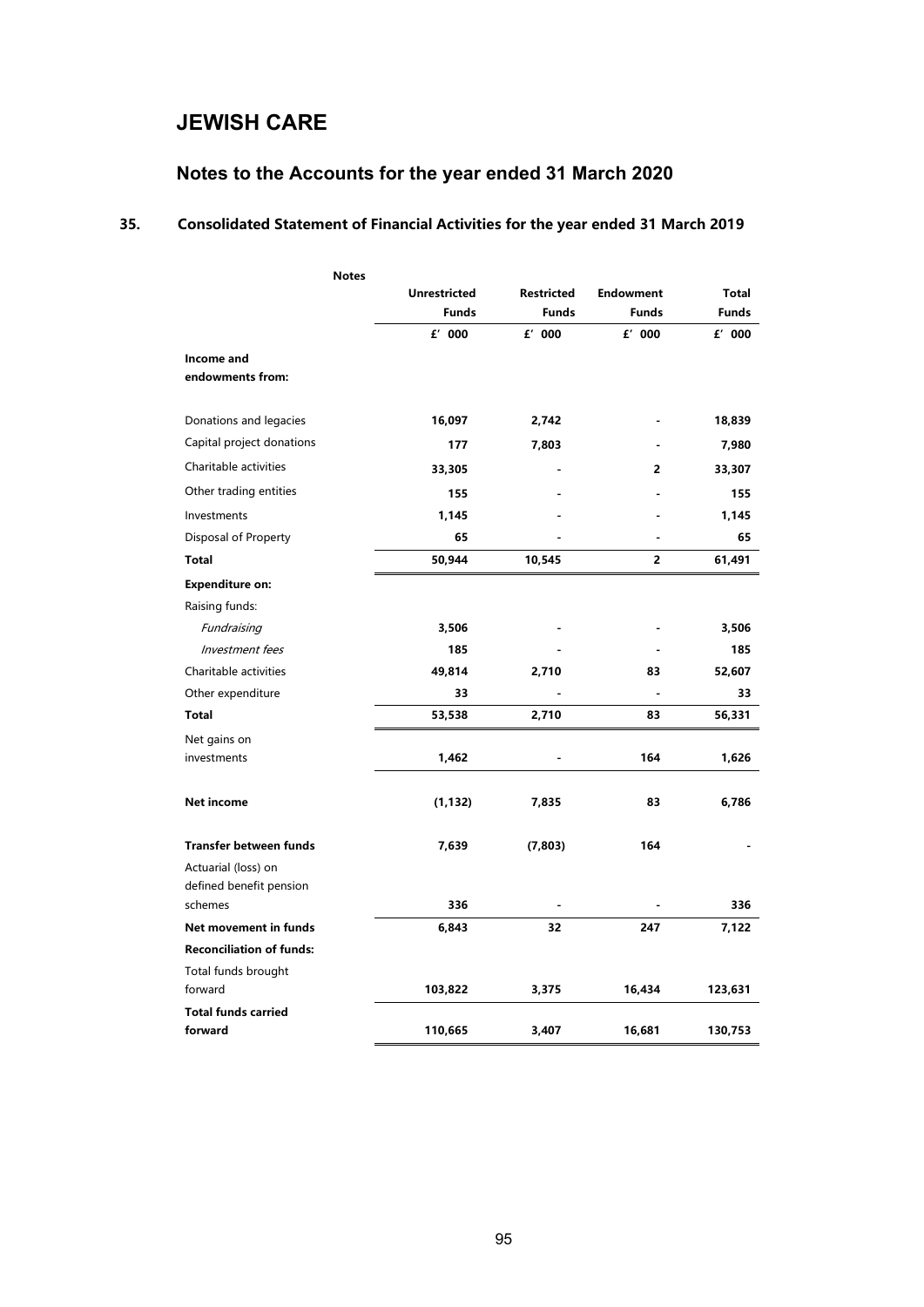# JEWISH CARE

## Notes to the Accounts for the year ended 31 March 2020

### 35. Consolidated Statement of Financial Activities for the year ended 31 March 2019

| | Notes | Unrestricted Funds | Restricted Funds | Endowment Funds | Total Funds |
|---|---|---|---|---|---|
| | | £' 000 | £' 000 | £' 000 | £' 000 |
| **Income and endowments from:** | | | | | |
| Donations and legacies | | **16,097** | **2,742** | **-** | **18,839** |
| Capital project donations | | **177** | **7,803** | **-** | **7,980** |
| Charitable activities | | **33,305** | **-** | **2** | **33,307** |
| Other trading entities | | **155** | **-** | **-** | **155** |
| Investments | | **1,145** | **-** | **-** | **1,145** |
| Disposal of Property | | **65** | **-** | **-** | **65** |
| **Total** | | **50,944** | **10,545** | **2** | **61,491** |
| **Expenditure on:** | | | | | |
| Raising funds: | | | | | |
| *Fundraising* | | **3,506** | **-** | **-** | **3,506** |
| *Investment fees* | | **185** | **-** | **-** | **185** |
| Charitable activities | | **49,814** | **2,710** | **83** | **52,607** |
| Other expenditure | | **33** | **-** | **-** | **33** |
| **Total** | | **53,538** | **2,710** | **83** | **56,331** |
| Net gains on investments | | **1,462** | **-** | **164** | **1,626** |
| **Net income** | | **(1,132)** | **7,835** | **83** | **6,786** |
| **Transfer between funds** | | **7,639** | **(7,803)** | **164** | **-** |
| Actuarial (loss) on defined benefit pension schemes | | **336** | **-** | **-** | **336** |
| **Net movement in funds** | | **6,843** | **32** | **247** | **7,122** |
| **Reconciliation of funds:** | | | | | |
| Total funds brought forward | | **103,822** | **3,375** | **16,434** | **123,631** |
| **Total funds carried forward** | | **110,665** | **3,407** | **16,681** | **130,753** |